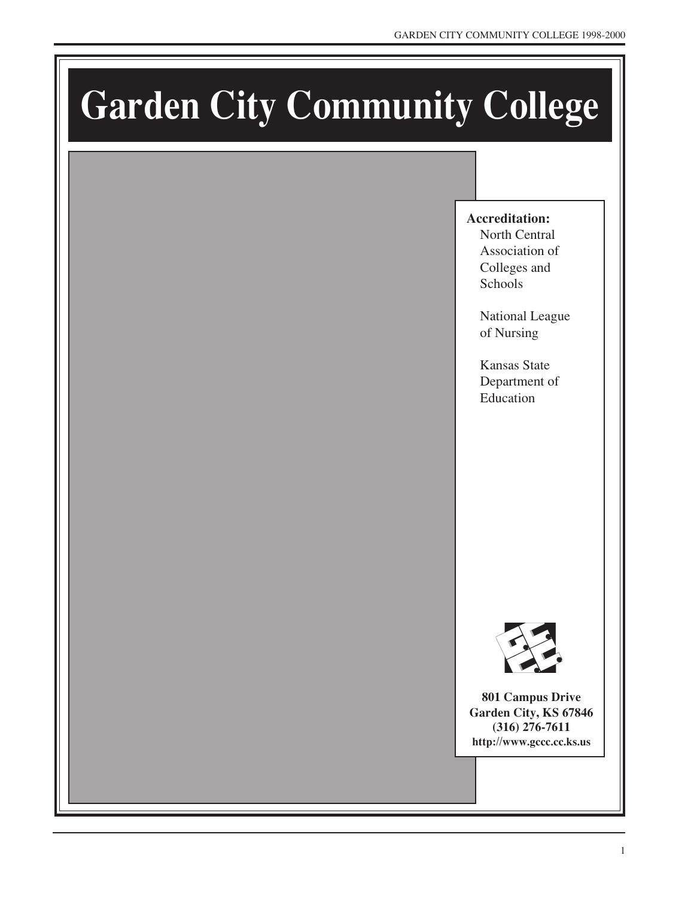# Garden City Community College

**Accreditation:**

North Central Association of Colleges and Schools

National League of Nursing

Kansas State Department of Education

**801 Campus Drive**
**Garden City, KS 67846**
**(316) 276-7611**
**http://www.gccc.cc.ks.us**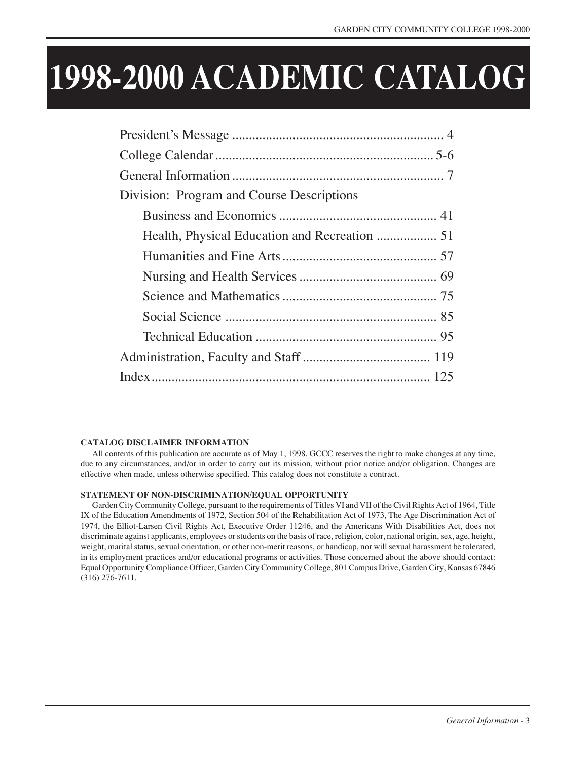# 1998-2000 ACADEMIC CATALOG

- President's Message .............................................................. 4
- College Calendar ................................................................ 5-6
- General Information .............................................................. 7
- Division: Program and Course Descriptions
  - Business and Economics .............................................. 41
  - Health, Physical Education and Recreation .................. 51
  - Humanities and Fine Arts ............................................. 57
  - Nursing and Health Services ........................................ 69
  - Science and Mathematics ............................................. 75
  - Social Science .............................................................. 85
  - Technical Education ..................................................... 95
- Administration, Faculty and Staff ...................................... 119
- Index .................................................................................. 125

**CATALOG DISCLAIMER INFORMATION**

All contents of this publication are accurate as of May 1, 1998. GCCC reserves the right to make changes at any time, due to any circumstances, and/or in order to carry out its mission, without prior notice and/or obligation. Changes are effective when made, unless otherwise specified. This catalog does not constitute a contract.

**STATEMENT OF NON-DISCRIMINATION/EQUAL OPPORTUNITY**

Garden City Community College, pursuant to the requirements of Titles VI and VII of the Civil Rights Act of 1964, Title IX of the Education Amendments of 1972, Section 504 of the Rehabilitation Act of 1973, The Age Discrimination Act of 1974, the Elliot-Larsen Civil Rights Act, Executive Order 11246, and the Americans With Disabilities Act, does not discriminate against applicants, employees or students on the basis of race, religion, color, national origin, sex, age, height, weight, marital status, sexual orientation, or other non-merit reasons, or handicap, nor will sexual harassment be tolerated, in its employment practices and/or educational programs or activities. Those concerned about the above should contact: Equal Opportunity Compliance Officer, Garden City Community College, 801 Campus Drive, Garden City, Kansas 67846 (316) 276-7611.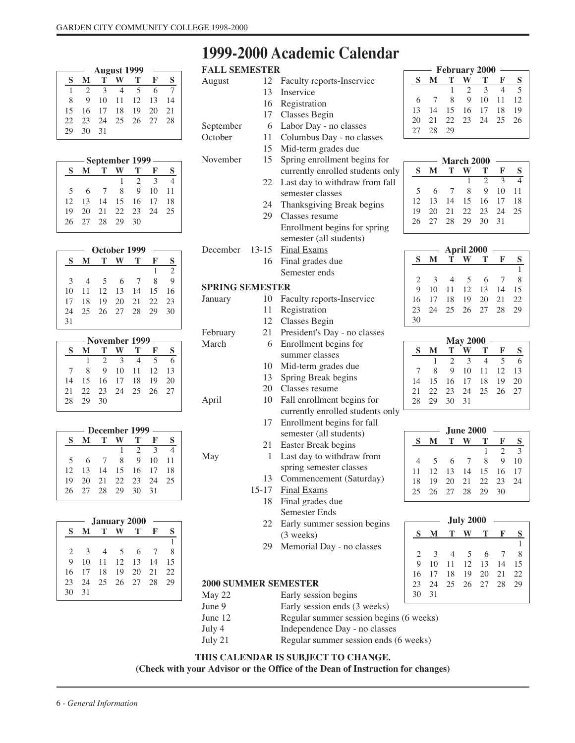# 1999-2000 Academic Calendar

## FALL SEMESTER

| Month | Date | Event |
|---|---|---|
| August | 12 | Faculty reports-Inservice |
| | 13 | Inservice |
| | 16 | Registration |
| | 17 | Classes Begin |
| September | 6 | Labor Day - no classes |
| October | 11 | Columbus Day - no classes |
| | 15 | Mid-term grades due |
| November | 15 | Spring enrollment begins for currently enrolled students only |
| | 22 | Last day to withdraw from fall semester classes |
| | 24 | Thanksgiving Break begins |
| | 29 | Classes resume<br>Enrollment begins for spring semester (all students) |
| December | 13-15 | <u>Final Exams</u> |
| | 16 | Final grades due<br>Semester ends |

## SPRING SEMESTER

| Month | Date | Event |
|---|---|---|
| January | 10 | Faculty reports-Inservice |
| | 11 | Registration |
| | 12 | Classes Begin |
| February | 21 | President's Day - no classes |
| March | 6 | Enrollment begins for summer classes |
| | 10 | Mid-term grades due |
| | 13 | Spring Break begins |
| | 20 | Classes resume |
| April | 10 | Fall enrollment begins for currently enrolled students only |
| | 17 | Enrollment begins for fall semester (all students) |
| | 21 | Easter Break begins |
| May | 1 | Last day to withdraw from spring semester classes |
| | 13 | Commencement (Saturday) |
| | 15-17 | <u>Final Exams</u> |
| | 18 | Final grades due<br>Semester Ends |
| | 22 | Early summer session begins (3 weeks) |
| | 29 | Memorial Day - no classes |

## 2000 SUMMER SEMESTER

| Date | Event |
|---|---|
| May 22 | Early session begins |
| June 9 | Early session ends (3 weeks) |
| June 12 | Regular summer session begins (6 weeks) |
| July 4 | Independence Day - no classes |
| July 21 | Regular summer session ends (6 weeks) |

**THIS CALENDAR IS SUBJECT TO CHANGE.**
**(Check with your Advisor or the Office of the Dean of Instruction for changes)**

**August 1999**

| S | M | T | W | T | F | S |
|---|---|---|---|---|---|---|
| 1 | 2 | 3 | 4 | 5 | 6 | 7 |
| 8 | 9 | 10 | 11 | 12 | 13 | 14 |
| 15 | 16 | 17 | 18 | 19 | 20 | 21 |
| 22 | 23 | 24 | 25 | 26 | 27 | 28 |
| 29 | 30 | 31 | | | | |

**September 1999**

| S | M | T | W | T | F | S |
|---|---|---|---|---|---|---|
| | | | 1 | 2 | 3 | 4 |
| 5 | 6 | 7 | 8 | 9 | 10 | 11 |
| 12 | 13 | 14 | 15 | 16 | 17 | 18 |
| 19 | 20 | 21 | 22 | 23 | 24 | 25 |
| 26 | 27 | 28 | 29 | 30 | | |

**October 1999**

| S | M | T | W | T | F | S |
|---|---|---|---|---|---|---|
| | | | | | 1 | 2 |
| 3 | 4 | 5 | 6 | 7 | 8 | 9 |
| 10 | 11 | 12 | 13 | 14 | 15 | 16 |
| 17 | 18 | 19 | 20 | 21 | 22 | 23 |
| 24 | 25 | 26 | 27 | 28 | 29 | 30 |
| 31 | | | | | | |

**November 1999**

| S | M | T | W | T | F | S |
|---|---|---|---|---|---|---|
| | 1 | 2 | 3 | 4 | 5 | 6 |
| 7 | 8 | 9 | 10 | 11 | 12 | 13 |
| 14 | 15 | 16 | 17 | 18 | 19 | 20 |
| 21 | 22 | 23 | 24 | 25 | 26 | 27 |
| 28 | 29 | 30 | | | | |

**December 1999**

| S | M | T | W | T | F | S |
|---|---|---|---|---|---|---|
| | | | 1 | 2 | 3 | 4 |
| 5 | 6 | 7 | 8 | 9 | 10 | 11 |
| 12 | 13 | 14 | 15 | 16 | 17 | 18 |
| 19 | 20 | 21 | 22 | 23 | 24 | 25 |
| 26 | 27 | 28 | 29 | 30 | 31 | |

**January 2000**

| S | M | T | W | T | F | S |
|---|---|---|---|---|---|---|
| | | | | | | 1 |
| 2 | 3 | 4 | 5 | 6 | 7 | 8 |
| 9 | 10 | 11 | 12 | 13 | 14 | 15 |
| 16 | 17 | 18 | 19 | 20 | 21 | 22 |
| 23 | 24 | 25 | 26 | 27 | 28 | 29 |
| 30 | 31 | | | | | |

**February 2000**

| S | M | T | W | T | F | S |
|---|---|---|---|---|---|---|
| | | 1 | 2 | 3 | 4 | 5 |
| 6 | 7 | 8 | 9 | 10 | 11 | 12 |
| 13 | 14 | 15 | 16 | 17 | 18 | 19 |
| 20 | 21 | 22 | 23 | 24 | 25 | 26 |
| 27 | 28 | 29 | | | | |

**March 2000**

| S | M | T | W | T | F | S |
|---|---|---|---|---|---|---|
| | | | 1 | 2 | 3 | 4 |
| 5 | 6 | 7 | 8 | 9 | 10 | 11 |
| 12 | 13 | 14 | 15 | 16 | 17 | 18 |
| 19 | 20 | 21 | 22 | 23 | 24 | 25 |
| 26 | 27 | 28 | 29 | 30 | 31 | |

**April 2000**

| S | M | T | W | T | F | S |
|---|---|---|---|---|---|---|
| | | | | | | 1 |
| 2 | 3 | 4 | 5 | 6 | 7 | 8 |
| 9 | 10 | 11 | 12 | 13 | 14 | 15 |
| 16 | 17 | 18 | 19 | 20 | 21 | 22 |
| 23 | 24 | 25 | 26 | 27 | 28 | 29 |
| 30 | | | | | | |

**May 2000**

| S | M | T | W | T | F | S |
|---|---|---|---|---|---|---|
| | 1 | 2 | 3 | 4 | 5 | 6 |
| 7 | 8 | 9 | 10 | 11 | 12 | 13 |
| 14 | 15 | 16 | 17 | 18 | 19 | 20 |
| 21 | 22 | 23 | 24 | 25 | 26 | 27 |
| 28 | 29 | 30 | 31 | | | |

**June 2000**

| S | M | T | W | T | F | S |
|---|---|---|---|---|---|---|
| | | | | 1 | 2 | 3 |
| 4 | 5 | 6 | 7 | 8 | 9 | 10 |
| 11 | 12 | 13 | 14 | 15 | 16 | 17 |
| 18 | 19 | 20 | 21 | 22 | 23 | 24 |
| 25 | 26 | 27 | 28 | 29 | 30 | |

**July 2000**

| S | M | T | W | T | F | S |
|---|---|---|---|---|---|---|
| | | | | | | 1 |
| 2 | 3 | 4 | 5 | 6 | 7 | 8 |
| 9 | 10 | 11 | 12 | 13 | 14 | 15 |
| 16 | 17 | 18 | 19 | 20 | 21 | 22 |
| 23 | 24 | 25 | 26 | 27 | 28 | 29 |
| 30 | 31 | | | | | |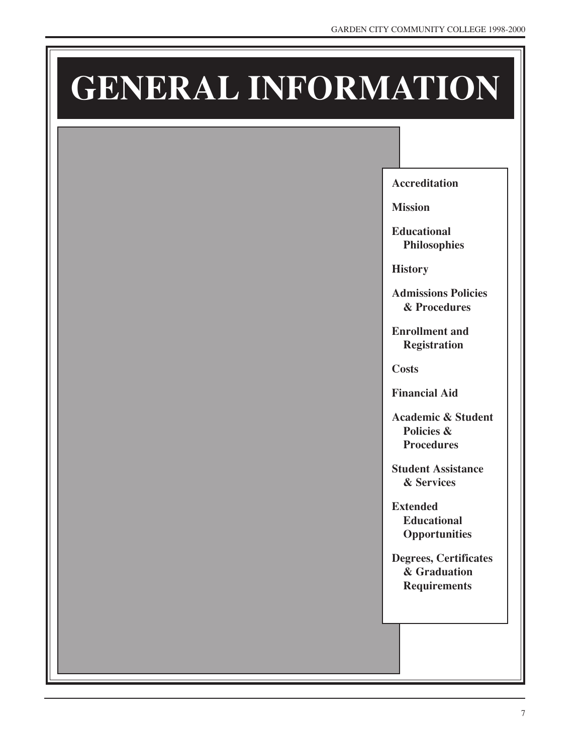# GENERAL INFORMATION

**Accreditation**

**Mission**

**Educational Philosophies**

**History**

**Admissions Policies & Procedures**

**Enrollment and Registration**

**Costs**

**Financial Aid**

**Academic & Student Policies & Procedures**

**Student Assistance & Services**

**Extended Educational Opportunities**

**Degrees, Certificates & Graduation Requirements**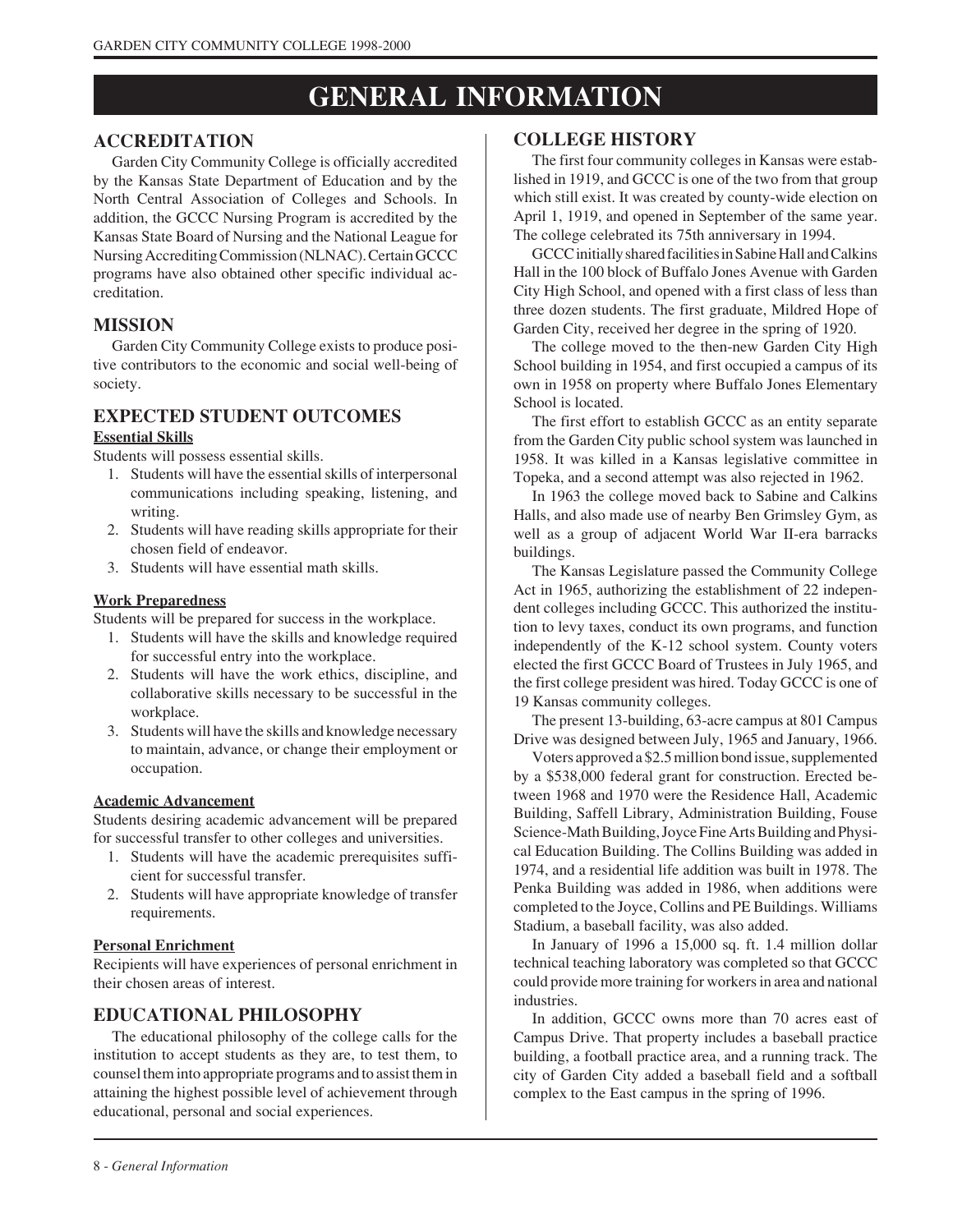# GENERAL INFORMATION

## ACCREDITATION

Garden City Community College is officially accredited by the Kansas State Department of Education and by the North Central Association of Colleges and Schools. In addition, the GCCC Nursing Program is accredited by the Kansas State Board of Nursing and the National League for Nursing Accrediting Commission (NLNAC). Certain GCCC programs have also obtained other specific individual accreditation.

## MISSION

Garden City Community College exists to produce positive contributors to the economic and social well-being of society.

## EXPECTED STUDENT OUTCOMES

### Essential Skills

Students will possess essential skills.

1. Students will have the essential skills of interpersonal communications including speaking, listening, and writing.
2. Students will have reading skills appropriate for their chosen field of endeavor.
3. Students will have essential math skills.

### Work Preparedness

Students will be prepared for success in the workplace.

1. Students will have the skills and knowledge required for successful entry into the workplace.
2. Students will have the work ethics, discipline, and collaborative skills necessary to be successful in the workplace.
3. Students will have the skills and knowledge necessary to maintain, advance, or change their employment or occupation.

### Academic Advancement

Students desiring academic advancement will be prepared for successful transfer to other colleges and universities.

1. Students will have the academic prerequisites sufficient for successful transfer.
2. Students will have appropriate knowledge of transfer requirements.

### Personal Enrichment

Recipients will have experiences of personal enrichment in their chosen areas of interest.

## EDUCATIONAL PHILOSOPHY

The educational philosophy of the college calls for the institution to accept students as they are, to test them, to counsel them into appropriate programs and to assist them in attaining the highest possible level of achievement through educational, personal and social experiences.

## COLLEGE HISTORY

The first four community colleges in Kansas were established in 1919, and GCCC is one of the two from that group which still exist. It was created by county-wide election on April 1, 1919, and opened in September of the same year. The college celebrated its 75th anniversary in 1994.

GCCC initially shared facilities in Sabine Hall and Calkins Hall in the 100 block of Buffalo Jones Avenue with Garden City High School, and opened with a first class of less than three dozen students. The first graduate, Mildred Hope of Garden City, received her degree in the spring of 1920.

The college moved to the then-new Garden City High School building in 1954, and first occupied a campus of its own in 1958 on property where Buffalo Jones Elementary School is located.

The first effort to establish GCCC as an entity separate from the Garden City public school system was launched in 1958. It was killed in a Kansas legislative committee in Topeka, and a second attempt was also rejected in 1962.

In 1963 the college moved back to Sabine and Calkins Halls, and also made use of nearby Ben Grimsley Gym, as well as a group of adjacent World War II-era barracks buildings.

The Kansas Legislature passed the Community College Act in 1965, authorizing the establishment of 22 independent colleges including GCCC. This authorized the institution to levy taxes, conduct its own programs, and function independently of the K-12 school system. County voters elected the first GCCC Board of Trustees in July 1965, and the first college president was hired. Today GCCC is one of 19 Kansas community colleges.

The present 13-building, 63-acre campus at 801 Campus Drive was designed between July, 1965 and January, 1966.

Voters approved a $2.5 million bond issue, supplemented by a $538,000 federal grant for construction. Erected between 1968 and 1970 were the Residence Hall, Academic Building, Saffell Library, Administration Building, Fouse Science-Math Building, Joyce Fine Arts Building and Physical Education Building. The Collins Building was added in 1974, and a residential life addition was built in 1978. The Penka Building was added in 1986, when additions were completed to the Joyce, Collins and PE Buildings. Williams Stadium, a baseball facility, was also added.

In January of 1996 a 15,000 sq. ft. 1.4 million dollar technical teaching laboratory was completed so that GCCC could provide more training for workers in area and national industries.

In addition, GCCC owns more than 70 acres east of Campus Drive. That property includes a baseball practice building, a football practice area, and a running track. The city of Garden City added a baseball field and a softball complex to the East campus in the spring of 1996.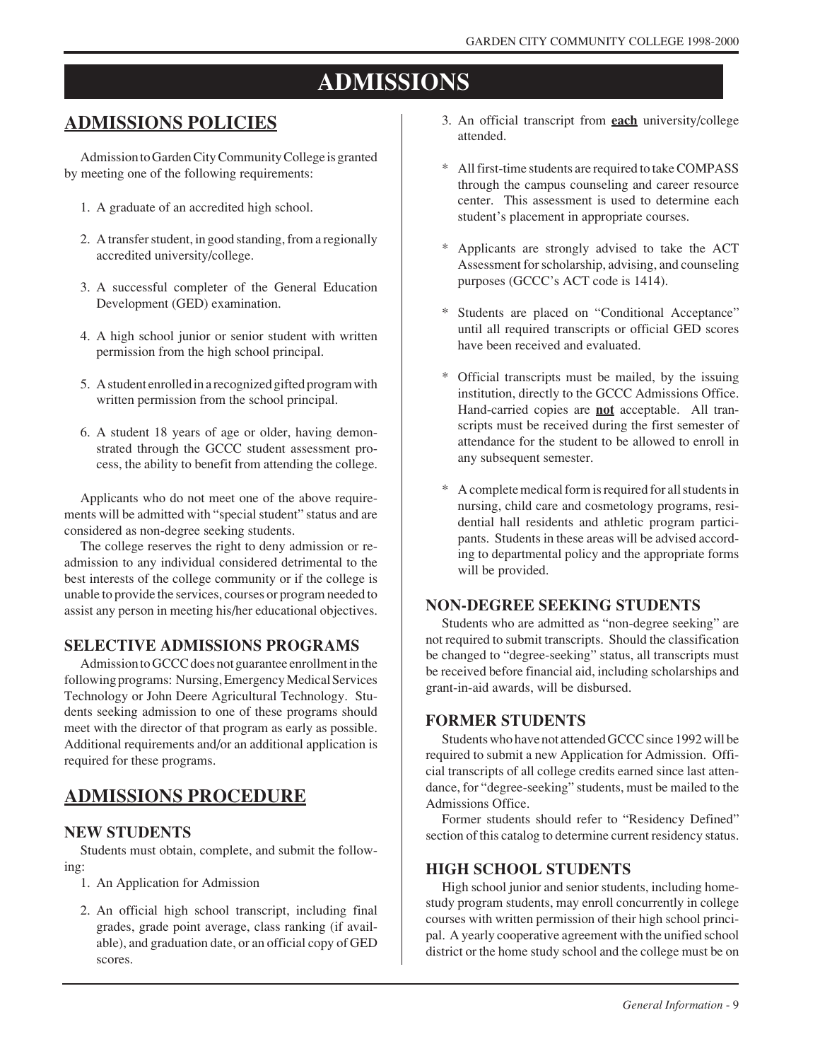# ADMISSIONS

## ADMISSIONS POLICIES

Admission to Garden City Community College is granted by meeting one of the following requirements:

1. A graduate of an accredited high school.
2. A transfer student, in good standing, from a regionally accredited university/college.
3. A successful completer of the General Education Development (GED) examination.
4. A high school junior or senior student with written permission from the high school principal.
5. A student enrolled in a recognized gifted program with written permission from the school principal.
6. A student 18 years of age or older, having demonstrated through the GCCC student assessment process, the ability to benefit from attending the college.

Applicants who do not meet one of the above requirements will be admitted with "special student" status and are considered as non-degree seeking students.

The college reserves the right to deny admission or readmission to any individual considered detrimental to the best interests of the college community or if the college is unable to provide the services, courses or program needed to assist any person in meeting his/her educational objectives.

### SELECTIVE ADMISSIONS PROGRAMS

Admission to GCCC does not guarantee enrollment in the following programs: Nursing, Emergency Medical Services Technology or John Deere Agricultural Technology. Students seeking admission to one of these programs should meet with the director of that program as early as possible. Additional requirements and/or an additional application is required for these programs.

## ADMISSIONS PROCEDURE

### NEW STUDENTS

Students must obtain, complete, and submit the following:

1. An Application for Admission
2. An official high school transcript, including final grades, grade point average, class ranking (if available), and graduation date, or an official copy of GED scores.
3. An official transcript from **each** university/college attended.

\* All first-time students are required to take COMPASS through the campus counseling and career resource center. This assessment is used to determine each student's placement in appropriate courses.

\* Applicants are strongly advised to take the ACT Assessment for scholarship, advising, and counseling purposes (GCCC's ACT code is 1414).

\* Students are placed on "Conditional Acceptance" until all required transcripts or official GED scores have been received and evaluated.

\* Official transcripts must be mailed, by the issuing institution, directly to the GCCC Admissions Office. Hand-carried copies are **not** acceptable. All transcripts must be received during the first semester of attendance for the student to be allowed to enroll in any subsequent semester.

\* A complete medical form is required for all students in nursing, child care and cosmetology programs, residential hall residents and athletic program participants. Students in these areas will be advised according to departmental policy and the appropriate forms will be provided.

### NON-DEGREE SEEKING STUDENTS

Students who are admitted as "non-degree seeking" are not required to submit transcripts. Should the classification be changed to "degree-seeking" status, all transcripts must be received before financial aid, including scholarships and grant-in-aid awards, will be disbursed.

### FORMER STUDENTS

Students who have not attended GCCC since 1992 will be required to submit a new Application for Admission. Official transcripts of all college credits earned since last attendance, for "degree-seeking" students, must be mailed to the Admissions Office.

Former students should refer to "Residency Defined" section of this catalog to determine current residency status.

### HIGH SCHOOL STUDENTS

High school junior and senior students, including home-study program students, may enroll concurrently in college courses with written permission of their high school principal. A yearly cooperative agreement with the unified school district or the home study school and the college must be on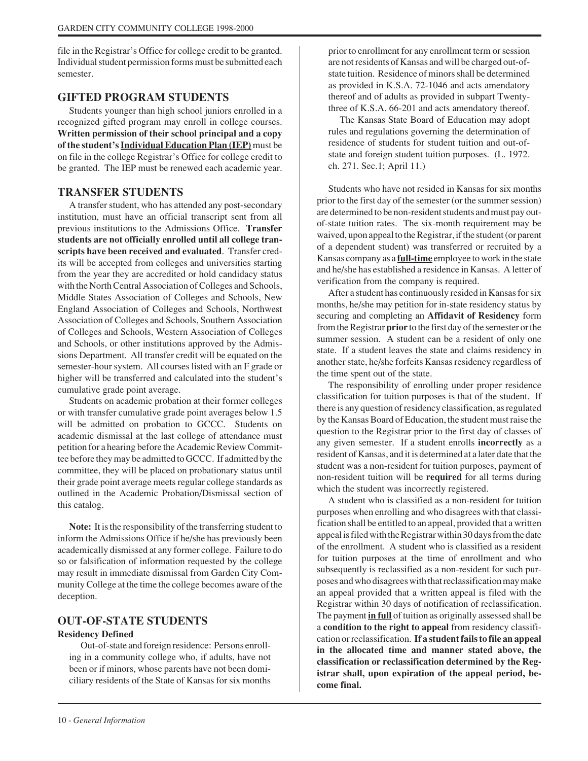file in the Registrar's Office for college credit to be granted. Individual student permission forms must be submitted each semester.

## GIFTED PROGRAM STUDENTS

Students younger than high school juniors enrolled in a recognized gifted program may enroll in college courses. **Written permission of their school principal and a copy of the student's Individual Education Plan (IEP)** must be on file in the college Registrar's Office for college credit to be granted. The IEP must be renewed each academic year.

## TRANSFER STUDENTS

A transfer student, who has attended any post-secondary institution, must have an official transcript sent from all previous institutions to the Admissions Office. **Transfer students are not officially enrolled until all college transcripts have been received and evaluated**. Transfer credits will be accepted from colleges and universities starting from the year they are accredited or hold candidacy status with the North Central Association of Colleges and Schools, Middle States Association of Colleges and Schools, New England Association of Colleges and Schools, Northwest Association of Colleges and Schools, Southern Association of Colleges and Schools, Western Association of Colleges and Schools, or other institutions approved by the Admissions Department. All transfer credit will be equated on the semester-hour system. All courses listed with an F grade or higher will be transferred and calculated into the student's cumulative grade point average.

Students on academic probation at their former colleges or with transfer cumulative grade point averages below 1.5 will be admitted on probation to GCCC. Students on academic dismissal at the last college of attendance must petition for a hearing before the Academic Review Committee before they may be admitted to GCCC. If admitted by the committee, they will be placed on probationary status until their grade point average meets regular college standards as outlined in the Academic Probation/Dismissal section of this catalog.

**Note:** It is the responsibility of the transferring student to inform the Admissions Office if he/she has previously been academically dismissed at any former college. Failure to do so or falsification of information requested by the college may result in immediate dismissal from Garden City Community College at the time the college becomes aware of the deception.

## OUT-OF-STATE STUDENTS

### Residency Defined

Out-of-state and foreign residence: Persons enrolling in a community college who, if adults, have not been or if minors, whose parents have not been domiciliary residents of the State of Kansas for six months prior to enrollment for any enrollment term or session are not residents of Kansas and will be charged out-of-state tuition. Residence of minors shall be determined as provided in K.S.A. 72-1046 and acts amendatory thereof and of adults as provided in subpart Twenty-three of K.S.A. 66-201 and acts amendatory thereof.

The Kansas State Board of Education may adopt rules and regulations governing the determination of residence of students for student tuition and out-of-state and foreign student tuition purposes. (L. 1972. ch. 271. Sec.1; April 11.)

Students who have not resided in Kansas for six months prior to the first day of the semester (or the summer session) are determined to be non-resident students and must pay out-of-state tuition rates. The six-month requirement may be waived, upon appeal to the Registrar, if the student (or parent of a dependent student) was transferred or recruited by a Kansas company as a **full-time** employee to work in the state and he/she has established a residence in Kansas. A letter of verification from the company is required.

After a student has continuously resided in Kansas for six months, he/she may petition for in-state residency status by securing and completing an **Affidavit of Residency** form from the Registrar **prior** to the first day of the semester or the summer session. A student can be a resident of only one state. If a student leaves the state and claims residency in another state, he/she forfeits Kansas residency regardless of the time spent out of the state.

The responsibility of enrolling under proper residence classification for tuition purposes is that of the student. If there is any question of residency classification, as regulated by the Kansas Board of Education, the student must raise the question to the Registrar prior to the first day of classes of any given semester. If a student enrolls **incorrectly** as a resident of Kansas, and it is determined at a later date that the student was a non-resident for tuition purposes, payment of non-resident tuition will be **required** for all terms during which the student was incorrectly registered.

A student who is classified as a non-resident for tuition purposes when enrolling and who disagrees with that classification shall be entitled to an appeal, provided that a written appeal is filed with the Registrar within 30 days from the date of the enrollment. A student who is classified as a resident for tuition purposes at the time of enrollment and who subsequently is reclassified as a non-resident for such purposes and who disagrees with that reclassification may make an appeal provided that a written appeal is filed with the Registrar within 30 days of notification of reclassification. The payment **in full** of tuition as originally assessed shall be a **condition to the right to appeal** from residency classification or reclassification. **If a student fails to file an appeal in the allocated time and manner stated above, the classification or reclassification determined by the Registrar shall, upon expiration of the appeal period, become final.**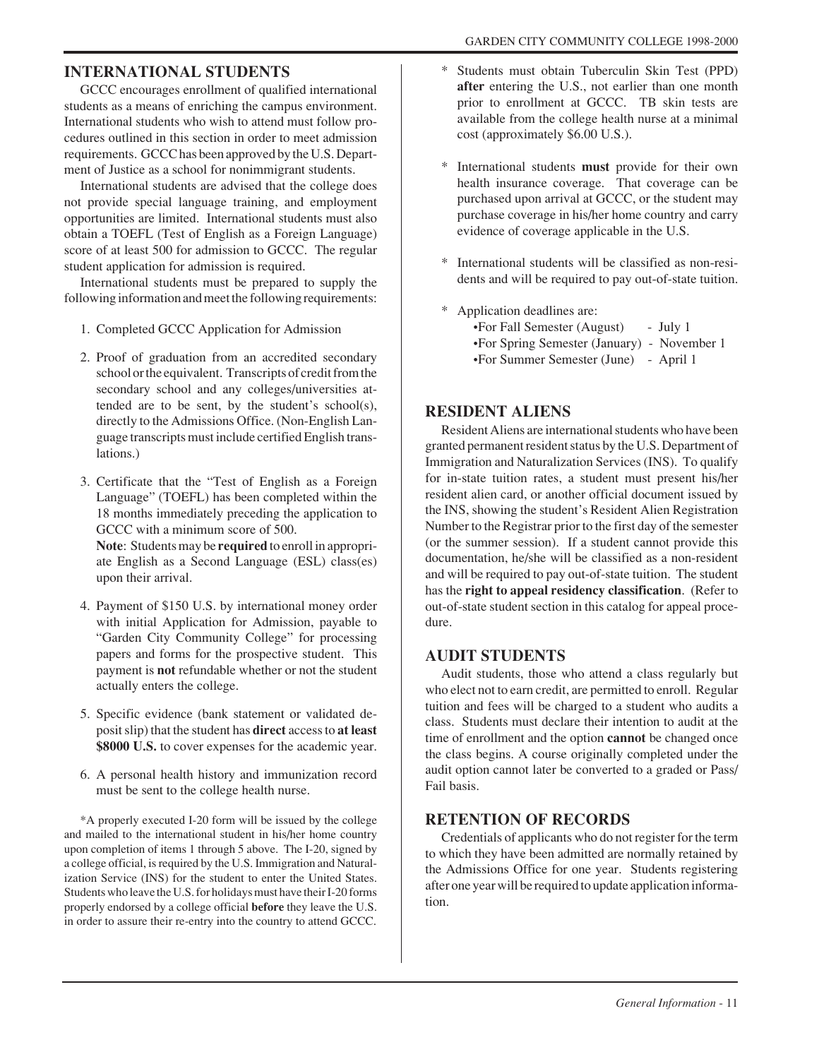## INTERNATIONAL STUDENTS

GCCC encourages enrollment of qualified international students as a means of enriching the campus environment. International students who wish to attend must follow procedures outlined in this section in order to meet admission requirements. GCCC has been approved by the U.S. Department of Justice as a school for nonimmigrant students.

International students are advised that the college does not provide special language training, and employment opportunities are limited. International students must also obtain a TOEFL (Test of English as a Foreign Language) score of at least 500 for admission to GCCC. The regular student application for admission is required.

International students must be prepared to supply the following information and meet the following requirements:

1. Completed GCCC Application for Admission

2. Proof of graduation from an accredited secondary school or the equivalent. Transcripts of credit from the secondary school and any colleges/universities attended are to be sent, by the student's school(s), directly to the Admissions Office. (Non-English Language transcripts must include certified English translations.)

3. Certificate that the "Test of English as a Foreign Language" (TOEFL) has been completed within the 18 months immediately preceding the application to GCCC with a minimum score of 500.
   **Note**: Students may be **required** to enroll in appropriate English as a Second Language (ESL) class(es) upon their arrival.

4. Payment of $150 U.S. by international money order with initial Application for Admission, payable to "Garden City Community College" for processing papers and forms for the prospective student. This payment is **not** refundable whether or not the student actually enters the college.

5. Specific evidence (bank statement or validated deposit slip) that the student has **direct** access to **at least $8000 U.S.** to cover expenses for the academic year.

6. A personal health history and immunization record must be sent to the college health nurse.

*A properly executed I-20 form will be issued by the college and mailed to the international student in his/her home country upon completion of items 1 through 5 above. The I-20, signed by a college official, is required by the U.S. Immigration and Naturalization Service (INS) for the student to enter the United States. Students who leave the U.S. for holidays must have their I-20 forms properly endorsed by a college official **before** they leave the U.S. in order to assure their re-entry into the country to attend GCCC.

* Students must obtain Tuberculin Skin Test (PPD) **after** entering the U.S., not earlier than one month prior to enrollment at GCCC. TB skin tests are available from the college health nurse at a minimal cost (approximately $6.00 U.S.).

* International students **must** provide for their own health insurance coverage. That coverage can be purchased upon arrival at GCCC, or the student may purchase coverage in his/her home country and carry evidence of coverage applicable in the U.S.

* International students will be classified as non-residents and will be required to pay out-of-state tuition.

* Application deadlines are:
  - For Fall Semester (August) - July 1
  - For Spring Semester (January) - November 1
  - For Summer Semester (June) - April 1

## RESIDENT ALIENS

Resident Aliens are international students who have been granted permanent resident status by the U.S. Department of Immigration and Naturalization Services (INS). To qualify for in-state tuition rates, a student must present his/her resident alien card, or another official document issued by the INS, showing the student's Resident Alien Registration Number to the Registrar prior to the first day of the semester (or the summer session). If a student cannot provide this documentation, he/she will be classified as a non-resident and will be required to pay out-of-state tuition. The student has the **right to appeal residency classification**. (Refer to out-of-state student section in this catalog for appeal procedure.

## AUDIT STUDENTS

Audit students, those who attend a class regularly but who elect not to earn credit, are permitted to enroll. Regular tuition and fees will be charged to a student who audits a class. Students must declare their intention to audit at the time of enrollment and the option **cannot** be changed once the class begins. A course originally completed under the audit option cannot later be converted to a graded or Pass/Fail basis.

## RETENTION OF RECORDS

Credentials of applicants who do not register for the term to which they have been admitted are normally retained by the Admissions Office for one year. Students registering after one year will be required to update application information.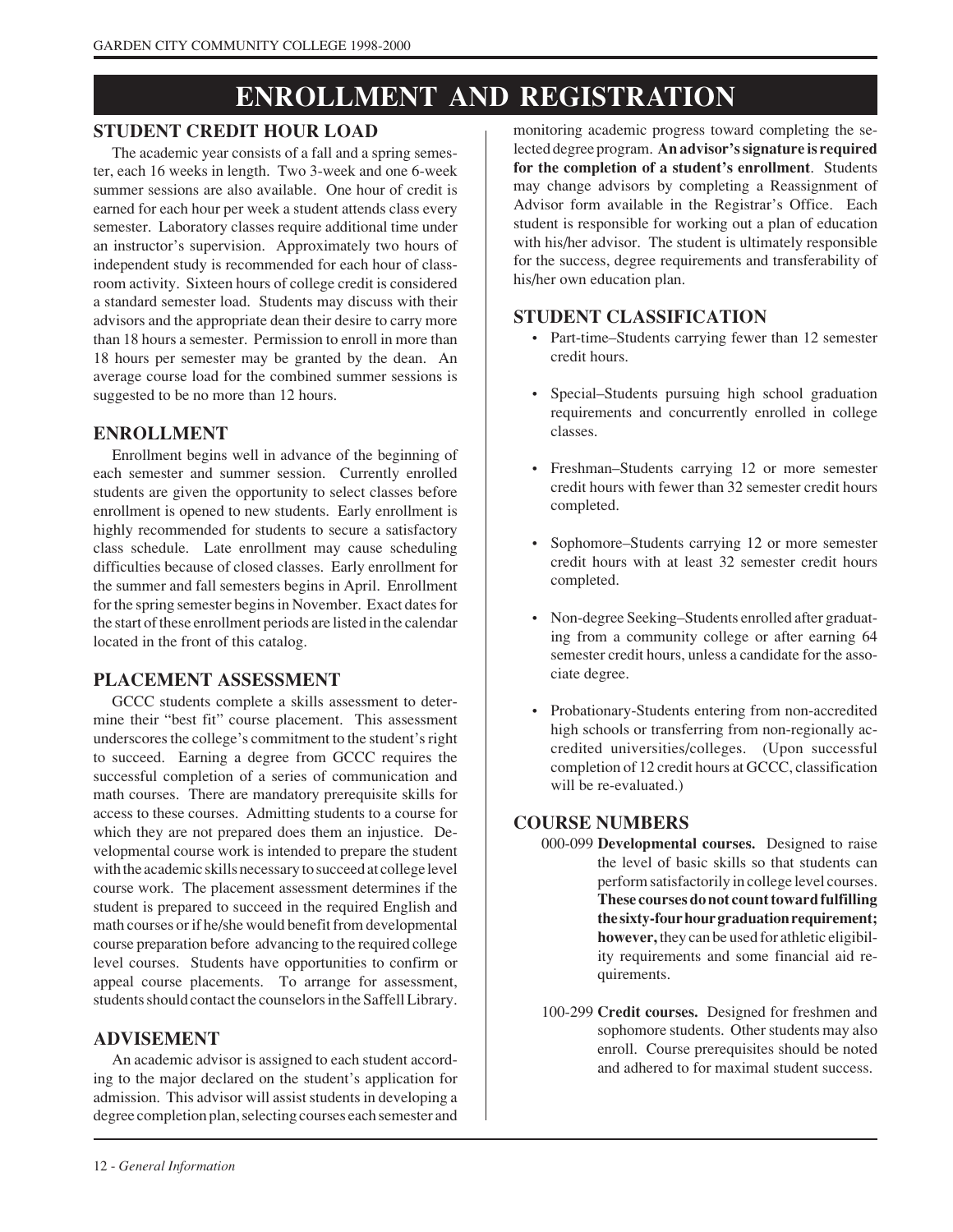# ENROLLMENT AND REGISTRATION

## STUDENT CREDIT HOUR LOAD

The academic year consists of a fall and a spring semester, each 16 weeks in length. Two 3-week and one 6-week summer sessions are also available. One hour of credit is earned for each hour per week a student attends class every semester. Laboratory classes require additional time under an instructor's supervision. Approximately two hours of independent study is recommended for each hour of classroom activity. Sixteen hours of college credit is considered a standard semester load. Students may discuss with their advisors and the appropriate dean their desire to carry more than 18 hours a semester. Permission to enroll in more than 18 hours per semester may be granted by the dean. An average course load for the combined summer sessions is suggested to be no more than 12 hours.

## ENROLLMENT

Enrollment begins well in advance of the beginning of each semester and summer session. Currently enrolled students are given the opportunity to select classes before enrollment is opened to new students. Early enrollment is highly recommended for students to secure a satisfactory class schedule. Late enrollment may cause scheduling difficulties because of closed classes. Early enrollment for the summer and fall semesters begins in April. Enrollment for the spring semester begins in November. Exact dates for the start of these enrollment periods are listed in the calendar located in the front of this catalog.

## PLACEMENT ASSESSMENT

GCCC students complete a skills assessment to determine their "best fit" course placement. This assessment underscores the college's commitment to the student's right to succeed. Earning a degree from GCCC requires the successful completion of a series of communication and math courses. There are mandatory prerequisite skills for access to these courses. Admitting students to a course for which they are not prepared does them an injustice. Developmental course work is intended to prepare the student with the academic skills necessary to succeed at college level course work. The placement assessment determines if the student is prepared to succeed in the required English and math courses or if he/she would benefit from developmental course preparation before advancing to the required college level courses. Students have opportunities to confirm or appeal course placements. To arrange for assessment, students should contact the counselors in the Saffell Library.

## ADVISEMENT

An academic advisor is assigned to each student according to the major declared on the student's application for admission. This advisor will assist students in developing a degree completion plan, selecting courses each semester and monitoring academic progress toward completing the selected degree program. **An advisor's signature is required for the completion of a student's enrollment**. Students may change advisors by completing a Reassignment of Advisor form available in the Registrar's Office. Each student is responsible for working out a plan of education with his/her advisor. The student is ultimately responsible for the success, degree requirements and transferability of his/her own education plan.

## STUDENT CLASSIFICATION

- Part-time–Students carrying fewer than 12 semester credit hours.
- Special–Students pursuing high school graduation requirements and concurrently enrolled in college classes.
- Freshman–Students carrying 12 or more semester credit hours with fewer than 32 semester credit hours completed.
- Sophomore–Students carrying 12 or more semester credit hours with at least 32 semester credit hours completed.
- Non-degree Seeking–Students enrolled after graduating from a community college or after earning 64 semester credit hours, unless a candidate for the associate degree.
- Probationary-Students entering from non-accredited high schools or transferring from non-regionally accredited universities/colleges. (Upon successful completion of 12 credit hours at GCCC, classification will be re-evaluated.)

## COURSE NUMBERS

000-099 **Developmental courses.** Designed to raise the level of basic skills so that students can perform satisfactorily in college level courses. **These courses do not count toward fulfilling the sixty-four hour graduation requirement; however,** they can be used for athletic eligibility requirements and some financial aid requirements.

100-299 **Credit courses.** Designed for freshmen and sophomore students. Other students may also enroll. Course prerequisites should be noted and adhered to for maximal student success.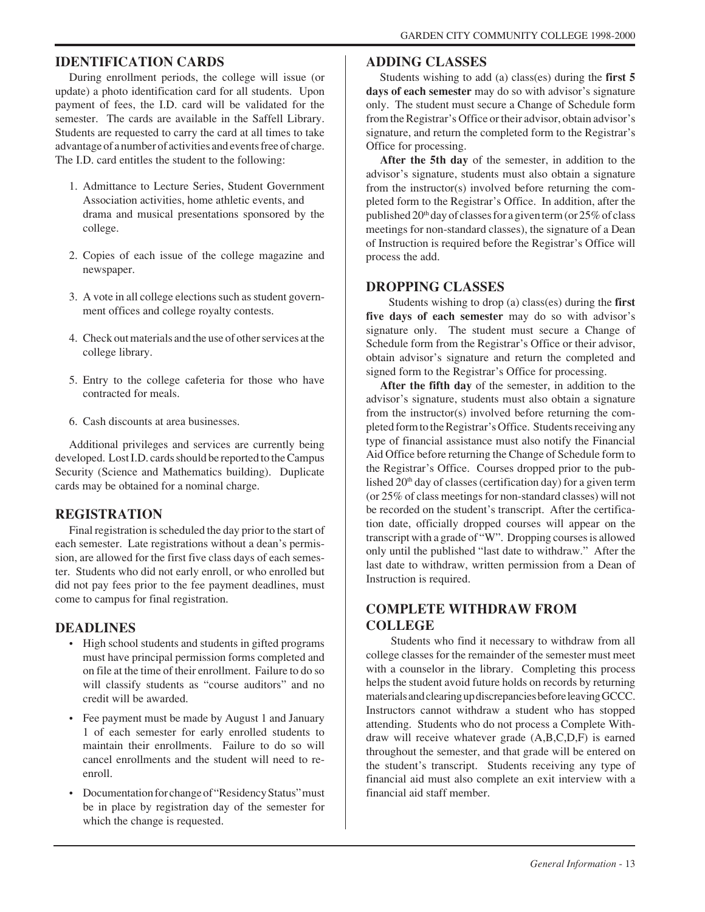## IDENTIFICATION CARDS

During enrollment periods, the college will issue (or update) a photo identification card for all students. Upon payment of fees, the I.D. card will be validated for the semester. The cards are available in the Saffell Library. Students are requested to carry the card at all times to take advantage of a number of activities and events free of charge. The I.D. card entitles the student to the following:

1. Admittance to Lecture Series, Student Government Association activities, home athletic events, and drama and musical presentations sponsored by the college.
2. Copies of each issue of the college magazine and newspaper.
3. A vote in all college elections such as student government offices and college royalty contests.
4. Check out materials and the use of other services at the college library.
5. Entry to the college cafeteria for those who have contracted for meals.
6. Cash discounts at area businesses.

Additional privileges and services are currently being developed. Lost I.D. cards should be reported to the Campus Security (Science and Mathematics building). Duplicate cards may be obtained for a nominal charge.

## REGISTRATION

Final registration is scheduled the day prior to the start of each semester. Late registrations without a dean's permission, are allowed for the first five class days of each semester. Students who did not early enroll, or who enrolled but did not pay fees prior to the fee payment deadlines, must come to campus for final registration.

## DEADLINES

- High school students and students in gifted programs must have principal permission forms completed and on file at the time of their enrollment. Failure to do so will classify students as "course auditors" and no credit will be awarded.
- Fee payment must be made by August 1 and January 1 of each semester for early enrolled students to maintain their enrollments. Failure to do so will cancel enrollments and the student will need to re-enroll.
- Documentation for change of "Residency Status" must be in place by registration day of the semester for which the change is requested.

## ADDING CLASSES

Students wishing to add (a) class(es) during the **first 5 days of each semester** may do so with advisor's signature only. The student must secure a Change of Schedule form from the Registrar's Office or their advisor, obtain advisor's signature, and return the completed form to the Registrar's Office for processing.

**After the 5th day** of the semester, in addition to the advisor's signature, students must also obtain a signature from the instructor(s) involved before returning the completed form to the Registrar's Office. In addition, after the published 20th day of classes for a given term (or 25% of class meetings for non-standard classes), the signature of a Dean of Instruction is required before the Registrar's Office will process the add.

## DROPPING CLASSES

Students wishing to drop (a) class(es) during the **first five days of each semester** may do so with advisor's signature only. The student must secure a Change of Schedule form from the Registrar's Office or their advisor, obtain advisor's signature and return the completed and signed form to the Registrar's Office for processing.

**After the fifth day** of the semester, in addition to the advisor's signature, students must also obtain a signature from the instructor(s) involved before returning the completed form to the Registrar's Office. Students receiving any type of financial assistance must also notify the Financial Aid Office before returning the Change of Schedule form to the Registrar's Office. Courses dropped prior to the published 20th day of classes (certification day) for a given term (or 25% of class meetings for non-standard classes) will not be recorded on the student's transcript. After the certification date, officially dropped courses will appear on the transcript with a grade of "W". Dropping courses is allowed only until the published "last date to withdraw." After the last date to withdraw, written permission from a Dean of Instruction is required.

## COMPLETE WITHDRAW FROM COLLEGE

Students who find it necessary to withdraw from all college classes for the remainder of the semester must meet with a counselor in the library. Completing this process helps the student avoid future holds on records by returning materials and clearing up discrepancies before leaving GCCC. Instructors cannot withdraw a student who has stopped attending. Students who do not process a Complete Withdraw will receive whatever grade (A,B,C,D,F) is earned throughout the semester, and that grade will be entered on the student's transcript. Students receiving any type of financial aid must also complete an exit interview with a financial aid staff member.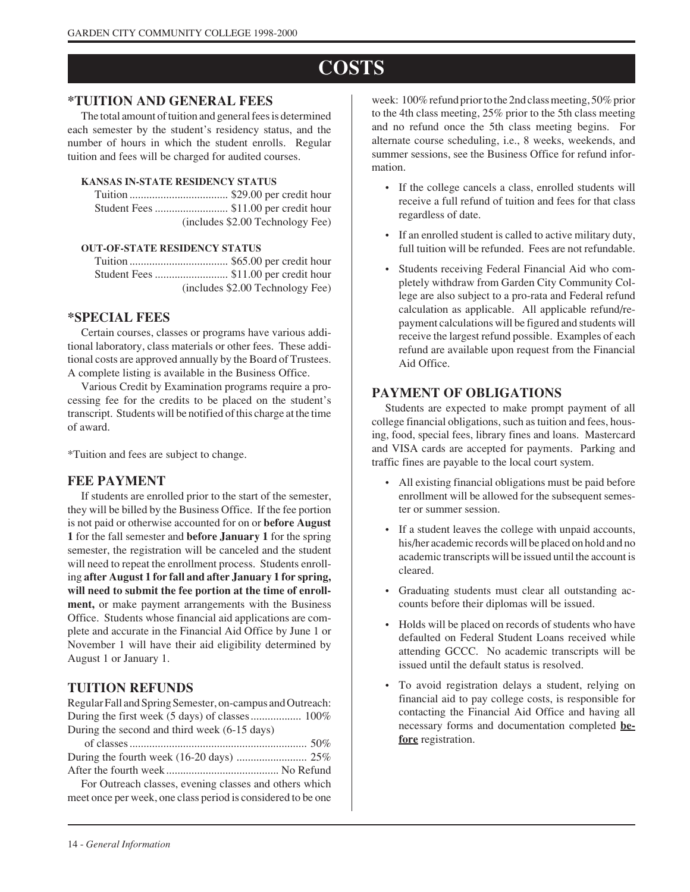# COSTS

## *TUITION AND GENERAL FEES

The total amount of tuition and general fees is determined each semester by the student's residency status, and the number of hours in which the student enrolls. Regular tuition and fees will be charged for audited courses.

**KANSAS IN-STATE RESIDENCY STATUS**

Tuition .................................. $29.00 per credit hour
Student Fees .......................... $11.00 per credit hour
(includes $2.00 Technology Fee)

**OUT-OF-STATE RESIDENCY STATUS**

Tuition .................................. $65.00 per credit hour
Student Fees .......................... $11.00 per credit hour
(includes $2.00 Technology Fee)

## *SPECIAL FEES

Certain courses, classes or programs have various additional laboratory, class materials or other fees. These additional costs are approved annually by the Board of Trustees. A complete listing is available in the Business Office.

Various Credit by Examination programs require a processing fee for the credits to be placed on the student's transcript. Students will be notified of this charge at the time of award.

*Tuition and fees are subject to change.

## FEE PAYMENT

If students are enrolled prior to the start of the semester, they will be billed by the Business Office. If the fee portion is not paid or otherwise accounted for on or **before August 1** for the fall semester and **before January 1** for the spring semester, the registration will be canceled and the student will need to repeat the enrollment process. Students enrolling **after August 1 for fall and after January 1 for spring, will need to submit the fee portion at the time of enrollment,** or make payment arrangements with the Business Office. Students whose financial aid applications are complete and accurate in the Financial Aid Office by June 1 or November 1 will have their aid eligibility determined by August 1 or January 1.

## TUITION REFUNDS

Regular Fall and Spring Semester, on-campus and Outreach:
During the first week (5 days) of classes .................. 100%
During the second and third week (6-15 days) of classes .............................................................. 50%
During the fourth week (16-20 days) ......................... 25%
After the fourth week ........................................ No Refund

For Outreach classes, evening classes and others which meet once per week, one class period is considered to be one week: 100% refund prior to the 2nd class meeting, 50% prior to the 4th class meeting, 25% prior to the 5th class meeting and no refund once the 5th class meeting begins. For alternate course scheduling, i.e., 8 weeks, weekends, and summer sessions, see the Business Office for refund information.

- If the college cancels a class, enrolled students will receive a full refund of tuition and fees for that class regardless of date.
- If an enrolled student is called to active military duty, full tuition will be refunded. Fees are not refundable.
- Students receiving Federal Financial Aid who completely withdraw from Garden City Community College are also subject to a pro-rata and Federal refund calculation as applicable. All applicable refund/repayment calculations will be figured and students will receive the largest refund possible. Examples of each refund are available upon request from the Financial Aid Office.

## PAYMENT OF OBLIGATIONS

Students are expected to make prompt payment of all college financial obligations, such as tuition and fees, housing, food, special fees, library fines and loans. Mastercard and VISA cards are accepted for payments. Parking and traffic fines are payable to the local court system.

- All existing financial obligations must be paid before enrollment will be allowed for the subsequent semester or summer session.
- If a student leaves the college with unpaid accounts, his/her academic records will be placed on hold and no academic transcripts will be issued until the account is cleared.
- Graduating students must clear all outstanding accounts before their diplomas will be issued.
- Holds will be placed on records of students who have defaulted on Federal Student Loans received while attending GCCC. No academic transcripts will be issued until the default status is resolved.
- To avoid registration delays a student, relying on financial aid to pay college costs, is responsible for contacting the Financial Aid Office and having all necessary forms and documentation completed **before** registration.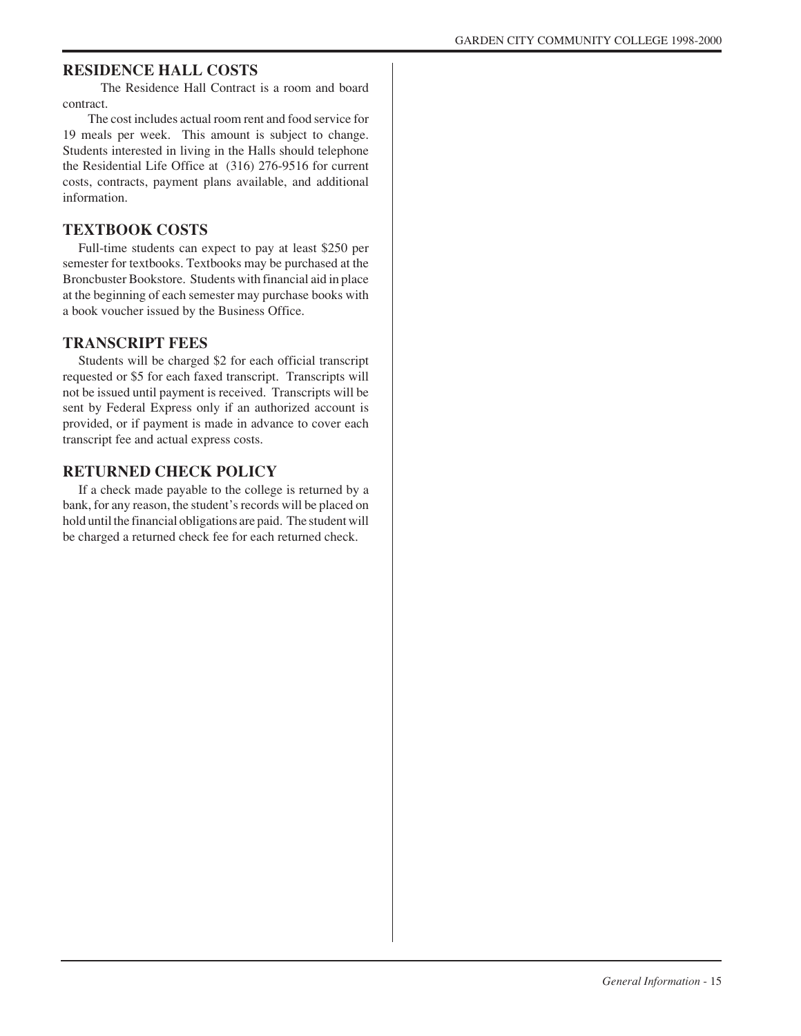## RESIDENCE HALL COSTS

The Residence Hall Contract is a room and board contract.

The cost includes actual room rent and food service for 19 meals per week. This amount is subject to change. Students interested in living in the Halls should telephone the Residential Life Office at (316) 276-9516 for current costs, contracts, payment plans available, and additional information.

## TEXTBOOK COSTS

Full-time students can expect to pay at least $250 per semester for textbooks. Textbooks may be purchased at the Broncbuster Bookstore. Students with financial aid in place at the beginning of each semester may purchase books with a book voucher issued by the Business Office.

## TRANSCRIPT FEES

Students will be charged $2 for each official transcript requested or $5 for each faxed transcript. Transcripts will not be issued until payment is received. Transcripts will be sent by Federal Express only if an authorized account is provided, or if payment is made in advance to cover each transcript fee and actual express costs.

## RETURNED CHECK POLICY

If a check made payable to the college is returned by a bank, for any reason, the student's records will be placed on hold until the financial obligations are paid. The student will be charged a returned check fee for each returned check.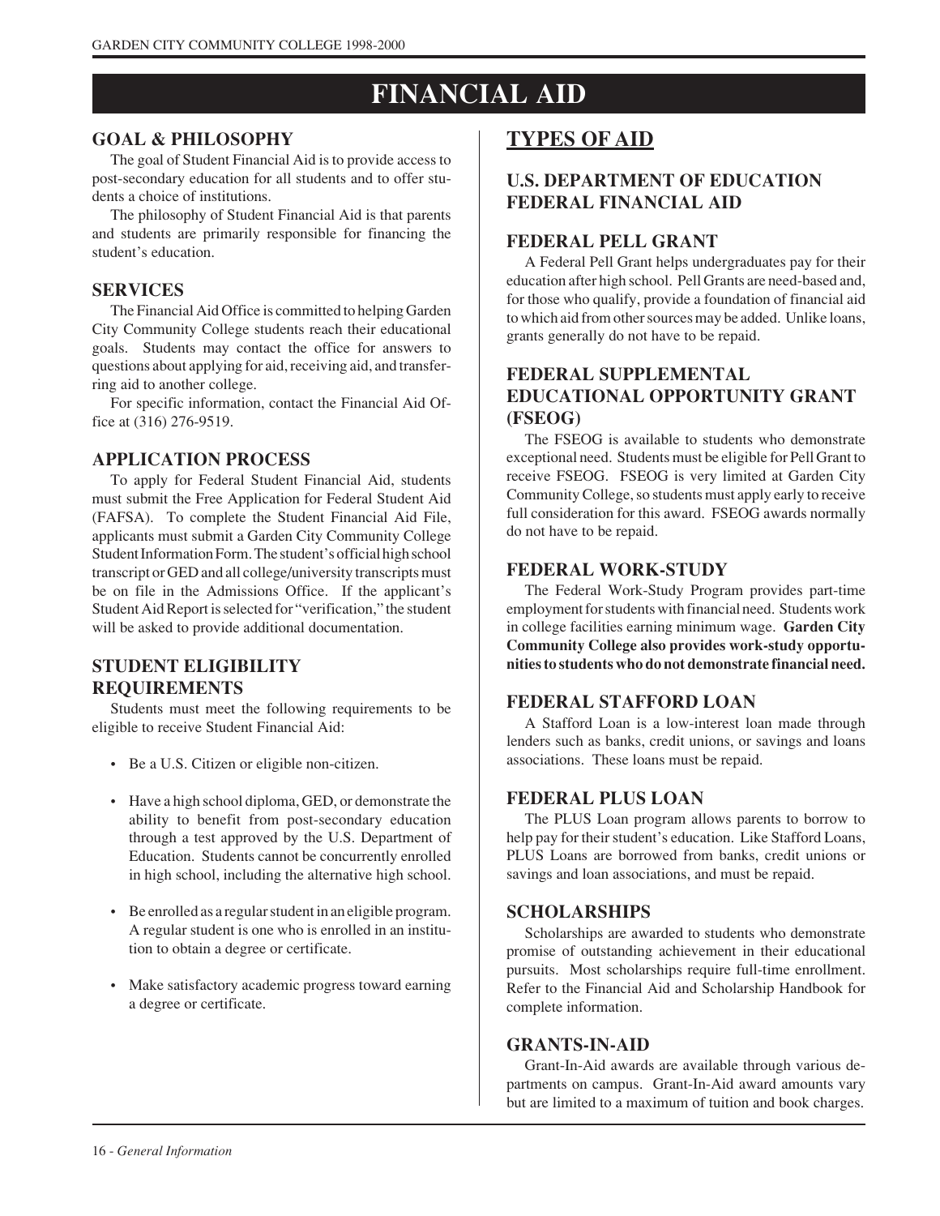# FINANCIAL AID

## GOAL & PHILOSOPHY

The goal of Student Financial Aid is to provide access to post-secondary education for all students and to offer students a choice of institutions.

The philosophy of Student Financial Aid is that parents and students are primarily responsible for financing the student's education.

## SERVICES

The Financial Aid Office is committed to helping Garden City Community College students reach their educational goals. Students may contact the office for answers to questions about applying for aid, receiving aid, and transferring aid to another college.

For specific information, contact the Financial Aid Office at (316) 276-9519.

## APPLICATION PROCESS

To apply for Federal Student Financial Aid, students must submit the Free Application for Federal Student Aid (FAFSA). To complete the Student Financial Aid File, applicants must submit a Garden City Community College Student Information Form. The student's official high school transcript or GED and all college/university transcripts must be on file in the Admissions Office. If the applicant's Student Aid Report is selected for "verification," the student will be asked to provide additional documentation.

## STUDENT ELIGIBILITY REQUIREMENTS

Students must meet the following requirements to be eligible to receive Student Financial Aid:

- Be a U.S. Citizen or eligible non-citizen.
- Have a high school diploma, GED, or demonstrate the ability to benefit from post-secondary education through a test approved by the U.S. Department of Education. Students cannot be concurrently enrolled in high school, including the alternative high school.
- Be enrolled as a regular student in an eligible program. A regular student is one who is enrolled in an institution to obtain a degree or certificate.
- Make satisfactory academic progress toward earning a degree or certificate.

# TYPES OF AID

## U.S. DEPARTMENT OF EDUCATION FEDERAL FINANCIAL AID

### FEDERAL PELL GRANT

A Federal Pell Grant helps undergraduates pay for their education after high school. Pell Grants are need-based and, for those who qualify, provide a foundation of financial aid to which aid from other sources may be added. Unlike loans, grants generally do not have to be repaid.

### FEDERAL SUPPLEMENTAL EDUCATIONAL OPPORTUNITY GRANT (FSEOG)

The FSEOG is available to students who demonstrate exceptional need. Students must be eligible for Pell Grant to receive FSEOG. FSEOG is very limited at Garden City Community College, so students must apply early to receive full consideration for this award. FSEOG awards normally do not have to be repaid.

### FEDERAL WORK-STUDY

The Federal Work-Study Program provides part-time employment for students with financial need. Students work in college facilities earning minimum wage. **Garden City Community College also provides work-study opportunities to students who do not demonstrate financial need.**

### FEDERAL STAFFORD LOAN

A Stafford Loan is a low-interest loan made through lenders such as banks, credit unions, or savings and loans associations. These loans must be repaid.

### FEDERAL PLUS LOAN

The PLUS Loan program allows parents to borrow to help pay for their student's education. Like Stafford Loans, PLUS Loans are borrowed from banks, credit unions or savings and loan associations, and must be repaid.

### SCHOLARSHIPS

Scholarships are awarded to students who demonstrate promise of outstanding achievement in their educational pursuits. Most scholarships require full-time enrollment. Refer to the Financial Aid and Scholarship Handbook for complete information.

### GRANTS-IN-AID

Grant-In-Aid awards are available through various departments on campus. Grant-In-Aid award amounts vary but are limited to a maximum of tuition and book charges.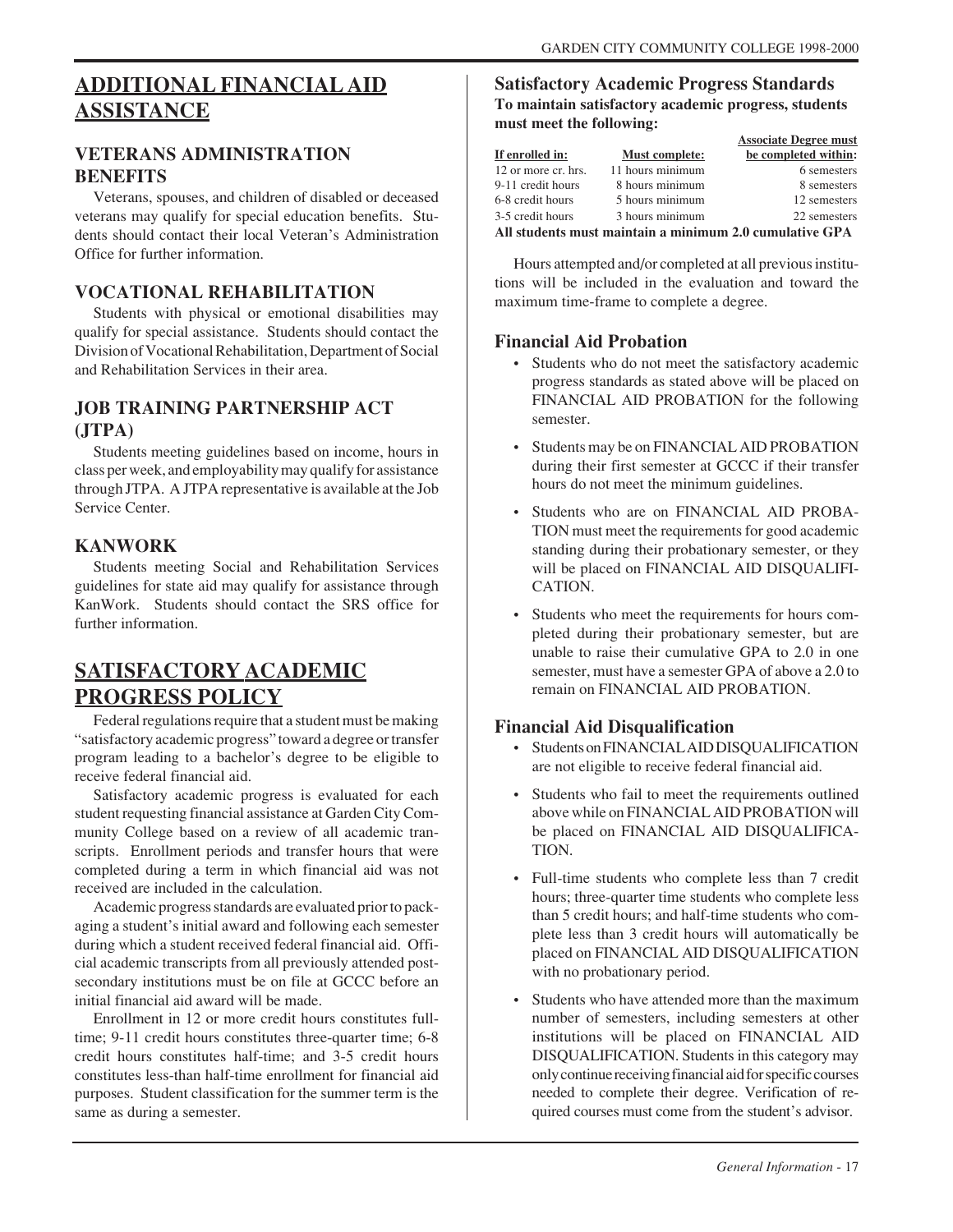## ADDITIONAL FINANCIAL AID ASSISTANCE

### VETERANS ADMINISTRATION BENEFITS

Veterans, spouses, and children of disabled or deceased veterans may qualify for special education benefits. Students should contact their local Veteran's Administration Office for further information.

### VOCATIONAL REHABILITATION

Students with physical or emotional disabilities may qualify for special assistance. Students should contact the Division of Vocational Rehabilitation, Department of Social and Rehabilitation Services in their area.

### JOB TRAINING PARTNERSHIP ACT (JTPA)

Students meeting guidelines based on income, hours in class per week, and employability may qualify for assistance through JTPA. A JTPA representative is available at the Job Service Center.

### KANWORK

Students meeting Social and Rehabilitation Services guidelines for state aid may qualify for assistance through KanWork. Students should contact the SRS office for further information.

## SATISFACTORY ACADEMIC PROGRESS POLICY

Federal regulations require that a student must be making "satisfactory academic progress" toward a degree or transfer program leading to a bachelor's degree to be eligible to receive federal financial aid.

Satisfactory academic progress is evaluated for each student requesting financial assistance at Garden City Community College based on a review of all academic transcripts. Enrollment periods and transfer hours that were completed during a term in which financial aid was not received are included in the calculation.

Academic progress standards are evaluated prior to packaging a student's initial award and following each semester during which a student received federal financial aid. Official academic transcripts from all previously attended post-secondary institutions must be on file at GCCC before an initial financial aid award will be made.

Enrollment in 12 or more credit hours constitutes full-time; 9-11 credit hours constitutes three-quarter time; 6-8 credit hours constitutes half-time; and 3-5 credit hours constitutes less-than half-time enrollment for financial aid purposes. Student classification for the summer term is the same as during a semester.

### Satisfactory Academic Progress Standards

**To maintain satisfactory academic progress, students must meet the following:**

| If enrolled in: | Must complete: | Associate Degree must be completed within: |
|---|---|---|
| 12 or more cr. hrs. | 11 hours minimum | 6 semesters |
| 9-11 credit hours | 8 hours minimum | 8 semesters |
| 6-8 credit hours | 5 hours minimum | 12 semesters |
| 3-5 credit hours | 3 hours minimum | 22 semesters |

**All students must maintain a minimum 2.0 cumulative GPA**

Hours attempted and/or completed at all previous institutions will be included in the evaluation and toward the maximum time-frame to complete a degree.

### Financial Aid Probation

- Students who do not meet the satisfactory academic progress standards as stated above will be placed on FINANCIAL AID PROBATION for the following semester.
- Students may be on FINANCIAL AID PROBATION during their first semester at GCCC if their transfer hours do not meet the minimum guidelines.
- Students who are on FINANCIAL AID PROBATION must meet the requirements for good academic standing during their probationary semester, or they will be placed on FINANCIAL AID DISQUALIFICATION.
- Students who meet the requirements for hours completed during their probationary semester, but are unable to raise their cumulative GPA to 2.0 in one semester, must have a semester GPA of above a 2.0 to remain on FINANCIAL AID PROBATION.

### Financial Aid Disqualification

- Students on FINANCIAL AID DISQUALIFICATION are not eligible to receive federal financial aid.
- Students who fail to meet the requirements outlined above while on FINANCIAL AID PROBATION will be placed on FINANCIAL AID DISQUALIFICATION.
- Full-time students who complete less than 7 credit hours; three-quarter time students who complete less than 5 credit hours; and half-time students who complete less than 3 credit hours will automatically be placed on FINANCIAL AID DISQUALIFICATION with no probationary period.
- Students who have attended more than the maximum number of semesters, including semesters at other institutions will be placed on FINANCIAL AID DISQUALIFICATION. Students in this category may only continue receiving financial aid for specific courses needed to complete their degree. Verification of required courses must come from the student's advisor.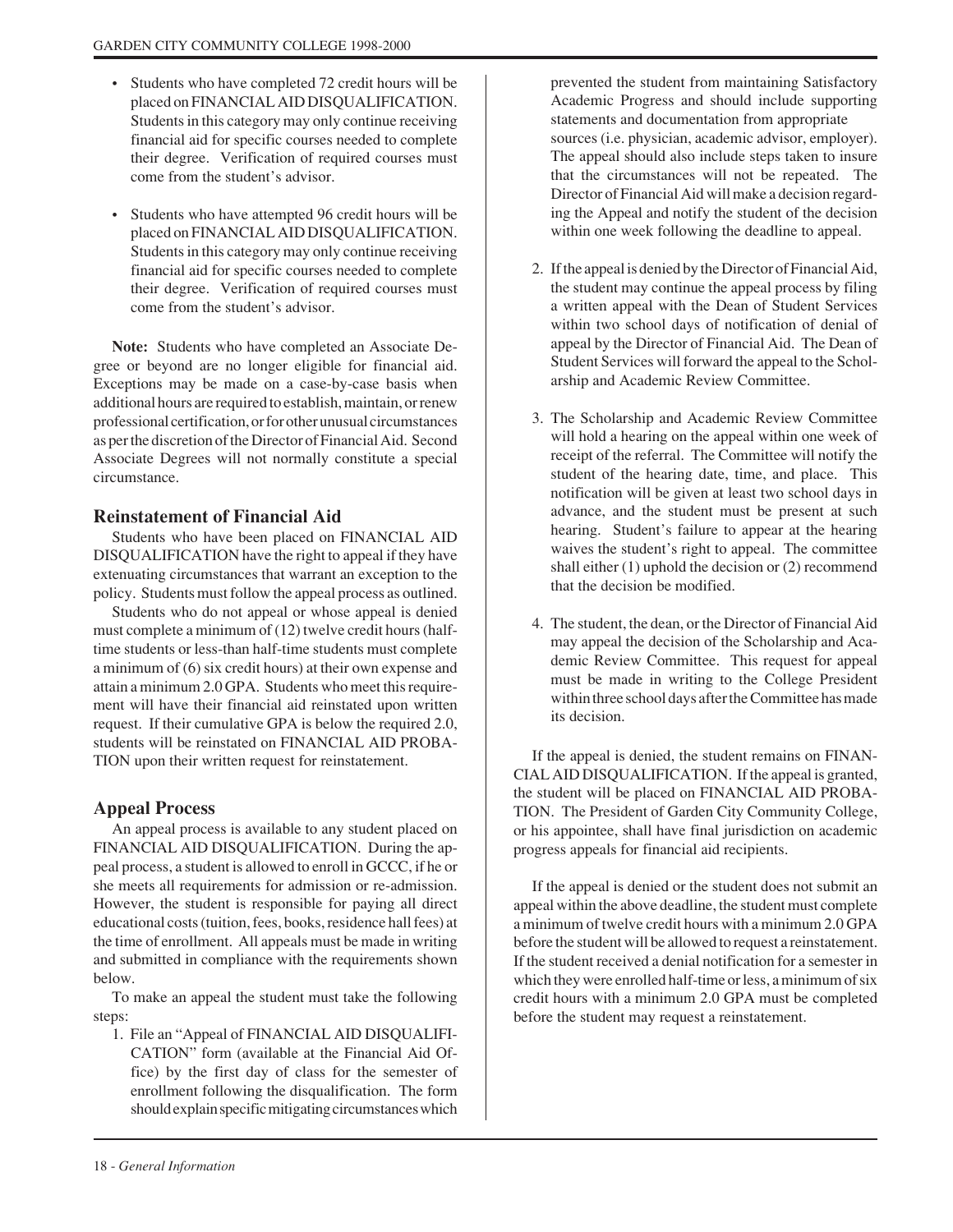- Students who have completed 72 credit hours will be placed on FINANCIAL AID DISQUALIFICATION. Students in this category may only continue receiving financial aid for specific courses needed to complete their degree. Verification of required courses must come from the student's advisor.

- Students who have attempted 96 credit hours will be placed on FINANCIAL AID DISQUALIFICATION. Students in this category may only continue receiving financial aid for specific courses needed to complete their degree. Verification of required courses must come from the student's advisor.

**Note:** Students who have completed an Associate Degree or beyond are no longer eligible for financial aid. Exceptions may be made on a case-by-case basis when additional hours are required to establish, maintain, or renew professional certification, or for other unusual circumstances as per the discretion of the Director of Financial Aid. Second Associate Degrees will not normally constitute a special circumstance.

## Reinstatement of Financial Aid

Students who have been placed on FINANCIAL AID DISQUALIFICATION have the right to appeal if they have extenuating circumstances that warrant an exception to the policy. Students must follow the appeal process as outlined.

Students who do not appeal or whose appeal is denied must complete a minimum of (12) twelve credit hours (half-time students or less-than half-time students must complete a minimum of (6) six credit hours) at their own expense and attain a minimum 2.0 GPA. Students who meet this requirement will have their financial aid reinstated upon written request. If their cumulative GPA is below the required 2.0, students will be reinstated on FINANCIAL AID PROBATION upon their written request for reinstatement.

## Appeal Process

An appeal process is available to any student placed on FINANCIAL AID DISQUALIFICATION. During the appeal process, a student is allowed to enroll in GCCC, if he or she meets all requirements for admission or re-admission. However, the student is responsible for paying all direct educational costs (tuition, fees, books, residence hall fees) at the time of enrollment. All appeals must be made in writing and submitted in compliance with the requirements shown below.

To make an appeal the student must take the following steps:

1. File an "Appeal of FINANCIAL AID DISQUALIFICATION" form (available at the Financial Aid Office) by the first day of class for the semester of enrollment following the disqualification. The form should explain specific mitigating circumstances which prevented the student from maintaining Satisfactory Academic Progress and should include supporting statements and documentation from appropriate sources (i.e. physician, academic advisor, employer). The appeal should also include steps taken to insure that the circumstances will not be repeated. The Director of Financial Aid will make a decision regarding the Appeal and notify the student of the decision within one week following the deadline to appeal.

2. If the appeal is denied by the Director of Financial Aid, the student may continue the appeal process by filing a written appeal with the Dean of Student Services within two school days of notification of denial of appeal by the Director of Financial Aid. The Dean of Student Services will forward the appeal to the Scholarship and Academic Review Committee.

3. The Scholarship and Academic Review Committee will hold a hearing on the appeal within one week of receipt of the referral. The Committee will notify the student of the hearing date, time, and place. This notification will be given at least two school days in advance, and the student must be present at such hearing. Student's failure to appear at the hearing waives the student's right to appeal. The committee shall either (1) uphold the decision or (2) recommend that the decision be modified.

4. The student, the dean, or the Director of Financial Aid may appeal the decision of the Scholarship and Academic Review Committee. This request for appeal must be made in writing to the College President within three school days after the Committee has made its decision.

If the appeal is denied, the student remains on FINANCIAL AID DISQUALIFICATION. If the appeal is granted, the student will be placed on FINANCIAL AID PROBATION. The President of Garden City Community College, or his appointee, shall have final jurisdiction on academic progress appeals for financial aid recipients.

If the appeal is denied or the student does not submit an appeal within the above deadline, the student must complete a minimum of twelve credit hours with a minimum 2.0 GPA before the student will be allowed to request a reinstatement. If the student received a denial notification for a semester in which they were enrolled half-time or less, a minimum of six credit hours with a minimum 2.0 GPA must be completed before the student may request a reinstatement.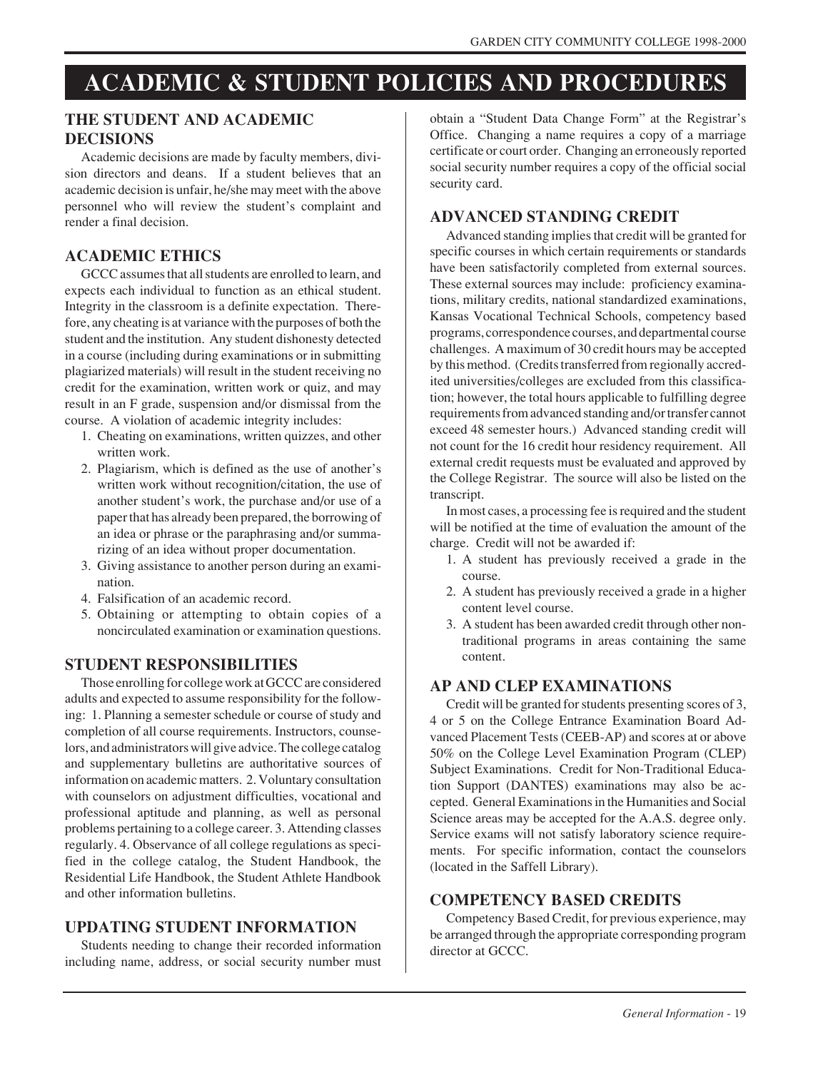# ACADEMIC & STUDENT POLICIES AND PROCEDURES

## THE STUDENT AND ACADEMIC DECISIONS

Academic decisions are made by faculty members, division directors and deans. If a student believes that an academic decision is unfair, he/she may meet with the above personnel who will review the student's complaint and render a final decision.

## ACADEMIC ETHICS

GCCC assumes that all students are enrolled to learn, and expects each individual to function as an ethical student. Integrity in the classroom is a definite expectation. Therefore, any cheating is at variance with the purposes of both the student and the institution. Any student dishonesty detected in a course (including during examinations or in submitting plagiarized materials) will result in the student receiving no credit for the examination, written work or quiz, and may result in an F grade, suspension and/or dismissal from the course. A violation of academic integrity includes:

1. Cheating on examinations, written quizzes, and other written work.
2. Plagiarism, which is defined as the use of another's written work without recognition/citation, the use of another student's work, the purchase and/or use of a paper that has already been prepared, the borrowing of an idea or phrase or the paraphrasing and/or summarizing of an idea without proper documentation.
3. Giving assistance to another person during an examination.
4. Falsification of an academic record.
5. Obtaining or attempting to obtain copies of a noncirculated examination or examination questions.

## STUDENT RESPONSIBILITIES

Those enrolling for college work at GCCC are considered adults and expected to assume responsibility for the following: 1. Planning a semester schedule or course of study and completion of all course requirements. Instructors, counselors, and administrators will give advice. The college catalog and supplementary bulletins are authoritative sources of information on academic matters. 2. Voluntary consultation with counselors on adjustment difficulties, vocational and professional aptitude and planning, as well as personal problems pertaining to a college career. 3. Attending classes regularly. 4. Observance of all college regulations as specified in the college catalog, the Student Handbook, the Residential Life Handbook, the Student Athlete Handbook and other information bulletins.

## UPDATING STUDENT INFORMATION

Students needing to change their recorded information including name, address, or social security number must obtain a "Student Data Change Form" at the Registrar's Office. Changing a name requires a copy of a marriage certificate or court order. Changing an erroneously reported social security number requires a copy of the official social security card.

## ADVANCED STANDING CREDIT

Advanced standing implies that credit will be granted for specific courses in which certain requirements or standards have been satisfactorily completed from external sources. These external sources may include: proficiency examinations, military credits, national standardized examinations, Kansas Vocational Technical Schools, competency based programs, correspondence courses, and departmental course challenges. A maximum of 30 credit hours may be accepted by this method. (Credits transferred from regionally accredited universities/colleges are excluded from this classification; however, the total hours applicable to fulfilling degree requirements from advanced standing and/or transfer cannot exceed 48 semester hours.) Advanced standing credit will not count for the 16 credit hour residency requirement. All external credit requests must be evaluated and approved by the College Registrar. The source will also be listed on the transcript.

In most cases, a processing fee is required and the student will be notified at the time of evaluation the amount of the charge. Credit will not be awarded if:

1. A student has previously received a grade in the course.
2. A student has previously received a grade in a higher content level course.
3. A student has been awarded credit through other non-traditional programs in areas containing the same content.

## AP AND CLEP EXAMINATIONS

Credit will be granted for students presenting scores of 3, 4 or 5 on the College Entrance Examination Board Advanced Placement Tests (CEEB-AP) and scores at or above 50% on the College Level Examination Program (CLEP) Subject Examinations. Credit for Non-Traditional Education Support (DANTES) examinations may also be accepted. General Examinations in the Humanities and Social Science areas may be accepted for the A.A.S. degree only. Service exams will not satisfy laboratory science requirements. For specific information, contact the counselors (located in the Saffell Library).

## COMPETENCY BASED CREDITS

Competency Based Credit, for previous experience, may be arranged through the appropriate corresponding program director at GCCC.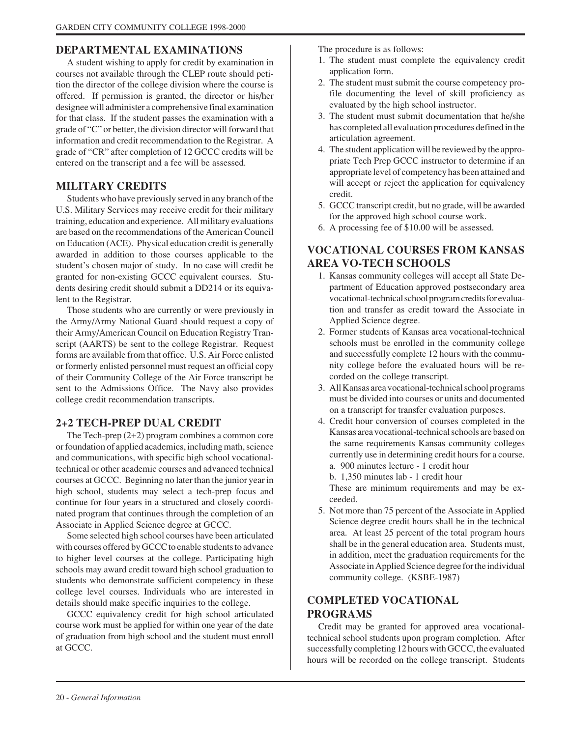## DEPARTMENTAL EXAMINATIONS

A student wishing to apply for credit by examination in courses not available through the CLEP route should petition the director of the college division where the course is offered. If permission is granted, the director or his/her designee will administer a comprehensive final examination for that class. If the student passes the examination with a grade of "C" or better, the division director will forward that information and credit recommendation to the Registrar. A grade of "CR" after completion of 12 GCCC credits will be entered on the transcript and a fee will be assessed.

## MILITARY CREDITS

Students who have previously served in any branch of the U.S. Military Services may receive credit for their military training, education and experience. All military evaluations are based on the recommendations of the American Council on Education (ACE). Physical education credit is generally awarded in addition to those courses applicable to the student's chosen major of study. In no case will credit be granted for non-existing GCCC equivalent courses. Students desiring credit should submit a DD214 or its equivalent to the Registrar.

Those students who are currently or were previously in the Army/Army National Guard should request a copy of their Army/American Council on Education Registry Transcript (AARTS) be sent to the college Registrar. Request forms are available from that office. U.S. Air Force enlisted or formerly enlisted personnel must request an official copy of their Community College of the Air Force transcript be sent to the Admissions Office. The Navy also provides college credit recommendation transcripts.

## 2+2 TECH-PREP DUAL CREDIT

The Tech-prep (2+2) program combines a common core or foundation of applied academics, including math, science and communications, with specific high school vocational-technical or other academic courses and advanced technical courses at GCCC. Beginning no later than the junior year in high school, students may select a tech-prep focus and continue for four years in a structured and closely coordinated program that continues through the completion of an Associate in Applied Science degree at GCCC.

Some selected high school courses have been articulated with courses offered by GCCC to enable students to advance to higher level courses at the college. Participating high schools may award credit toward high school graduation to students who demonstrate sufficient competency in these college level courses. Individuals who are interested in details should make specific inquiries to the college.

GCCC equivalency credit for high school articulated course work must be applied for within one year of the date of graduation from high school and the student must enroll at GCCC.

The procedure is as follows:

1. The student must complete the equivalency credit application form.
2. The student must submit the course competency profile documenting the level of skill proficiency as evaluated by the high school instructor.
3. The student must submit documentation that he/she has completed all evaluation procedures defined in the articulation agreement.
4. The student application will be reviewed by the appropriate Tech Prep GCCC instructor to determine if an appropriate level of competency has been attained and will accept or reject the application for equivalency credit.
5. GCCC transcript credit, but no grade, will be awarded for the approved high school course work.
6. A processing fee of $10.00 will be assessed.

## VOCATIONAL COURSES FROM KANSAS AREA VO-TECH SCHOOLS

1. Kansas community colleges will accept all State Department of Education approved postsecondary area vocational-technical school program credits for evaluation and transfer as credit toward the Associate in Applied Science degree.
2. Former students of Kansas area vocational-technical schools must be enrolled in the community college and successfully complete 12 hours with the community college before the evaluated hours will be recorded on the college transcript.
3. All Kansas area vocational-technical school programs must be divided into courses or units and documented on a transcript for transfer evaluation purposes.
4. Credit hour conversion of courses completed in the Kansas area vocational-technical schools are based on the same requirements Kansas community colleges currently use in determining credit hours for a course.
   a. 900 minutes lecture - 1 credit hour
   b. 1,350 minutes lab - 1 credit hour

   These are minimum requirements and may be exceeded.
5. Not more than 75 percent of the Associate in Applied Science degree credit hours shall be in the technical area. At least 25 percent of the total program hours shall be in the general education area. Students must, in addition, meet the graduation requirements for the Associate in Applied Science degree for the individual community college. (KSBE-1987)

## COMPLETED VOCATIONAL PROGRAMS

Credit may be granted for approved area vocational-technical school students upon program completion. After successfully completing 12 hours with GCCC, the evaluated hours will be recorded on the college transcript. Students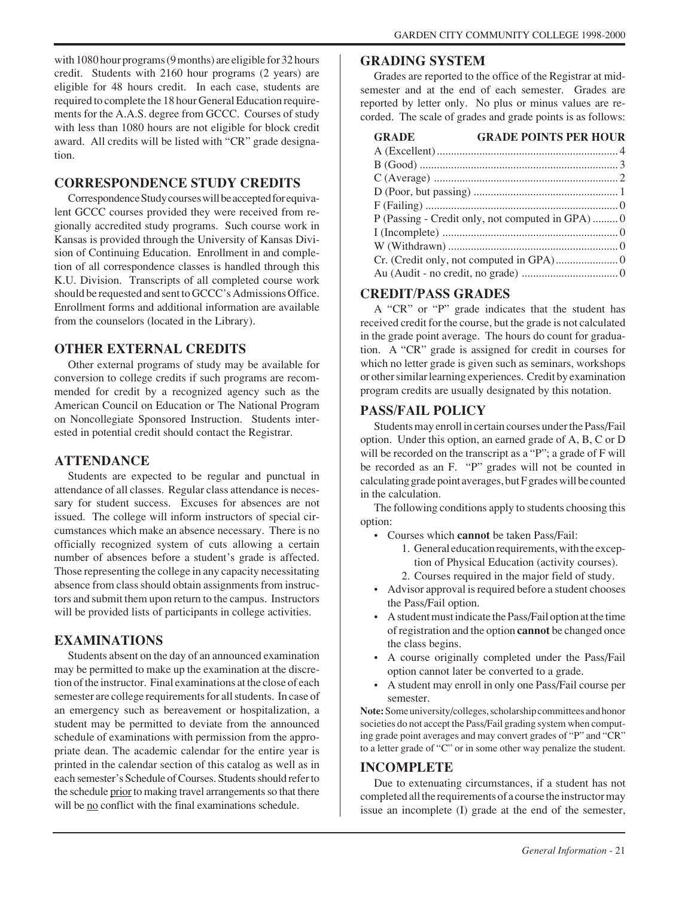with 1080 hour programs (9 months) are eligible for 32 hours credit. Students with 2160 hour programs (2 years) are eligible for 48 hours credit. In each case, students are required to complete the 18 hour General Education requirements for the A.A.S. degree from GCCC. Courses of study with less than 1080 hours are not eligible for block credit award. All credits will be listed with "CR" grade designation.

## CORRESPONDENCE STUDY CREDITS

Correspondence Study courses will be accepted for equivalent GCCC courses provided they were received from regionally accredited study programs. Such course work in Kansas is provided through the University of Kansas Division of Continuing Education. Enrollment in and completion of all correspondence classes is handled through this K.U. Division. Transcripts of all completed course work should be requested and sent to GCCC's Admissions Office. Enrollment forms and additional information are available from the counselors (located in the Library).

## OTHER EXTERNAL CREDITS

Other external programs of study may be available for conversion to college credits if such programs are recommended for credit by a recognized agency such as the American Council on Education or The National Program on Noncollegiate Sponsored Instruction. Students interested in potential credit should contact the Registrar.

## ATTENDANCE

Students are expected to be regular and punctual in attendance of all classes. Regular class attendance is necessary for student success. Excuses for absences are not issued. The college will inform instructors of special circumstances which make an absence necessary. There is no officially recognized system of cuts allowing a certain number of absences before a student's grade is affected. Those representing the college in any capacity necessitating absence from class should obtain assignments from instructors and submit them upon return to the campus. Instructors will be provided lists of participants in college activities.

## EXAMINATIONS

Students absent on the day of an announced examination may be permitted to make up the examination at the discretion of the instructor. Final examinations at the close of each semester are college requirements for all students. In case of an emergency such as bereavement or hospitalization, a student may be permitted to deviate from the announced schedule of examinations with permission from the appropriate dean. The academic calendar for the entire year is printed in the calendar section of this catalog as well as in each semester's Schedule of Courses. Students should refer to the schedule prior to making travel arrangements so that there will be no conflict with the final examinations schedule.

## GRADING SYSTEM

Grades are reported to the office of the Registrar at mid-semester and at the end of each semester. Grades are reported by letter only. No plus or minus values are recorded. The scale of grades and grade points is as follows:

| GRADE | GRADE POINTS PER HOUR |
|---|---|
| A (Excellent) | 4 |
| B (Good) | 3 |
| C (Average) | 2 |
| D (Poor, but passing) | 1 |
| F (Failing) | 0 |
| P (Passing - Credit only, not computed in GPA) | 0 |
| I (Incomplete) | 0 |
| W (Withdrawn) | 0 |
| Cr. (Credit only, not computed in GPA) | 0 |
| Au (Audit - no credit, no grade) | 0 |

## CREDIT/PASS GRADES

A "CR" or "P" grade indicates that the student has received credit for the course, but the grade is not calculated in the grade point average. The hours do count for graduation. A "CR" grade is assigned for credit in courses for which no letter grade is given such as seminars, workshops or other similar learning experiences. Credit by examination program credits are usually designated by this notation.

## PASS/FAIL POLICY

Students may enroll in certain courses under the Pass/Fail option. Under this option, an earned grade of A, B, C or D will be recorded on the transcript as a "P"; a grade of F will be recorded as an F. "P" grades will not be counted in calculating grade point averages, but F grades will be counted in the calculation.

The following conditions apply to students choosing this option:

- Courses which **cannot** be taken Pass/Fail:
    1. General education requirements, with the exception of Physical Education (activity courses).
    2. Courses required in the major field of study.
- Advisor approval is required before a student chooses the Pass/Fail option.
- A student must indicate the Pass/Fail option at the time of registration and the option **cannot** be changed once the class begins.
- A course originally completed under the Pass/Fail option cannot later be converted to a grade.
- A student may enroll in only one Pass/Fail course per semester.

**Note:** Some university/colleges, scholarship committees and honor societies do not accept the Pass/Fail grading system when computing grade point averages and may convert grades of "P" and "CR" to a letter grade of "C" or in some other way penalize the student.

## INCOMPLETE

Due to extenuating circumstances, if a student has not completed all the requirements of a course the instructor may issue an incomplete (I) grade at the end of the semester,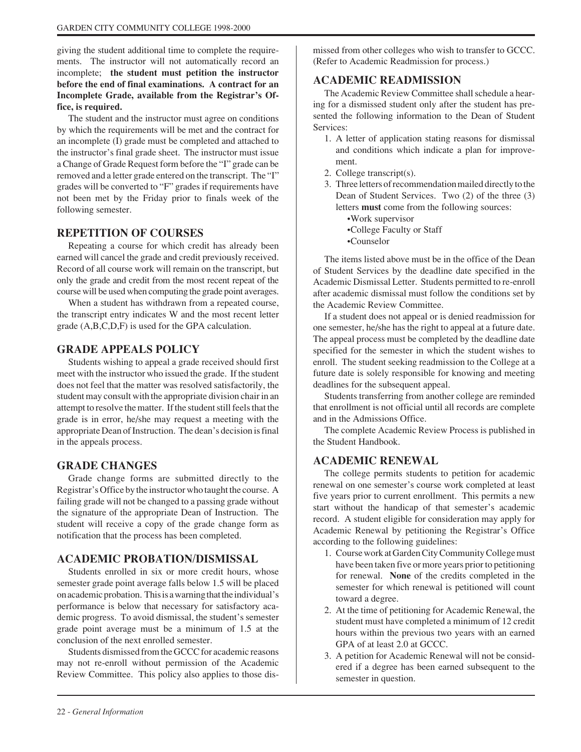giving the student additional time to complete the requirements. The instructor will not automatically record an incomplete; **the student must petition the instructor before the end of final examinations. A contract for an Incomplete Grade, available from the Registrar's Office, is required.**

The student and the instructor must agree on conditions by which the requirements will be met and the contract for an incomplete (I) grade must be completed and attached to the instructor's final grade sheet. The instructor must issue a Change of Grade Request form before the "I" grade can be removed and a letter grade entered on the transcript. The "I" grades will be converted to "F" grades if requirements have not been met by the Friday prior to finals week of the following semester.

## REPETITION OF COURSES

Repeating a course for which credit has already been earned will cancel the grade and credit previously received. Record of all course work will remain on the transcript, but only the grade and credit from the most recent repeat of the course will be used when computing the grade point averages.

When a student has withdrawn from a repeated course, the transcript entry indicates W and the most recent letter grade (A,B,C,D,F) is used for the GPA calculation.

## GRADE APPEALS POLICY

Students wishing to appeal a grade received should first meet with the instructor who issued the grade. If the student does not feel that the matter was resolved satisfactorily, the student may consult with the appropriate division chair in an attempt to resolve the matter. If the student still feels that the grade is in error, he/she may request a meeting with the appropriate Dean of Instruction. The dean's decision is final in the appeals process.

## GRADE CHANGES

Grade change forms are submitted directly to the Registrar's Office by the instructor who taught the course. A failing grade will not be changed to a passing grade without the signature of the appropriate Dean of Instruction. The student will receive a copy of the grade change form as notification that the process has been completed.

## ACADEMIC PROBATION/DISMISSAL

Students enrolled in six or more credit hours, whose semester grade point average falls below 1.5 will be placed on academic probation. This is a warning that the individual's performance is below that necessary for satisfactory academic progress. To avoid dismissal, the student's semester grade point average must be a minimum of 1.5 at the conclusion of the next enrolled semester.

Students dismissed from the GCCC for academic reasons may not re-enroll without permission of the Academic Review Committee. This policy also applies to those dismissed from other colleges who wish to transfer to GCCC. (Refer to Academic Readmission for process.)

## ACADEMIC READMISSION

The Academic Review Committee shall schedule a hearing for a dismissed student only after the student has presented the following information to the Dean of Student Services:

1. A letter of application stating reasons for dismissal and conditions which indicate a plan for improvement.
2. College transcript(s).
3. Three letters of recommendation mailed directly to the Dean of Student Services. Two (2) of the three (3) letters **must** come from the following sources:
   - Work supervisor
   - College Faculty or Staff
   - Counselor

The items listed above must be in the office of the Dean of Student Services by the deadline date specified in the Academic Dismissal Letter. Students permitted to re-enroll after academic dismissal must follow the conditions set by the Academic Review Committee.

If a student does not appeal or is denied readmission for one semester, he/she has the right to appeal at a future date. The appeal process must be completed by the deadline date specified for the semester in which the student wishes to enroll. The student seeking readmission to the College at a future date is solely responsible for knowing and meeting deadlines for the subsequent appeal.

Students transferring from another college are reminded that enrollment is not official until all records are complete and in the Admissions Office.

The complete Academic Review Process is published in the Student Handbook.

## ACADEMIC RENEWAL

The college permits students to petition for academic renewal on one semester's course work completed at least five years prior to current enrollment. This permits a new start without the handicap of that semester's academic record. A student eligible for consideration may apply for Academic Renewal by petitioning the Registrar's Office according to the following guidelines:

1. Course work at Garden City Community College must have been taken five or more years prior to petitioning for renewal. **None** of the credits completed in the semester for which renewal is petitioned will count toward a degree.
2. At the time of petitioning for Academic Renewal, the student must have completed a minimum of 12 credit hours within the previous two years with an earned GPA of at least 2.0 at GCCC.
3. A petition for Academic Renewal will not be considered if a degree has been earned subsequent to the semester in question.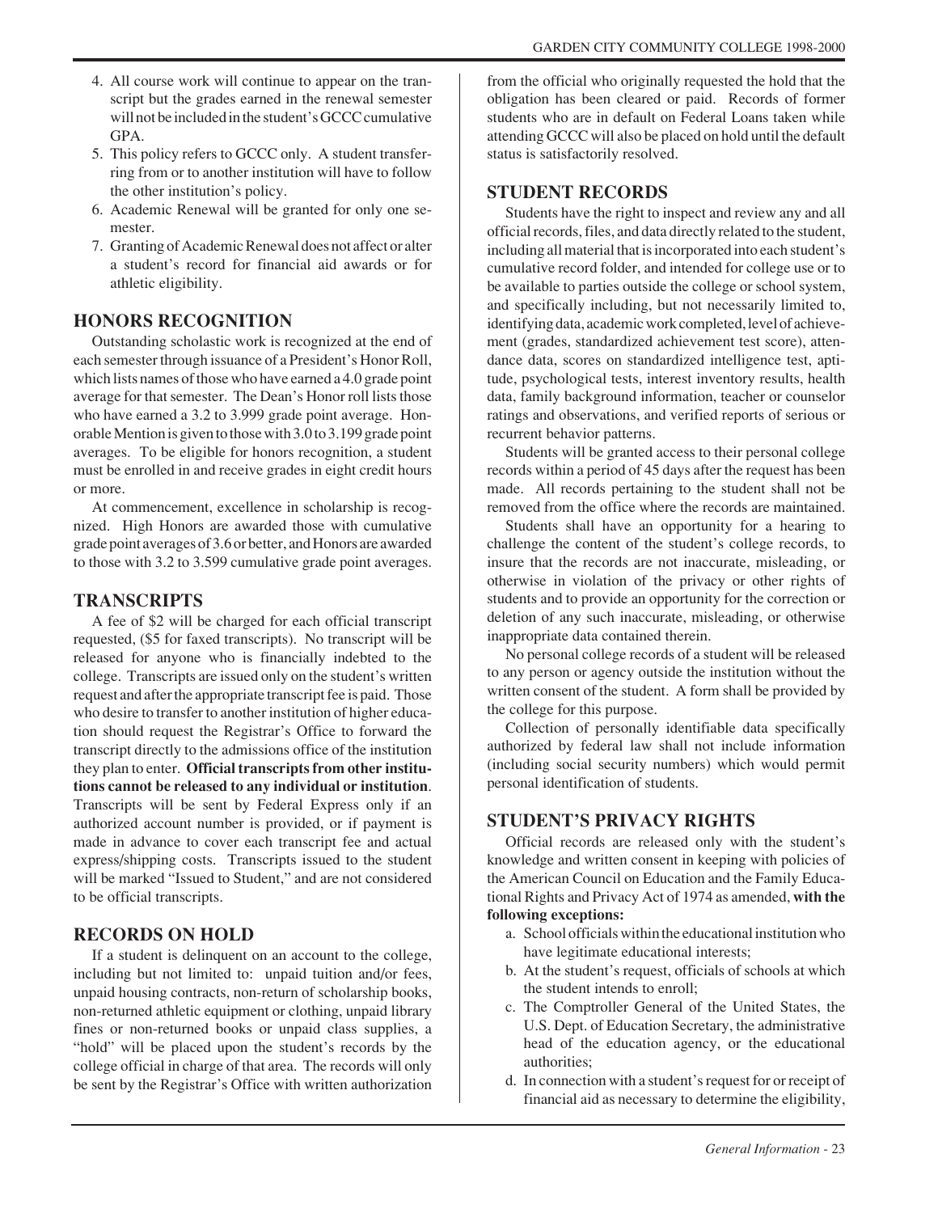4. All course work will continue to appear on the transcript but the grades earned in the renewal semester will not be included in the student's GCCC cumulative GPA.
5. This policy refers to GCCC only. A student transferring from or to another institution will have to follow the other institution's policy.
6. Academic Renewal will be granted for only one semester.
7. Granting of Academic Renewal does not affect or alter a student's record for financial aid awards or for athletic eligibility.

## HONORS RECOGNITION

Outstanding scholastic work is recognized at the end of each semester through issuance of a President's Honor Roll, which lists names of those who have earned a 4.0 grade point average for that semester. The Dean's Honor roll lists those who have earned a 3.2 to 3.999 grade point average. Honorable Mention is given to those with 3.0 to 3.199 grade point averages. To be eligible for honors recognition, a student must be enrolled in and receive grades in eight credit hours or more.

At commencement, excellence in scholarship is recognized. High Honors are awarded those with cumulative grade point averages of 3.6 or better, and Honors are awarded to those with 3.2 to 3.599 cumulative grade point averages.

## TRANSCRIPTS

A fee of $2 will be charged for each official transcript requested, ($5 for faxed transcripts). No transcript will be released for anyone who is financially indebted to the college. Transcripts are issued only on the student's written request and after the appropriate transcript fee is paid. Those who desire to transfer to another institution of higher education should request the Registrar's Office to forward the transcript directly to the admissions office of the institution they plan to enter. **Official transcripts from other institutions cannot be released to any individual or institution**. Transcripts will be sent by Federal Express only if an authorized account number is provided, or if payment is made in advance to cover each transcript fee and actual express/shipping costs. Transcripts issued to the student will be marked "Issued to Student," and are not considered to be official transcripts.

## RECORDS ON HOLD

If a student is delinquent on an account to the college, including but not limited to: unpaid tuition and/or fees, unpaid housing contracts, non-return of scholarship books, non-returned athletic equipment or clothing, unpaid library fines or non-returned books or unpaid class supplies, a "hold" will be placed upon the student's records by the college official in charge of that area. The records will only be sent by the Registrar's Office with written authorization from the official who originally requested the hold that the obligation has been cleared or paid. Records of former students who are in default on Federal Loans taken while attending GCCC will also be placed on hold until the default status is satisfactorily resolved.

## STUDENT RECORDS

Students have the right to inspect and review any and all official records, files, and data directly related to the student, including all material that is incorporated into each student's cumulative record folder, and intended for college use or to be available to parties outside the college or school system, and specifically including, but not necessarily limited to, identifying data, academic work completed, level of achievement (grades, standardized achievement test score), attendance data, scores on standardized intelligence test, aptitude, psychological tests, interest inventory results, health data, family background information, teacher or counselor ratings and observations, and verified reports of serious or recurrent behavior patterns.

Students will be granted access to their personal college records within a period of 45 days after the request has been made. All records pertaining to the student shall not be removed from the office where the records are maintained.

Students shall have an opportunity for a hearing to challenge the content of the student's college records, to insure that the records are not inaccurate, misleading, or otherwise in violation of the privacy or other rights of students and to provide an opportunity for the correction or deletion of any such inaccurate, misleading, or otherwise inappropriate data contained therein.

No personal college records of a student will be released to any person or agency outside the institution without the written consent of the student. A form shall be provided by the college for this purpose.

Collection of personally identifiable data specifically authorized by federal law shall not include information (including social security numbers) which would permit personal identification of students.

## STUDENT'S PRIVACY RIGHTS

Official records are released only with the student's knowledge and written consent in keeping with policies of the American Council on Education and the Family Educational Rights and Privacy Act of 1974 as amended, **with the following exceptions:**

a. School officials within the educational institution who have legitimate educational interests;
b. At the student's request, officials of schools at which the student intends to enroll;
c. The Comptroller General of the United States, the U.S. Dept. of Education Secretary, the administrative head of the education agency, or the educational authorities;
d. In connection with a student's request for or receipt of financial aid as necessary to determine the eligibility,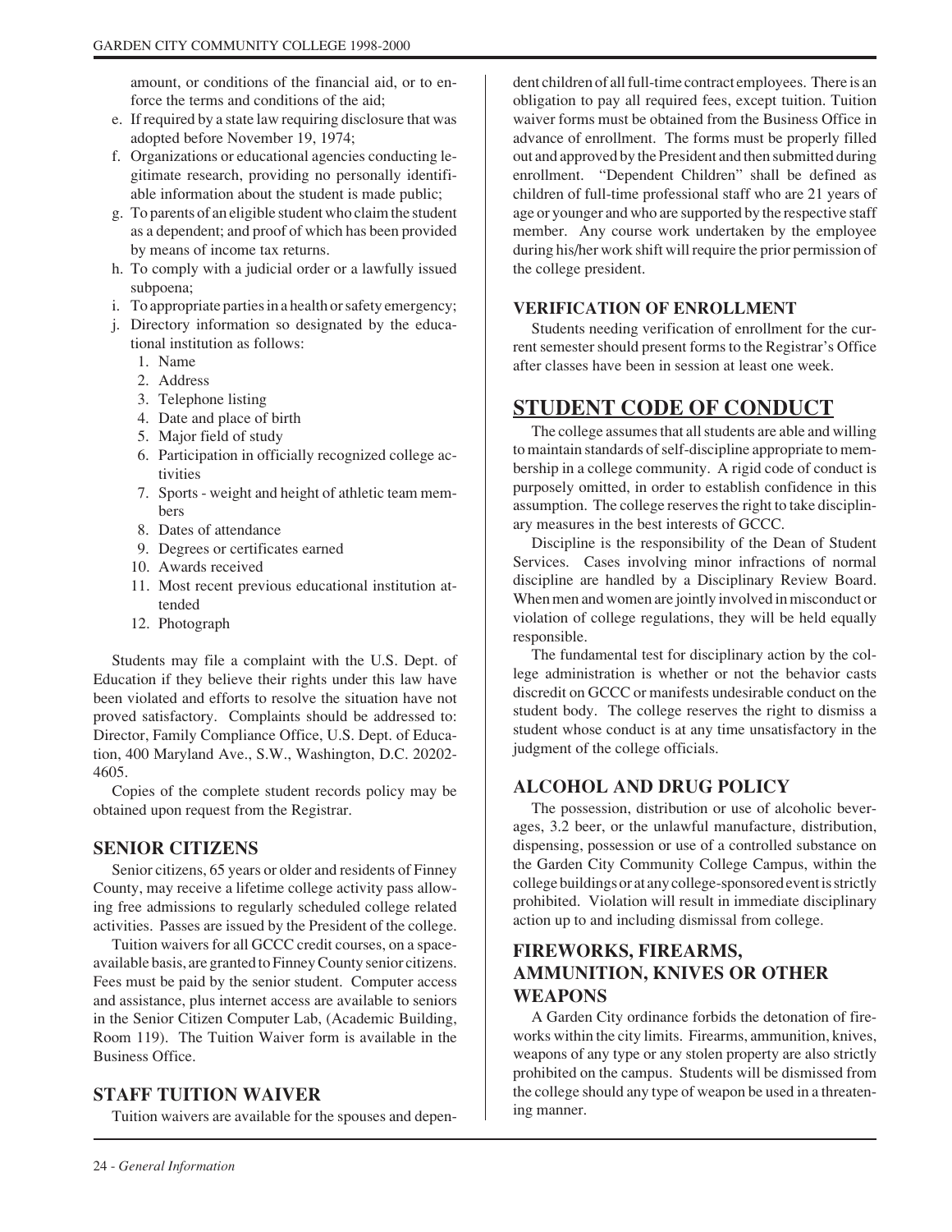amount, or conditions of the financial aid, or to enforce the terms and conditions of the aid;

e. If required by a state law requiring disclosure that was adopted before November 19, 1974;
f. Organizations or educational agencies conducting legitimate research, providing no personally identifiable information about the student is made public;
g. To parents of an eligible student who claim the student as a dependent; and proof of which has been provided by means of income tax returns.
h. To comply with a judicial order or a lawfully issued subpoena;
i. To appropriate parties in a health or safety emergency;
j. Directory information so designated by the educational institution as follows:
   1. Name
   2. Address
   3. Telephone listing
   4. Date and place of birth
   5. Major field of study
   6. Participation in officially recognized college activities
   7. Sports - weight and height of athletic team members
   8. Dates of attendance
   9. Degrees or certificates earned
   10. Awards received
   11. Most recent previous educational institution attended
   12. Photograph

Students may file a complaint with the U.S. Dept. of Education if they believe their rights under this law have been violated and efforts to resolve the situation have not proved satisfactory. Complaints should be addressed to: Director, Family Compliance Office, U.S. Dept. of Education, 400 Maryland Ave., S.W., Washington, D.C. 20202-4605.

Copies of the complete student records policy may be obtained upon request from the Registrar.

### SENIOR CITIZENS

Senior citizens, 65 years or older and residents of Finney County, may receive a lifetime college activity pass allowing free admissions to regularly scheduled college related activities. Passes are issued by the President of the college.

Tuition waivers for all GCCC credit courses, on a space-available basis, are granted to Finney County senior citizens. Fees must be paid by the senior student. Computer access and assistance, plus internet access are available to seniors in the Senior Citizen Computer Lab, (Academic Building, Room 119). The Tuition Waiver form is available in the Business Office.

### STAFF TUITION WAIVER

Tuition waivers are available for the spouses and dependent children of all full-time contract employees. There is an obligation to pay all required fees, except tuition. Tuition waiver forms must be obtained from the Business Office in advance of enrollment. The forms must be properly filled out and approved by the President and then submitted during enrollment. "Dependent Children" shall be defined as children of full-time professional staff who are 21 years of age or younger and who are supported by the respective staff member. Any course work undertaken by the employee during his/her work shift will require the prior permission of the college president.

### VERIFICATION OF ENROLLMENT

Students needing verification of enrollment for the current semester should present forms to the Registrar's Office after classes have been in session at least one week.

## STUDENT CODE OF CONDUCT

The college assumes that all students are able and willing to maintain standards of self-discipline appropriate to membership in a college community. A rigid code of conduct is purposely omitted, in order to establish confidence in this assumption. The college reserves the right to take disciplinary measures in the best interests of GCCC.

Discipline is the responsibility of the Dean of Student Services. Cases involving minor infractions of normal discipline are handled by a Disciplinary Review Board. When men and women are jointly involved in misconduct or violation of college regulations, they will be held equally responsible.

The fundamental test for disciplinary action by the college administration is whether or not the behavior casts discredit on GCCC or manifests undesirable conduct on the student body. The college reserves the right to dismiss a student whose conduct is at any time unsatisfactory in the judgment of the college officials.

### ALCOHOL AND DRUG POLICY

The possession, distribution or use of alcoholic beverages, 3.2 beer, or the unlawful manufacture, distribution, dispensing, possession or use of a controlled substance on the Garden City Community College Campus, within the college buildings or at any college-sponsored event is strictly prohibited. Violation will result in immediate disciplinary action up to and including dismissal from college.

### FIREWORKS, FIREARMS, AMMUNITION, KNIVES OR OTHER WEAPONS

A Garden City ordinance forbids the detonation of fireworks within the city limits. Firearms, ammunition, knives, weapons of any type or any stolen property are also strictly prohibited on the campus. Students will be dismissed from the college should any type of weapon be used in a threatening manner.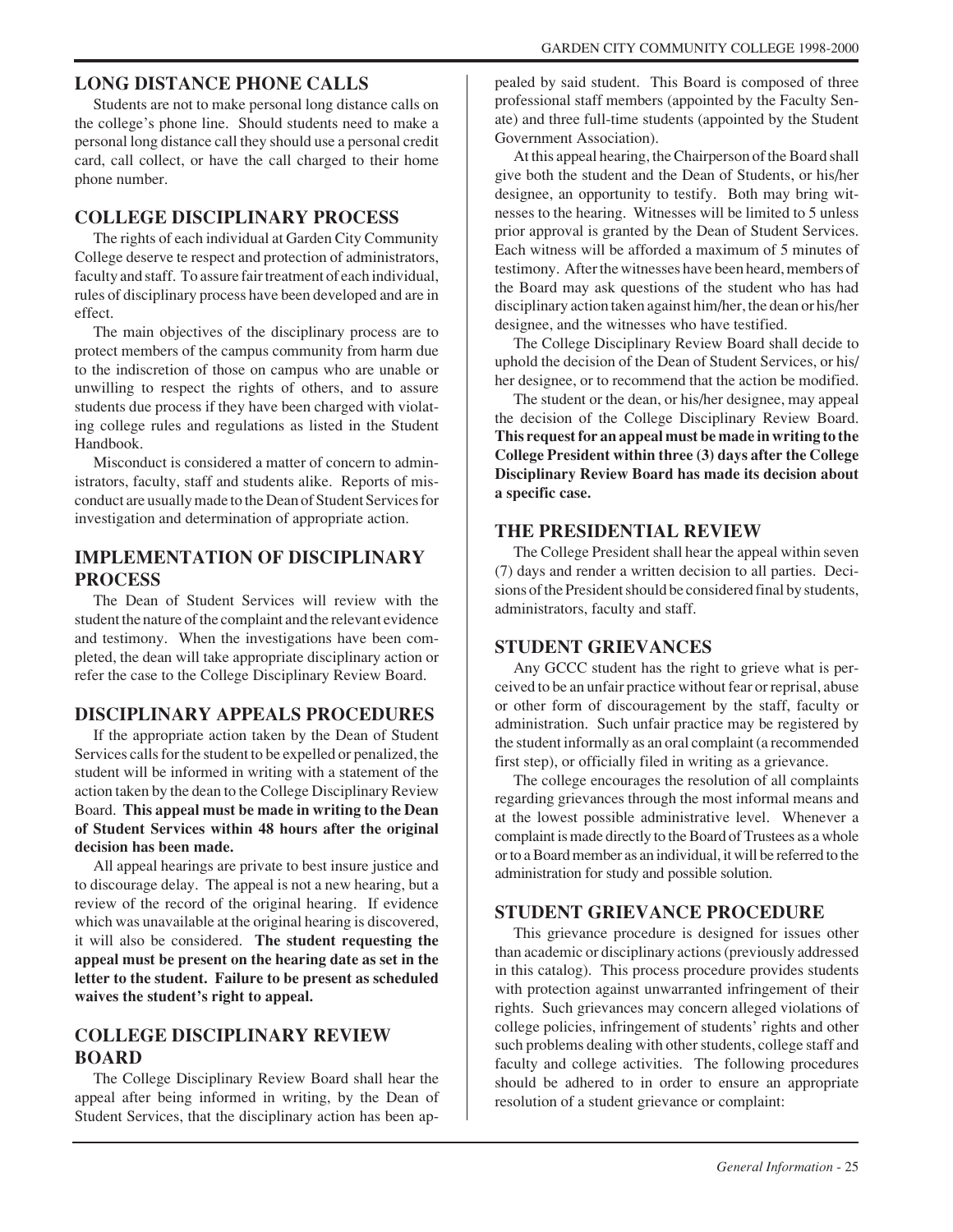## LONG DISTANCE PHONE CALLS

Students are not to make personal long distance calls on the college's phone line. Should students need to make a personal long distance call they should use a personal credit card, call collect, or have the call charged to their home phone number.

## COLLEGE DISCIPLINARY PROCESS

The rights of each individual at Garden City Community College deserve te respect and protection of administrators, faculty and staff. To assure fair treatment of each individual, rules of disciplinary process have been developed and are in effect.

The main objectives of the disciplinary process are to protect members of the campus community from harm due to the indiscretion of those on campus who are unable or unwilling to respect the rights of others, and to assure students due process if they have been charged with violating college rules and regulations as listed in the Student Handbook.

Misconduct is considered a matter of concern to administrators, faculty, staff and students alike. Reports of misconduct are usually made to the Dean of Student Services for investigation and determination of appropriate action.

## IMPLEMENTATION OF DISCIPLINARY PROCESS

The Dean of Student Services will review with the student the nature of the complaint and the relevant evidence and testimony. When the investigations have been completed, the dean will take appropriate disciplinary action or refer the case to the College Disciplinary Review Board.

## DISCIPLINARY APPEALS PROCEDURES

If the appropriate action taken by the Dean of Student Services calls for the student to be expelled or penalized, the student will be informed in writing with a statement of the action taken by the dean to the College Disciplinary Review Board. **This appeal must be made in writing to the Dean of Student Services within 48 hours after the original decision has been made.**

All appeal hearings are private to best insure justice and to discourage delay. The appeal is not a new hearing, but a review of the record of the original hearing. If evidence which was unavailable at the original hearing is discovered, it will also be considered. **The student requesting the appeal must be present on the hearing date as set in the letter to the student. Failure to be present as scheduled waives the student's right to appeal.**

## COLLEGE DISCIPLINARY REVIEW BOARD

The College Disciplinary Review Board shall hear the appeal after being informed in writing, by the Dean of Student Services, that the disciplinary action has been appealed by said student. This Board is composed of three professional staff members (appointed by the Faculty Senate) and three full-time students (appointed by the Student Government Association).

At this appeal hearing, the Chairperson of the Board shall give both the student and the Dean of Students, or his/her designee, an opportunity to testify. Both may bring witnesses to the hearing. Witnesses will be limited to 5 unless prior approval is granted by the Dean of Student Services. Each witness will be afforded a maximum of 5 minutes of testimony. After the witnesses have been heard, members of the Board may ask questions of the student who has had disciplinary action taken against him/her, the dean or his/her designee, and the witnesses who have testified.

The College Disciplinary Review Board shall decide to uphold the decision of the Dean of Student Services, or his/her designee, or to recommend that the action be modified.

The student or the dean, or his/her designee, may appeal the decision of the College Disciplinary Review Board. **This request for an appeal must be made in writing to the College President within three (3) days after the College Disciplinary Review Board has made its decision about a specific case.**

## THE PRESIDENTIAL REVIEW

The College President shall hear the appeal within seven (7) days and render a written decision to all parties. Decisions of the President should be considered final by students, administrators, faculty and staff.

## STUDENT GRIEVANCES

Any GCCC student has the right to grieve what is perceived to be an unfair practice without fear or reprisal, abuse or other form of discouragement by the staff, faculty or administration. Such unfair practice may be registered by the student informally as an oral complaint (a recommended first step), or officially filed in writing as a grievance.

The college encourages the resolution of all complaints regarding grievances through the most informal means and at the lowest possible administrative level. Whenever a complaint is made directly to the Board of Trustees as a whole or to a Board member as an individual, it will be referred to the administration for study and possible solution.

## STUDENT GRIEVANCE PROCEDURE

This grievance procedure is designed for issues other than academic or disciplinary actions (previously addressed in this catalog). This process procedure provides students with protection against unwarranted infringement of their rights. Such grievances may concern alleged violations of college policies, infringement of students' rights and other such problems dealing with other students, college staff and faculty and college activities. The following procedures should be adhered to in order to ensure an appropriate resolution of a student grievance or complaint: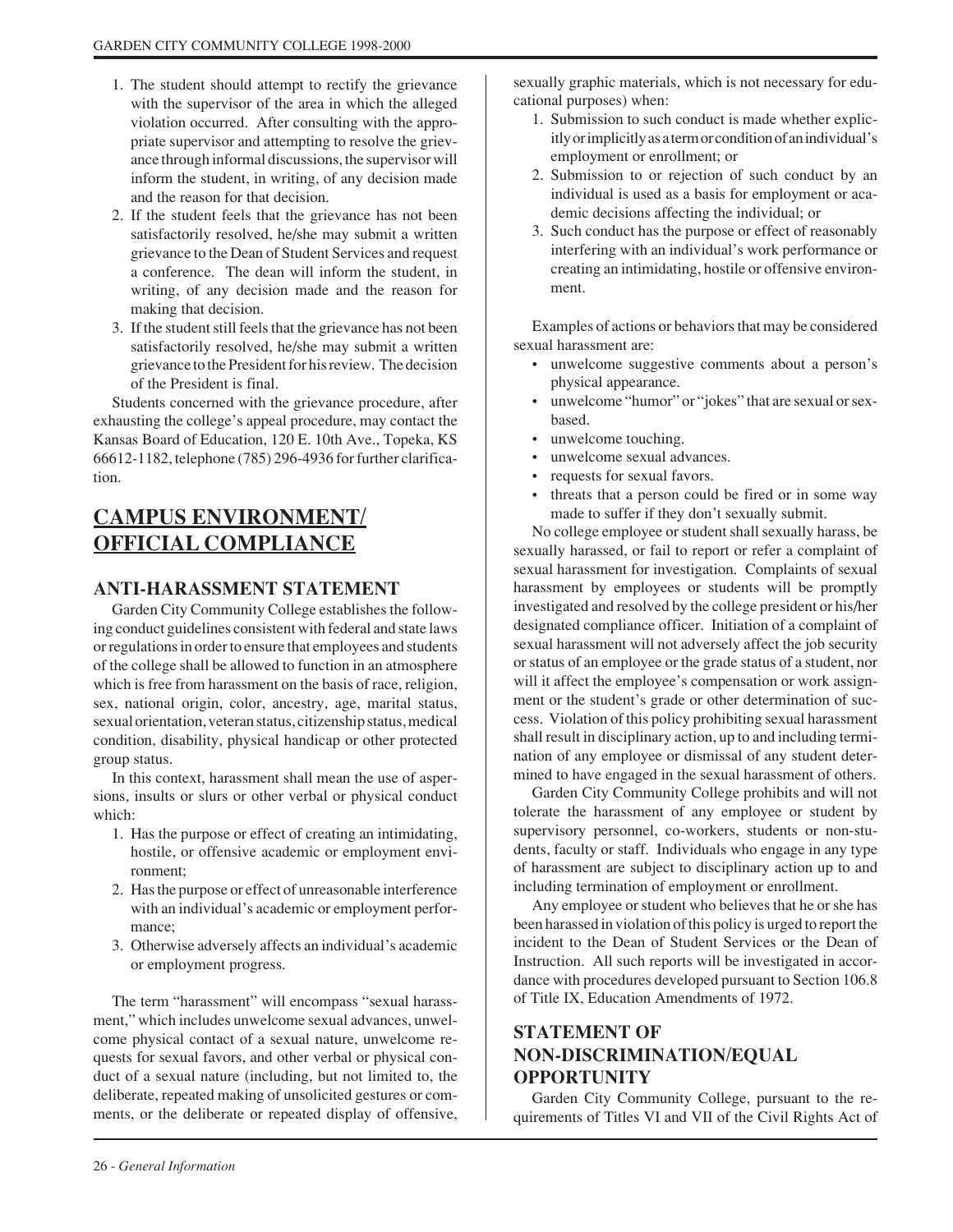1. The student should attempt to rectify the grievance with the supervisor of the area in which the alleged violation occurred. After consulting with the appropriate supervisor and attempting to resolve the grievance through informal discussions, the supervisor will inform the student, in writing, of any decision made and the reason for that decision.
2. If the student feels that the grievance has not been satisfactorily resolved, he/she may submit a written grievance to the Dean of Student Services and request a conference. The dean will inform the student, in writing, of any decision made and the reason for making that decision.
3. If the student still feels that the grievance has not been satisfactorily resolved, he/she may submit a written grievance to the President for his review. The decision of the President is final.

Students concerned with the grievance procedure, after exhausting the college's appeal procedure, may contact the Kansas Board of Education, 120 E. 10th Ave., Topeka, KS 66612-1182, telephone (785) 296-4936 for further clarification.

# CAMPUS ENVIRONMENT/ OFFICIAL COMPLIANCE

## ANTI-HARASSMENT STATEMENT

Garden City Community College establishes the following conduct guidelines consistent with federal and state laws or regulations in order to ensure that employees and students of the college shall be allowed to function in an atmosphere which is free from harassment on the basis of race, religion, sex, national origin, color, ancestry, age, marital status, sexual orientation, veteran status, citizenship status, medical condition, disability, physical handicap or other protected group status.

In this context, harassment shall mean the use of aspersions, insults or slurs or other verbal or physical conduct which:

1. Has the purpose or effect of creating an intimidating, hostile, or offensive academic or employment environment;
2. Has the purpose or effect of unreasonable interference with an individual's academic or employment performance;
3. Otherwise adversely affects an individual's academic or employment progress.

The term "harassment" will encompass "sexual harassment," which includes unwelcome sexual advances, unwelcome physical contact of a sexual nature, unwelcome requests for sexual favors, and other verbal or physical conduct of a sexual nature (including, but not limited to, the deliberate, repeated making of unsolicited gestures or comments, or the deliberate or repeated display of offensive, sexually graphic materials, which is not necessary for educational purposes) when:

1. Submission to such conduct is made whether explicitly or implicitly as a term or condition of an individual's employment or enrollment; or
2. Submission to or rejection of such conduct by an individual is used as a basis for employment or academic decisions affecting the individual; or
3. Such conduct has the purpose or effect of reasonably interfering with an individual's work performance or creating an intimidating, hostile or offensive environment.

Examples of actions or behaviors that may be considered sexual harassment are:

- unwelcome suggestive comments about a person's physical appearance.
- unwelcome "humor" or "jokes" that are sexual or sex-based.
- unwelcome touching.
- unwelcome sexual advances.
- requests for sexual favors.
- threats that a person could be fired or in some way made to suffer if they don't sexually submit.

No college employee or student shall sexually harass, be sexually harassed, or fail to report or refer a complaint of sexual harassment for investigation. Complaints of sexual harassment by employees or students will be promptly investigated and resolved by the college president or his/her designated compliance officer. Initiation of a complaint of sexual harassment will not adversely affect the job security or status of an employee or the grade status of a student, nor will it affect the employee's compensation or work assignment or the student's grade or other determination of success. Violation of this policy prohibiting sexual harassment shall result in disciplinary action, up to and including termination of any employee or dismissal of any student determined to have engaged in the sexual harassment of others.

Garden City Community College prohibits and will not tolerate the harassment of any employee or student by supervisory personnel, co-workers, students or non-students, faculty or staff. Individuals who engage in any type of harassment are subject to disciplinary action up to and including termination of employment or enrollment.

Any employee or student who believes that he or she has been harassed in violation of this policy is urged to report the incident to the Dean of Student Services or the Dean of Instruction. All such reports will be investigated in accordance with procedures developed pursuant to Section 106.8 of Title IX, Education Amendments of 1972.

## STATEMENT OF NON-DISCRIMINATION/EQUAL OPPORTUNITY

Garden City Community College, pursuant to the requirements of Titles VI and VII of the Civil Rights Act of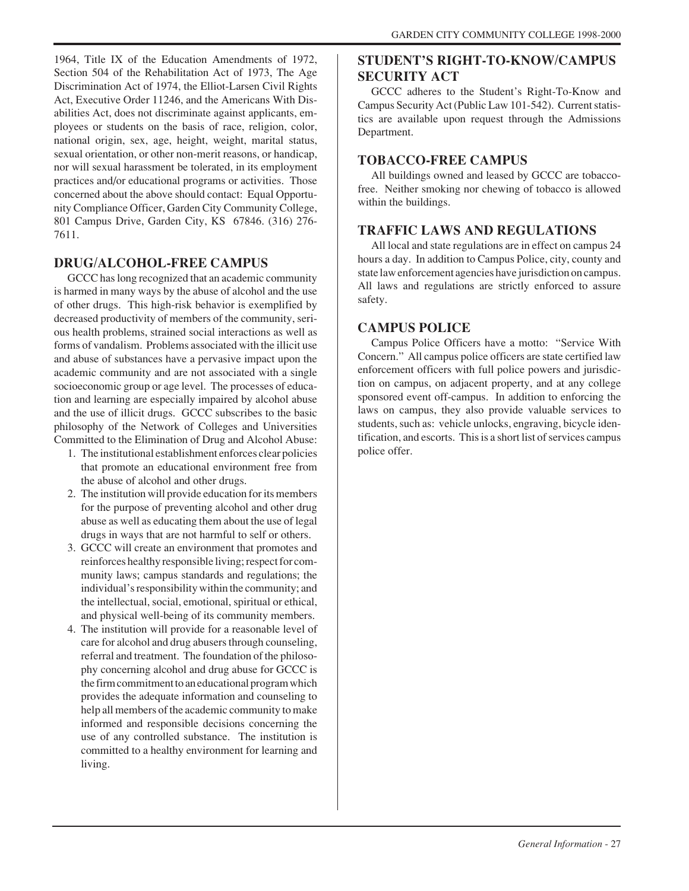1964, Title IX of the Education Amendments of 1972, Section 504 of the Rehabilitation Act of 1973, The Age Discrimination Act of 1974, the Elliot-Larsen Civil Rights Act, Executive Order 11246, and the Americans With Disabilities Act, does not discriminate against applicants, employees or students on the basis of race, religion, color, national origin, sex, age, height, weight, marital status, sexual orientation, or other non-merit reasons, or handicap, nor will sexual harassment be tolerated, in its employment practices and/or educational programs or activities. Those concerned about the above should contact: Equal Opportunity Compliance Officer, Garden City Community College, 801 Campus Drive, Garden City, KS 67846. (316) 276-7611.

## DRUG/ALCOHOL-FREE CAMPUS

GCCC has long recognized that an academic community is harmed in many ways by the abuse of alcohol and the use of other drugs. This high-risk behavior is exemplified by decreased productivity of members of the community, serious health problems, strained social interactions as well as forms of vandalism. Problems associated with the illicit use and abuse of substances have a pervasive impact upon the academic community and are not associated with a single socioeconomic group or age level. The processes of education and learning are especially impaired by alcohol abuse and the use of illicit drugs. GCCC subscribes to the basic philosophy of the Network of Colleges and Universities Committed to the Elimination of Drug and Alcohol Abuse:

1. The institutional establishment enforces clear policies that promote an educational environment free from the abuse of alcohol and other drugs.
2. The institution will provide education for its members for the purpose of preventing alcohol and other drug abuse as well as educating them about the use of legal drugs in ways that are not harmful to self or others.
3. GCCC will create an environment that promotes and reinforces healthy responsible living; respect for community laws; campus standards and regulations; the individual's responsibility within the community; and the intellectual, social, emotional, spiritual or ethical, and physical well-being of its community members.
4. The institution will provide for a reasonable level of care for alcohol and drug abusers through counseling, referral and treatment. The foundation of the philosophy concerning alcohol and drug abuse for GCCC is the firm commitment to an educational program which provides the adequate information and counseling to help all members of the academic community to make informed and responsible decisions concerning the use of any controlled substance. The institution is committed to a healthy environment for learning and living.

## STUDENT'S RIGHT-TO-KNOW/CAMPUS SECURITY ACT

GCCC adheres to the Student's Right-To-Know and Campus Security Act (Public Law 101-542). Current statistics are available upon request through the Admissions Department.

## TOBACCO-FREE CAMPUS

All buildings owned and leased by GCCC are tobacco-free. Neither smoking nor chewing of tobacco is allowed within the buildings.

## TRAFFIC LAWS AND REGULATIONS

All local and state regulations are in effect on campus 24 hours a day. In addition to Campus Police, city, county and state law enforcement agencies have jurisdiction on campus. All laws and regulations are strictly enforced to assure safety.

## CAMPUS POLICE

Campus Police Officers have a motto: "Service With Concern." All campus police officers are state certified law enforcement officers with full police powers and jurisdiction on campus, on adjacent property, and at any college sponsored event off-campus. In addition to enforcing the laws on campus, they also provide valuable services to students, such as: vehicle unlocks, engraving, bicycle identification, and escorts. This is a short list of services campus police offer.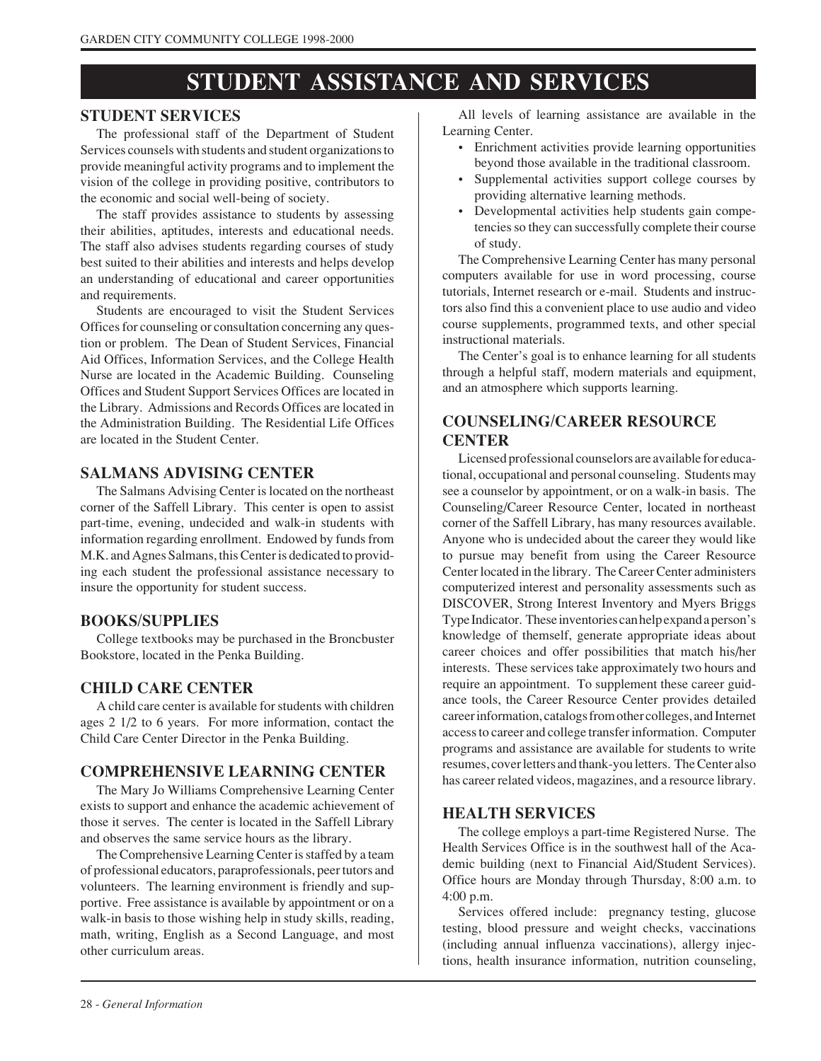# STUDENT ASSISTANCE AND SERVICES

## STUDENT SERVICES

The professional staff of the Department of Student Services counsels with students and student organizations to provide meaningful activity programs and to implement the vision of the college in providing positive, contributors to the economic and social well-being of society.

The staff provides assistance to students by assessing their abilities, aptitudes, interests and educational needs. The staff also advises students regarding courses of study best suited to their abilities and interests and helps develop an understanding of educational and career opportunities and requirements.

Students are encouraged to visit the Student Services Offices for counseling or consultation concerning any question or problem. The Dean of Student Services, Financial Aid Offices, Information Services, and the College Health Nurse are located in the Academic Building. Counseling Offices and Student Support Services Offices are located in the Library. Admissions and Records Offices are located in the Administration Building. The Residential Life Offices are located in the Student Center.

## SALMANS ADVISING CENTER

The Salmans Advising Center is located on the northeast corner of the Saffell Library. This center is open to assist part-time, evening, undecided and walk-in students with information regarding enrollment. Endowed by funds from M.K. and Agnes Salmans, this Center is dedicated to providing each student the professional assistance necessary to insure the opportunity for student success.

## BOOKS/SUPPLIES

College textbooks may be purchased in the Broncbuster Bookstore, located in the Penka Building.

## CHILD CARE CENTER

A child care center is available for students with children ages 2 1/2 to 6 years. For more information, contact the Child Care Center Director in the Penka Building.

## COMPREHENSIVE LEARNING CENTER

The Mary Jo Williams Comprehensive Learning Center exists to support and enhance the academic achievement of those it serves. The center is located in the Saffell Library and observes the same service hours as the library.

The Comprehensive Learning Center is staffed by a team of professional educators, paraprofessionals, peer tutors and volunteers. The learning environment is friendly and supportive. Free assistance is available by appointment or on a walk-in basis to those wishing help in study skills, reading, math, writing, English as a Second Language, and most other curriculum areas.

All levels of learning assistance are available in the Learning Center.

- Enrichment activities provide learning opportunities beyond those available in the traditional classroom.
- Supplemental activities support college courses by providing alternative learning methods.
- Developmental activities help students gain competencies so they can successfully complete their course of study.

The Comprehensive Learning Center has many personal computers available for use in word processing, course tutorials, Internet research or e-mail. Students and instructors also find this a convenient place to use audio and video course supplements, programmed texts, and other special instructional materials.

The Center's goal is to enhance learning for all students through a helpful staff, modern materials and equipment, and an atmosphere which supports learning.

## COUNSELING/CAREER RESOURCE CENTER

Licensed professional counselors are available for educational, occupational and personal counseling. Students may see a counselor by appointment, or on a walk-in basis. The Counseling/Career Resource Center, located in northeast corner of the Saffell Library, has many resources available. Anyone who is undecided about the career they would like to pursue may benefit from using the Career Resource Center located in the library. The Career Center administers computerized interest and personality assessments such as DISCOVER, Strong Interest Inventory and Myers Briggs Type Indicator. These inventories can help expand a person's knowledge of themself, generate appropriate ideas about career choices and offer possibilities that match his/her interests. These services take approximately two hours and require an appointment. To supplement these career guidance tools, the Career Resource Center provides detailed career information, catalogs from other colleges, and Internet access to career and college transfer information. Computer programs and assistance are available for students to write resumes, cover letters and thank-you letters. The Center also has career related videos, magazines, and a resource library.

## HEALTH SERVICES

The college employs a part-time Registered Nurse. The Health Services Office is in the southwest hall of the Academic building (next to Financial Aid/Student Services). Office hours are Monday through Thursday, 8:00 a.m. to 4:00 p.m.

Services offered include: pregnancy testing, glucose testing, blood pressure and weight checks, vaccinations (including annual influenza vaccinations), allergy injections, health insurance information, nutrition counseling,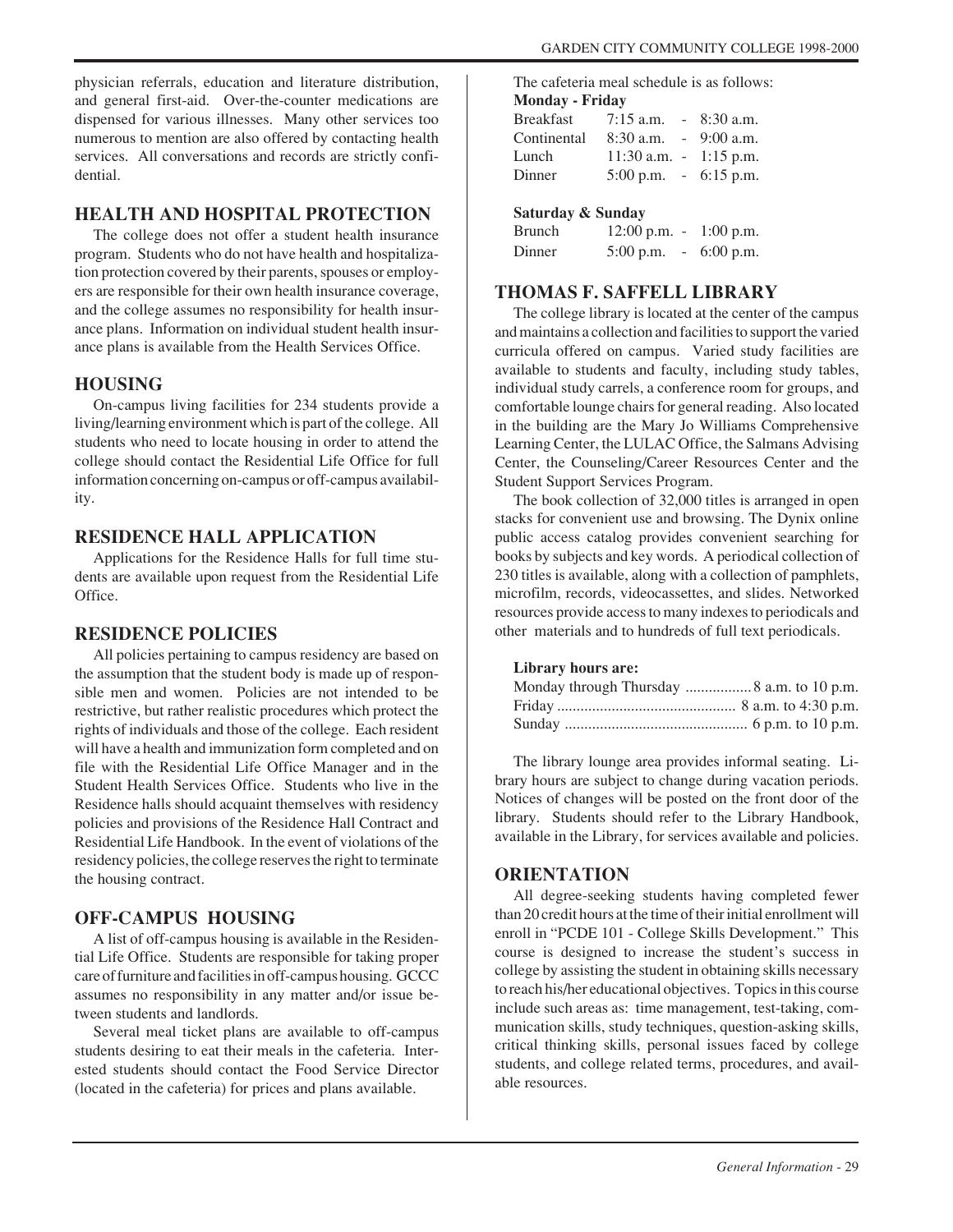physician referrals, education and literature distribution, and general first-aid. Over-the-counter medications are dispensed for various illnesses. Many other services too numerous to mention are also offered by contacting health services. All conversations and records are strictly confidential.

## HEALTH AND HOSPITAL PROTECTION

The college does not offer a student health insurance program. Students who do not have health and hospitalization protection covered by their parents, spouses or employers are responsible for their own health insurance coverage, and the college assumes no responsibility for health insurance plans. Information on individual student health insurance plans is available from the Health Services Office.

## HOUSING

On-campus living facilities for 234 students provide a living/learning environment which is part of the college. All students who need to locate housing in order to attend the college should contact the Residential Life Office for full information concerning on-campus or off-campus availability.

## RESIDENCE HALL APPLICATION

Applications for the Residence Halls for full time students are available upon request from the Residential Life Office.

## RESIDENCE POLICIES

All policies pertaining to campus residency are based on the assumption that the student body is made up of responsible men and women. Policies are not intended to be restrictive, but rather realistic procedures which protect the rights of individuals and those of the college. Each resident will have a health and immunization form completed and on file with the Residential Life Office Manager and in the Student Health Services Office. Students who live in the Residence halls should acquaint themselves with residency policies and provisions of the Residence Hall Contract and Residential Life Handbook. In the event of violations of the residency policies, the college reserves the right to terminate the housing contract.

## OFF-CAMPUS HOUSING

A list of off-campus housing is available in the Residential Life Office. Students are responsible for taking proper care of furniture and facilities in off-campus housing. GCCC assumes no responsibility in any matter and/or issue between students and landlords.

Several meal ticket plans are available to off-campus students desiring to eat their meals in the cafeteria. Interested students should contact the Food Service Director (located in the cafeteria) for prices and plans available.

The cafeteria meal schedule is as follows:

**Monday - Friday**

| | |
|---|---|
| Breakfast | 7:15 a.m. - 8:30 a.m. |
| Continental | 8:30 a.m. - 9:00 a.m. |
| Lunch | 11:30 a.m. - 1:15 p.m. |
| Dinner | 5:00 p.m. - 6:15 p.m. |

**Saturday & Sunday**

| | |
|---|---|
| Brunch | 12:00 p.m. - 1:00 p.m. |
| Dinner | 5:00 p.m. - 6:00 p.m. |

## THOMAS F. SAFFELL LIBRARY

The college library is located at the center of the campus and maintains a collection and facilities to support the varied curricula offered on campus. Varied study facilities are available to students and faculty, including study tables, individual study carrels, a conference room for groups, and comfortable lounge chairs for general reading. Also located in the building are the Mary Jo Williams Comprehensive Learning Center, the LULAC Office, the Salmans Advising Center, the Counseling/Career Resources Center and the Student Support Services Program.

The book collection of 32,000 titles is arranged in open stacks for convenient use and browsing. The Dynix online public access catalog provides convenient searching for books by subjects and key words. A periodical collection of 230 titles is available, along with a collection of pamphlets, microfilm, records, videocassettes, and slides. Networked resources provide access to many indexes to periodicals and other materials and to hundreds of full text periodicals.

**Library hours are:**

Monday through Thursday ................. 8 a.m. to 10 p.m.
Friday ............................................ 8 a.m. to 4:30 p.m.
Sunday ............................................ 6 p.m. to 10 p.m.

The library lounge area provides informal seating. Library hours are subject to change during vacation periods. Notices of changes will be posted on the front door of the library. Students should refer to the Library Handbook, available in the Library, for services available and policies.

## ORIENTATION

All degree-seeking students having completed fewer than 20 credit hours at the time of their initial enrollment will enroll in "PCDE 101 - College Skills Development." This course is designed to increase the student's success in college by assisting the student in obtaining skills necessary to reach his/her educational objectives. Topics in this course include such areas as: time management, test-taking, communication skills, study techniques, question-asking skills, critical thinking skills, personal issues faced by college students, and college related terms, procedures, and available resources.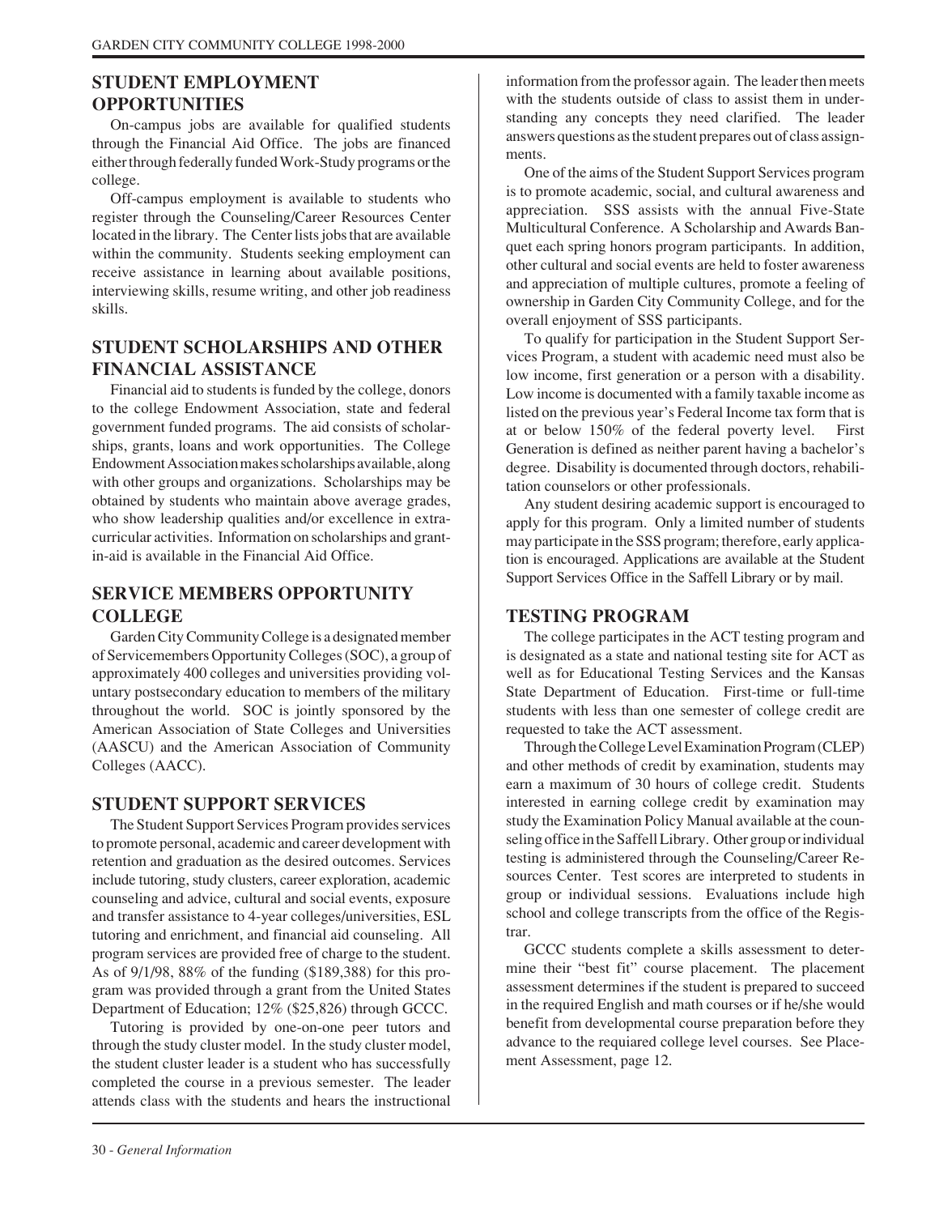## STUDENT EMPLOYMENT OPPORTUNITIES

On-campus jobs are available for qualified students through the Financial Aid Office. The jobs are financed either through federally funded Work-Study programs or the college.

Off-campus employment is available to students who register through the Counseling/Career Resources Center located in the library. The Center lists jobs that are available within the community. Students seeking employment can receive assistance in learning about available positions, interviewing skills, resume writing, and other job readiness skills.

## STUDENT SCHOLARSHIPS AND OTHER FINANCIAL ASSISTANCE

Financial aid to students is funded by the college, donors to the college Endowment Association, state and federal government funded programs. The aid consists of scholarships, grants, loans and work opportunities. The College Endowment Association makes scholarships available, along with other groups and organizations. Scholarships may be obtained by students who maintain above average grades, who show leadership qualities and/or excellence in extra-curricular activities. Information on scholarships and grant-in-aid is available in the Financial Aid Office.

## SERVICE MEMBERS OPPORTUNITY COLLEGE

Garden City Community College is a designated member of Servicemembers Opportunity Colleges (SOC), a group of approximately 400 colleges and universities providing voluntary postsecondary education to members of the military throughout the world. SOC is jointly sponsored by the American Association of State Colleges and Universities (AASCU) and the American Association of Community Colleges (AACC).

## STUDENT SUPPORT SERVICES

The Student Support Services Program provides services to promote personal, academic and career development with retention and graduation as the desired outcomes. Services include tutoring, study clusters, career exploration, academic counseling and advice, cultural and social events, exposure and transfer assistance to 4-year colleges/universities, ESL tutoring and enrichment, and financial aid counseling. All program services are provided free of charge to the student. As of 9/1/98, 88% of the funding ($189,388) for this program was provided through a grant from the United States Department of Education; 12% ($25,826) through GCCC.

Tutoring is provided by one-on-one peer tutors and through the study cluster model. In the study cluster model, the student cluster leader is a student who has successfully completed the course in a previous semester. The leader attends class with the students and hears the instructional information from the professor again. The leader then meets with the students outside of class to assist them in understanding any concepts they need clarified. The leader answers questions as the student prepares out of class assignments.

One of the aims of the Student Support Services program is to promote academic, social, and cultural awareness and appreciation. SSS assists with the annual Five-State Multicultural Conference. A Scholarship and Awards Banquet each spring honors program participants. In addition, other cultural and social events are held to foster awareness and appreciation of multiple cultures, promote a feeling of ownership in Garden City Community College, and for the overall enjoyment of SSS participants.

To qualify for participation in the Student Support Services Program, a student with academic need must also be low income, first generation or a person with a disability. Low income is documented with a family taxable income as listed on the previous year's Federal Income tax form that is at or below 150% of the federal poverty level. First Generation is defined as neither parent having a bachelor's degree. Disability is documented through doctors, rehabilitation counselors or other professionals.

Any student desiring academic support is encouraged to apply for this program. Only a limited number of students may participate in the SSS program; therefore, early application is encouraged. Applications are available at the Student Support Services Office in the Saffell Library or by mail.

## TESTING PROGRAM

The college participates in the ACT testing program and is designated as a state and national testing site for ACT as well as for Educational Testing Services and the Kansas State Department of Education. First-time or full-time students with less than one semester of college credit are requested to take the ACT assessment.

Through the College Level Examination Program (CLEP) and other methods of credit by examination, students may earn a maximum of 30 hours of college credit. Students interested in earning college credit by examination may study the Examination Policy Manual available at the counseling office in the Saffell Library. Other group or individual testing is administered through the Counseling/Career Resources Center. Test scores are interpreted to students in group or individual sessions. Evaluations include high school and college transcripts from the office of the Registrar.

GCCC students complete a skills assessment to determine their "best fit" course placement. The placement assessment determines if the student is prepared to succeed in the required English and math courses or if he/she would benefit from developmental course preparation before they advance to the requiared college level courses. See Placement Assessment, page 12.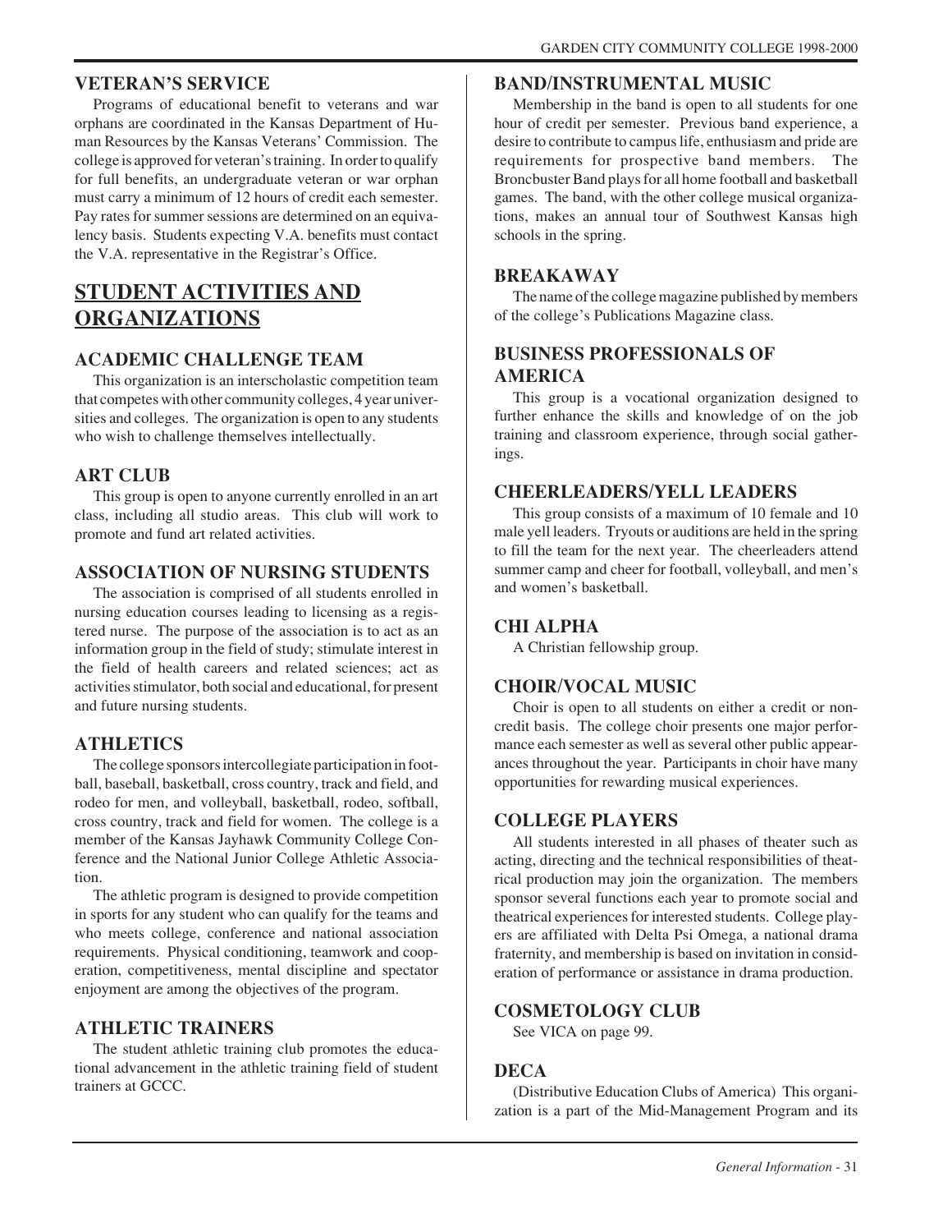## VETERAN'S SERVICE

Programs of educational benefit to veterans and war orphans are coordinated in the Kansas Department of Human Resources by the Kansas Veterans' Commission. The college is approved for veteran's training. In order to qualify for full benefits, an undergraduate veteran or war orphan must carry a minimum of 12 hours of credit each semester. Pay rates for summer sessions are determined on an equivalency basis. Students expecting V.A. benefits must contact the V.A. representative in the Registrar's Office.

# STUDENT ACTIVITIES AND ORGANIZATIONS

## ACADEMIC CHALLENGE TEAM

This organization is an interscholastic competition team that competes with other community colleges, 4 year universities and colleges. The organization is open to any students who wish to challenge themselves intellectually.

## ART CLUB

This group is open to anyone currently enrolled in an art class, including all studio areas. This club will work to promote and fund art related activities.

## ASSOCIATION OF NURSING STUDENTS

The association is comprised of all students enrolled in nursing education courses leading to licensing as a registered nurse. The purpose of the association is to act as an information group in the field of study; stimulate interest in the field of health careers and related sciences; act as activities stimulator, both social and educational, for present and future nursing students.

## ATHLETICS

The college sponsors intercollegiate participation in football, baseball, basketball, cross country, track and field, and rodeo for men, and volleyball, basketball, rodeo, softball, cross country, track and field for women. The college is a member of the Kansas Jayhawk Community College Conference and the National Junior College Athletic Association.

The athletic program is designed to provide competition in sports for any student who can qualify for the teams and who meets college, conference and national association requirements. Physical conditioning, teamwork and cooperation, competitiveness, mental discipline and spectator enjoyment are among the objectives of the program.

## ATHLETIC TRAINERS

The student athletic training club promotes the educational advancement in the athletic training field of student trainers at GCCC.

## BAND/INSTRUMENTAL MUSIC

Membership in the band is open to all students for one hour of credit per semester. Previous band experience, a desire to contribute to campus life, enthusiasm and pride are requirements for prospective band members. The Broncbuster Band plays for all home football and basketball games. The band, with the other college musical organizations, makes an annual tour of Southwest Kansas high schools in the spring.

## BREAKAWAY

The name of the college magazine published by members of the college's Publications Magazine class.

## BUSINESS PROFESSIONALS OF AMERICA

This group is a vocational organization designed to further enhance the skills and knowledge of on the job training and classroom experience, through social gatherings.

## CHEERLEADERS/YELL LEADERS

This group consists of a maximum of 10 female and 10 male yell leaders. Tryouts or auditions are held in the spring to fill the team for the next year. The cheerleaders attend summer camp and cheer for football, volleyball, and men's and women's basketball.

## CHI ALPHA

A Christian fellowship group.

## CHOIR/VOCAL MUSIC

Choir is open to all students on either a credit or noncredit basis. The college choir presents one major performance each semester as well as several other public appearances throughout the year. Participants in choir have many opportunities for rewarding musical experiences.

## COLLEGE PLAYERS

All students interested in all phases of theater such as acting, directing and the technical responsibilities of theatrical production may join the organization. The members sponsor several functions each year to promote social and theatrical experiences for interested students. College players are affiliated with Delta Psi Omega, a national drama fraternity, and membership is based on invitation in consideration of performance or assistance in drama production.

## COSMETOLOGY CLUB

See VICA on page 99.

## DECA

(Distributive Education Clubs of America) This organization is a part of the Mid-Management Program and its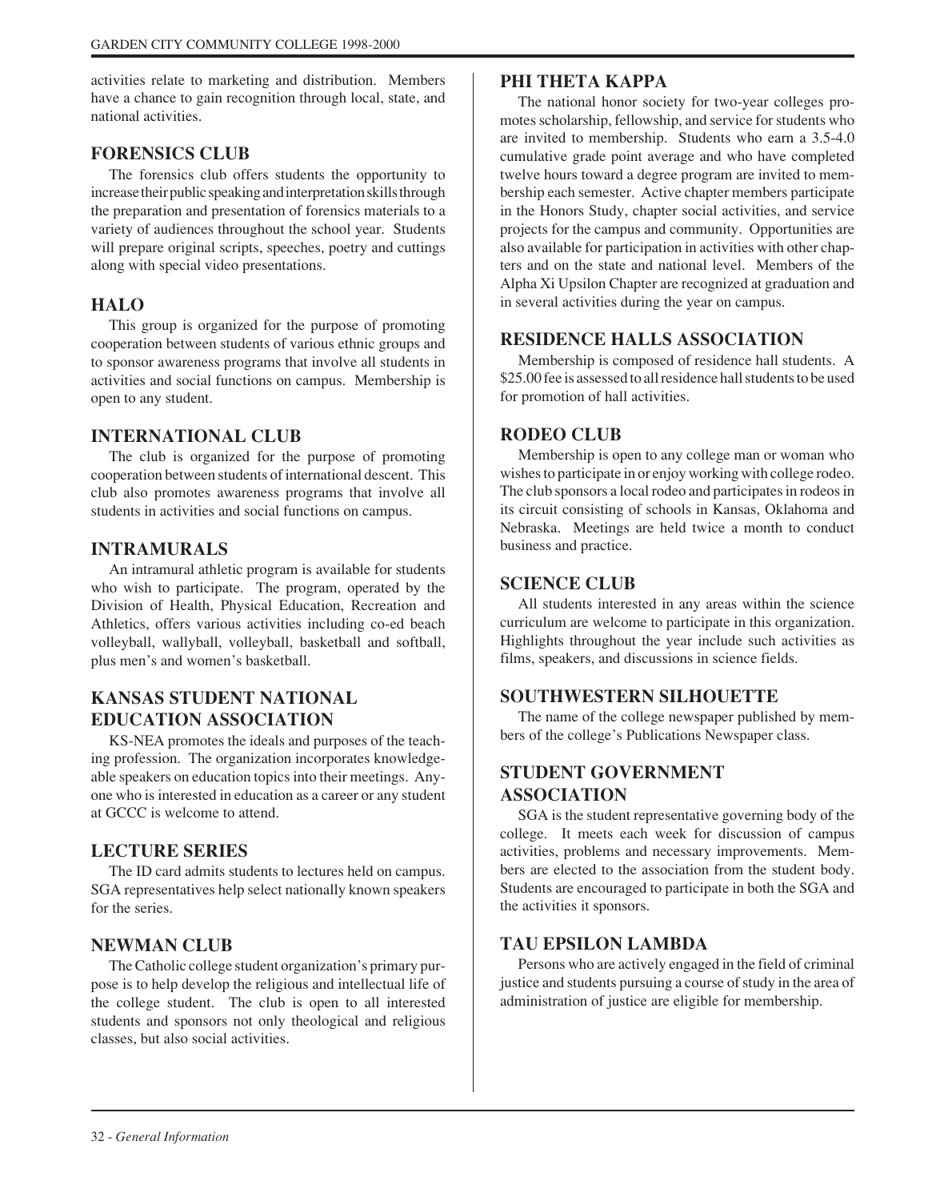activities relate to marketing and distribution. Members have a chance to gain recognition through local, state, and national activities.

## FORENSICS CLUB

The forensics club offers students the opportunity to increase their public speaking and interpretation skills through the preparation and presentation of forensics materials to a variety of audiences throughout the school year. Students will prepare original scripts, speeches, poetry and cuttings along with special video presentations.

## HALO

This group is organized for the purpose of promoting cooperation between students of various ethnic groups and to sponsor awareness programs that involve all students in activities and social functions on campus. Membership is open to any student.

## INTERNATIONAL CLUB

The club is organized for the purpose of promoting cooperation between students of international descent. This club also promotes awareness programs that involve all students in activities and social functions on campus.

## INTRAMURALS

An intramural athletic program is available for students who wish to participate. The program, operated by the Division of Health, Physical Education, Recreation and Athletics, offers various activities including co-ed beach volleyball, wallyball, volleyball, basketball and softball, plus men's and women's basketball.

## KANSAS STUDENT NATIONAL EDUCATION ASSOCIATION

KS-NEA promotes the ideals and purposes of the teaching profession. The organization incorporates knowledgeable speakers on education topics into their meetings. Anyone who is interested in education as a career or any student at GCCC is welcome to attend.

## LECTURE SERIES

The ID card admits students to lectures held on campus. SGA representatives help select nationally known speakers for the series.

## NEWMAN CLUB

The Catholic college student organization's primary purpose is to help develop the religious and intellectual life of the college student. The club is open to all interested students and sponsors not only theological and religious classes, but also social activities.

## PHI THETA KAPPA

The national honor society for two-year colleges promotes scholarship, fellowship, and service for students who are invited to membership. Students who earn a 3.5-4.0 cumulative grade point average and who have completed twelve hours toward a degree program are invited to membership each semester. Active chapter members participate in the Honors Study, chapter social activities, and service projects for the campus and community. Opportunities are also available for participation in activities with other chapters and on the state and national level. Members of the Alpha Xi Upsilon Chapter are recognized at graduation and in several activities during the year on campus.

## RESIDENCE HALLS ASSOCIATION

Membership is composed of residence hall students. A $25.00 fee is assessed to all residence hall students to be used for promotion of hall activities.

## RODEO CLUB

Membership is open to any college man or woman who wishes to participate in or enjoy working with college rodeo. The club sponsors a local rodeo and participates in rodeos in its circuit consisting of schools in Kansas, Oklahoma and Nebraska. Meetings are held twice a month to conduct business and practice.

## SCIENCE CLUB

All students interested in any areas within the science curriculum are welcome to participate in this organization. Highlights throughout the year include such activities as films, speakers, and discussions in science fields.

## SOUTHWESTERN SILHOUETTE

The name of the college newspaper published by members of the college's Publications Newspaper class.

## STUDENT GOVERNMENT ASSOCIATION

SGA is the student representative governing body of the college. It meets each week for discussion of campus activities, problems and necessary improvements. Members are elected to the association from the student body. Students are encouraged to participate in both the SGA and the activities it sponsors.

## TAU EPSILON LAMBDA

Persons who are actively engaged in the field of criminal justice and students pursuing a course of study in the area of administration of justice are eligible for membership.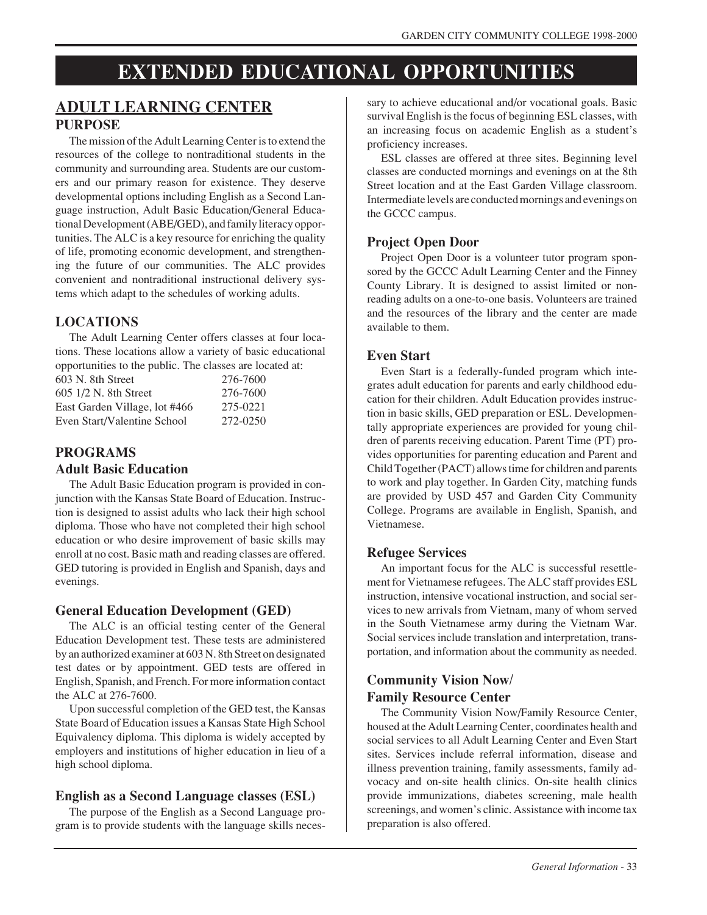# EXTENDED EDUCATIONAL OPPORTUNITIES

## ADULT LEARNING CENTER

### PURPOSE

The mission of the Adult Learning Center is to extend the resources of the college to nontraditional students in the community and surrounding area. Students are our customers and our primary reason for existence. They deserve developmental options including English as a Second Language instruction, Adult Basic Education/General Educational Development (ABE/GED), and family literacy opportunities. The ALC is a key resource for enriching the quality of life, promoting economic development, and strengthening the future of our communities. The ALC provides convenient and nontraditional instructional delivery systems which adapt to the schedules of working adults.

### LOCATIONS

The Adult Learning Center offers classes at four locations. These locations allow a variety of basic educational opportunities to the public. The classes are located at:

| | |
|---|---|
| 603 N. 8th Street | 276-7600 |
| 605 1/2 N. 8th Street | 276-7600 |
| East Garden Village, lot #466 | 275-0221 |
| Even Start/Valentine School | 272-0250 |

### PROGRAMS

#### Adult Basic Education

The Adult Basic Education program is provided in conjunction with the Kansas State Board of Education. Instruction is designed to assist adults who lack their high school diploma. Those who have not completed their high school education or who desire improvement of basic skills may enroll at no cost. Basic math and reading classes are offered. GED tutoring is provided in English and Spanish, days and evenings.

#### General Education Development (GED)

The ALC is an official testing center of the General Education Development test. These tests are administered by an authorized examiner at 603 N. 8th Street on designated test dates or by appointment. GED tests are offered in English, Spanish, and French. For more information contact the ALC at 276-7600.

Upon successful completion of the GED test, the Kansas State Board of Education issues a Kansas State High School Equivalency diploma. This diploma is widely accepted by employers and institutions of higher education in lieu of a high school diploma.

#### English as a Second Language classes (ESL)

The purpose of the English as a Second Language program is to provide students with the language skills necessary to achieve educational and/or vocational goals. Basic survival English is the focus of beginning ESL classes, with an increasing focus on academic English as a student's proficiency increases.

ESL classes are offered at three sites. Beginning level classes are conducted mornings and evenings on at the 8th Street location and at the East Garden Village classroom. Intermediate levels are conducted mornings and evenings on the GCCC campus.

#### Project Open Door

Project Open Door is a volunteer tutor program sponsored by the GCCC Adult Learning Center and the Finney County Library. It is designed to assist limited or nonreading adults on a one-to-one basis. Volunteers are trained and the resources of the library and the center are made available to them.

#### Even Start

Even Start is a federally-funded program which integrates adult education for parents and early childhood education for their children. Adult Education provides instruction in basic skills, GED preparation or ESL. Developmentally appropriate experiences are provided for young children of parents receiving education. Parent Time (PT) provides opportunities for parenting education and Parent and Child Together (PACT) allows time for children and parents to work and play together. In Garden City, matching funds are provided by USD 457 and Garden City Community College. Programs are available in English, Spanish, and Vietnamese.

#### Refugee Services

An important focus for the ALC is successful resettlement for Vietnamese refugees. The ALC staff provides ESL instruction, intensive vocational instruction, and social services to new arrivals from Vietnam, many of whom served in the South Vietnamese army during the Vietnam War. Social services include translation and interpretation, transportation, and information about the community as needed.

#### Community Vision Now/ Family Resource Center

The Community Vision Now/Family Resource Center, housed at the Adult Learning Center, coordinates health and social services to all Adult Learning Center and Even Start sites. Services include referral information, disease and illness prevention training, family assessments, family advocacy and on-site health clinics. On-site health clinics provide immunizations, diabetes screening, male health screenings, and women's clinic. Assistance with income tax preparation is also offered.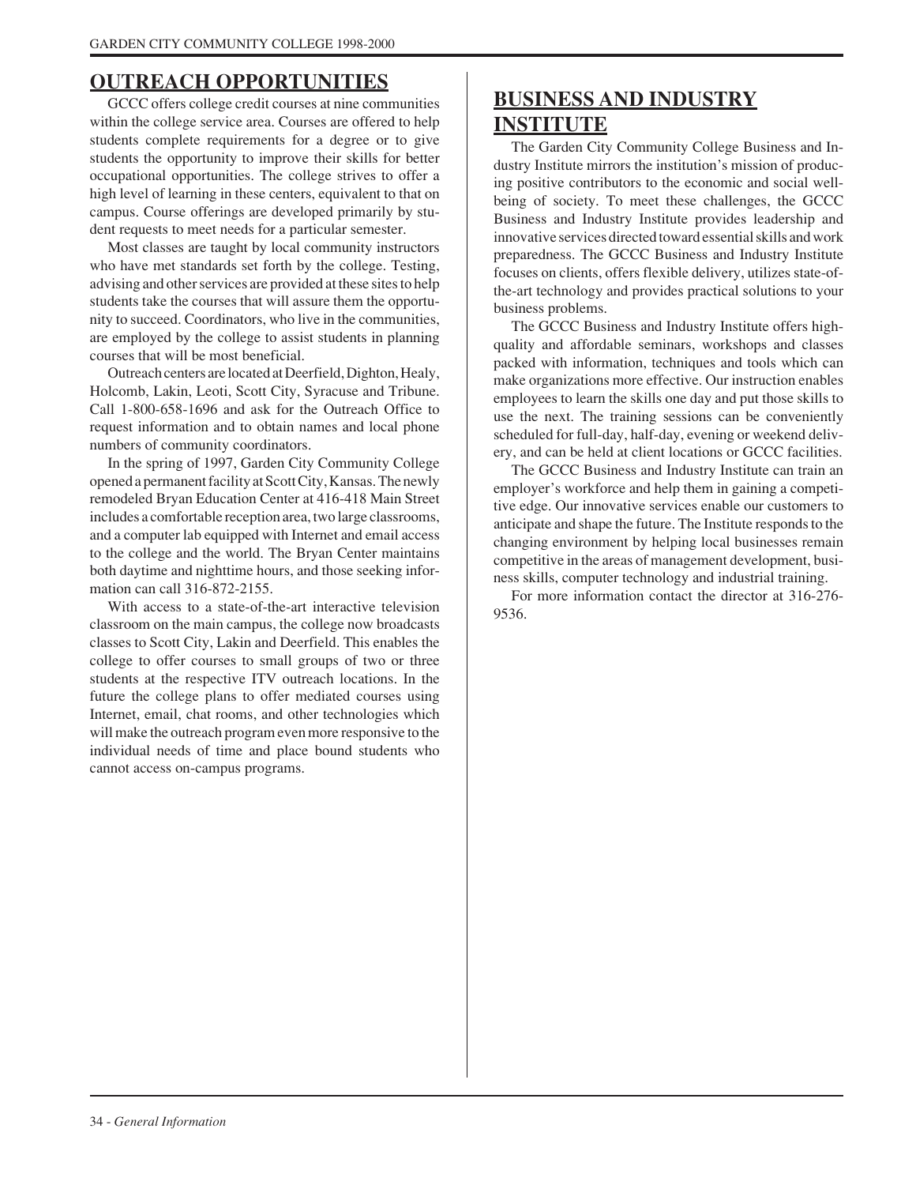## OUTREACH OPPORTUNITIES

GCCC offers college credit courses at nine communities within the college service area. Courses are offered to help students complete requirements for a degree or to give students the opportunity to improve their skills for better occupational opportunities. The college strives to offer a high level of learning in these centers, equivalent to that on campus. Course offerings are developed primarily by student requests to meet needs for a particular semester.

Most classes are taught by local community instructors who have met standards set forth by the college. Testing, advising and other services are provided at these sites to help students take the courses that will assure them the opportunity to succeed. Coordinators, who live in the communities, are employed by the college to assist students in planning courses that will be most beneficial.

Outreach centers are located at Deerfield, Dighton, Healy, Holcomb, Lakin, Leoti, Scott City, Syracuse and Tribune. Call 1-800-658-1696 and ask for the Outreach Office to request information and to obtain names and local phone numbers of community coordinators.

In the spring of 1997, Garden City Community College opened a permanent facility at Scott City, Kansas. The newly remodeled Bryan Education Center at 416-418 Main Street includes a comfortable reception area, two large classrooms, and a computer lab equipped with Internet and email access to the college and the world. The Bryan Center maintains both daytime and nighttime hours, and those seeking information can call 316-872-2155.

With access to a state-of-the-art interactive television classroom on the main campus, the college now broadcasts classes to Scott City, Lakin and Deerfield. This enables the college to offer courses to small groups of two or three students at the respective ITV outreach locations. In the future the college plans to offer mediated courses using Internet, email, chat rooms, and other technologies which will make the outreach program even more responsive to the individual needs of time and place bound students who cannot access on-campus programs.

## BUSINESS AND INDUSTRY INSTITUTE

The Garden City Community College Business and Industry Institute mirrors the institution's mission of producing positive contributors to the economic and social well-being of society. To meet these challenges, the GCCC Business and Industry Institute provides leadership and innovative services directed toward essential skills and work preparedness. The GCCC Business and Industry Institute focuses on clients, offers flexible delivery, utilizes state-of-the-art technology and provides practical solutions to your business problems.

The GCCC Business and Industry Institute offers high-quality and affordable seminars, workshops and classes packed with information, techniques and tools which can make organizations more effective. Our instruction enables employees to learn the skills one day and put those skills to use the next. The training sessions can be conveniently scheduled for full-day, half-day, evening or weekend delivery, and can be held at client locations or GCCC facilities.

The GCCC Business and Industry Institute can train an employer's workforce and help them in gaining a competitive edge. Our innovative services enable our customers to anticipate and shape the future. The Institute responds to the changing environment by helping local businesses remain competitive in the areas of management development, business skills, computer technology and industrial training.

For more information contact the director at 316-276-9536.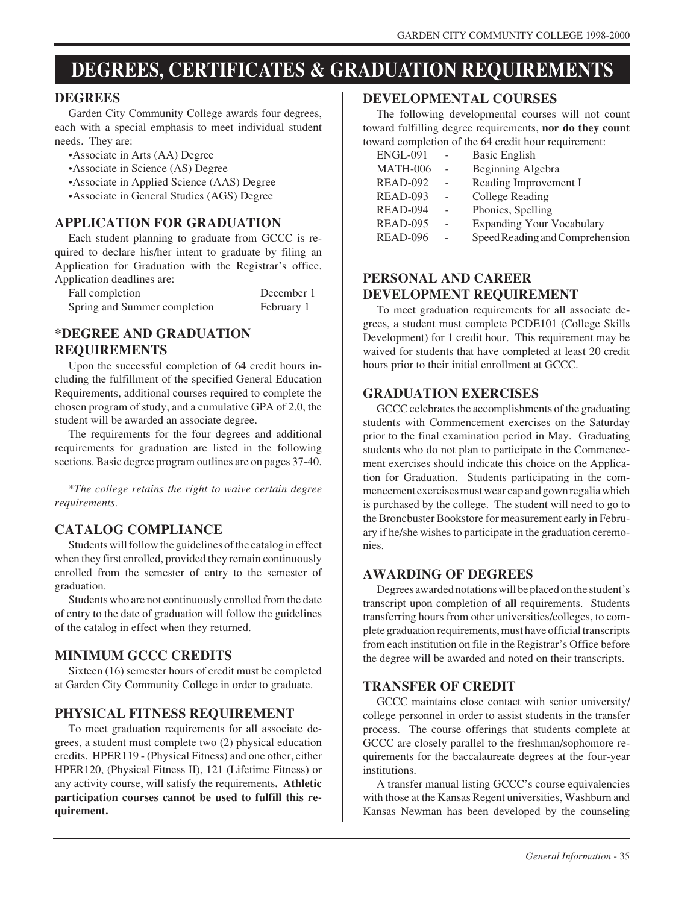# DEGREES, CERTIFICATES & GRADUATION REQUIREMENTS

## DEGREES

Garden City Community College awards four degrees, each with a special emphasis to meet individual student needs. They are:

- Associate in Arts (AA) Degree
- Associate in Science (AS) Degree
- Associate in Applied Science (AAS) Degree
- Associate in General Studies (AGS) Degree

## APPLICATION FOR GRADUATION

Each student planning to graduate from GCCC is required to declare his/her intent to graduate by filing an Application for Graduation with the Registrar's office. Application deadlines are:

| | |
|---|---|
| Fall completion | December 1 |
| Spring and Summer completion | February 1 |

## *DEGREE AND GRADUATION REQUIREMENTS

Upon the successful completion of 64 credit hours including the fulfillment of the specified General Education Requirements, additional courses required to complete the chosen program of study, and a cumulative GPA of 2.0, the student will be awarded an associate degree.

The requirements for the four degrees and additional requirements for graduation are listed in the following sections. Basic degree program outlines are on pages 37-40.

*\*The college retains the right to waive certain degree requirements.*

## CATALOG COMPLIANCE

Students will follow the guidelines of the catalog in effect when they first enrolled, provided they remain continuously enrolled from the semester of entry to the semester of graduation.

Students who are not continuously enrolled from the date of entry to the date of graduation will follow the guidelines of the catalog in effect when they returned.

## MINIMUM GCCC CREDITS

Sixteen (16) semester hours of credit must be completed at Garden City Community College in order to graduate.

## PHYSICAL FITNESS REQUIREMENT

To meet graduation requirements for all associate degrees, a student must complete two (2) physical education credits. HPER119 - (Physical Fitness) and one other, either HPER120, (Physical Fitness II), 121 (Lifetime Fitness) or any activity course, will satisfy the requirements**. Athletic participation courses cannot be used to fulfill this requirement.**

## DEVELOPMENTAL COURSES

The following developmental courses will not count toward fulfilling degree requirements, **nor do they count** toward completion of the 64 credit hour requirement:

| | | |
|---|---|---|
| ENGL-091 | - | Basic English |
| MATH-006 | - | Beginning Algebra |
| READ-092 | - | Reading Improvement I |
| READ-093 | - | College Reading |
| READ-094 | - | Phonics, Spelling |
| READ-095 | - | Expanding Your Vocabulary |
| READ-096 | - | Speed Reading and Comprehension |

## PERSONAL AND CAREER DEVELOPMENT REQUIREMENT

To meet graduation requirements for all associate degrees, a student must complete PCDE101 (College Skills Development) for 1 credit hour. This requirement may be waived for students that have completed at least 20 credit hours prior to their initial enrollment at GCCC.

## GRADUATION EXERCISES

GCCC celebrates the accomplishments of the graduating students with Commencement exercises on the Saturday prior to the final examination period in May. Graduating students who do not plan to participate in the Commencement exercises should indicate this choice on the Application for Graduation. Students participating in the commencement exercises must wear cap and gown regalia which is purchased by the college. The student will need to go to the Broncbuster Bookstore for measurement early in February if he/she wishes to participate in the graduation ceremonies.

## AWARDING OF DEGREES

Degrees awarded notations will be placed on the student's transcript upon completion of **all** requirements. Students transferring hours from other universities/colleges, to complete graduation requirements, must have official transcripts from each institution on file in the Registrar's Office before the degree will be awarded and noted on their transcripts.

## TRANSFER OF CREDIT

GCCC maintains close contact with senior university/college personnel in order to assist students in the transfer process. The course offerings that students complete at GCCC are closely parallel to the freshman/sophomore requirements for the baccalaureate degrees at the four-year institutions.

A transfer manual listing GCCC's course equivalencies with those at the Kansas Regent universities, Washburn and Kansas Newman has been developed by the counseling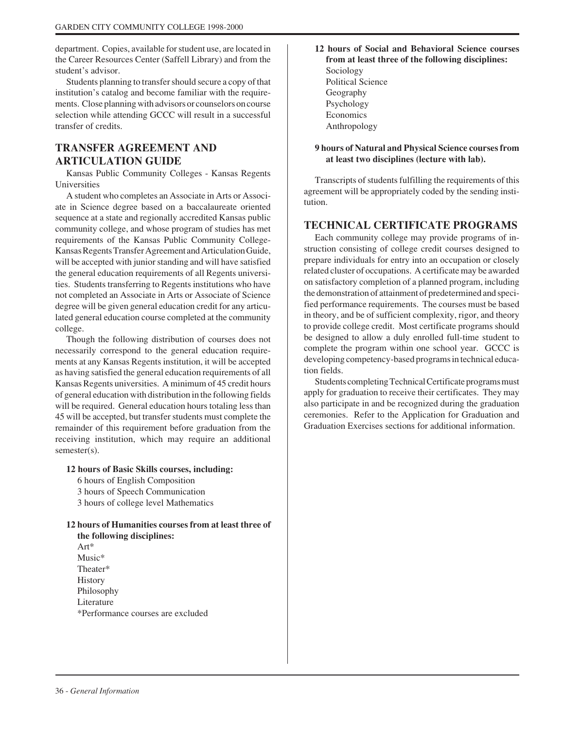department. Copies, available for student use, are located in the Career Resources Center (Saffell Library) and from the student's advisor.

Students planning to transfer should secure a copy of that institution's catalog and become familiar with the requirements. Close planning with advisors or counselors on course selection while attending GCCC will result in a successful transfer of credits.

## TRANSFER AGREEMENT AND ARTICULATION GUIDE

Kansas Public Community Colleges - Kansas Regents Universities

A student who completes an Associate in Arts or Associate in Science degree based on a baccalaureate oriented sequence at a state and regionally accredited Kansas public community college, and whose program of studies has met requirements of the Kansas Public Community College-Kansas Regents Transfer Agreement and Articulation Guide, will be accepted with junior standing and will have satisfied the general education requirements of all Regents universities. Students transferring to Regents institutions who have not completed an Associate in Arts or Associate of Science degree will be given general education credit for any articulated general education course completed at the community college.

Though the following distribution of courses does not necessarily correspond to the general education requirements at any Kansas Regents institution, it will be accepted as having satisfied the general education requirements of all Kansas Regents universities. A minimum of 45 credit hours of general education with distribution in the following fields will be required. General education hours totaling less than 45 will be accepted, but transfer students must complete the remainder of this requirement before graduation from the receiving institution, which may require an additional semester(s).

**12 hours of Basic Skills courses, including:**

- 6 hours of English Composition
- 3 hours of Speech Communication
- 3 hours of college level Mathematics

**12 hours of Humanities courses from at least three of the following disciplines:**

- Art*
- Music*
- Theater*
- History
- Philosophy
- Literature

*Performance courses are excluded

**12 hours of Social and Behavioral Science courses from at least three of the following disciplines:**

- Sociology
- Political Science
- Geography
- Psychology
- Economics
- Anthropology

**9 hours of Natural and Physical Science courses from at least two disciplines (lecture with lab).**

Transcripts of students fulfilling the requirements of this agreement will be appropriately coded by the sending institution.

## TECHNICAL CERTIFICATE PROGRAMS

Each community college may provide programs of instruction consisting of college credit courses designed to prepare individuals for entry into an occupation or closely related cluster of occupations. A certificate may be awarded on satisfactory completion of a planned program, including the demonstration of attainment of predetermined and specified performance requirements. The courses must be based in theory, and be of sufficient complexity, rigor, and theory to provide college credit. Most certificate programs should be designed to allow a duly enrolled full-time student to complete the program within one school year. GCCC is developing competency-based programs in technical education fields.

Students completing Technical Certificate programs must apply for graduation to receive their certificates. They may also participate in and be recognized during the graduation ceremonies. Refer to the Application for Graduation and Graduation Exercises sections for additional information.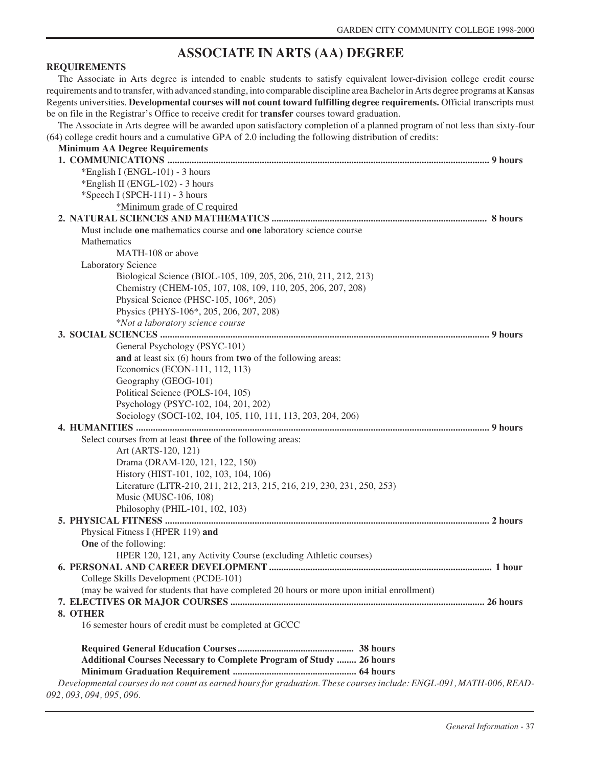# ASSOCIATE IN ARTS (AA) DEGREE

**REQUIREMENTS**

The Associate in Arts degree is intended to enable students to satisfy equivalent lower-division college credit course requirements and to transfer, with advanced standing, into comparable discipline area Bachelor in Arts degree programs at Kansas Regents universities. **Developmental courses will not count toward fulfilling degree requirements.** Official transcripts must be on file in the Registrar's Office to receive credit for **transfer** courses toward graduation.

The Associate in Arts degree will be awarded upon satisfactory completion of a planned program of not less than sixty-four (64) college credit hours and a cumulative GPA of 2.0 including the following distribution of credits:

**Minimum AA Degree Requirements**

**1. COMMUNICATIONS ........................................ 9 hours**

- *English I (ENGL-101) - 3 hours
- *English II (ENGL-102) - 3 hours
- *Speech I (SPCH-111) - 3 hours
  - <u>*Minimum grade of C required</u>

**2. NATURAL SCIENCES AND MATHEMATICS ........................................ 8 hours**

Must include **one** mathematics course and **one** laboratory science course

Mathematics
- MATH-108 or above

Laboratory Science
- Biological Science (BIOL-105, 109, 205, 206, 210, 211, 212, 213)
- Chemistry (CHEM-105, 107, 108, 109, 110, 205, 206, 207, 208)
- Physical Science (PHSC-105, 106*, 205)
- Physics (PHYS-106*, 205, 206, 207, 208)
- *\*Not a laboratory science course*

**3. SOCIAL SCIENCES ........................................ 9 hours**

- General Psychology (PSYC-101)
- **and** at least six (6) hours from **two** of the following areas:
- Economics (ECON-111, 112, 113)
- Geography (GEOG-101)
- Political Science (POLS-104, 105)
- Psychology (PSYC-102, 104, 201, 202)
- Sociology (SOCI-102, 104, 105, 110, 111, 113, 203, 204, 206)

**4. HUMANITIES ........................................ 9 hours**

Select courses from at least **three** of the following areas:
- Art (ARTS-120, 121)
- Drama (DRAM-120, 121, 122, 150)
- History (HIST-101, 102, 103, 104, 106)
- Literature (LITR-210, 211, 212, 213, 215, 216, 219, 230, 231, 250, 253)
- Music (MUSC-106, 108)
- Philosophy (PHIL-101, 102, 103)

**5. PHYSICAL FITNESS ........................................ 2 hours**

Physical Fitness I (HPER 119) **and**

**One** of the following:
- HPER 120, 121, any Activity Course (excluding Athletic courses)

**6. PERSONAL AND CAREER DEVELOPMENT ........................................ 1 hour**

College Skills Development (PCDE-101)

(may be waived for students that have completed 20 hours or more upon initial enrollment)

**7. ELECTIVES OR MAJOR COURSES ........................................ 26 hours**

**8. OTHER**

16 semester hours of credit must be completed at GCCC

**Required General Education Courses................................ 38 hours**
**Additional Courses Necessary to Complete Program of Study ........ 26 hours**
**Minimum Graduation Requirement ................................ 64 hours**

*Developmental courses do not count as earned hours for graduation. These courses include: ENGL-091, MATH-006, READ-092, 093, 094, 095, 096.*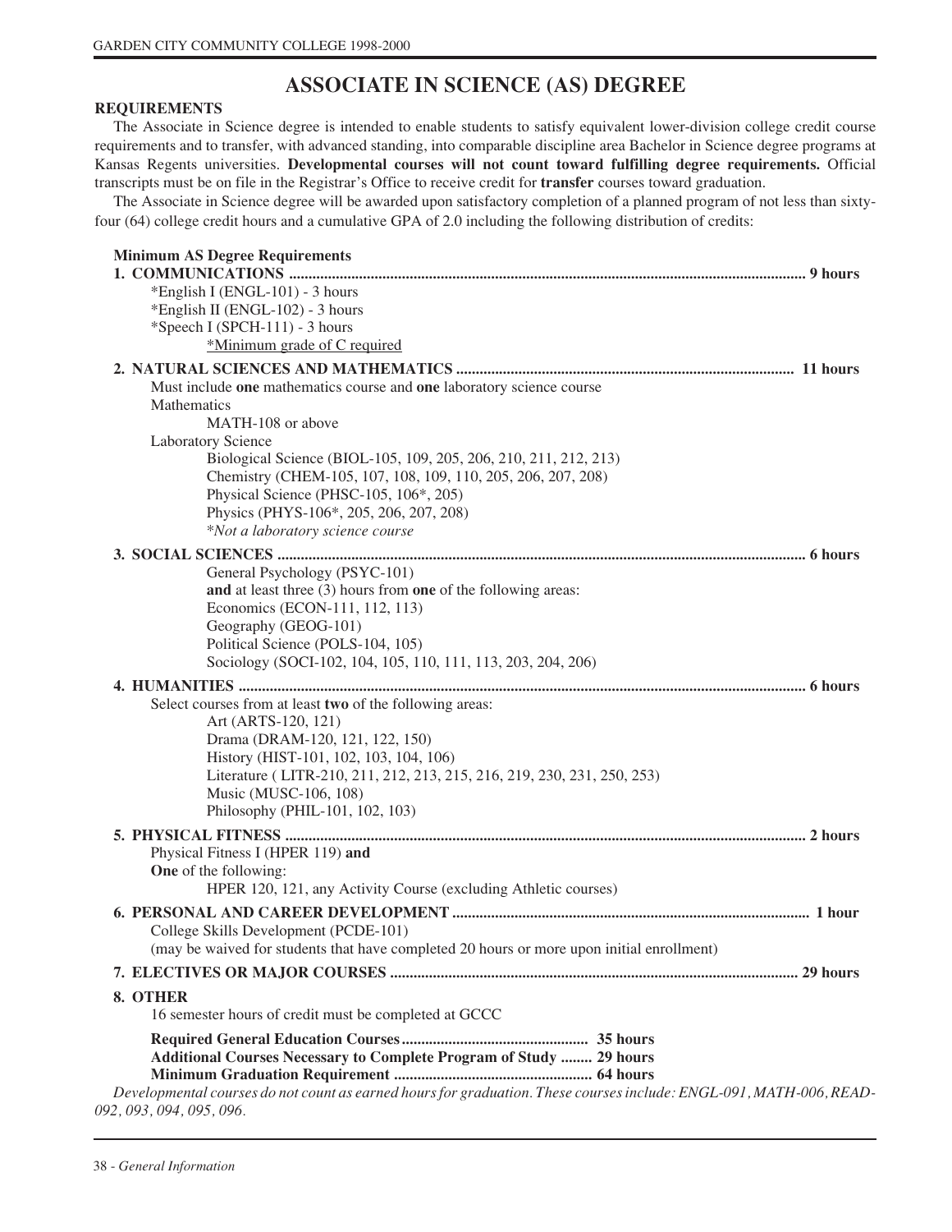# ASSOCIATE IN SCIENCE (AS) DEGREE

**REQUIREMENTS**

The Associate in Science degree is intended to enable students to satisfy equivalent lower-division college credit course requirements and to transfer, with advanced standing, into comparable discipline area Bachelor in Science degree programs at Kansas Regents universities. **Developmental courses will not count toward fulfilling degree requirements.** Official transcripts must be on file in the Registrar's Office to receive credit for **transfer** courses toward graduation.

The Associate in Science degree will be awarded upon satisfactory completion of a planned program of not less than sixty-four (64) college credit hours and a cumulative GPA of 2.0 including the following distribution of credits:

**Minimum AS Degree Requirements**

**1. COMMUNICATIONS .................................................. 9 hours**

- *English I (ENGL-101) - 3 hours
- *English II (ENGL-102) - 3 hours
- *Speech I (SPCH-111) - 3 hours

*Minimum grade of C required

**2. NATURAL SCIENCES AND MATHEMATICS .................................................. 11 hours**

Must include **one** mathematics course and **one** laboratory science course

Mathematics
- MATH-108 or above

Laboratory Science
- Biological Science (BIOL-105, 109, 205, 206, 210, 211, 212, 213)
- Chemistry (CHEM-105, 107, 108, 109, 110, 205, 206, 207, 208)
- Physical Science (PHSC-105, 106*, 205)
- Physics (PHYS-106*, 205, 206, 207, 208)

*\*Not a laboratory science course*

**3. SOCIAL SCIENCES .................................................. 6 hours**

General Psychology (PSYC-101)

**and** at least three (3) hours from **one** of the following areas:
- Economics (ECON-111, 112, 113)
- Geography (GEOG-101)
- Political Science (POLS-104, 105)
- Sociology (SOCI-102, 104, 105, 110, 111, 113, 203, 204, 206)

**4. HUMANITIES .................................................. 6 hours**

Select courses from at least **two** of the following areas:
- Art (ARTS-120, 121)
- Drama (DRAM-120, 121, 122, 150)
- History (HIST-101, 102, 103, 104, 106)
- Literature ( LITR-210, 211, 212, 213, 215, 216, 219, 230, 231, 250, 253)
- Music (MUSC-106, 108)
- Philosophy (PHIL-101, 102, 103)

**5. PHYSICAL FITNESS .................................................. 2 hours**

Physical Fitness I (HPER 119) **and**

**One** of the following:
- HPER 120, 121, any Activity Course (excluding Athletic courses)

**6. PERSONAL AND CAREER DEVELOPMENT .................................................. 1 hour**

College Skills Development (PCDE-101)

(may be waived for students that have completed 20 hours or more upon initial enrollment)

**7. ELECTIVES OR MAJOR COURSES .................................................. 29 hours**

**8. OTHER**

16 semester hours of credit must be completed at GCCC

**Required General Education Courses .................................................. 35 hours**
**Additional Courses Necessary to Complete Program of Study ........ 29 hours**
**Minimum Graduation Requirement .................................................. 64 hours**

*Developmental courses do not count as earned hours for graduation. These courses include: ENGL-091, MATH-006, READ-092, 093, 094, 095, 096.*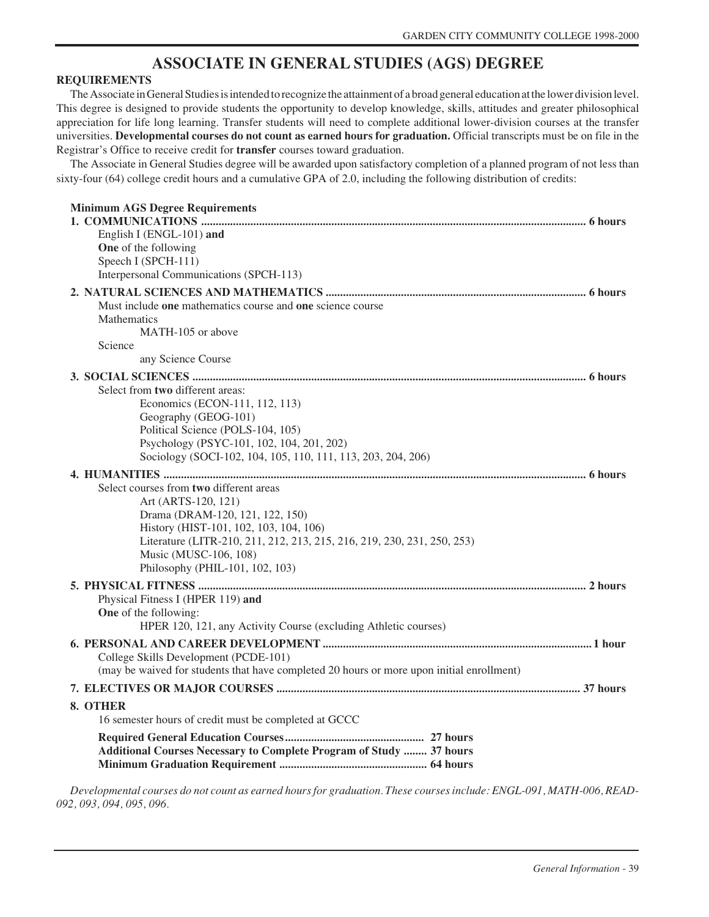# ASSOCIATE IN GENERAL STUDIES (AGS) DEGREE

## REQUIREMENTS

The Associate in General Studies is intended to recognize the attainment of a broad general education at the lower division level. This degree is designed to provide students the opportunity to develop knowledge, skills, attitudes and greater philosophical appreciation for life long learning. Transfer students will need to complete additional lower-division courses at the transfer universities. **Developmental courses do not count as earned hours for graduation.** Official transcripts must be on file in the Registrar's Office to receive credit for **transfer** courses toward graduation.

The Associate in General Studies degree will be awarded upon satisfactory completion of a planned program of not less than sixty-four (64) college credit hours and a cumulative GPA of 2.0, including the following distribution of credits:

**Minimum AGS Degree Requirements**

**1. COMMUNICATIONS .................................................. 6 hours**

English I (ENGL-101) **and**
**One** of the following
Speech I (SPCH-111)
Interpersonal Communications (SPCH-113)

**2. NATURAL SCIENCES AND MATHEMATICS .................................................. 6 hours**

Must include **one** mathematics course and **one** science course
Mathematics
- MATH-105 or above

Science
- any Science Course

**3. SOCIAL SCIENCES .................................................. 6 hours**

Select from **two** different areas:
- Economics (ECON-111, 112, 113)
- Geography (GEOG-101)
- Political Science (POLS-104, 105)
- Psychology (PSYC-101, 102, 104, 201, 202)
- Sociology (SOCI-102, 104, 105, 110, 111, 113, 203, 204, 206)

**4. HUMANITIES .................................................. 6 hours**

Select courses from **two** different areas
- Art (ARTS-120, 121)
- Drama (DRAM-120, 121, 122, 150)
- History (HIST-101, 102, 103, 104, 106)
- Literature (LITR-210, 211, 212, 213, 215, 216, 219, 230, 231, 250, 253)
- Music (MUSC-106, 108)
- Philosophy (PHIL-101, 102, 103)

**5. PHYSICAL FITNESS .................................................. 2 hours**

Physical Fitness I (HPER 119) **and**
**One** of the following:
- HPER 120, 121, any Activity Course (excluding Athletic courses)

**6. PERSONAL AND CAREER DEVELOPMENT .................................................. 1 hour**

College Skills Development (PCDE-101)
(may be waived for students that have completed 20 hours or more upon initial enrollment)

**7. ELECTIVES OR MAJOR COURSES .................................................. 37 hours**

**8. OTHER**

16 semester hours of credit must be completed at GCCC

**Required General Education Courses .................................................. 27 hours**
**Additional Courses Necessary to Complete Program of Study ........ 37 hours**
**Minimum Graduation Requirement .................................................. 64 hours**

*Developmental courses do not count as earned hours for graduation. These courses include: ENGL-091, MATH-006, READ-092, 093, 094, 095, 096.*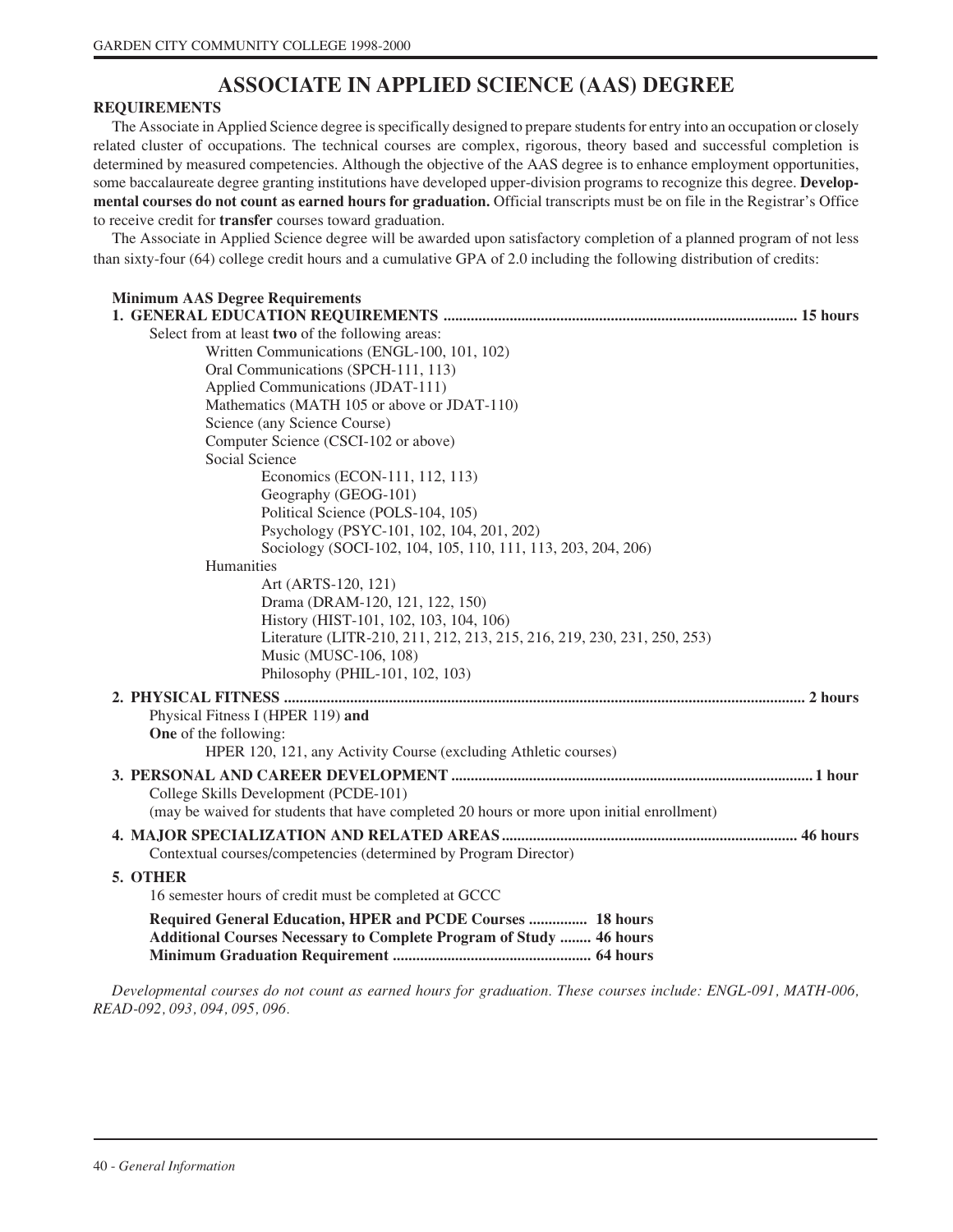# ASSOCIATE IN APPLIED SCIENCE (AAS) DEGREE

**REQUIREMENTS**

The Associate in Applied Science degree is specifically designed to prepare students for entry into an occupation or closely related cluster of occupations. The technical courses are complex, rigorous, theory based and successful completion is determined by measured competencies. Although the objective of the AAS degree is to enhance employment opportunities, some baccalaureate degree granting institutions have developed upper-division programs to recognize this degree. **Developmental courses do not count as earned hours for graduation.** Official transcripts must be on file in the Registrar's Office to receive credit for **transfer** courses toward graduation.

The Associate in Applied Science degree will be awarded upon satisfactory completion of a planned program of not less than sixty-four (64) college credit hours and a cumulative GPA of 2.0 including the following distribution of credits:

**Minimum AAS Degree Requirements**

**1. GENERAL EDUCATION REQUIREMENTS ............ 15 hours**

Select from at least **two** of the following areas:

- Written Communications (ENGL-100, 101, 102)
- Oral Communications (SPCH-111, 113)
- Applied Communications (JDAT-111)
- Mathematics (MATH 105 or above or JDAT-110)
- Science (any Science Course)
- Computer Science (CSCI-102 or above)
- Social Science
  - Economics (ECON-111, 112, 113)
  - Geography (GEOG-101)
  - Political Science (POLS-104, 105)
  - Psychology (PSYC-101, 102, 104, 201, 202)
  - Sociology (SOCI-102, 104, 105, 110, 111, 113, 203, 204, 206)
- Humanities
  - Art (ARTS-120, 121)
  - Drama (DRAM-120, 121, 122, 150)
  - History (HIST-101, 102, 103, 104, 106)
  - Literature (LITR-210, 211, 212, 213, 215, 216, 219, 230, 231, 250, 253)
  - Music (MUSC-106, 108)
  - Philosophy (PHIL-101, 102, 103)

**2. PHYSICAL FITNESS ............ 2 hours**

Physical Fitness I (HPER 119) **and**

**One** of the following:

- HPER 120, 121, any Activity Course (excluding Athletic courses)

**3. PERSONAL AND CAREER DEVELOPMENT ............ 1 hour**

College Skills Development (PCDE-101)

(may be waived for students that have completed 20 hours or more upon initial enrollment)

**4. MAJOR SPECIALIZATION AND RELATED AREAS ............ 46 hours**

Contextual courses/competencies (determined by Program Director)

**5. OTHER**

16 semester hours of credit must be completed at GCCC

**Required General Education, HPER and PCDE Courses ............ 18 hours**
**Additional Courses Necessary to Complete Program of Study ........ 46 hours**
**Minimum Graduation Requirement ............ 64 hours**

*Developmental courses do not count as earned hours for graduation. These courses include: ENGL-091, MATH-006, READ-092, 093, 094, 095, 096.*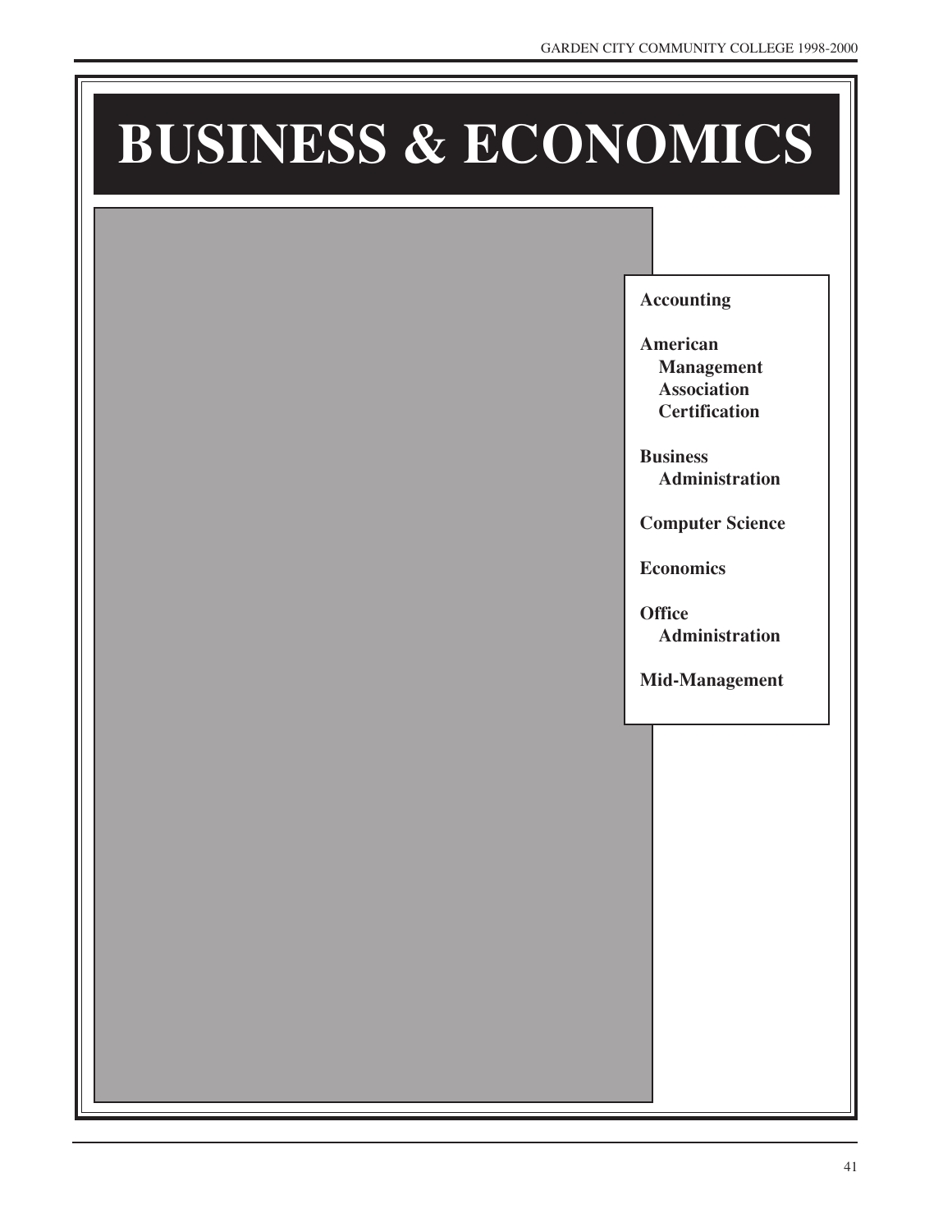# BUSINESS & ECONOMICS

**Accounting**

**American Management Association Certification**

**Business Administration**

**Computer Science**

**Economics**

**Office Administration**

**Mid-Management**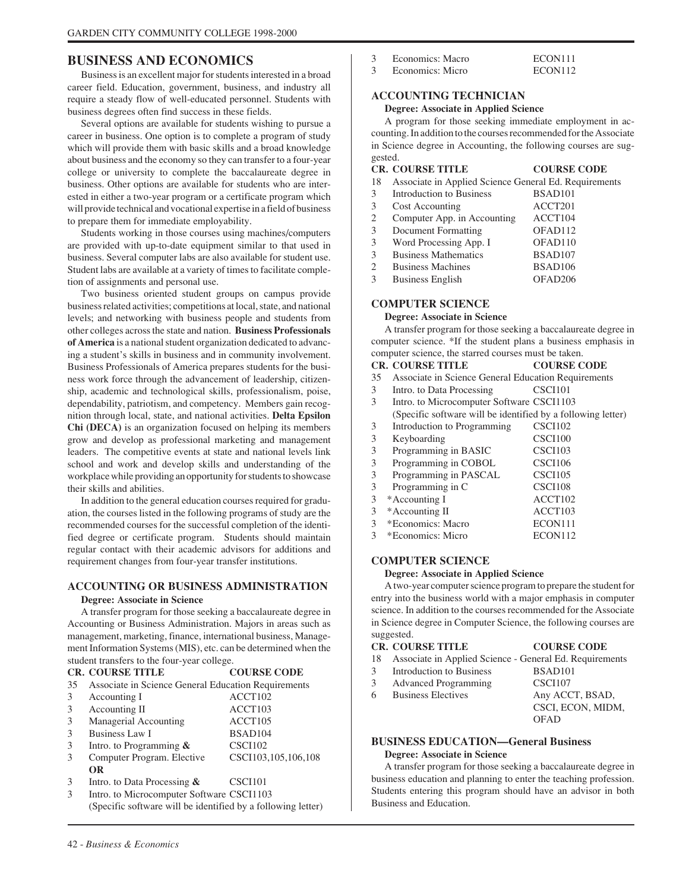## BUSINESS AND ECONOMICS

Business is an excellent major for students interested in a broad career field. Education, government, business, and industry all require a steady flow of well-educated personnel. Students with business degrees often find success in these fields.

Several options are available for students wishing to pursue a career in business. One option is to complete a program of study which will provide them with basic skills and a broad knowledge about business and the economy so they can transfer to a four-year college or university to complete the baccalaureate degree in business. Other options are available for students who are interested in either a two-year program or a certificate program which will provide technical and vocational expertise in a field of business to prepare them for immediate employability.

Students working in those courses using machines/computers are provided with up-to-date equipment similar to that used in business. Several computer labs are also available for student use. Student labs are available at a variety of times to facilitate completion of assignments and personal use.

Two business oriented student groups on campus provide business related activities; competitions at local, state, and national levels; and networking with business people and students from other colleges across the state and nation. **Business Professionals of America** is a national student organization dedicated to advancing a student's skills in business and in community involvement. Business Professionals of America prepares students for the business work force through the advancement of leadership, citizenship, academic and technological skills, professionalism, poise, dependability, patriotism, and competency. Members gain recognition through local, state, and national activities. **Delta Epsilon Chi (DECA)** is an organization focused on helping its members grow and develop as professional marketing and management leaders. The competitive events at state and national levels link school and work and develop skills and understanding of the workplace while providing an opportunity for students to showcase their skills and abilities.

In addition to the general education courses required for graduation, the courses listed in the following programs of study are the recommended courses for the successful completion of the identified degree or certificate program. Students should maintain regular contact with their academic advisors for additions and requirement changes from four-year transfer institutions.

### ACCOUNTING OR BUSINESS ADMINISTRATION

**Degree: Associate in Science**

A transfer program for those seeking a baccalaureate degree in Accounting or Business Administration. Majors in areas such as management, marketing, finance, international business, Management Information Systems (MIS), etc. can be determined when the student transfers to the four-year college.

| CR. | COURSE TITLE | COURSE CODE |
|---|---|---|
| 35 | Associate in Science General Education Requirements | |
| 3 | Accounting I | ACCT102 |
| 3 | Accounting II | ACCT103 |
| 3 | Managerial Accounting | ACCT105 |
| 3 | Business Law I | BSAD104 |
| 3 | Intro. to Programming **&** | CSCI102 |
| 3 | Computer Program. Elective | CSCI103,105,106,108 |
| | **OR** | |
| 3 | Intro. to Data Processing **&** | CSCI101 |
| 3 | Intro. to Microcomputer Software (Specific software will be identified by a following letter) | CSCI1103 |
| 3 | Economics: Macro | ECON111 |
| 3 | Economics: Micro | ECON112 |

### ACCOUNTING TECHNICIAN

**Degree: Associate in Applied Science**

A program for those seeking immediate employment in accounting. In addition to the courses recommended for the Associate in Science degree in Accounting, the following courses are suggested.

| CR. | COURSE TITLE | COURSE CODE |
|---|---|---|
| 18 | Associate in Applied Science General Ed. Requirements | |
| 3 | Introduction to Business | BSAD101 |
| 3 | Cost Accounting | ACCT201 |
| 2 | Computer App. in Accounting | ACCT104 |
| 3 | Document Formatting | OFAD112 |
| 3 | Word Processing App. I | OFAD110 |
| 3 | Business Mathematics | BSAD107 |
| 2 | Business Machines | BSAD106 |
| 3 | Business English | OFAD206 |

### COMPUTER SCIENCE

**Degree: Associate in Science**

A transfer program for those seeking a baccalaureate degree in computer science. *If the student plans a business emphasis in computer science, the starred courses must be taken.

| CR. | COURSE TITLE | COURSE CODE |
|---|---|---|
| 35 | Associate in Science General Education Requirements | |
| 3 | Intro. to Data Processing | CSCI101 |
| 3 | Intro. to Microcomputer Software (Specific software will be identified by a following letter) | CSCI1103 |
| 3 | Introduction to Programming | CSCI102 |
| 3 | Keyboarding | CSCI100 |
| 3 | Programming in BASIC | CSCI103 |
| 3 | Programming in COBOL | CSCI106 |
| 3 | Programming in PASCAL | CSCI105 |
| 3 | Programming in C | CSCI108 |
| 3 | *Accounting I | ACCT102 |
| 3 | *Accounting II | ACCT103 |
| 3 | *Economics: Macro | ECON111 |
| 3 | *Economics: Micro | ECON112 |

### COMPUTER SCIENCE

**Degree: Associate in Applied Science**

A two-year computer science program to prepare the student for entry into the business world with a major emphasis in computer science. In addition to the courses recommended for the Associate in Science degree in Computer Science, the following courses are suggested.

| CR. | COURSE TITLE | COURSE CODE |
|---|---|---|
| 18 | Associate in Applied Science - General Ed. Requirements | |
| 3 | Introduction to Business | BSAD101 |
| 3 | Advanced Programming | CSCI107 |
| 6 | Business Electives | Any ACCT, BSAD, CSCI, ECON, MIDM, OFAD |

### BUSINESS EDUCATION—General Business

**Degree: Associate in Science**

A transfer program for those seeking a baccalaureate degree in business education and planning to enter the teaching profession. Students entering this program should have an advisor in both Business and Education.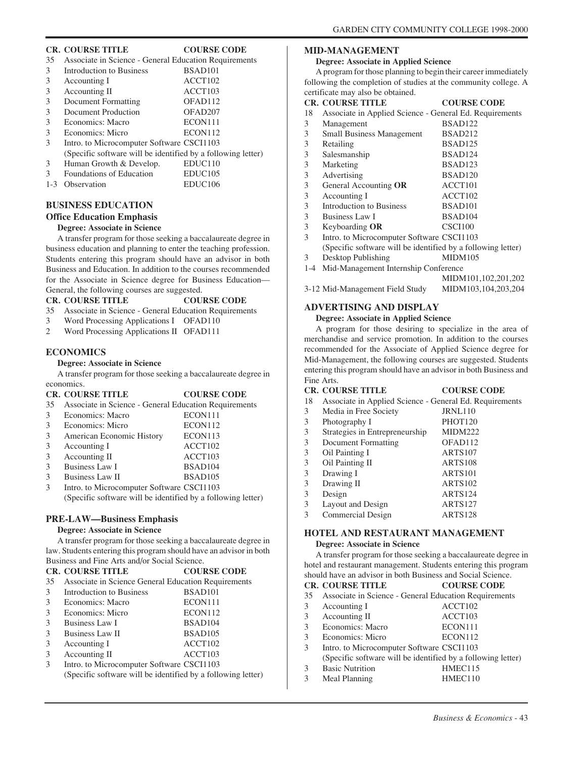| CR. | COURSE TITLE | COURSE CODE |
|---|---|---|
| 35 | Associate in Science - General Education Requirements | |
| 3 | Introduction to Business | BSAD101 |
| 3 | Accounting I | ACCT102 |
| 3 | Accounting II | ACCT103 |
| 3 | Document Formatting | OFAD112 |
| 3 | Document Production | OFAD207 |
| 3 | Economics: Macro | ECON111 |
| 3 | Economics: Micro | ECON112 |
| 3 | Intro. to Microcomputer Software (Specific software will be identified by a following letter) | CSCI1103 |
| 3 | Human Growth & Develop. | EDUC110 |
| 3 | Foundations of Education | EDUC105 |
| 1-3 | Observation | EDUC106 |

## BUSINESS EDUCATION

### Office Education Emphasis

**Degree: Associate in Science**

A transfer program for those seeking a baccalaureate degree in business education and planning to enter the teaching profession. Students entering this program should have an advisor in both Business and Education. In addition to the courses recommended for the Associate in Science degree for Business Education—General, the following courses are suggested.

| CR. | COURSE TITLE | COURSE CODE |
|---|---|---|
| 35 | Associate in Science - General Education Requirements | |
| 3 | Word Processing Applications I | OFAD110 |
| 2 | Word Processing Applications II | OFAD111 |

## ECONOMICS

**Degree: Associate in Science**

A transfer program for those seeking a baccalaureate degree in economics.

| CR. | COURSE TITLE | COURSE CODE |
|---|---|---|
| 35 | Associate in Science - General Education Requirements | |
| 3 | Economics: Macro | ECON111 |
| 3 | Economics: Micro | ECON112 |
| 3 | American Economic History | ECON113 |
| 3 | Accounting I | ACCT102 |
| 3 | Accounting II | ACCT103 |
| 3 | Business Law I | BSAD104 |
| 3 | Business Law II | BSAD105 |
| 3 | Intro. to Microcomputer Software (Specific software will be identified by a following letter) | CSCI1103 |

## PRE-LAW—Business Emphasis

**Degree: Associate in Science**

A transfer program for those seeking a baccalaureate degree in law. Students entering this program should have an advisor in both Business and Fine Arts and/or Social Science.

| CR. | COURSE TITLE | COURSE CODE |
|---|---|---|
| 35 | Associate in Science General Education Requirements | |
| 3 | Introduction to Business | BSAD101 |
| 3 | Economics: Macro | ECON111 |
| 3 | Economics: Micro | ECON112 |
| 3 | Business Law I | BSAD104 |
| 3 | Business Law II | BSAD105 |
| 3 | Accounting I | ACCT102 |
| 3 | Accounting II | ACCT103 |
| 3 | Intro. to Microcomputer Software (Specific software will be identified by a following letter) | CSCI1103 |

## MID-MANAGEMENT

**Degree: Associate in Applied Science**

A program for those planning to begin their career immediately following the completion of studies at the community college. A certificate may also be obtained.

| CR. | COURSE TITLE | COURSE CODE |
|---|---|---|
| 18 | Associate in Applied Science - General Ed. Requirements | |
| 3 | Management | BSAD122 |
| 3 | Small Business Management | BSAD212 |
| 3 | Retailing | BSAD125 |
| 3 | Salesmanship | BSAD124 |
| 3 | Marketing | BSAD123 |
| 3 | Advertising | BSAD120 |
| 3 | General Accounting **OR** | ACCT101 |
| 3 | Accounting I | ACCT102 |
| 3 | Introduction to Business | BSAD101 |
| 3 | Business Law I | BSAD104 |
| 3 | Keyboarding **OR** | CSCI100 |
| 3 | Intro. to Microcomputer Software (Specific software will be identified by a following letter) | CSCI1103 |
| 3 | Desktop Publishing | MIDM105 |
| 1-4 | Mid-Management Internship Conference | MIDM101,102,201,202 |
| 3-12 | Mid-Management Field Study | MIDM103,104,203,204 |

## ADVERTISING AND DISPLAY

**Degree: Associate in Applied Science**

A program for those desiring to specialize in the area of merchandise and service promotion. In addition to the courses recommended for the Associate of Applied Science degree for Mid-Management, the following courses are suggested. Students entering this program should have an advisor in both Business and Fine Arts.

| CR. | COURSE TITLE | COURSE CODE |
|---|---|---|
| 18 | Associate in Applied Science - General Ed. Requirements | |
| 3 | Media in Free Society | JRNL110 |
| 3 | Photography I | PHOT120 |
| 3 | Strategies in Entrepreneurship | MIDM222 |
| 3 | Document Formatting | OFAD112 |
| 3 | Oil Painting I | ARTS107 |
| 3 | Oil Painting II | ARTS108 |
| 3 | Drawing I | ARTS101 |
| 3 | Drawing II | ARTS102 |
| 3 | Design | ARTS124 |
| 3 | Layout and Design | ARTS127 |
| 3 | Commercial Design | ARTS128 |

## HOTEL AND RESTAURANT MANAGEMENT

**Degree: Associate in Science**

A transfer program for those seeking a baccalaureate degree in hotel and restaurant management. Students entering this program should have an advisor in both Business and Social Science.

| CR. | COURSE TITLE | COURSE CODE |
|---|---|---|
| 35 | Associate in Science - General Education Requirements | |
| 3 | Accounting I | ACCT102 |
| 3 | Accounting II | ACCT103 |
| 3 | Economics: Macro | ECON111 |
| 3 | Economics: Micro | ECON112 |
| 3 | Intro. to Microcomputer Software (Specific software will be identified by a following letter) | CSCI1103 |
| 3 | Basic Nutrition | HMEC115 |
| 3 | Meal Planning | HMEC110 |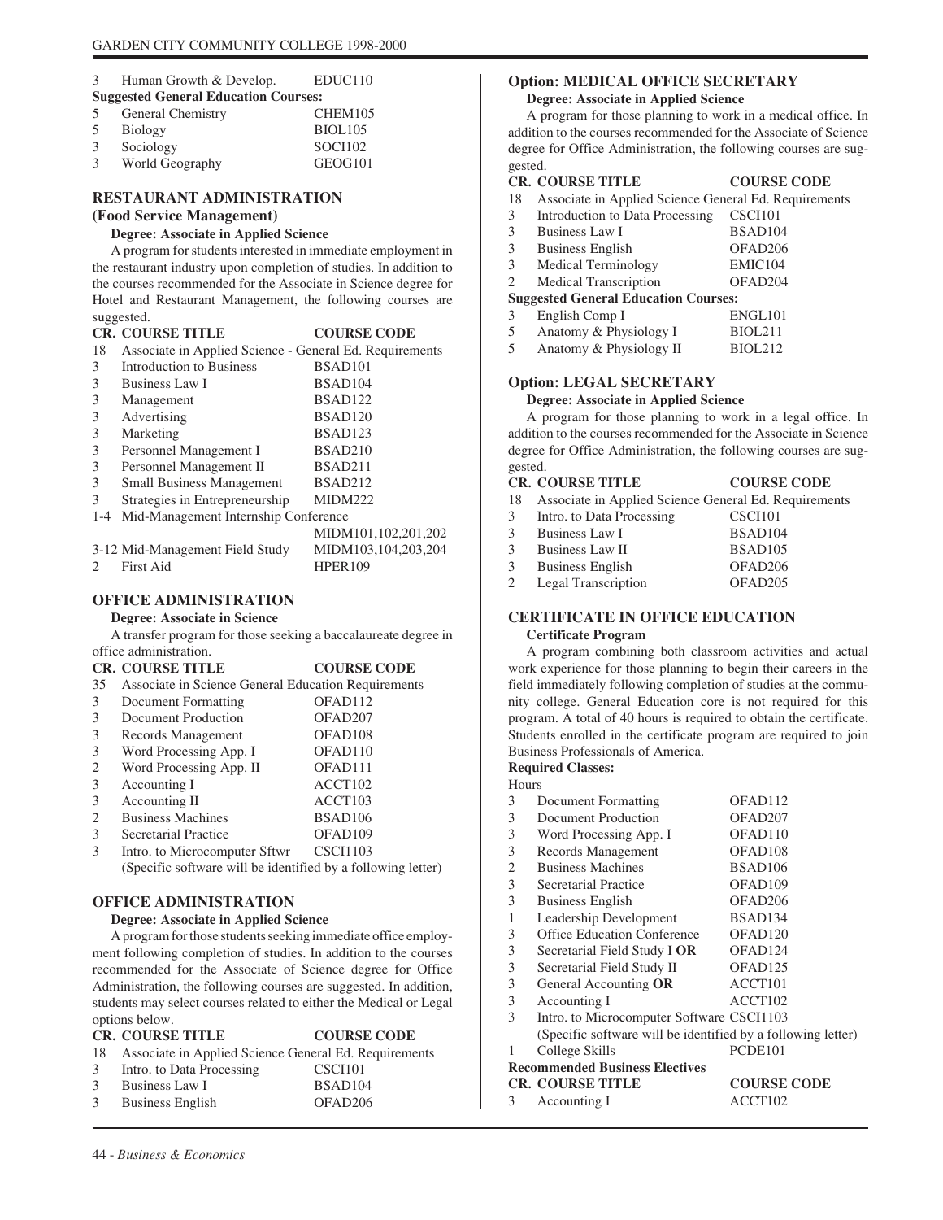| CR. | COURSE TITLE | COURSE CODE |
|---|---|---|
| 3 | Human Growth & Develop. | EDUC110 |

**Suggested General Education Courses:**

| CR. | COURSE TITLE | COURSE CODE |
|---|---|---|
| 5 | General Chemistry | CHEM105 |
| 5 | Biology | BIOL105 |
| 3 | Sociology | SOCI102 |
| 3 | World Geography | GEOG101 |

## RESTAURANT ADMINISTRATION (Food Service Management)

**Degree: Associate in Applied Science**

A program for students interested in immediate employment in the restaurant industry upon completion of studies. In addition to the courses recommended for the Associate in Science degree for Hotel and Restaurant Management, the following courses are suggested.

| CR. | COURSE TITLE | COURSE CODE |
|---|---|---|
| 18 | Associate in Applied Science - General Ed. Requirements | |
| 3 | Introduction to Business | BSAD101 |
| 3 | Business Law I | BSAD104 |
| 3 | Management | BSAD122 |
| 3 | Advertising | BSAD120 |
| 3 | Marketing | BSAD123 |
| 3 | Personnel Management I | BSAD210 |
| 3 | Personnel Management II | BSAD211 |
| 3 | Small Business Management | BSAD212 |
| 3 | Strategies in Entrepreneurship | MIDM222 |
| 1-4 | Mid-Management Internship Conference | MIDM101,102,201,202 |
| 3-12 | Mid-Management Field Study | MIDM103,104,203,204 |
| 2 | First Aid | HPER109 |

## OFFICE ADMINISTRATION

**Degree: Associate in Science**

A transfer program for those seeking a baccalaureate degree in office administration.

| CR. | COURSE TITLE | COURSE CODE |
|---|---|---|
| 35 | Associate in Science General Education Requirements | |
| 3 | Document Formatting | OFAD112 |
| 3 | Document Production | OFAD207 |
| 3 | Records Management | OFAD108 |
| 3 | Word Processing App. I | OFAD110 |
| 2 | Word Processing App. II | OFAD111 |
| 3 | Accounting I | ACCT102 |
| 3 | Accounting II | ACCT103 |
| 2 | Business Machines | BSAD106 |
| 3 | Secretarial Practice | OFAD109 |
| 3 | Intro. to Microcomputer Sftwr | CSCI1103 |
| | (Specific software will be identified by a following letter) | |

## OFFICE ADMINISTRATION

**Degree: Associate in Applied Science**

A program for those students seeking immediate office employment following completion of studies. In addition to the courses recommended for the Associate of Science degree for Office Administration, the following courses are suggested. In addition, students may select courses related to either the Medical or Legal options below.

| CR. | COURSE TITLE | COURSE CODE |
|---|---|---|
| 18 | Associate in Applied Science General Ed. Requirements | |
| 3 | Intro. to Data Processing | CSCI101 |
| 3 | Business Law I | BSAD104 |
| 3 | Business English | OFAD206 |

### Option: MEDICAL OFFICE SECRETARY

**Degree: Associate in Applied Science**

A program for those planning to work in a medical office. In addition to the courses recommended for the Associate of Science degree for Office Administration, the following courses are suggested.

| CR. | COURSE TITLE | COURSE CODE |
|---|---|---|
| 18 | Associate in Applied Science General Ed. Requirements | |
| 3 | Introduction to Data Processing | CSCI101 |
| 3 | Business Law I | BSAD104 |
| 3 | Business English | OFAD206 |
| 3 | Medical Terminology | EMIC104 |
| 2 | Medical Transcription | OFAD204 |

**Suggested General Education Courses:**

| CR. | COURSE TITLE | COURSE CODE |
|---|---|---|
| 3 | English Comp I | ENGL101 |
| 5 | Anatomy & Physiology I | BIOL211 |
| 5 | Anatomy & Physiology II | BIOL212 |

### Option: LEGAL SECRETARY

**Degree: Associate in Applied Science**

A program for those planning to work in a legal office. In addition to the courses recommended for the Associate in Science degree for Office Administration, the following courses are suggested.

| CR. | COURSE TITLE | COURSE CODE |
|---|---|---|
| 18 | Associate in Applied Science General Ed. Requirements | |
| 3 | Intro. to Data Processing | CSCI101 |
| 3 | Business Law I | BSAD104 |
| 3 | Business Law II | BSAD105 |
| 3 | Business English | OFAD206 |
| 2 | Legal Transcription | OFAD205 |

## CERTIFICATE IN OFFICE EDUCATION

**Certificate Program**

A program combining both classroom activities and actual work experience for those planning to begin their careers in the field immediately following completion of studies at the community college. General Education core is not required for this program. A total of 40 hours is required to obtain the certificate. Students enrolled in the certificate program are required to join Business Professionals of America.

**Required Classes:**

| Hours | | |
|---|---|---|
| 3 | Document Formatting | OFAD112 |
| 3 | Document Production | OFAD207 |
| 3 | Word Processing App. I | OFAD110 |
| 3 | Records Management | OFAD108 |
| 2 | Business Machines | BSAD106 |
| 3 | Secretarial Practice | OFAD109 |
| 3 | Business English | OFAD206 |
| 1 | Leadership Development | BSAD134 |
| 3 | Office Education Conference | OFAD120 |
| 3 | Secretarial Field Study I **OR** | OFAD124 |
| 3 | Secretarial Field Study II | OFAD125 |
| 3 | General Accounting **OR** | ACCT101 |
| 3 | Accounting I | ACCT102 |
| 3 | Intro. to Microcomputer Software | CSCI1103 |
| | (Specific software will be identified by a following letter) | |
| 1 | College Skills | PCDE101 |

**Recommended Business Electives**

| CR. | COURSE TITLE | COURSE CODE |
|---|---|---|
| 3 | Accounting I | ACCT102 |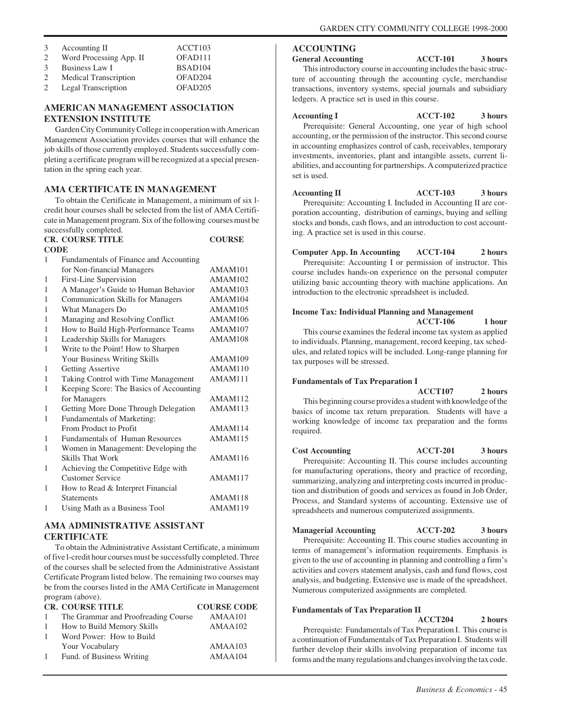| | | |
|---|---|---|
| 3 | Accounting II | ACCT103 |
| 2 | Word Processing App. II | OFAD111 |
| 3 | Business Law I | BSAD104 |
| 2 | Medical Transcription | OFAD204 |
| 2 | Legal Transcription | OFAD205 |

## AMERICAN MANAGEMENT ASSOCIATION EXTENSION INSTITUTE

Garden City Community College in cooperation with American Management Association provides courses that will enhance the job skills of those currently employed. Students successfully completing a certificate program will be recognized at a special presentation in the spring each year.

## AMA CERTIFICATE IN MANAGEMENT

To obtain the Certificate in Management, a minimum of six l-credit hour courses shall be selected from the list of AMA Certificate in Management program. Six of the following courses must be successfully completed.

| CR. | COURSE TITLE | COURSE CODE |
|---|---|---|
| 1 | Fundamentals of Finance and Accounting for Non-financial Managers | AMAM101 |
| 1 | First-Line Supervision | AMAM102 |
| 1 | A Manager's Guide to Human Behavior | AMAM103 |
| 1 | Communication Skills for Managers | AMAM104 |
| 1 | What Managers Do | AMAM105 |
| 1 | Managing and Resolving Conflict | AMAM106 |
| 1 | How to Build High-Performance Teams | AMAM107 |
| 1 | Leadership Skills for Managers | AMAM108 |
| 1 | Write to the Point! How to Sharpen Your Business Writing Skills | AMAM109 |
| 1 | Getting Assertive | AMAM110 |
| 1 | Taking Control with Time Management | AMAM111 |
| 1 | Keeping Score: The Basics of Accounting for Managers | AMAM112 |
| 1 | Getting More Done Through Delegation | AMAM113 |
| 1 | Fundamentals of Marketing: From Product to Profit | AMAM114 |
| 1 | Fundamentals of Human Resources | AMAM115 |
| 1 | Women in Management: Developing the Skills That Work | AMAM116 |
| 1 | Achieving the Competitive Edge with Customer Service | AMAM117 |
| 1 | How to Read & Interpret Financial Statements | AMAM118 |
| 1 | Using Math as a Business Tool | AMAM119 |

## AMA ADMINISTRATIVE ASSISTANT CERTIFICATE

To obtain the Administrative Assistant Certificate, a minimum of five l-credit hour courses must be successfully completed. Three of the courses shall be selected from the Administrative Assistant Certificate Program listed below. The remaining two courses may be from the courses listed in the AMA Certificate in Management program (above).

| CR. | COURSE TITLE | COURSE CODE |
|---|---|---|
| 1 | The Grammar and Proofreading Course | AMAA101 |
| 1 | How to Build Memory Skills | AMAA102 |
| 1 | Word Power: How to Build Your Vocabulary | AMAA103 |
| 1 | Fund. of Business Writing | AMAA104 |

## ACCOUNTING

**General Accounting — ACCT-101 — 3 hours**

This introductory course in accounting includes the basic structure of accounting through the accounting cycle, merchandise transactions, inventory systems, special journals and subsidiary ledgers. A practice set is used in this course.

**Accounting I — ACCT-102 — 3 hours**

Prerequisite: General Accounting, one year of high school accounting, or the permission of the instructor. This second course in accounting emphasizes control of cash, receivables, temporary investments, inventories, plant and intangible assets, current liabilities, and accounting for partnerships. A computerized practice set is used.

**Accounting II — ACCT-103 — 3 hours**

Prerequisite: Accounting I. Included in Accounting II are corporation accounting, distribution of earnings, buying and selling stocks and bonds, cash flows, and an introduction to cost accounting. A practice set is used in this course.

**Computer App. In Accounting — ACCT-104 — 2 hours**

Prerequisite: Accounting I or permission of instructor. This course includes hands-on experience on the personal computer utilizing basic accounting theory with machine applications. An introduction to the electronic spreadsheet is included.

**Income Tax: Individual Planning and Management — ACCT-106 — 1 hour**

This course examines the federal income tax system as applied to individuals. Planning, management, record keeping, tax schedules, and related topics will be included. Long-range planning for tax purposes will be stressed.

**Fundamentals of Tax Preparation I — ACCT107 — 2 hours**

This beginning course provides a student with knowledge of the basics of income tax return preparation. Students will have a working knowledge of income tax preparation and the forms required.

**Cost Accounting — ACCT-201 — 3 hours**

Prerequisite: Accounting II. This course includes accounting for manufacturing operations, theory and practice of recording, summarizing, analyzing and interpreting costs incurred in production and distribution of goods and services as found in Job Order, Process, and Standard systems of accounting. Extensive use of spreadsheets and numerous computerized assignments.

**Managerial Accounting — ACCT-202 — 3 hours**

Prerequisite: Accounting II. This course studies accounting in terms of management's information requirements. Emphasis is given to the use of accounting in planning and controlling a firm's activities and covers statement analysis, cash and fund flows, cost analysis, and budgeting. Extensive use is made of the spreadsheet. Numerous computerized assignments are completed.

**Fundamentals of Tax Preparation II — ACCT204 — 2 hours**

Prerequiste: Fundamentals of Tax Preparation I. This course is a continuation of Fundamentals of Tax Preparation I. Students will further develop their skills involving preparation of income tax forms and the many regulations and changes involving the tax code.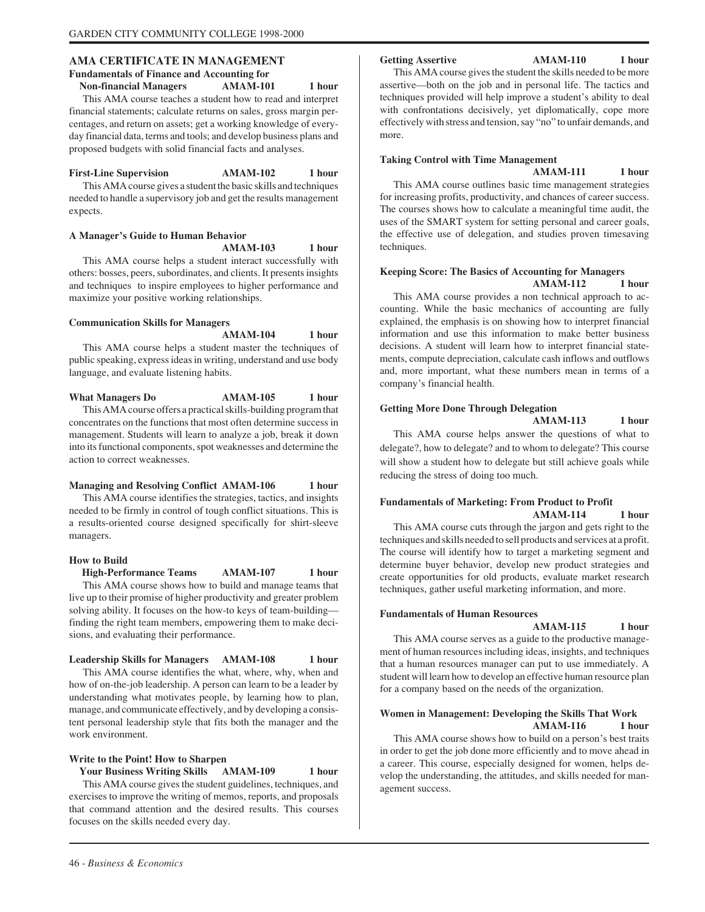## AMA CERTIFICATE IN MANAGEMENT

**Fundamentals of Finance and Accounting for Non-financial Managers AMAM-101 1 hour**

This AMA course teaches a student how to read and interpret financial statements; calculate returns on sales, gross margin percentages, and return on assets; get a working knowledge of everyday financial data, terms and tools; and develop business plans and proposed budgets with solid financial facts and analyses.

**First-Line Supervision AMAM-102 1 hour**

This AMA course gives a student the basic skills and techniques needed to handle a supervisory job and get the results management expects.

**A Manager's Guide to Human Behavior AMAM-103 1 hour**

This AMA course helps a student interact successfully with others: bosses, peers, subordinates, and clients. It presents insights and techniques to inspire employees to higher performance and maximize your positive working relationships.

**Communication Skills for Managers AMAM-104 1 hour**

This AMA course helps a student master the techniques of public speaking, express ideas in writing, understand and use body language, and evaluate listening habits.

**What Managers Do AMAM-105 1 hour**

This AMA course offers a practical skills-building program that concentrates on the functions that most often determine success in management. Students will learn to analyze a job, break it down into its functional components, spot weaknesses and determine the action to correct weaknesses.

**Managing and Resolving Conflict AMAM-106 1 hour**

This AMA course identifies the strategies, tactics, and insights needed to be firmly in control of tough conflict situations. This is a results-oriented course designed specifically for shirt-sleeve managers.

**How to Build High-Performance Teams AMAM-107 1 hour**

This AMA course shows how to build and manage teams that live up to their promise of higher productivity and greater problem solving ability. It focuses on the how-to keys of team-building—finding the right team members, empowering them to make decisions, and evaluating their performance.

**Leadership Skills for Managers AMAM-108 1 hour**

This AMA course identifies the what, where, why, when and how of on-the-job leadership. A person can learn to be a leader by understanding what motivates people, by learning how to plan, manage, and communicate effectively, and by developing a consistent personal leadership style that fits both the manager and the work environment.

**Write to the Point! How to Sharpen Your Business Writing Skills AMAM-109 1 hour**

This AMA course gives the student guidelines, techniques, and exercises to improve the writing of memos, reports, and proposals that command attention and the desired results. This courses focuses on the skills needed every day.

**Getting Assertive AMAM-110 1 hour**

This AMA course gives the student the skills needed to be more assertive—both on the job and in personal life. The tactics and techniques provided will help improve a student's ability to deal with confrontations decisively, yet diplomatically, cope more effectively with stress and tension, say "no" to unfair demands, and more.

**Taking Control with Time Management AMAM-111 1 hour**

This AMA course outlines basic time management strategies for increasing profits, productivity, and chances of career success. The courses shows how to calculate a meaningful time audit, the uses of the SMART system for setting personal and career goals, the effective use of delegation, and studies proven timesaving techniques.

**Keeping Score: The Basics of Accounting for Managers AMAM-112 1 hour**

This AMA course provides a non technical approach to accounting. While the basic mechanics of accounting are fully explained, the emphasis is on showing how to interpret financial information and use this information to make better business decisions. A student will learn how to interpret financial statements, compute depreciation, calculate cash inflows and outflows and, more important, what these numbers mean in terms of a company's financial health.

**Getting More Done Through Delegation AMAM-113 1 hour**

This AMA course helps answer the questions of what to delegate?, how to delegate? and to whom to delegate? This course will show a student how to delegate but still achieve goals while reducing the stress of doing too much.

**Fundamentals of Marketing: From Product to Profit AMAM-114 1 hour**

This AMA course cuts through the jargon and gets right to the techniques and skills needed to sell products and services at a profit. The course will identify how to target a marketing segment and determine buyer behavior, develop new product strategies and create opportunities for old products, evaluate market research techniques, gather useful marketing information, and more.

**Fundamentals of Human Resources AMAM-115 1 hour**

This AMA course serves as a guide to the productive management of human resources including ideas, insights, and techniques that a human resources manager can put to use immediately. A student will learn how to develop an effective human resource plan for a company based on the needs of the organization.

**Women in Management: Developing the Skills That Work AMAM-116 1 hour**

This AMA course shows how to build on a person's best traits in order to get the job done more efficiently and to move ahead in a career. This course, especially designed for women, helps develop the understanding, the attitudes, and skills needed for management success.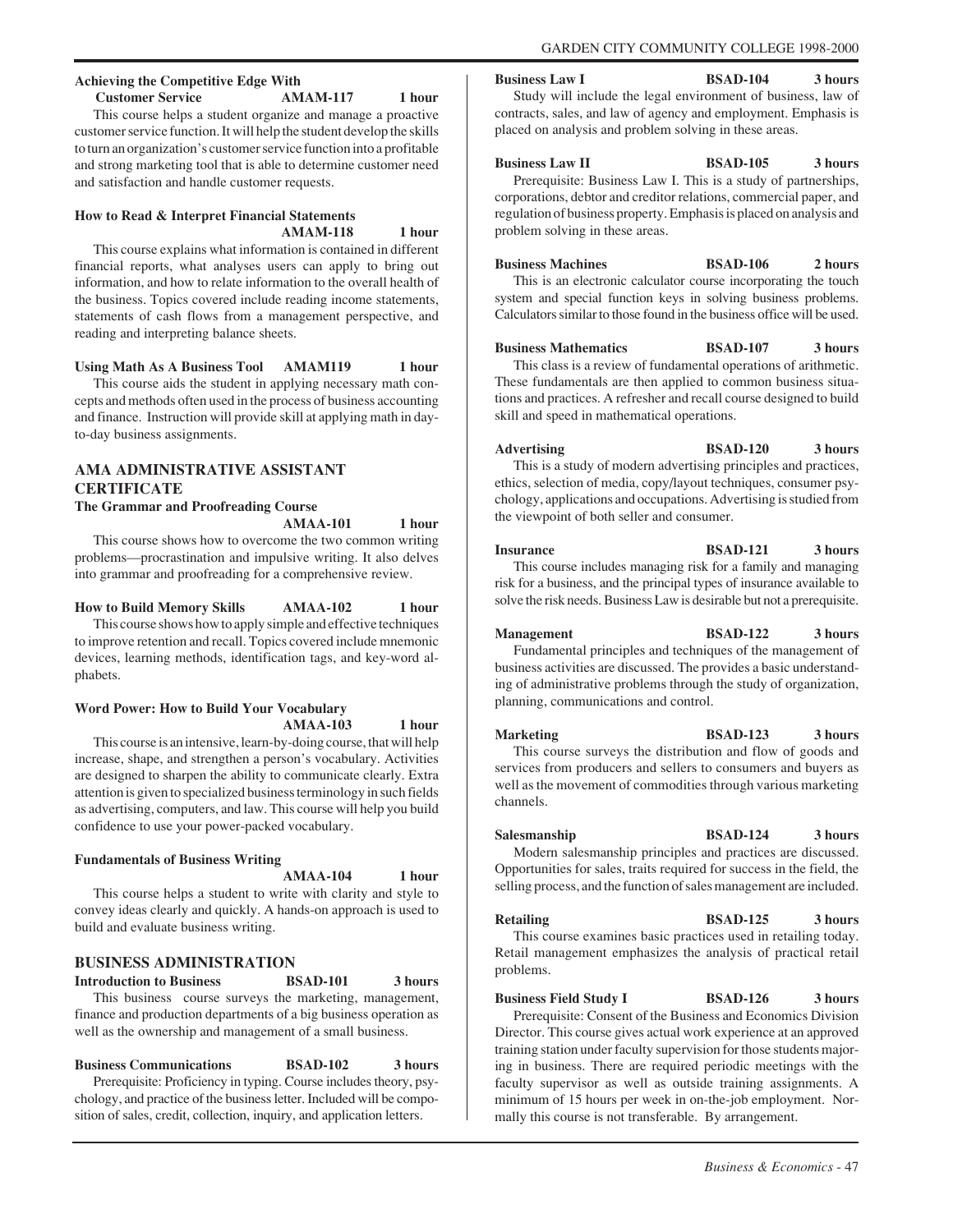**Achieving the Competitive Edge With Customer Service** **AMAM-117** **1 hour**

This course helps a student organize and manage a proactive customer service function. It will help the student develop the skills to turn an organization's customer service function into a profitable and strong marketing tool that is able to determine customer need and satisfaction and handle customer requests.

**How to Read & Interpret Financial Statements** **AMAM-118** **1 hour**

This course explains what information is contained in different financial reports, what analyses users can apply to bring out information, and how to relate information to the overall health of the business. Topics covered include reading income statements, statements of cash flows from a management perspective, and reading and interpreting balance sheets.

**Using Math As A Business Tool** **AMAM119** **1 hour**

This course aids the student in applying necessary math concepts and methods often used in the process of business accounting and finance. Instruction will provide skill at applying math in day-to-day business assignments.

## AMA ADMINISTRATIVE ASSISTANT CERTIFICATE

**The Grammar and Proofreading Course** **AMAA-101** **1 hour**

This course shows how to overcome the two common writing problems—procrastination and impulsive writing. It also delves into grammar and proofreading for a comprehensive review.

**How to Build Memory Skills** **AMAA-102** **1 hour**

This course shows how to apply simple and effective techniques to improve retention and recall. Topics covered include mnemonic devices, learning methods, identification tags, and key-word alphabets.

**Word Power: How to Build Your Vocabulary** **AMAA-103** **1 hour**

This course is an intensive, learn-by-doing course, that will help increase, shape, and strengthen a person's vocabulary. Activities are designed to sharpen the ability to communicate clearly. Extra attention is given to specialized business terminology in such fields as advertising, computers, and law. This course will help you build confidence to use your power-packed vocabulary.

**Fundamentals of Business Writing** **AMAA-104** **1 hour**

This course helps a student to write with clarity and style to convey ideas clearly and quickly. A hands-on approach is used to build and evaluate business writing.

## BUSINESS ADMINISTRATION

**Introduction to Business** **BSAD-101** **3 hours**

This business course surveys the marketing, management, finance and production departments of a big business operation as well as the ownership and management of a small business.

**Business Communications** **BSAD-102** **3 hours**

Prerequisite: Proficiency in typing. Course includes theory, psychology, and practice of the business letter. Included will be composition of sales, credit, collection, inquiry, and application letters.

**Business Law I** **BSAD-104** **3 hours**

Study will include the legal environment of business, law of contracts, sales, and law of agency and employment. Emphasis is placed on analysis and problem solving in these areas.

**Business Law II** **BSAD-105** **3 hours**

Prerequisite: Business Law I. This is a study of partnerships, corporations, debtor and creditor relations, commercial paper, and regulation of business property. Emphasis is placed on analysis and problem solving in these areas.

**Business Machines** **BSAD-106** **2 hours**

This is an electronic calculator course incorporating the touch system and special function keys in solving business problems. Calculators similar to those found in the business office will be used.

**Business Mathematics** **BSAD-107** **3 hours**

This class is a review of fundamental operations of arithmetic. These fundamentals are then applied to common business situations and practices. A refresher and recall course designed to build skill and speed in mathematical operations.

**Advertising** **BSAD-120** **3 hours**

This is a study of modern advertising principles and practices, ethics, selection of media, copy/layout techniques, consumer psychology, applications and occupations. Advertising is studied from the viewpoint of both seller and consumer.

**Insurance** **BSAD-121** **3 hours**

This course includes managing risk for a family and managing risk for a business, and the principal types of insurance available to solve the risk needs. Business Law is desirable but not a prerequisite.

**Management** **BSAD-122** **3 hours**

Fundamental principles and techniques of the management of business activities are discussed. The provides a basic understanding of administrative problems through the study of organization, planning, communications and control.

**Marketing** **BSAD-123** **3 hours**

This course surveys the distribution and flow of goods and services from producers and sellers to consumers and buyers as well as the movement of commodities through various marketing channels.

**Salesmanship** **BSAD-124** **3 hours**

Modern salesmanship principles and practices are discussed. Opportunities for sales, traits required for success in the field, the selling process, and the function of sales management are included.

**Retailing** **BSAD-125** **3 hours**

This course examines basic practices used in retailing today. Retail management emphasizes the analysis of practical retail problems.

**Business Field Study I** **BSAD-126** **3 hours**

Prerequisite: Consent of the Business and Economics Division Director. This course gives actual work experience at an approved training station under faculty supervision for those students majoring in business. There are required periodic meetings with the faculty supervisor as well as outside training assignments. A minimum of 15 hours per week in on-the-job employment. Normally this course is not transferable. By arrangement.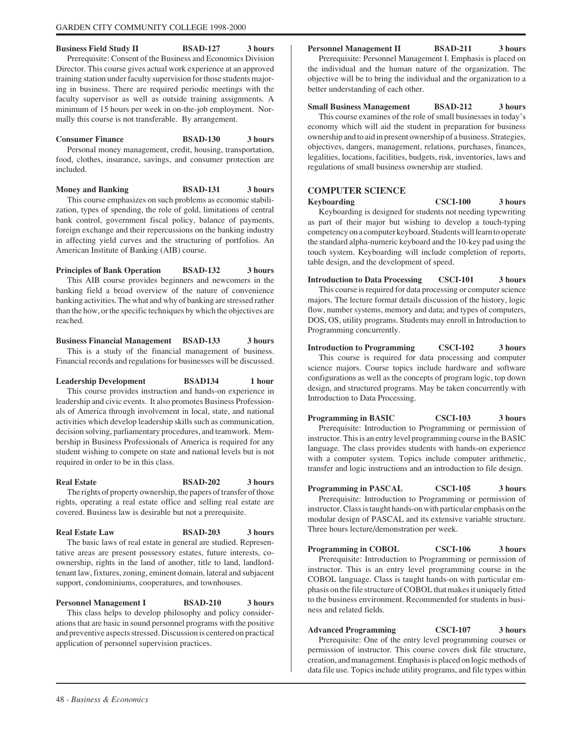**Business Field Study II BSAD-127 3 hours**

Prerequisite: Consent of the Business and Economics Division Director. This course gives actual work experience at an approved training station under faculty supervision for those students majoring in business. There are required periodic meetings with the faculty supervisor as well as outside training assignments. A minimum of 15 hours per week in on-the-job employment. Normally this course is not transferable. By arrangement.

**Consumer Finance BSAD-130 3 hours**

Personal money management, credit, housing, transportation, food, clothes, insurance, savings, and consumer protection are included.

**Money and Banking BSAD-131 3 hours**

This course emphasizes on such problems as economic stabilization, types of spending, the role of gold, limitations of central bank control, government fiscal policy, balance of payments, foreign exchange and their repercussions on the banking industry in affecting yield curves and the structuring of portfolios. An American Institute of Banking (AIB) course.

**Principles of Bank Operation BSAD-132 3 hours**

This AIB course provides beginners and newcomers in the banking field a broad overview of the nature of convenience banking activities. The what and why of banking are stressed rather than the how, or the specific techniques by which the objectives are reached.

**Business Financial Management BSAD-133 3 hours**

This is a study of the financial management of business. Financial records and regulations for businesses will be discussed.

**Leadership Development BSAD134 1 hour**

This course provides instruction and hands-on experience in leadership and civic events. It also promotes Business Professionals of America through involvement in local, state, and national activities which develop leadership skills such as communication, decision solving, parliamentary procedures, and teamwork. Membership in Business Professionals of America is required for any student wishing to compete on state and national levels but is not required in order to be in this class.

**Real Estate BSAD-202 3 hours**

The rights of property ownership, the papers of transfer of those rights, operating a real estate office and selling real estate are covered. Business law is desirable but not a prerequisite.

**Real Estate Law BSAD-203 3 hours**

The basic laws of real estate in general are studied. Representative areas are present possessory estates, future interests, co-ownership, rights in the land of another, title to land, landlord-tenant law, fixtures, zoning, eminent domain, lateral and subjacent support, condominiums, cooperatures, and townhouses.

**Personnel Management I BSAD-210 3 hours**

This class helps to develop philosophy and policy considerations that are basic in sound personnel programs with the positive and preventive aspects stressed. Discussion is centered on practical application of personnel supervision practices.

**Personnel Management II BSAD-211 3 hours**

Prerequisite: Personnel Management I. Emphasis is placed on the individual and the human nature of the organization. The objective will be to bring the individual and the organization to a better understanding of each other.

**Small Business Management BSAD-212 3 hours**

This course examines of the role of small businesses in today's economy which will aid the student in preparation for business ownership and to aid in present ownership of a business. Strategies, objectives, dangers, management, relations, purchases, finances, legalities, locations, facilities, budgets, risk, inventories, laws and regulations of small business ownership are studied.

## COMPUTER SCIENCE

**Keyboarding CSCI-100 3 hours**

Keyboarding is designed for students not needing typewriting as part of their major but wishing to develop a touch-typing competency on a computer keyboard. Students will learn to operate the standard alpha-numeric keyboard and the 10-key pad using the touch system. Keyboarding will include completion of reports, table design, and the development of speed.

**Introduction to Data Processing CSCI-101 3 hours**

This course is required for data processing or computer science majors. The lecture format details discussion of the history, logic flow, number systems, memory and data; and types of computers, DOS, OS, utility programs. Students may enroll in Introduction to Programming concurrently.

**Introduction to Programming CSCI-102 3 hours**

This course is required for data processing and computer science majors. Course topics include hardware and software configurations as well as the concepts of program logic, top down design, and structured programs. May be taken concurrently with Introduction to Data Processing.

**Programming in BASIC CSCI-103 3 hours**

Prerequisite: Introduction to Programming or permission of instructor. This is an entry level programming course in the BASIC language. The class provides students with hands-on experience with a computer system. Topics include computer arithmetic, transfer and logic instructions and an introduction to file design.

**Programming in PASCAL CSCI-105 3 hours**

Prerequisite: Introduction to Programming or permission of instructor. Class is taught hands-on with particular emphasis on the modular design of PASCAL and its extensive variable structure. Three hours lecture/demonstration per week.

**Programming in COBOL CSCI-106 3 hours**

Prerequisite: Introduction to Programming or permission of instructor. This is an entry level programming course in the COBOL language. Class is taught hands-on with particular emphasis on the file structure of COBOL that makes it uniquely fitted to the business environment. Recommended for students in business and related fields.

**Advanced Programming CSCI-107 3 hours**

Prerequisite: One of the entry level programming courses or permission of instructor. This course covers disk file structure, creation, and management. Emphasis is placed on logic methods of data file use. Topics include utility programs, and file types within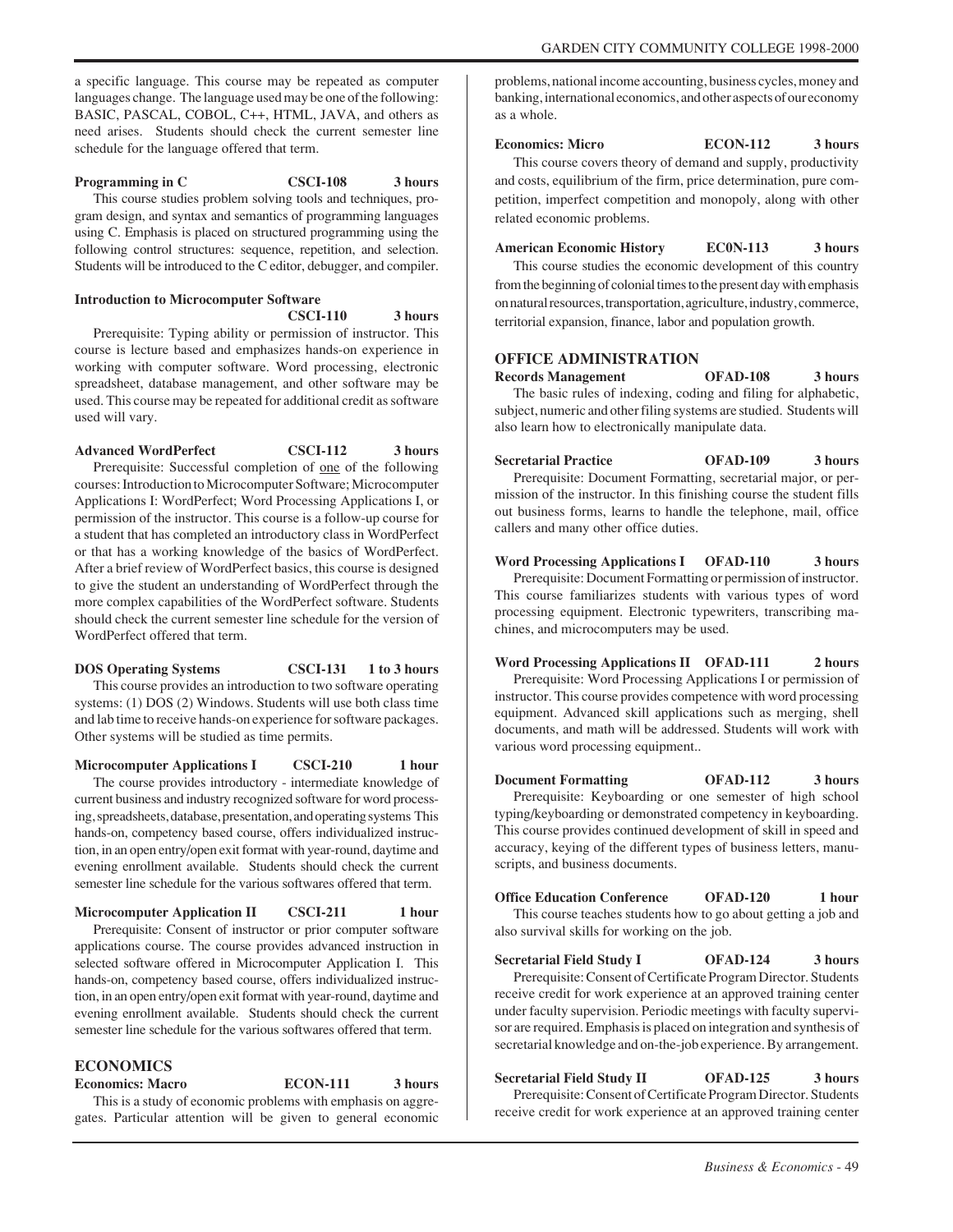a specific language. This course may be repeated as computer languages change. The language used may be one of the following: BASIC, PASCAL, COBOL, C++, HTML, JAVA, and others as need arises. Students should check the current semester line schedule for the language offered that term.

**Programming in C CSCI-108 3 hours**

This course studies problem solving tools and techniques, program design, and syntax and semantics of programming languages using C. Emphasis is placed on structured programming using the following control structures: sequence, repetition, and selection. Students will be introduced to the C editor, debugger, and compiler.

**Introduction to Microcomputer Software CSCI-110 3 hours**

Prerequisite: Typing ability or permission of instructor. This course is lecture based and emphasizes hands-on experience in working with computer software. Word processing, electronic spreadsheet, database management, and other software may be used. This course may be repeated for additional credit as software used will vary.

**Advanced WordPerfect CSCI-112 3 hours**

Prerequisite: Successful completion of one of the following courses: Introduction to Microcomputer Software; Microcomputer Applications I: WordPerfect; Word Processing Applications I, or permission of the instructor. This course is a follow-up course for a student that has completed an introductory class in WordPerfect or that has a working knowledge of the basics of WordPerfect. After a brief review of WordPerfect basics, this course is designed to give the student an understanding of WordPerfect through the more complex capabilities of the WordPerfect software. Students should check the current semester line schedule for the version of WordPerfect offered that term.

**DOS Operating Systems CSCI-131 1 to 3 hours**

This course provides an introduction to two software operating systems: (1) DOS (2) Windows. Students will use both class time and lab time to receive hands-on experience for software packages. Other systems will be studied as time permits.

**Microcomputer Applications I CSCI-210 1 hour**

The course provides introductory - intermediate knowledge of current business and industry recognized software for word processing, spreadsheets, database, presentation, and operating systems This hands-on, competency based course, offers individualized instruction, in an open entry/open exit format with year-round, daytime and evening enrollment available. Students should check the current semester line schedule for the various softwares offered that term.

**Microcomputer Application II CSCI-211 1 hour**

Prerequisite: Consent of instructor or prior computer software applications course. The course provides advanced instruction in selected software offered in Microcomputer Application I. This hands-on, competency based course, offers individualized instruction, in an open entry/open exit format with year-round, daytime and evening enrollment available. Students should check the current semester line schedule for the various softwares offered that term.

## ECONOMICS

**Economics: Macro ECON-111 3 hours**

This is a study of economic problems with emphasis on aggregates. Particular attention will be given to general economic problems, national income accounting, business cycles, money and banking, international economics, and other aspects of our economy as a whole.

**Economics: Micro ECON-112 3 hours**

This course covers theory of demand and supply, productivity and costs, equilibrium of the firm, price determination, pure competition, imperfect competition and monopoly, along with other related economic problems.

**American Economic History EC0N-113 3 hours**

This course studies the economic development of this country from the beginning of colonial times to the present day with emphasis on natural resources, transportation, agriculture, industry, commerce, territorial expansion, finance, labor and population growth.

## OFFICE ADMINISTRATION

**Records Management OFAD-108 3 hours**

The basic rules of indexing, coding and filing for alphabetic, subject, numeric and other filing systems are studied. Students will also learn how to electronically manipulate data.

**Secretarial Practice OFAD-109 3 hours**

Prerequisite: Document Formatting, secretarial major, or permission of the instructor. In this finishing course the student fills out business forms, learns to handle the telephone, mail, office callers and many other office duties.

**Word Processing Applications I OFAD-110 3 hours**

Prerequisite: Document Formatting or permission of instructor. This course familiarizes students with various types of word processing equipment. Electronic typewriters, transcribing machines, and microcomputers may be used.

**Word Processing Applications II OFAD-111 2 hours**

Prerequisite: Word Processing Applications I or permission of instructor. This course provides competence with word processing equipment. Advanced skill applications such as merging, shell documents, and math will be addressed. Students will work with various word processing equipment..

**Document Formatting OFAD-112 3 hours**

Prerequisite: Keyboarding or one semester of high school typing/keyboarding or demonstrated competency in keyboarding. This course provides continued development of skill in speed and accuracy, keying of the different types of business letters, manuscripts, and business documents.

**Office Education Conference OFAD-120 1 hour**

This course teaches students how to go about getting a job and also survival skills for working on the job.

**Secretarial Field Study I OFAD-124 3 hours**

Prerequisite: Consent of Certificate Program Director. Students receive credit for work experience at an approved training center under faculty supervision. Periodic meetings with faculty supervisor are required. Emphasis is placed on integration and synthesis of secretarial knowledge and on-the-job experience. By arrangement.

**Secretarial Field Study II OFAD-125 3 hours**

Prerequisite: Consent of Certificate Program Director. Students receive credit for work experience at an approved training center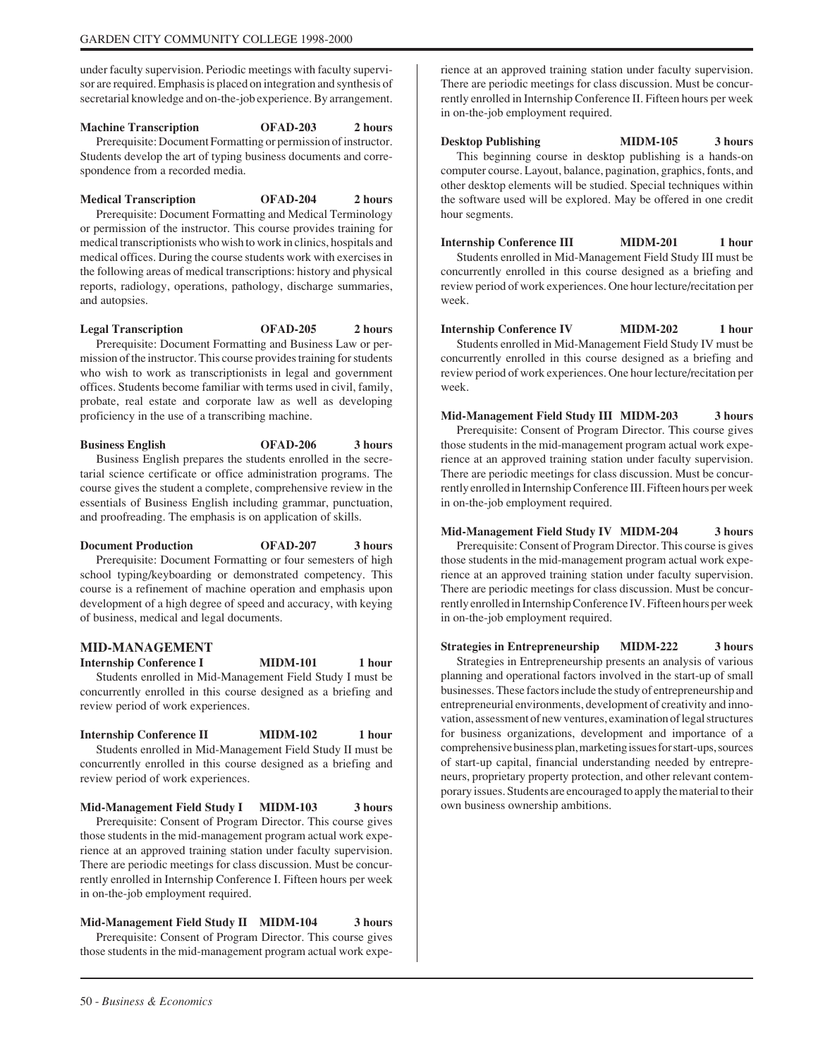under faculty supervision. Periodic meetings with faculty supervisor are required. Emphasis is placed on integration and synthesis of secretarial knowledge and on-the-job experience. By arrangement.

**Machine Transcription OFAD-203 2 hours**

Prerequisite: Document Formatting or permission of instructor. Students develop the art of typing business documents and correspondence from a recorded media.

**Medical Transcription OFAD-204 2 hours**

Prerequisite: Document Formatting and Medical Terminology or permission of the instructor. This course provides training for medical transcriptionists who wish to work in clinics, hospitals and medical offices. During the course students work with exercises in the following areas of medical transcriptions: history and physical reports, radiology, operations, pathology, discharge summaries, and autopsies.

**Legal Transcription OFAD-205 2 hours**

Prerequisite: Document Formatting and Business Law or permission of the instructor. This course provides training for students who wish to work as transcriptionists in legal and government offices. Students become familiar with terms used in civil, family, probate, real estate and corporate law as well as developing proficiency in the use of a transcribing machine.

**Business English OFAD-206 3 hours**

Business English prepares the students enrolled in the secretarial science certificate or office administration programs. The course gives the student a complete, comprehensive review in the essentials of Business English including grammar, punctuation, and proofreading. The emphasis is on application of skills.

**Document Production OFAD-207 3 hours**

Prerequisite: Document Formatting or four semesters of high school typing/keyboarding or demonstrated competency. This course is a refinement of machine operation and emphasis upon development of a high degree of speed and accuracy, with keying of business, medical and legal documents.

## MID-MANAGEMENT

**Internship Conference I MIDM-101 1 hour**

Students enrolled in Mid-Management Field Study I must be concurrently enrolled in this course designed as a briefing and review period of work experiences.

**Internship Conference II MIDM-102 1 hour**

Students enrolled in Mid-Management Field Study II must be concurrently enrolled in this course designed as a briefing and review period of work experiences.

**Mid-Management Field Study I MIDM-103 3 hours**

Prerequisite: Consent of Program Director. This course gives those students in the mid-management program actual work experience at an approved training station under faculty supervision. There are periodic meetings for class discussion. Must be concurrently enrolled in Internship Conference I. Fifteen hours per week in on-the-job employment required.

**Mid-Management Field Study II MIDM-104 3 hours**

Prerequisite: Consent of Program Director. This course gives those students in the mid-management program actual work experience at an approved training station under faculty supervision. There are periodic meetings for class discussion. Must be concurrently enrolled in Internship Conference II. Fifteen hours per week in on-the-job employment required.

**Desktop Publishing MIDM-105 3 hours**

This beginning course in desktop publishing is a hands-on computer course. Layout, balance, pagination, graphics, fonts, and other desktop elements will be studied. Special techniques within the software used will be explored. May be offered in one credit hour segments.

**Internship Conference III MIDM-201 1 hour**

Students enrolled in Mid-Management Field Study III must be concurrently enrolled in this course designed as a briefing and review period of work experiences. One hour lecture/recitation per week.

**Internship Conference IV MIDM-202 1 hour**

Students enrolled in Mid-Management Field Study IV must be concurrently enrolled in this course designed as a briefing and review period of work experiences. One hour lecture/recitation per week.

**Mid-Management Field Study III MIDM-203 3 hours**

Prerequisite: Consent of Program Director. This course gives those students in the mid-management program actual work experience at an approved training station under faculty supervision. There are periodic meetings for class discussion. Must be concurrently enrolled in Internship Conference III. Fifteen hours per week in on-the-job employment required.

**Mid-Management Field Study IV MIDM-204 3 hours**

Prerequisite: Consent of Program Director. This course is gives those students in the mid-management program actual work experience at an approved training station under faculty supervision. There are periodic meetings for class discussion. Must be concurrently enrolled in Internship Conference IV. Fifteen hours per week in on-the-job employment required.

**Strategies in Entrepreneurship MIDM-222 3 hours**

Strategies in Entrepreneurship presents an analysis of various planning and operational factors involved in the start-up of small businesses. These factors include the study of entrepreneurship and entrepreneurial environments, development of creativity and innovation, assessment of new ventures, examination of legal structures for business organizations, development and importance of a comprehensive business plan, marketing issues for start-ups, sources of start-up capital, financial understanding needed by entrepreneurs, proprietary property protection, and other relevant contemporary issues. Students are encouraged to apply the material to their own business ownership ambitions.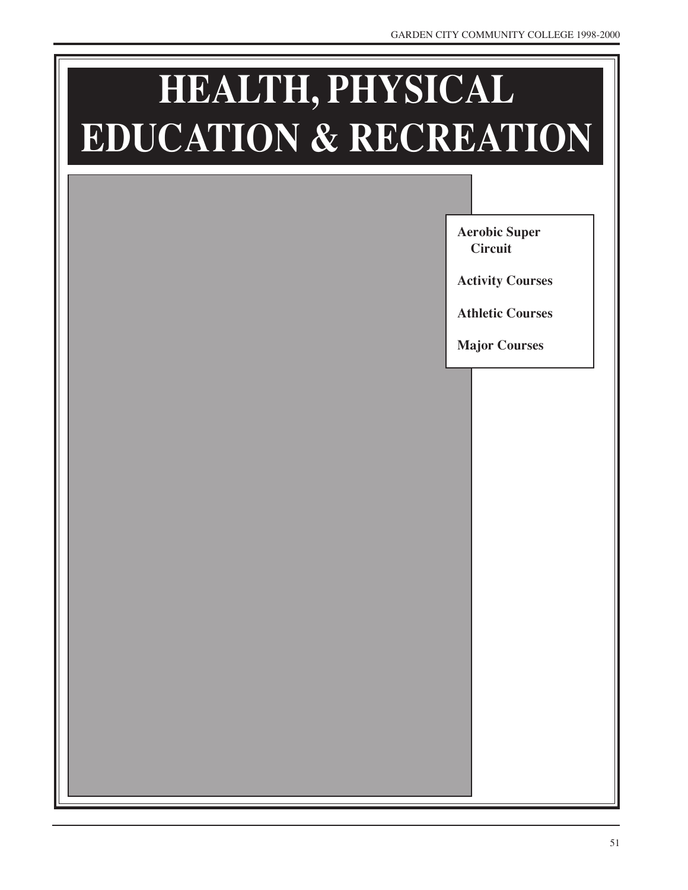# HEALTH, PHYSICAL EDUCATION & RECREATION

**Aerobic Super Circuit**

**Activity Courses**

**Athletic Courses**

**Major Courses**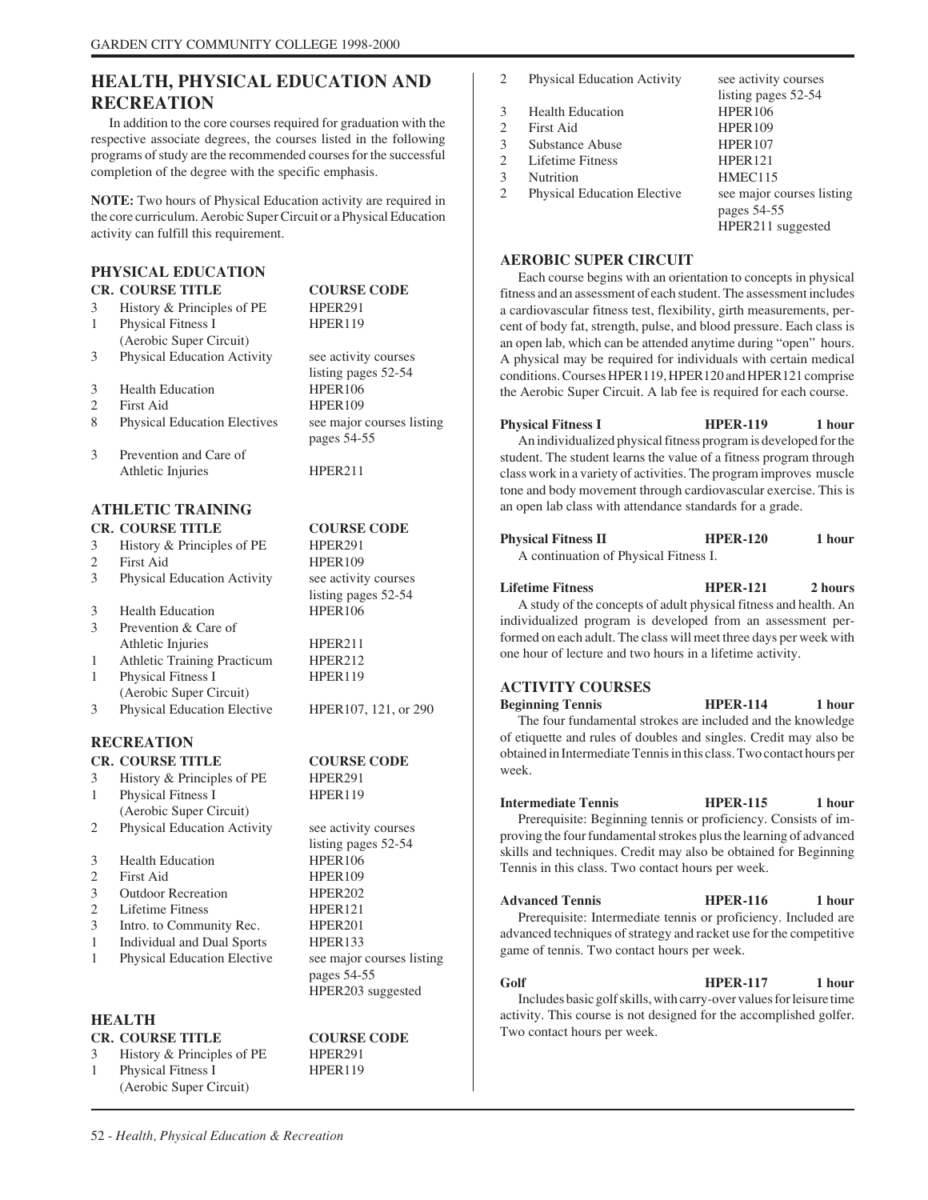## HEALTH, PHYSICAL EDUCATION AND RECREATION

In addition to the core courses required for graduation with the respective associate degrees, the courses listed in the following programs of study are the recommended courses for the successful completion of the degree with the specific emphasis.

**NOTE:** Two hours of Physical Education activity are required in the core curriculum. Aerobic Super Circuit or a Physical Education activity can fulfill this requirement.

### PHYSICAL EDUCATION

| CR. | COURSE TITLE | COURSE CODE |
|---|---|---|
| 3 | History & Principles of PE | HPER291 |
| 1 | Physical Fitness I (Aerobic Super Circuit) | HPER119 |
| 3 | Physical Education Activity | see activity courses listing pages 52-54 |
| 3 | Health Education | HPER106 |
| 2 | First Aid | HPER109 |
| 8 | Physical Education Electives | see major courses listing pages 54-55 |
| 3 | Prevention and Care of Athletic Injuries | HPER211 |

### ATHLETIC TRAINING

| CR. | COURSE TITLE | COURSE CODE |
|---|---|---|
| 3 | History & Principles of PE | HPER291 |
| 2 | First Aid | HPER109 |
| 3 | Physical Education Activity | see activity courses listing pages 52-54 |
| 3 | Health Education | HPER106 |
| 3 | Prevention & Care of Athletic Injuries | HPER211 |
| 1 | Athletic Training Practicum | HPER212 |
| 1 | Physical Fitness I (Aerobic Super Circuit) | HPER119 |
| 3 | Physical Education Elective | HPER107, 121, or 290 |

### RECREATION

| CR. | COURSE TITLE | COURSE CODE |
|---|---|---|
| 3 | History & Principles of PE | HPER291 |
| 1 | Physical Fitness I (Aerobic Super Circuit) | HPER119 |
| 2 | Physical Education Activity | see activity courses listing pages 52-54 |
| 3 | Health Education | HPER106 |
| 2 | First Aid | HPER109 |
| 3 | Outdoor Recreation | HPER202 |
| 2 | Lifetime Fitness | HPER121 |
| 3 | Intro. to Community Rec. | HPER201 |
| 1 | Individual and Dual Sports | HPER133 |
| 1 | Physical Education Elective | see major courses listing pages 54-55 HPER203 suggested |

### HEALTH

| CR. | COURSE TITLE | COURSE CODE |
|---|---|---|
| 3 | History & Principles of PE | HPER291 |
| 1 | Physical Fitness I (Aerobic Super Circuit) | HPER119 |
| 2 | Physical Education Activity | see activity courses listing pages 52-54 |
| 3 | Health Education | HPER106 |
| 2 | First Aid | HPER109 |
| 3 | Substance Abuse | HPER107 |
| 2 | Lifetime Fitness | HPER121 |
| 3 | Nutrition | HMEC115 |
| 2 | Physical Education Elective | see major courses listing pages 54-55 HPER211 suggested |

### AEROBIC SUPER CIRCUIT

Each course begins with an orientation to concepts in physical fitness and an assessment of each student. The assessment includes a cardiovascular fitness test, flexibility, girth measurements, percent of body fat, strength, pulse, and blood pressure. Each class is an open lab, which can be attended anytime during "open" hours. A physical may be required for individuals with certain medical conditions. Courses HPER119, HPER120 and HPER121 comprise the Aerobic Super Circuit. A lab fee is required for each course.

**Physical Fitness I — HPER-119 — 1 hour**

An individualized physical fitness program is developed for the student. The student learns the value of a fitness program through class work in a variety of activities. The program improves muscle tone and body movement through cardiovascular exercise. This is an open lab class with attendance standards for a grade.

**Physical Fitness II — HPER-120 — 1 hour**

A continuation of Physical Fitness I.

**Lifetime Fitness — HPER-121 — 2 hours**

A study of the concepts of adult physical fitness and health. An individualized program is developed from an assessment performed on each adult. The class will meet three days per week with one hour of lecture and two hours in a lifetime activity.

### ACTIVITY COURSES

**Beginning Tennis — HPER-114 — 1 hour**

The four fundamental strokes are included and the knowledge of etiquette and rules of doubles and singles. Credit may also be obtained in Intermediate Tennis in this class. Two contact hours per week.

**Intermediate Tennis — HPER-115 — 1 hour**

Prerequisite: Beginning tennis or proficiency. Consists of improving the four fundamental strokes plus the learning of advanced skills and techniques. Credit may also be obtained for Beginning Tennis in this class. Two contact hours per week.

**Advanced Tennis — HPER-116 — 1 hour**

Prerequisite: Intermediate tennis or proficiency. Included are advanced techniques of strategy and racket use for the competitive game of tennis. Two contact hours per week.

**Golf — HPER-117 — 1 hour**

Includes basic golf skills, with carry-over values for leisure time activity. This course is not designed for the accomplished golfer. Two contact hours per week.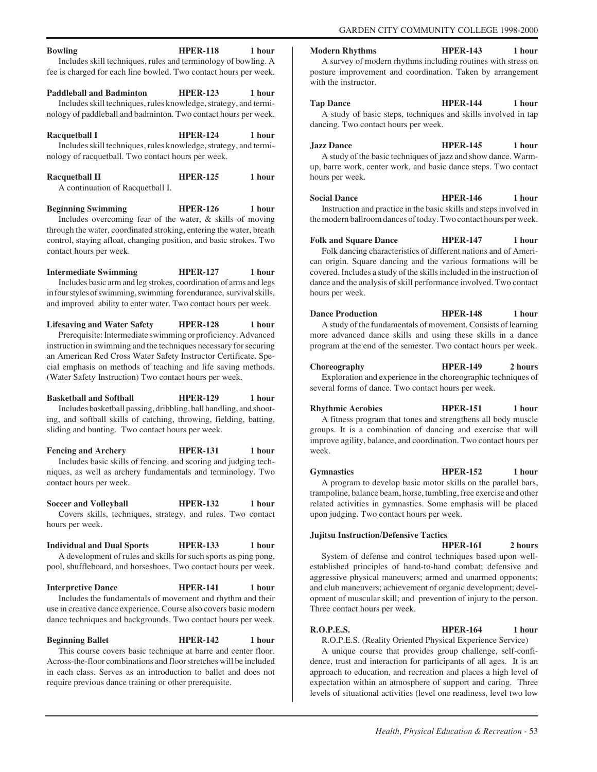**Bowling** **HPER-118** **1 hour**

Includes skill techniques, rules and terminology of bowling. A fee is charged for each line bowled. Two contact hours per week.

**Paddleball and Badminton** **HPER-123** **1 hour**

Includes skill techniques, rules knowledge, strategy, and terminology of paddleball and badminton. Two contact hours per week.

**Racquetball I** **HPER-124** **1 hour**

Includes skill techniques, rules knowledge, strategy, and terminology of racquetball. Two contact hours per week.

**Racquetball II** **HPER-125** **1 hour**

A continuation of Racquetball I.

**Beginning Swimming** **HPER-126** **1 hour**

Includes overcoming fear of the water, & skills of moving through the water, coordinated stroking, entering the water, breath control, staying afloat, changing position, and basic strokes. Two contact hours per week.

**Intermediate Swimming** **HPER-127** **1 hour**

Includes basic arm and leg strokes, coordination of arms and legs in four styles of swimming, swimming for endurance, survival skills, and improved ability to enter water. Two contact hours per week.

**Lifesaving and Water Safety** **HPER-128** **1 hour**

Prerequisite: Intermediate swimming or proficiency. Advanced instruction in swimming and the techniques necessary for securing an American Red Cross Water Safety Instructor Certificate. Special emphasis on methods of teaching and life saving methods. (Water Safety Instruction) Two contact hours per week.

**Basketball and Softball** **HPER-129** **1 hour**

Includes basketball passing, dribbling, ball handling, and shooting, and softball skills of catching, throwing, fielding, batting, sliding and bunting. Two contact hours per week.

**Fencing and Archery** **HPER-131** **1 hour**

Includes basic skills of fencing, and scoring and judging techniques, as well as archery fundamentals and terminology. Two contact hours per week.

**Soccer and Volleyball** **HPER-132** **1 hour**

Covers skills, techniques, strategy, and rules. Two contact hours per week.

**Individual and Dual Sports** **HPER-133** **1 hour**

A development of rules and skills for such sports as ping pong, pool, shuffleboard, and horseshoes. Two contact hours per week.

**Interpretive Dance** **HPER-141** **1 hour**

Includes the fundamentals of movement and rhythm and their use in creative dance experience. Course also covers basic modern dance techniques and backgrounds. Two contact hours per week.

**Beginning Ballet** **HPER-142** **1 hour**

This course covers basic technique at barre and center floor. Across-the-floor combinations and floor stretches will be included in each class. Serves as an introduction to ballet and does not require previous dance training or other prerequisite.

**Modern Rhythms** **HPER-143** **1 hour**

A survey of modern rhythms including routines with stress on posture improvement and coordination. Taken by arrangement with the instructor.

**Tap Dance** **HPER-144** **1 hour**

A study of basic steps, techniques and skills involved in tap dancing. Two contact hours per week.

**Jazz Dance** **HPER-145** **1 hour**

A study of the basic techniques of jazz and show dance. Warm-up, barre work, center work, and basic dance steps. Two contact hours per week.

**Social Dance** **HPER-146** **1 hour**

Instruction and practice in the basic skills and steps involved in the modern ballroom dances of today. Two contact hours per week.

**Folk and Square Dance** **HPER-147** **1 hour**

Folk dancing characteristics of different nations and of American origin. Square dancing and the various formations will be covered. Includes a study of the skills included in the instruction of dance and the analysis of skill performance involved. Two contact hours per week.

**Dance Production** **HPER-148** **1 hour**

A study of the fundamentals of movement. Consists of learning more advanced dance skills and using these skills in a dance program at the end of the semester. Two contact hours per week.

**Choreography** **HPER-149** **2 hours**

Exploration and experience in the choreographic techniques of several forms of dance. Two contact hours per week.

**Rhythmic Aerobics** **HPER-151** **1 hour**

A fitness program that tones and strengthens all body muscle groups. It is a combination of dancing and exercise that will improve agility, balance, and coordination. Two contact hours per week.

**Gymnastics** **HPER-152** **1 hour**

A program to develop basic motor skills on the parallel bars, trampoline, balance beam, horse, tumbling, free exercise and other related activities in gymnastics. Some emphasis will be placed upon judging. Two contact hours per week.

**Jujitsu Instruction/Defensive Tactics** **HPER-161** **2 hours**

System of defense and control techniques based upon well-established principles of hand-to-hand combat; defensive and aggressive physical maneuvers; armed and unarmed opponents; and club maneuvers; achievement of organic development; development of muscular skill; and prevention of injury to the person. Three contact hours per week.

**R.O.P.E.S.** **HPER-164** **1 hour**

R.O.P.E.S. (Reality Oriented Physical Experience Service)

A unique course that provides group challenge, self-confidence, trust and interaction for participants of all ages. It is an approach to education, and recreation and places a high level of expectation within an atmosphere of support and caring. Three levels of situational activities (level one readiness, level two low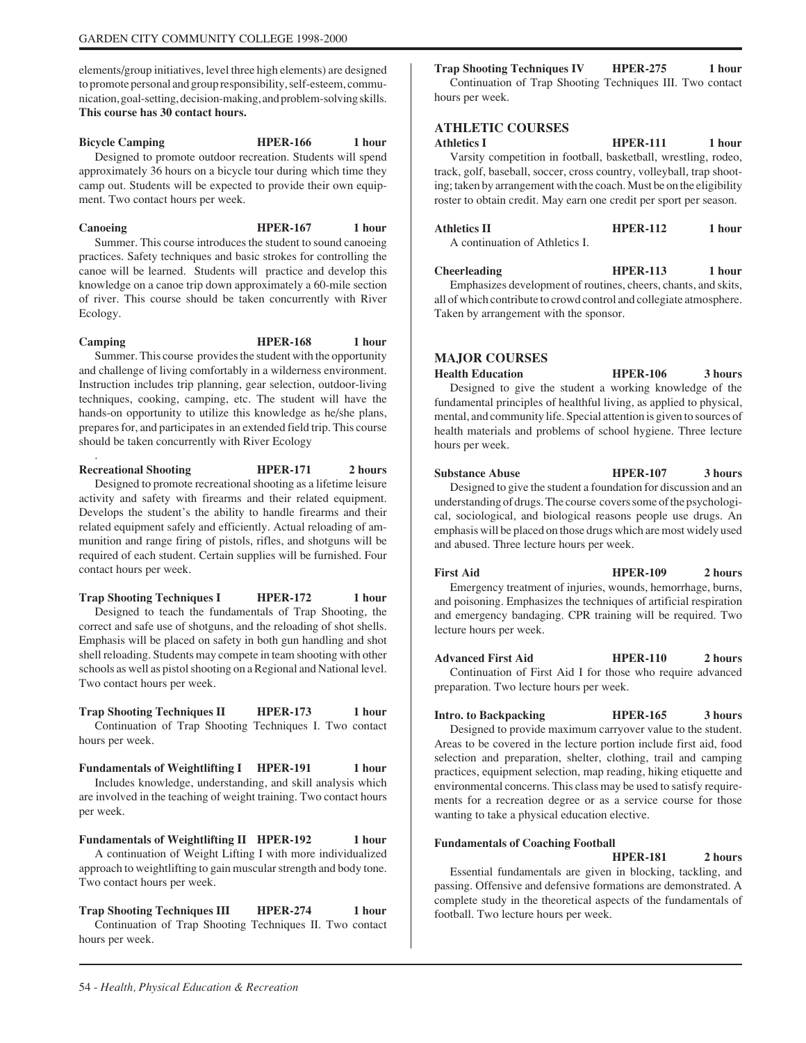elements/group initiatives, level three high elements) are designed to promote personal and group responsibility, self-esteem, communication, goal-setting, decision-making, and problem-solving skills. **This course has 30 contact hours.**

**Bicycle Camping HPER-166 1 hour**

Designed to promote outdoor recreation. Students will spend approximately 36 hours on a bicycle tour during which time they camp out. Students will be expected to provide their own equipment. Two contact hours per week.

**Canoeing HPER-167 1 hour**

Summer. This course introduces the student to sound canoeing practices. Safety techniques and basic strokes for controlling the canoe will be learned. Students will practice and develop this knowledge on a canoe trip down approximately a 60-mile section of river. This course should be taken concurrently with River Ecology.

**Camping HPER-168 1 hour**

Summer. This course provides the student with the opportunity and challenge of living comfortably in a wilderness environment. Instruction includes trip planning, gear selection, outdoor-living techniques, cooking, camping, etc. The student will have the hands-on opportunity to utilize this knowledge as he/she plans, prepares for, and participates in an extended field trip. This course should be taken concurrently with River Ecology

.

**Recreational Shooting HPER-171 2 hours**

Designed to promote recreational shooting as a lifetime leisure activity and safety with firearms and their related equipment. Develops the student's the ability to handle firearms and their related equipment safely and efficiently. Actual reloading of ammunition and range firing of pistols, rifles, and shotguns will be required of each student. Certain supplies will be furnished. Four contact hours per week.

**Trap Shooting Techniques I HPER-172 1 hour**

Designed to teach the fundamentals of Trap Shooting, the correct and safe use of shotguns, and the reloading of shot shells. Emphasis will be placed on safety in both gun handling and shot shell reloading. Students may compete in team shooting with other schools as well as pistol shooting on a Regional and National level. Two contact hours per week.

**Trap Shooting Techniques II HPER-173 1 hour**

Continuation of Trap Shooting Techniques I. Two contact hours per week.

**Fundamentals of Weightlifting I HPER-191 1 hour**

Includes knowledge, understanding, and skill analysis which are involved in the teaching of weight training. Two contact hours per week.

**Fundamentals of Weightlifting II HPER-192 1 hour**

A continuation of Weight Lifting I with more individualized approach to weightlifting to gain muscular strength and body tone. Two contact hours per week.

**Trap Shooting Techniques III HPER-274 1 hour**

Continuation of Trap Shooting Techniques II. Two contact hours per week.

**Trap Shooting Techniques IV HPER-275 1 hour**

Continuation of Trap Shooting Techniques III. Two contact hours per week.

## ATHLETIC COURSES

**Athletics I HPER-111 1 hour**

Varsity competition in football, basketball, wrestling, rodeo, track, golf, baseball, soccer, cross country, volleyball, trap shooting; taken by arrangement with the coach. Must be on the eligibility roster to obtain credit. May earn one credit per sport per season.

**Athletics II HPER-112 1 hour**

A continuation of Athletics I.

**Cheerleading HPER-113 1 hour**

Emphasizes development of routines, cheers, chants, and skits, all of which contribute to crowd control and collegiate atmosphere. Taken by arrangement with the sponsor.

## MAJOR COURSES

**Health Education HPER-106 3 hours**

Designed to give the student a working knowledge of the fundamental principles of healthful living, as applied to physical, mental, and community life. Special attention is given to sources of health materials and problems of school hygiene. Three lecture hours per week.

**Substance Abuse HPER-107 3 hours**

Designed to give the student a foundation for discussion and an understanding of drugs. The course covers some of the psychological, sociological, and biological reasons people use drugs. An emphasis will be placed on those drugs which are most widely used and abused. Three lecture hours per week.

**First Aid HPER-109 2 hours**

Emergency treatment of injuries, wounds, hemorrhage, burns, and poisoning. Emphasizes the techniques of artificial respiration and emergency bandaging. CPR training will be required. Two lecture hours per week.

**Advanced First Aid HPER-110 2 hours**

Continuation of First Aid I for those who require advanced preparation. Two lecture hours per week.

**Intro. to Backpacking HPER-165 3 hours**

Designed to provide maximum carryover value to the student. Areas to be covered in the lecture portion include first aid, food selection and preparation, shelter, clothing, trail and camping practices, equipment selection, map reading, hiking etiquette and environmental concerns. This class may be used to satisfy requirements for a recreation degree or as a service course for those wanting to take a physical education elective.

**Fundamentals of Coaching Football HPER-181 2 hours**

Essential fundamentals are given in blocking, tackling, and passing. Offensive and defensive formations are demonstrated. A complete study in the theoretical aspects of the fundamentals of football. Two lecture hours per week.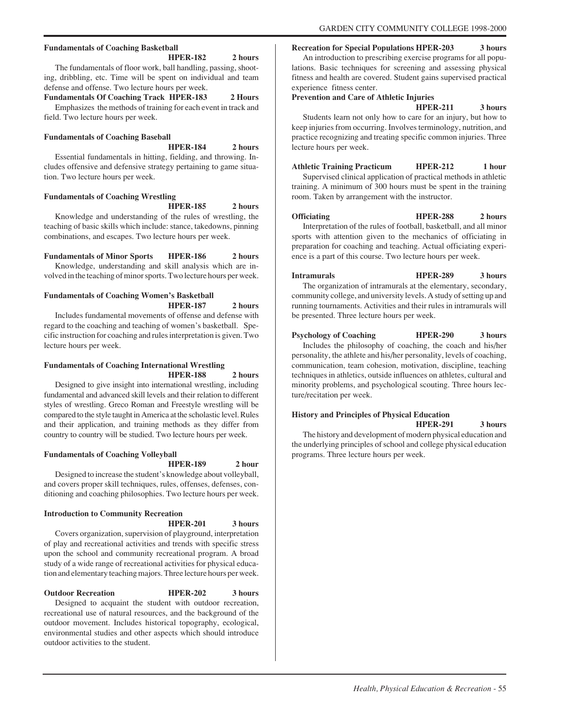**Fundamentals of Coaching Basketball**
**HPER-182 2 hours**

The fundamentals of floor work, ball handling, passing, shooting, dribbling, etc. Time will be spent on individual and team defense and offense. Two lecture hours per week.

**Fundamentals Of Coaching Track HPER-183 2 Hours**

Emphasizes the methods of training for each event in track and field. Two lecture hours per week.

**Fundamentals of Coaching Baseball**
**HPER-184 2 hours**

Essential fundamentals in hitting, fielding, and throwing. Includes offensive and defensive strategy pertaining to game situation. Two lecture hours per week.

**Fundamentals of Coaching Wrestling**
**HPER-185 2 hours**

Knowledge and understanding of the rules of wrestling, the teaching of basic skills which include: stance, takedowns, pinning combinations, and escapes. Two lecture hours per week.

**Fundamentals of Minor Sports HPER-186 2 hours**

Knowledge, understanding and skill analysis which are involved in the teaching of minor sports. Two lecture hours per week.

**Fundamentals of Coaching Women's Basketball**
**HPER-187 2 hours**

Includes fundamental movements of offense and defense with regard to the coaching and teaching of women's basketball. Specific instruction for coaching and rules interpretation is given. Two lecture hours per week.

**Fundamentals of Coaching International Wrestling**
**HPER-188 2 hours**

Designed to give insight into international wrestling, including fundamental and advanced skill levels and their relation to different styles of wrestling. Greco Roman and Freestyle wrestling will be compared to the style taught in America at the scholastic level. Rules and their application, and training methods as they differ from country to country will be studied. Two lecture hours per week.

**Fundamentals of Coaching Volleyball**
**HPER-189 2 hour**

Designed to increase the student's knowledge about volleyball, and covers proper skill techniques, rules, offenses, defenses, conditioning and coaching philosophies. Two lecture hours per week.

**Introduction to Community Recreation**
**HPER-201 3 hours**

Covers organization, supervision of playground, interpretation of play and recreational activities and trends with specific stress upon the school and community recreational program. A broad study of a wide range of recreational activities for physical education and elementary teaching majors. Three lecture hours per week.

**Outdoor Recreation HPER-202 3 hours**

Designed to acquaint the student with outdoor recreation, recreational use of natural resources, and the background of the outdoor movement. Includes historical topography, ecological, environmental studies and other aspects which should introduce outdoor activities to the student.

**Recreation for Special Populations HPER-203 3 hours**

An introduction to prescribing exercise programs for all populations. Basic techniques for screening and assessing physical fitness and health are covered. Student gains supervised practical experience fitness center.

**Prevention and Care of Athletic Injuries**
**HPER-211 3 hours**

Students learn not only how to care for an injury, but how to keep injuries from occurring. Involves terminology, nutrition, and practice recognizing and treating specific common injuries. Three lecture hours per week.

**Athletic Training Practicum HPER-212 1 hour**

Supervised clinical application of practical methods in athletic training. A minimum of 300 hours must be spent in the training room. Taken by arrangement with the instructor.

**Officiating HPER-288 2 hours**

Interpretation of the rules of football, basketball, and all minor sports with attention given to the mechanics of officiating in preparation for coaching and teaching. Actual officiating experience is a part of this course. Two lecture hours per week.

**Intramurals HPER-289 3 hours**

The organization of intramurals at the elementary, secondary, community college, and university levels. A study of setting up and running tournaments. Activities and their rules in intramurals will be presented. Three lecture hours per week.

**Psychology of Coaching HPER-290 3 hours**

Includes the philosophy of coaching, the coach and his/her personality, the athlete and his/her personality, levels of coaching, communication, team cohesion, motivation, discipline, teaching techniques in athletics, outside influences on athletes, cultural and minority problems, and psychological scouting. Three hours lecture/recitation per week.

**History and Principles of Physical Education**
**HPER-291 3 hours**

The history and development of modern physical education and the underlying principles of school and college physical education programs. Three lecture hours per week.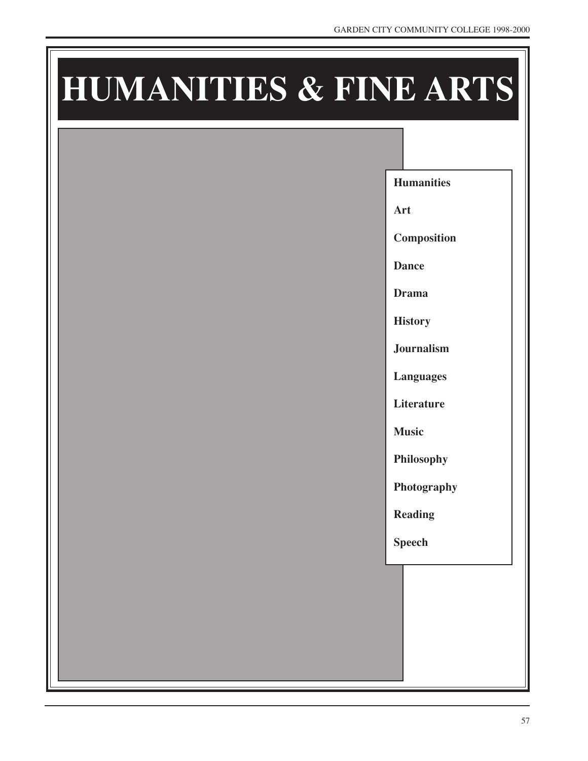# HUMANITIES & FINE ARTS

**Humanities**

**Art**

**Composition**

**Dance**

**Drama**

**History**

**Journalism**

**Languages**

**Literature**

**Music**

**Philosophy**

**Photography**

**Reading**

**Speech**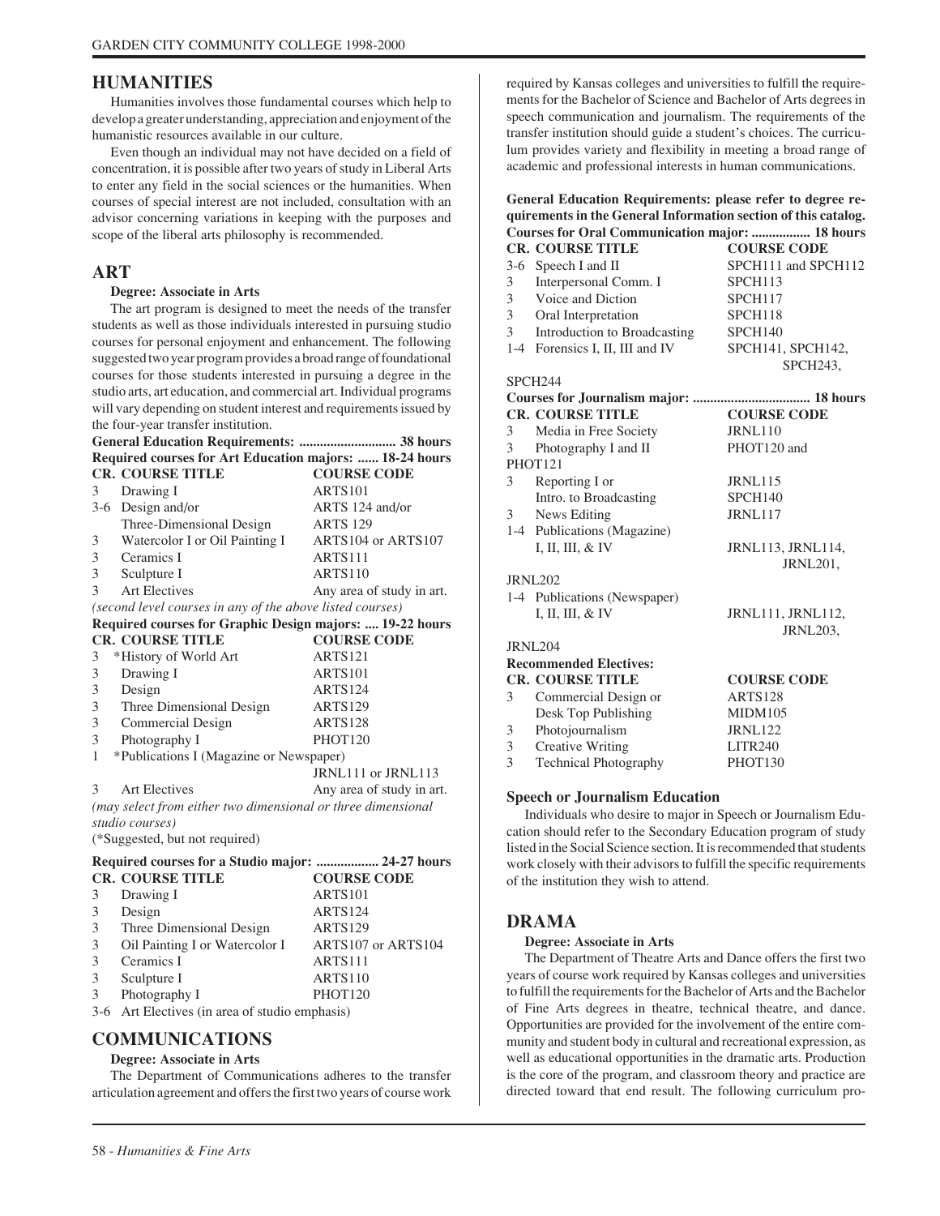# HUMANITIES

Humanities involves those fundamental courses which help to develop a greater understanding, appreciation and enjoyment of the humanistic resources available in our culture.

Even though an individual may not have decided on a field of concentration, it is possible after two years of study in Liberal Arts to enter any field in the social sciences or the humanities. When courses of special interest are not included, consultation with an advisor concerning variations in keeping with the purposes and scope of the liberal arts philosophy is recommended.

# ART

**Degree: Associate in Arts**

The art program is designed to meet the needs of the transfer students as well as those individuals interested in pursuing studio courses for personal enjoyment and enhancement. The following suggested two year program provides a broad range of foundational courses for those students interested in pursuing a degree in the studio arts, art education, and commercial art. Individual programs will vary depending on student interest and requirements issued by the four-year transfer institution.

**General Education Requirements: ........................... 38 hours**

**Required courses for Art Education majors: ...... 18-24 hours**

| CR. | COURSE TITLE | COURSE CODE |
|---|---|---|
| 3 | Drawing I | ARTS101 |
| 3-6 | Design and/or Three-Dimensional Design | ARTS 124 and/or ARTS 129 |
| 3 | Watercolor I or Oil Painting I | ARTS104 or ARTS107 |
| 3 | Ceramics I | ARTS111 |
| 3 | Sculpture I | ARTS110 |
| 3 | Art Electives | Any area of study in art. |

*(second level courses in any of the above listed courses)*

**Required courses for Graphic Design majors: .... 19-22 hours**

| CR. | COURSE TITLE | COURSE CODE |
|---|---|---|
| 3 | *History of World Art | ARTS121 |
| 3 | Drawing I | ARTS101 |
| 3 | Design | ARTS124 |
| 3 | Three Dimensional Design | ARTS129 |
| 3 | Commercial Design | ARTS128 |
| 3 | Photography I | PHOT120 |
| 1 | *Publications I (Magazine or Newspaper) | JRNL111 or JRNL113 |
| 3 | Art Electives | Any area of study in art. |

*(may select from either two dimensional or three dimensional studio courses)*

(*Suggested, but not required)

**Required courses for a Studio major: .................. 24-27 hours**

| CR. | COURSE TITLE | COURSE CODE |
|---|---|---|
| 3 | Drawing I | ARTS101 |
| 3 | Design | ARTS124 |
| 3 | Three Dimensional Design | ARTS129 |
| 3 | Oil Painting I or Watercolor I | ARTS107 or ARTS104 |
| 3 | Ceramics I | ARTS111 |
| 3 | Sculpture I | ARTS110 |
| 3 | Photography I | PHOT120 |
| 3-6 | Art Electives (in area of studio emphasis) | |

# COMMUNICATIONS

**Degree: Associate in Arts**

The Department of Communications adheres to the transfer articulation agreement and offers the first two years of course work required by Kansas colleges and universities to fulfill the requirements for the Bachelor of Science and Bachelor of Arts degrees in speech communication and journalism. The requirements of the transfer institution should guide a student's choices. The curriculum provides variety and flexibility in meeting a broad range of academic and professional interests in human communications.

**General Education Requirements: please refer to degree requirements in the General Information section of this catalog.**

**Courses for Oral Communication major: ................. 18 hours**

| CR. | COURSE TITLE | COURSE CODE |
|---|---|---|
| 3-6 | Speech I and II | SPCH111 and SPCH112 |
| 3 | Interpersonal Comm. I | SPCH113 |
| 3 | Voice and Diction | SPCH117 |
| 3 | Oral Interpretation | SPCH118 |
| 3 | Introduction to Broadcasting | SPCH140 |
| 1-4 | Forensics I, II, III and IV | SPCH141, SPCH142, SPCH243, SPCH244 |

**Courses for Journalism major: ................................. 18 hours**

| CR. | COURSE TITLE | COURSE CODE |
|---|---|---|
| 3 | Media in Free Society | JRNL110 |
| 3 | Photography I and II | PHOT120 and PHOT121 |
| 3 | Reporting I or Intro. to Broadcasting | JRNL115 SPCH140 |
| 3 | News Editing | JRNL117 |
| 1-4 | Publications (Magazine) I, II, III, & IV | JRNL113, JRNL114, JRNL201, JRNL202 |
| 1-4 | Publications (Newspaper) I, II, III, & IV | JRNL111, JRNL112, JRNL203, JRNL204 |

**Recommended Electives:**

| CR. | COURSE TITLE | COURSE CODE |
|---|---|---|
| 3 | Commercial Design or Desk Top Publishing | ARTS128 MIDM105 |
| 3 | Photojournalism | JRNL122 |
| 3 | Creative Writing | LITR240 |
| 3 | Technical Photography | PHOT130 |

### Speech or Journalism Education

Individuals who desire to major in Speech or Journalism Education should refer to the Secondary Education program of study listed in the Social Science section. It is recommended that students work closely with their advisors to fulfill the specific requirements of the institution they wish to attend.

# DRAMA

**Degree: Associate in Arts**

The Department of Theatre Arts and Dance offers the first two years of course work required by Kansas colleges and universities to fulfill the requirements for the Bachelor of Arts and the Bachelor of Fine Arts degrees in theatre, technical theatre, and dance. Opportunities are provided for the involvement of the entire community and student body in cultural and recreational expression, as well as educational opportunities in the dramatic arts. Production is the core of the program, and classroom theory and practice are directed toward that end result. The following curriculum pro-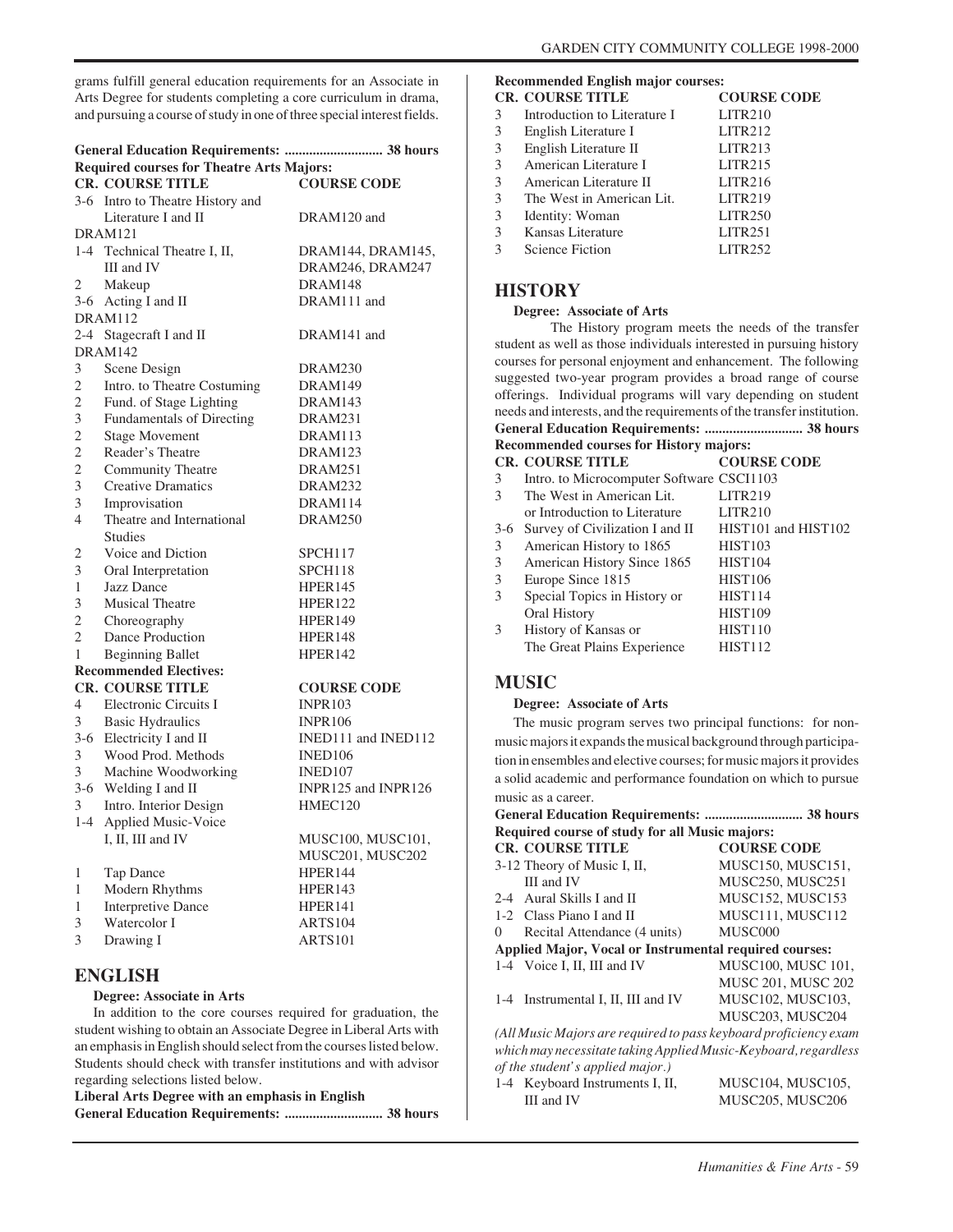grams fulfill general education requirements for an Associate in Arts Degree for students completing a core curriculum in drama, and pursuing a course of study in one of three special interest fields.

**General Education Requirements: ........................... 38 hours**

**Required courses for Theatre Arts Majors:**

| CR. | COURSE TITLE | COURSE CODE |
|---|---|---|
| 3-6 | Intro to Theatre History and Literature I and II | DRAM120 and DRAM121 |
| 1-4 | Technical Theatre I, II, III and IV | DRAM144, DRAM145, DRAM246, DRAM247 |
| 2 | Makeup | DRAM148 |
| 3-6 | Acting I and II | DRAM111 and DRAM112 |
| 2-4 | Stagecraft I and II | DRAM141 and DRAM142 |
| 3 | Scene Design | DRAM230 |
| 2 | Intro. to Theatre Costuming | DRAM149 |
| 2 | Fund. of Stage Lighting | DRAM143 |
| 3 | Fundamentals of Directing | DRAM231 |
| 2 | Stage Movement | DRAM113 |
| 2 | Reader's Theatre | DRAM123 |
| 2 | Community Theatre | DRAM251 |
| 3 | Creative Dramatics | DRAM232 |
| 3 | Improvisation | DRAM114 |
| 4 | Theatre and International Studies | DRAM250 |
| 2 | Voice and Diction | SPCH117 |
| 3 | Oral Interpretation | SPCH118 |
| 1 | Jazz Dance | HPER145 |
| 3 | Musical Theatre | HPER122 |
| 2 | Choreography | HPER149 |
| 2 | Dance Production | HPER148 |
| 1 | Beginning Ballet | HPER142 |

**Recommended Electives:**

| CR. | COURSE TITLE | COURSE CODE |
|---|---|---|
| 4 | Electronic Circuits I | INPR103 |
| 3 | Basic Hydraulics | INPR106 |
| 3-6 | Electricity I and II | INED111 and INED112 |
| 3 | Wood Prod. Methods | INED106 |
| 3 | Machine Woodworking | INED107 |
| 3-6 | Welding I and II | INPR125 and INPR126 |
| 3 | Intro. Interior Design | HMEC120 |
| 1-4 | Applied Music-Voice I, II, III and IV | MUSC100, MUSC101, MUSC201, MUSC202 |
| 1 | Tap Dance | HPER144 |
| 1 | Modern Rhythms | HPER143 |
| 1 | Interpretive Dance | HPER141 |
| 3 | Watercolor I | ARTS104 |
| 3 | Drawing I | ARTS101 |

## ENGLISH

**Degree: Associate in Arts**

In addition to the core courses required for graduation, the student wishing to obtain an Associate Degree in Liberal Arts with an emphasis in English should select from the courses listed below. Students should check with transfer institutions and with advisor regarding selections listed below.

**Liberal Arts Degree with an emphasis in English**

**General Education Requirements: ........................... 38 hours**

**Recommended English major courses:**

| CR. | COURSE TITLE | COURSE CODE |
|---|---|---|
| 3 | Introduction to Literature I | LITR210 |
| 3 | English Literature I | LITR212 |
| 3 | English Literature II | LITR213 |
| 3 | American Literature I | LITR215 |
| 3 | American Literature II | LITR216 |
| 3 | The West in American Lit. | LITR219 |
| 3 | Identity: Woman | LITR250 |
| 3 | Kansas Literature | LITR251 |
| 3 | Science Fiction | LITR252 |

## HISTORY

**Degree: Associate of Arts**

The History program meets the needs of the transfer student as well as those individuals interested in pursuing history courses for personal enjoyment and enhancement. The following suggested two-year program provides a broad range of course offerings. Individual programs will vary depending on student needs and interests, and the requirements of the transfer institution.

**General Education Requirements: ........................... 38 hours**

**Recommended courses for History majors:**

| CR. | COURSE TITLE | COURSE CODE |
|---|---|---|
| 3 | Intro. to Microcomputer Software | CSCI1103 |
| 3 | The West in American Lit. or Introduction to Literature | LITR219 LITR210 |
| 3-6 | Survey of Civilization I and II | HIST101 and HIST102 |
| 3 | American History to 1865 | HIST103 |
| 3 | American History Since 1865 | HIST104 |
| 3 | Europe Since 1815 | HIST106 |
| 3 | Special Topics in History or Oral History | HIST114 HIST109 |
| 3 | History of Kansas or The Great Plains Experience | HIST110 HIST112 |

## MUSIC

**Degree: Associate of Arts**

The music program serves two principal functions: for non-music majors it expands the musical background through participation in ensembles and elective courses; for music majors it provides a solid academic and performance foundation on which to pursue music as a career.

**General Education Requirements: ........................... 38 hours**

**Required course of study for all Music majors:**

| CR. | COURSE TITLE | COURSE CODE |
|---|---|---|
| 3-12 | Theory of Music I, II, III and IV | MUSC150, MUSC151, MUSC250, MUSC251 |
| 2-4 | Aural Skills I and II | MUSC152, MUSC153 |
| 1-2 | Class Piano I and II | MUSC111, MUSC112 |
| 0 | Recital Attendance (4 units) | MUSC000 |

**Applied Major, Vocal or Instrumental required courses:**

| CR. | COURSE TITLE | COURSE CODE |
|---|---|---|
| 1-4 | Voice I, II, III and IV | MUSC100, MUSC 101, MUSC 201, MUSC 202 |
| 1-4 | Instrumental I, II, III and IV | MUSC102, MUSC103, MUSC203, MUSC204 |

*(All Music Majors are required to pass keyboard proficiency exam which may necessitate taking Applied Music-Keyboard, regardless of the student's applied major.)*

| CR. | COURSE TITLE | COURSE CODE |
|---|---|---|
| 1-4 | Keyboard Instruments I, II, III and IV | MUSC104, MUSC105, MUSC205, MUSC206 |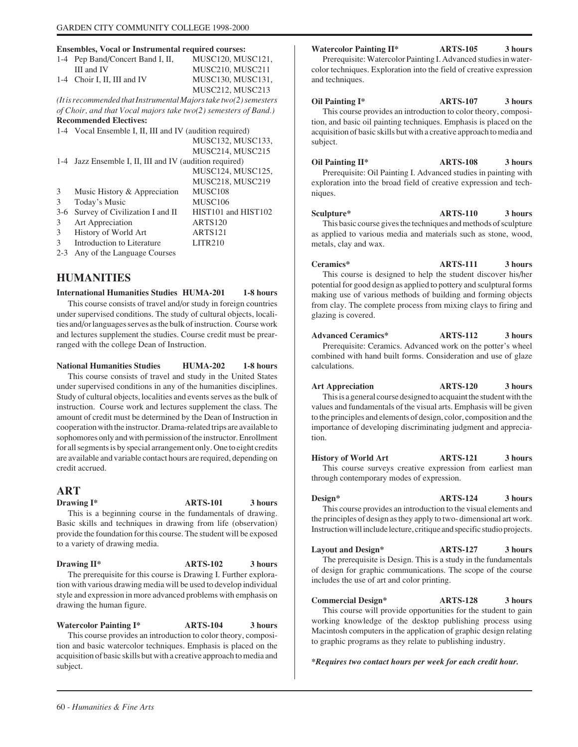**Ensembles, Vocal or Instrumental required courses:**

| | | |
|---|---|---|
| 1-4 | Pep Band/Concert Band I, II, III and IV | MUSC120, MUSC121, MUSC210, MUSC211 |
| 1-4 | Choir I, II, III and IV | MUSC130, MUSC131, MUSC212, MUSC213 |

*(It is recommended that Instrumental Majors take two(2) semesters of Choir, and that Vocal majors take two(2) semesters of Band.)*

**Recommended Electives:**

| | | |
|---|---|---|
| 1-4 | Vocal Ensemble I, II, III and IV (audition required) | MUSC132, MUSC133, MUSC214, MUSC215 |
| 1-4 | Jazz Ensemble I, II, III and IV (audition required) | MUSC124, MUSC125, MUSC218, MUSC219 |
| 3 | Music History & Appreciation | MUSC108 |
| 3 | Today's Music | MUSC106 |
| 3-6 | Survey of Civilization I and II | HIST101 and HIST102 |
| 3 | Art Appreciation | ARTS120 |
| 3 | History of World Art | ARTS121 |
| 3 | Introduction to Literature | LITR210 |
| 2-3 | Any of the Language Courses | |

# HUMANITIES

**International Humanities Studies HUMA-201 1-8 hours**

This course consists of travel and/or study in foreign countries under supervised conditions. The study of cultural objects, localities and/or languages serves as the bulk of instruction. Course work and lectures supplement the studies. Course credit must be prearranged with the college Dean of Instruction.

**National Humanities Studies HUMA-202 1-8 hours**

This course consists of travel and study in the United States under supervised conditions in any of the humanities disciplines. Study of cultural objects, localities and events serves as the bulk of instruction. Course work and lectures supplement the class. The amount of credit must be determined by the Dean of Instruction in cooperation with the instructor. Drama-related trips are available to sophomores only and with permission of the instructor. Enrollment for all segments is by special arrangement only. One to eight credits are available and variable contact hours are required, depending on credit accrued.

# ART

**Drawing I* ARTS-101 3 hours**

This is a beginning course in the fundamentals of drawing. Basic skills and techniques in drawing from life (observation) provide the foundation for this course. The student will be exposed to a variety of drawing media.

**Drawing II* ARTS-102 3 hours**

The prerequisite for this course is Drawing I. Further exploration with various drawing media will be used to develop individual style and expression in more advanced problems with emphasis on drawing the human figure.

**Watercolor Painting I* ARTS-104 3 hours**

This course provides an introduction to color theory, composition and basic watercolor techniques. Emphasis is placed on the acquisition of basic skills but with a creative approach to media and subject.

**Watercolor Painting II* ARTS-105 3 hours**

Prerequisite: Watercolor Painting I. Advanced studies in watercolor techniques. Exploration into the field of creative expression and techniques.

**Oil Painting I* ARTS-107 3 hours**

This course provides an introduction to color theory, composition, and basic oil painting techniques. Emphasis is placed on the acquisition of basic skills but with a creative approach to media and subject.

**Oil Painting II* ARTS-108 3 hours**

Prerequisite: Oil Painting I. Advanced studies in painting with exploration into the broad field of creative expression and techniques.

**Sculpture* ARTS-110 3 hours**

This basic course gives the techniques and methods of sculpture as applied to various media and materials such as stone, wood, metals, clay and wax.

**Ceramics* ARTS-111 3 hours**

This course is designed to help the student discover his/her potential for good design as applied to pottery and sculptural forms making use of various methods of building and forming objects from clay. The complete process from mixing clays to firing and glazing is covered.

**Advanced Ceramics* ARTS-112 3 hours**

Prerequisite: Ceramics. Advanced work on the potter's wheel combined with hand built forms. Consideration and use of glaze calculations.

**Art Appreciation ARTS-120 3 hours**

This is a general course designed to acquaint the student with the values and fundamentals of the visual arts. Emphasis will be given to the principles and elements of design, color, composition and the importance of developing discriminating judgment and appreciation.

**History of World Art ARTS-121 3 hours**

This course surveys creative expression from earliest man through contemporary modes of expression.

**Design* ARTS-124 3 hours**

This course provides an introduction to the visual elements and the principles of design as they apply to two- dimensional art work. Instruction will include lecture, critique and specific studio projects.

**Layout and Design* ARTS-127 3 hours**

The prerequisite is Design. This is a study in the fundamentals of design for graphic communications. The scope of the course includes the use of art and color printing.

**Commercial Design* ARTS-128 3 hours**

This course will provide opportunities for the student to gain working knowledge of the desktop publishing process using Macintosh computers in the application of graphic design relating to graphic programs as they relate to publishing industry.

***Requires two contact hours per week for each credit hour.***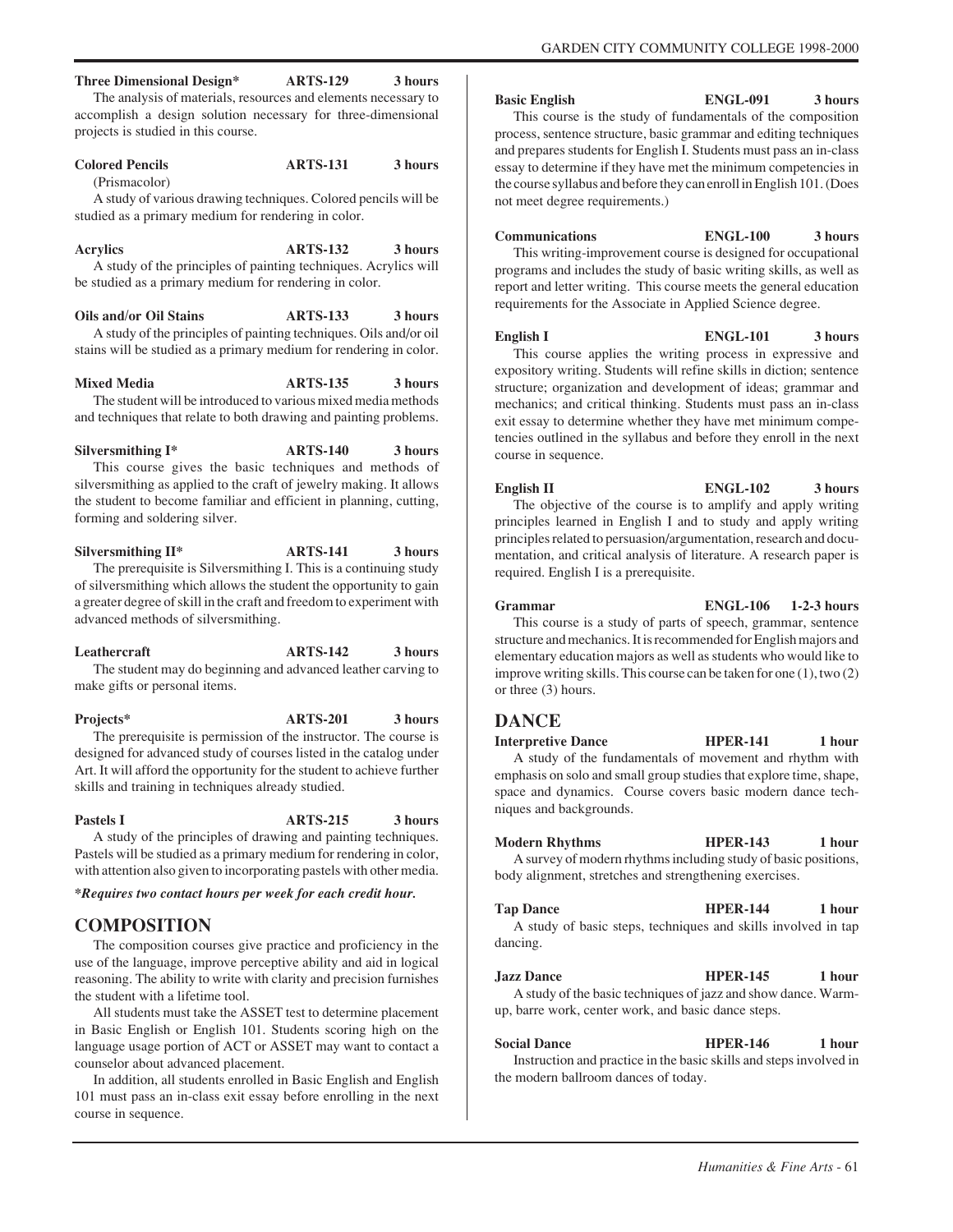**Three Dimensional Design*** **ARTS-129** **3 hours**

The analysis of materials, resources and elements necessary to accomplish a design solution necessary for three-dimensional projects is studied in this course.

**Colored Pencils** **ARTS-131** **3 hours**
(Prismacolor)

A study of various drawing techniques. Colored pencils will be studied as a primary medium for rendering in color.

**Acrylics** **ARTS-132** **3 hours**

A study of the principles of painting techniques. Acrylics will be studied as a primary medium for rendering in color.

**Oils and/or Oil Stains** **ARTS-133** **3 hours**

A study of the principles of painting techniques. Oils and/or oil stains will be studied as a primary medium for rendering in color.

**Mixed Media** **ARTS-135** **3 hours**

The student will be introduced to various mixed media methods and techniques that relate to both drawing and painting problems.

**Silversmithing I*** **ARTS-140** **3 hours**

This course gives the basic techniques and methods of silversmithing as applied to the craft of jewelry making. It allows the student to become familiar and efficient in planning, cutting, forming and soldering silver.

**Silversmithing II*** **ARTS-141** **3 hours**

The prerequisite is Silversmithing I. This is a continuing study of silversmithing which allows the student the opportunity to gain a greater degree of skill in the craft and freedom to experiment with advanced methods of silversmithing.

**Leathercraft** **ARTS-142** **3 hours**

The student may do beginning and advanced leather carving to make gifts or personal items.

**Projects*** **ARTS-201** **3 hours**

The prerequisite is permission of the instructor. The course is designed for advanced study of courses listed in the catalog under Art. It will afford the opportunity for the student to achieve further skills and training in techniques already studied.

**Pastels I** **ARTS-215** **3 hours**

A study of the principles of drawing and painting techniques. Pastels will be studied as a primary medium for rendering in color, with attention also given to incorporating pastels with other media.

***Requires two contact hours per week for each credit hour.***

## COMPOSITION

The composition courses give practice and proficiency in the use of the language, improve perceptive ability and aid in logical reasoning. The ability to write with clarity and precision furnishes the student with a lifetime tool.

All students must take the ASSET test to determine placement in Basic English or English 101. Students scoring high on the language usage portion of ACT or ASSET may want to contact a counselor about advanced placement.

In addition, all students enrolled in Basic English and English 101 must pass an in-class exit essay before enrolling in the next course in sequence.

**Basic English** **ENGL-091** **3 hours**

This course is the study of fundamentals of the composition process, sentence structure, basic grammar and editing techniques and prepares students for English I. Students must pass an in-class essay to determine if they have met the minimum competencies in the course syllabus and before they can enroll in English 101. (Does not meet degree requirements.)

**Communications** **ENGL-100** **3 hours**

This writing-improvement course is designed for occupational programs and includes the study of basic writing skills, as well as report and letter writing. This course meets the general education requirements for the Associate in Applied Science degree.

**English I** **ENGL-101** **3 hours**

This course applies the writing process in expressive and expository writing. Students will refine skills in diction; sentence structure; organization and development of ideas; grammar and mechanics; and critical thinking. Students must pass an in-class exit essay to determine whether they have met minimum competencies outlined in the syllabus and before they enroll in the next course in sequence.

**English II** **ENGL-102** **3 hours**

The objective of the course is to amplify and apply writing principles learned in English I and to study and apply writing principles related to persuasion/argumentation, research and documentation, and critical analysis of literature. A research paper is required. English I is a prerequisite.

**Grammar** **ENGL-106** **1-2-3 hours**

This course is a study of parts of speech, grammar, sentence structure and mechanics. It is recommended for English majors and elementary education majors as well as students who would like to improve writing skills. This course can be taken for one (1), two (2) or three (3) hours.

## DANCE

**Interpretive Dance** **HPER-141** **1 hour**

A study of the fundamentals of movement and rhythm with emphasis on solo and small group studies that explore time, shape, space and dynamics. Course covers basic modern dance techniques and backgrounds.

**Modern Rhythms** **HPER-143** **1 hour**

A survey of modern rhythms including study of basic positions, body alignment, stretches and strengthening exercises.

**Tap Dance** **HPER-144** **1 hour**

A study of basic steps, techniques and skills involved in tap dancing.

**Jazz Dance** **HPER-145** **1 hour**

A study of the basic techniques of jazz and show dance. Warm-up, barre work, center work, and basic dance steps.

**Social Dance** **HPER-146** **1 hour**

Instruction and practice in the basic skills and steps involved in the modern ballroom dances of today.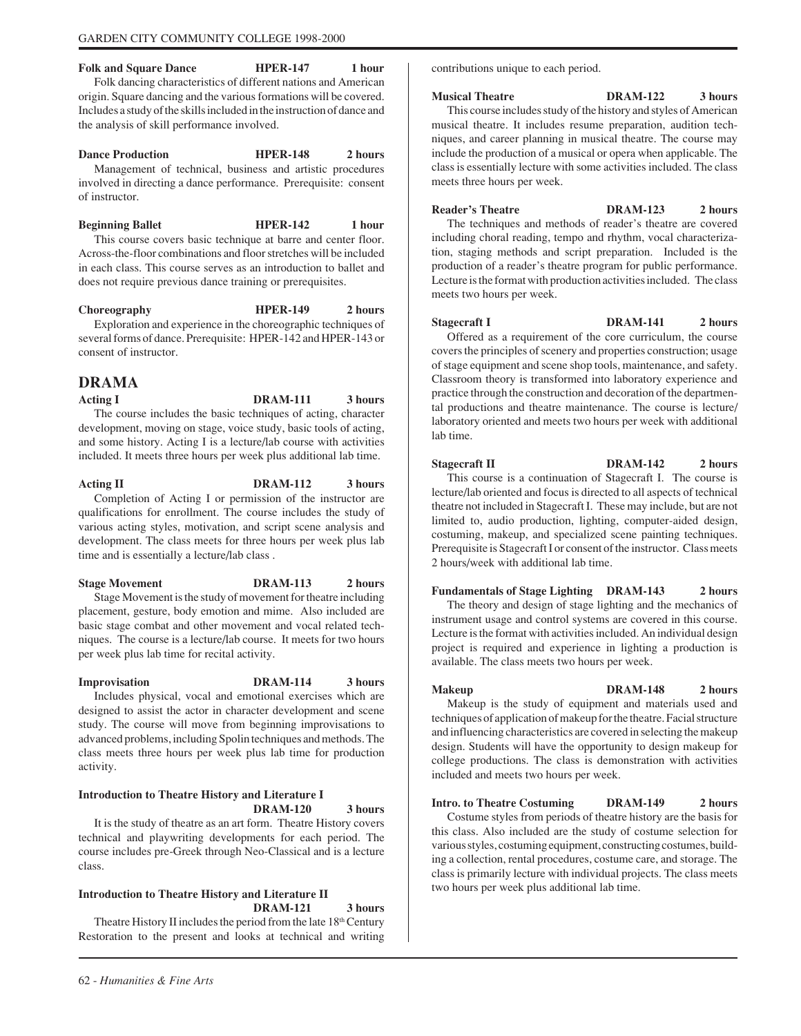**Folk and Square Dance** **HPER-147** **1 hour**

Folk dancing characteristics of different nations and American origin. Square dancing and the various formations will be covered. Includes a study of the skills included in the instruction of dance and the analysis of skill performance involved.

**Dance Production** **HPER-148** **2 hours**

Management of technical, business and artistic procedures involved in directing a dance performance. Prerequisite: consent of instructor.

**Beginning Ballet** **HPER-142** **1 hour**

This course covers basic technique at barre and center floor. Across-the-floor combinations and floor stretches will be included in each class. This course serves as an introduction to ballet and does not require previous dance training or prerequisites.

**Choreography** **HPER-149** **2 hours**

Exploration and experience in the choreographic techniques of several forms of dance. Prerequisite: HPER-142 and HPER-143 or consent of instructor.

## DRAMA

**Acting I** **DRAM-111** **3 hours**

The course includes the basic techniques of acting, character development, moving on stage, voice study, basic tools of acting, and some history. Acting I is a lecture/lab course with activities included. It meets three hours per week plus additional lab time.

**Acting II** **DRAM-112** **3 hours**

Completion of Acting I or permission of the instructor are qualifications for enrollment. The course includes the study of various acting styles, motivation, and script scene analysis and development. The class meets for three hours per week plus lab time and is essentially a lecture/lab class .

**Stage Movement** **DRAM-113** **2 hours**

Stage Movement is the study of movement for theatre including placement, gesture, body emotion and mime. Also included are basic stage combat and other movement and vocal related techniques. The course is a lecture/lab course. It meets for two hours per week plus lab time for recital activity.

**Improvisation** **DRAM-114** **3 hours**

Includes physical, vocal and emotional exercises which are designed to assist the actor in character development and scene study. The course will move from beginning improvisations to advanced problems, including Spolin techniques and methods. The class meets three hours per week plus lab time for production activity.

**Introduction to Theatre History and Literature I** **DRAM-120** **3 hours**

It is the study of theatre as an art form. Theatre History covers technical and playwriting developments for each period. The course includes pre-Greek through Neo-Classical and is a lecture class.

**Introduction to Theatre History and Literature II** **DRAM-121** **3 hours**

Theatre History II includes the period from the late 18th Century Restoration to the present and looks at technical and writing contributions unique to each period.

**Musical Theatre** **DRAM-122** **3 hours**

This course includes study of the history and styles of American musical theatre. It includes resume preparation, audition techniques, and career planning in musical theatre. The course may include the production of a musical or opera when applicable. The class is essentially lecture with some activities included. The class meets three hours per week.

**Reader's Theatre** **DRAM-123** **2 hours**

The techniques and methods of reader's theatre are covered including choral reading, tempo and rhythm, vocal characterization, staging methods and script preparation. Included is the production of a reader's theatre program for public performance. Lecture is the format with production activities included. The class meets two hours per week.

**Stagecraft I** **DRAM-141** **2 hours**

Offered as a requirement of the core curriculum, the course covers the principles of scenery and properties construction; usage of stage equipment and scene shop tools, maintenance, and safety. Classroom theory is transformed into laboratory experience and practice through the construction and decoration of the departmental productions and theatre maintenance. The course is lecture/laboratory oriented and meets two hours per week with additional lab time.

**Stagecraft II** **DRAM-142** **2 hours**

This course is a continuation of Stagecraft I. The course is lecture/lab oriented and focus is directed to all aspects of technical theatre not included in Stagecraft I. These may include, but are not limited to, audio production, lighting, computer-aided design, costuming, makeup, and specialized scene painting techniques. Prerequisite is Stagecraft I or consent of the instructor. Class meets 2 hours/week with additional lab time.

**Fundamentals of Stage Lighting** **DRAM-143** **2 hours**

The theory and design of stage lighting and the mechanics of instrument usage and control systems are covered in this course. Lecture is the format with activities included. An individual design project is required and experience in lighting a production is available. The class meets two hours per week.

**Makeup** **DRAM-148** **2 hours**

Makeup is the study of equipment and materials used and techniques of application of makeup for the theatre. Facial structure and influencing characteristics are covered in selecting the makeup design. Students will have the opportunity to design makeup for college productions. The class is demonstration with activities included and meets two hours per week.

**Intro. to Theatre Costuming** **DRAM-149** **2 hours**

Costume styles from periods of theatre history are the basis for this class. Also included are the study of costume selection for various styles, costuming equipment, constructing costumes, building a collection, rental procedures, costume care, and storage. The class is primarily lecture with individual projects. The class meets two hours per week plus additional lab time.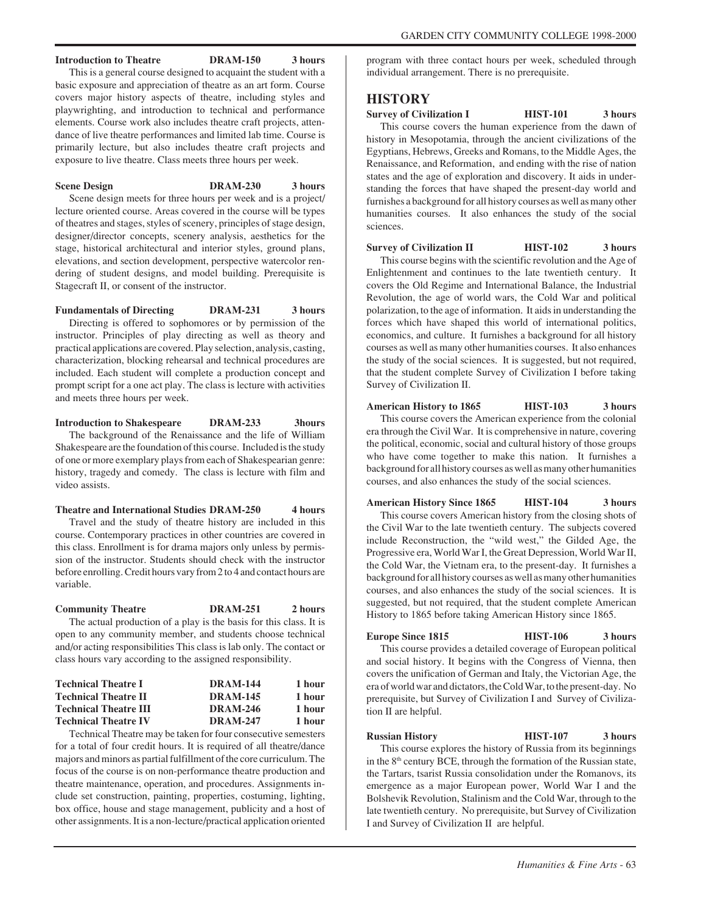**Introduction to Theatre DRAM-150 3 hours**

This is a general course designed to acquaint the student with a basic exposure and appreciation of theatre as an art form. Course covers major history aspects of theatre, including styles and playwrighting, and introduction to technical and performance elements. Course work also includes theatre craft projects, attendance of live theatre performances and limited lab time. Course is primarily lecture, but also includes theatre craft projects and exposure to live theatre. Class meets three hours per week.

**Scene Design DRAM-230 3 hours**

Scene design meets for three hours per week and is a project/lecture oriented course. Areas covered in the course will be types of theatres and stages, styles of scenery, principles of stage design, designer/director concepts, scenery analysis, aesthetics for the stage, historical architectural and interior styles, ground plans, elevations, and section development, perspective watercolor rendering of student designs, and model building. Prerequisite is Stagecraft II, or consent of the instructor.

**Fundamentals of Directing DRAM-231 3 hours**

Directing is offered to sophomores or by permission of the instructor. Principles of play directing as well as theory and practical applications are covered. Play selection, analysis, casting, characterization, blocking rehearsal and technical procedures are included. Each student will complete a production concept and prompt script for a one act play. The class is lecture with activities and meets three hours per week.

**Introduction to Shakespeare DRAM-233 3hours**

The background of the Renaissance and the life of William Shakespeare are the foundation of this course. Included is the study of one or more exemplary plays from each of Shakespearian genre: history, tragedy and comedy. The class is lecture with film and video assists.

**Theatre and International Studies DRAM-250 4 hours**

Travel and the study of theatre history are included in this course. Contemporary practices in other countries are covered in this class. Enrollment is for drama majors only unless by permission of the instructor. Students should check with the instructor before enrolling. Credit hours vary from 2 to 4 and contact hours are variable.

**Community Theatre DRAM-251 2 hours**

The actual production of a play is the basis for this class. It is open to any community member, and students choose technical and/or acting responsibilities This class is lab only. The contact or class hours vary according to the assigned responsibility.

| **Technical Theatre I** | **DRAM-144** | **1 hour** |
|---|---|---|
| **Technical Theatre II** | **DRAM-145** | **1 hour** |
| **Technical Theatre III** | **DRAM-246** | **1 hour** |
| **Technical Theatre IV** | **DRAM-247** | **1 hour** |

Technical Theatre may be taken for four consecutive semesters for a total of four credit hours. It is required of all theatre/dance majors and minors as partial fulfillment of the core curriculum. The focus of the course is on non-performance theatre production and theatre maintenance, operation, and procedures. Assignments include set construction, painting, properties, costuming, lighting, box office, house and stage management, publicity and a host of other assignments. It is a non-lecture/practical application oriented program with three contact hours per week, scheduled through individual arrangement. There is no prerequisite.

## HISTORY

**Survey of Civilization I HIST-101 3 hours**

This course covers the human experience from the dawn of history in Mesopotamia, through the ancient civilizations of the Egyptians, Hebrews, Greeks and Romans, to the Middle Ages, the Renaissance, and Reformation, and ending with the rise of nation states and the age of exploration and discovery. It aids in understanding the forces that have shaped the present-day world and furnishes a background for all history courses as well as many other humanities courses. It also enhances the study of the social sciences.

**Survey of Civilization II HIST-102 3 hours**

This course begins with the scientific revolution and the Age of Enlightenment and continues to the late twentieth century. It covers the Old Regime and International Balance, the Industrial Revolution, the age of world wars, the Cold War and political polarization, to the age of information. It aids in understanding the forces which have shaped this world of international politics, economics, and culture. It furnishes a background for all history courses as well as many other humanities courses. It also enhances the study of the social sciences. It is suggested, but not required, that the student complete Survey of Civilization I before taking Survey of Civilization II.

**American History to 1865 HIST-103 3 hours**

This course covers the American experience from the colonial era through the Civil War. It is comprehensive in nature, covering the political, economic, social and cultural history of those groups who have come together to make this nation. It furnishes a background for all history courses as well as many other humanities courses, and also enhances the study of the social sciences.

**American History Since 1865 HIST-104 3 hours**

This course covers American history from the closing shots of the Civil War to the late twentieth century. The subjects covered include Reconstruction, the "wild west," the Gilded Age, the Progressive era, World War I, the Great Depression, World War II, the Cold War, the Vietnam era, to the present-day. It furnishes a background for all history courses as well as many other humanities courses, and also enhances the study of the social sciences. It is suggested, but not required, that the student complete American History to 1865 before taking American History since 1865.

**Europe Since 1815 HIST-106 3 hours**

This course provides a detailed coverage of European political and social history. It begins with the Congress of Vienna, then covers the unification of German and Italy, the Victorian Age, the era of world war and dictators, the Cold War, to the present-day. No prerequisite, but Survey of Civilization I and Survey of Civilization II are helpful.

**Russian History HIST-107 3 hours**

This course explores the history of Russia from its beginnings in the 8th century BCE, through the formation of the Russian state, the Tartars, tsarist Russia consolidation under the Romanovs, its emergence as a major European power, World War I and the Bolshevik Revolution, Stalinism and the Cold War, through to the late twentieth century. No prerequisite, but Survey of Civilization I and Survey of Civilization II are helpful.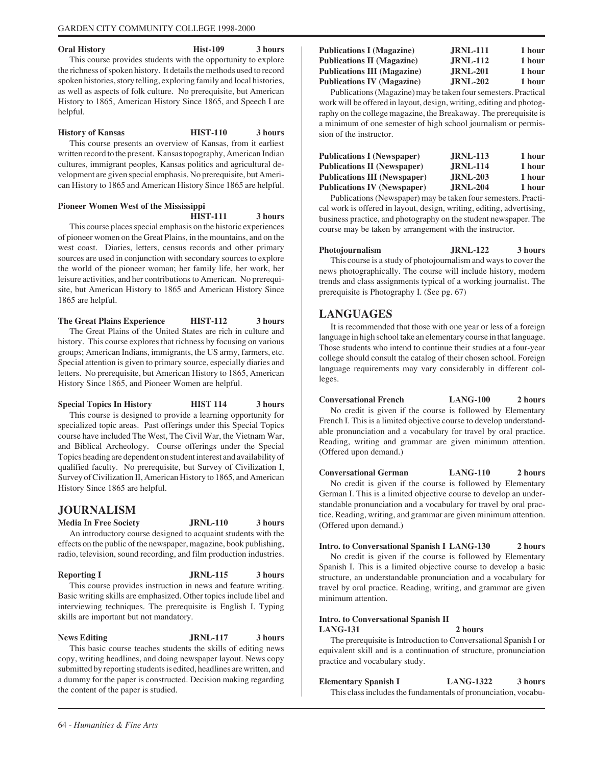**Oral History** Hist-109 3 hours

This course provides students with the opportunity to explore the richness of spoken history. It details the methods used to record spoken histories, story telling, exploring family and local histories, as well as aspects of folk culture. No prerequisite, but American History to 1865, American History Since 1865, and Speech I are helpful.

**History of Kansas** HIST-110 3 hours

This course presents an overview of Kansas, from it earliest written record to the present. Kansas topography, American Indian cultures, immigrant peoples, Kansas politics and agricultural development are given special emphasis. No prerequisite, but American History to 1865 and American History Since 1865 are helpful.

**Pioneer Women West of the Mississippi**
**HIST-111** 3 hours

This course places special emphasis on the historic experiences of pioneer women on the Great Plains, in the mountains, and on the west coast. Diaries, letters, census records and other primary sources are used in conjunction with secondary sources to explore the world of the pioneer woman; her family life, her work, her leisure activities, and her contributions to American. No prerequisite, but American History to 1865 and American History Since 1865 are helpful.

**The Great Plains Experience** HIST-112 3 hours

The Great Plains of the United States are rich in culture and history. This course explores that richness by focusing on various groups; American Indians, immigrants, the US army, farmers, etc. Special attention is given to primary source, especially diaries and letters. No prerequisite, but American History to 1865, American History Since 1865, and Pioneer Women are helpful.

**Special Topics In History** HIST 114 3 hours

This course is designed to provide a learning opportunity for specialized topic areas. Past offerings under this Special Topics course have included The West, The Civil War, the Vietnam War, and Biblical Archeology. Course offerings under the Special Topics heading are dependent on student interest and availability of qualified faculty. No prerequisite, but Survey of Civilization I, Survey of Civilization II, American History to 1865, and American History Since 1865 are helpful.

## JOURNALISM

**Media In Free Society** JRNL-110 3 hours

An introductory course designed to acquaint students with the effects on the public of the newspaper, magazine, book publishing, radio, television, sound recording, and film production industries.

**Reporting I** JRNL-115 3 hours

This course provides instruction in news and feature writing. Basic writing skills are emphasized. Other topics include libel and interviewing techniques. The prerequisite is English I. Typing skills are important but not mandatory.

**News Editing** JRNL-117 3 hours

This basic course teaches students the skills of editing news copy, writing headlines, and doing newspaper layout. News copy submitted by reporting students is edited, headlines are written, and a dummy for the paper is constructed. Decision making regarding the content of the paper is studied.

**Publications I (Magazine)** JRNL-111 1 hour
**Publications II (Magazine)** JRNL-112 1 hour
**Publications III (Magazine)** JRNL-201 1 hour
**Publications IV (Magazine)** JRNL-202 1 hour

Publications (Magazine) may be taken four semesters. Practical work will be offered in layout, design, writing, editing and photography on the college magazine, the Breakaway. The prerequisite is a minimum of one semester of high school journalism or permission of the instructor.

**Publications I (Newspaper)** JRNL-113 1 hour
**Publications II (Newspaper)** JRNL-114 1 hour
**Publications III (Newspaper)** JRNL-203 1 hour
**Publications IV (Newspaper)** JRNL-204 1 hour

Publications (Newspaper) may be taken four semesters. Practical work is offered in layout, design, writing, editing, advertising, business practice, and photography on the student newspaper. The course may be taken by arrangement with the instructor.

**Photojournalism** JRNL-122 3 hours

This course is a study of photojournalism and ways to cover the news photographically. The course will include history, modern trends and class assignments typical of a working journalist. The prerequisite is Photography I. (See pg. 67)

## LANGUAGES

It is recommended that those with one year or less of a foreign language in high school take an elementary course in that language. Those students who intend to continue their studies at a four-year college should consult the catalog of their chosen school. Foreign language requirements may vary considerably in different colleges.

**Conversational French** LANG-100 2 hours

No credit is given if the course is followed by Elementary French I. This is a limited objective course to develop understandable pronunciation and a vocabulary for travel by oral practice. Reading, writing and grammar are given minimum attention. (Offered upon demand.)

**Conversational German** LANG-110 2 hours

No credit is given if the course is followed by Elementary German I. This is a limited objective course to develop an understandable pronunciation and a vocabulary for travel by oral practice. Reading, writing, and grammar are given minimum attention. (Offered upon demand.)

**Intro. to Conversational Spanish I** LANG-130 2 hours

No credit is given if the course is followed by Elementary Spanish I. This is a limited objective course to develop a basic structure, an understandable pronunciation and a vocabulary for travel by oral practice. Reading, writing, and grammar are given minimum attention.

**Intro. to Conversational Spanish II**
**LANG-131** 2 hours

The prerequisite is Introduction to Conversational Spanish I or equivalent skill and is a continuation of structure, pronunciation practice and vocabulary study.

**Elementary Spanish I** LANG-1322 3 hours

This class includes the fundamentals of pronunciation, vocabu-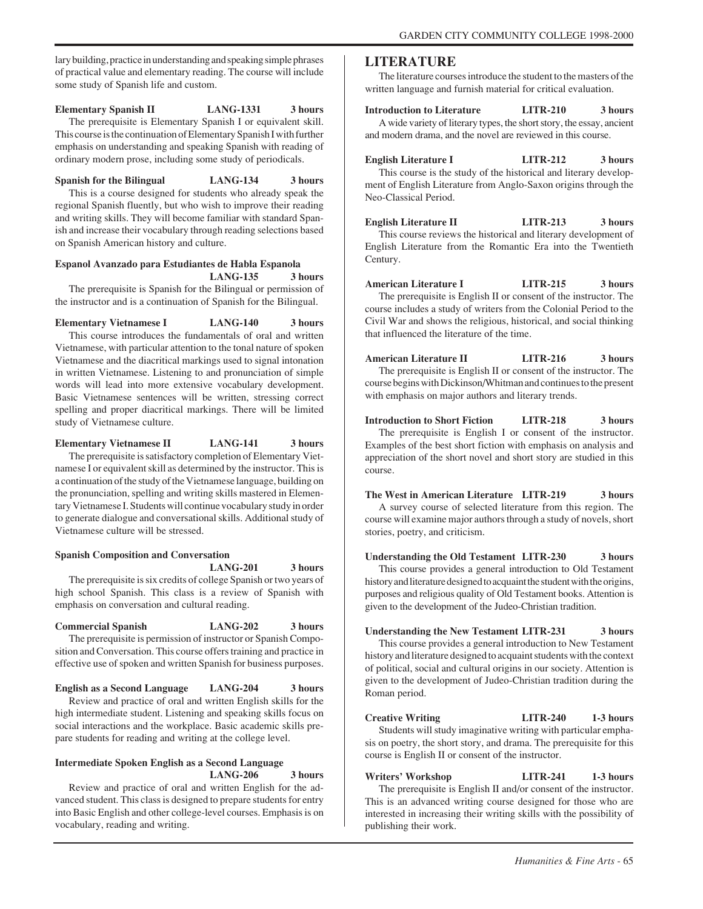lary building, practice in understanding and speaking simple phrases of practical value and elementary reading. The course will include some study of Spanish life and custom.

**Elementary Spanish II LANG-1331 3 hours**

The prerequisite is Elementary Spanish I or equivalent skill. This course is the continuation of Elementary Spanish I with further emphasis on understanding and speaking Spanish with reading of ordinary modern prose, including some study of periodicals.

**Spanish for the Bilingual LANG-134 3 hours**

This is a course designed for students who already speak the regional Spanish fluently, but who wish to improve their reading and writing skills. They will become familiar with standard Spanish and increase their vocabulary through reading selections based on Spanish American history and culture.

**Espanol Avanzado para Estudiantes de Habla Espanola LANG-135 3 hours**

The prerequisite is Spanish for the Bilingual or permission of the instructor and is a continuation of Spanish for the Bilingual.

**Elementary Vietnamese I LANG-140 3 hours**

This course introduces the fundamentals of oral and written Vietnamese, with particular attention to the tonal nature of spoken Vietnamese and the diacritical markings used to signal intonation in written Vietnamese. Listening to and pronunciation of simple words will lead into more extensive vocabulary development. Basic Vietnamese sentences will be written, stressing correct spelling and proper diacritical markings. There will be limited study of Vietnamese culture.

**Elementary Vietnamese II LANG-141 3 hours**

The prerequisite is satisfactory completion of Elementary Vietnamese I or equivalent skill as determined by the instructor. This is a continuation of the study of the Vietnamese language, building on the pronunciation, spelling and writing skills mastered in Elementary Vietnamese I. Students will continue vocabulary study in order to generate dialogue and conversational skills. Additional study of Vietnamese culture will be stressed.

**Spanish Composition and Conversation LANG-201 3 hours**

The prerequisite is six credits of college Spanish or two years of high school Spanish. This class is a review of Spanish with emphasis on conversation and cultural reading.

**Commercial Spanish LANG-202 3 hours**

The prerequisite is permission of instructor or Spanish Composition and Conversation. This course offers training and practice in effective use of spoken and written Spanish for business purposes.

**English as a Second Language LANG-204 3 hours**

Review and practice of oral and written English skills for the high intermediate student. Listening and speaking skills focus on social interactions and the workplace. Basic academic skills prepare students for reading and writing at the college level.

**Intermediate Spoken English as a Second Language LANG-206 3 hours**

Review and practice of oral and written English for the advanced student. This class is designed to prepare students for entry into Basic English and other college-level courses. Emphasis is on vocabulary, reading and writing.

## LITERATURE

The literature courses introduce the student to the masters of the written language and furnish material for critical evaluation.

**Introduction to Literature LITR-210 3 hours**

A wide variety of literary types, the short story, the essay, ancient and modern drama, and the novel are reviewed in this course.

**English Literature I LITR-212 3 hours**

This course is the study of the historical and literary development of English Literature from Anglo-Saxon origins through the Neo-Classical Period.

**English Literature II LITR-213 3 hours**

This course reviews the historical and literary development of English Literature from the Romantic Era into the Twentieth Century.

**American Literature I LITR-215 3 hours**

The prerequisite is English II or consent of the instructor. The course includes a study of writers from the Colonial Period to the Civil War and shows the religious, historical, and social thinking that influenced the literature of the time.

**American Literature II LITR-216 3 hours**

The prerequisite is English II or consent of the instructor. The course begins with Dickinson/Whitman and continues to the present with emphasis on major authors and literary trends.

**Introduction to Short Fiction LITR-218 3 hours**

The prerequisite is English I or consent of the instructor. Examples of the best short fiction with emphasis on analysis and appreciation of the short novel and short story are studied in this course.

**The West in American Literature LITR-219 3 hours**

A survey course of selected literature from this region. The course will examine major authors through a study of novels, short stories, poetry, and criticism.

**Understanding the Old Testament LITR-230 3 hours**

This course provides a general introduction to Old Testament history and literature designed to acquaint the student with the origins, purposes and religious quality of Old Testament books. Attention is given to the development of the Judeo-Christian tradition.

**Understanding the New Testament LITR-231 3 hours**

This course provides a general introduction to New Testament history and literature designed to acquaint students with the context of political, social and cultural origins in our society. Attention is given to the development of Judeo-Christian tradition during the Roman period.

**Creative Writing LITR-240 1-3 hours**

Students will study imaginative writing with particular emphasis on poetry, the short story, and drama. The prerequisite for this course is English II or consent of the instructor.

**Writers' Workshop LITR-241 1-3 hours**

The prerequisite is English II and/or consent of the instructor. This is an advanced writing course designed for those who are interested in increasing their writing skills with the possibility of publishing their work.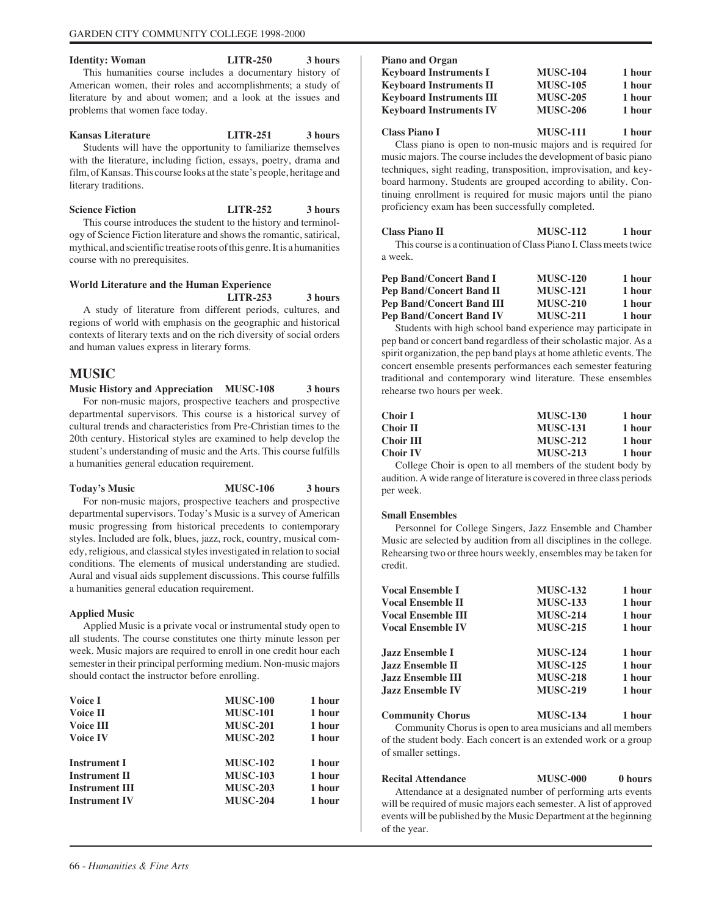**Identity: Woman LITR-250 3 hours**

This humanities course includes a documentary history of American women, their roles and accomplishments; a study of literature by and about women; and a look at the issues and problems that women face today.

**Kansas Literature LITR-251 3 hours**

Students will have the opportunity to familiarize themselves with the literature, including fiction, essays, poetry, drama and film, of Kansas. This course looks at the state's people, heritage and literary traditions.

**Science Fiction LITR-252 3 hours**

This course introduces the student to the history and terminology of Science Fiction literature and shows the romantic, satirical, mythical, and scientific treatise roots of this genre. It is a humanities course with no prerequisites.

**World Literature and the Human Experience LITR-253 3 hours**

A study of literature from different periods, cultures, and regions of world with emphasis on the geographic and historical contexts of literary texts and on the rich diversity of social orders and human values express in literary forms.

## MUSIC

**Music History and Appreciation MUSC-108 3 hours**

For non-music majors, prospective teachers and prospective departmental supervisors. This course is a historical survey of cultural trends and characteristics from Pre-Christian times to the 20th century. Historical styles are examined to help develop the student's understanding of music and the Arts. This course fulfills a humanities general education requirement.

**Today's Music MUSC-106 3 hours**

For non-music majors, prospective teachers and prospective departmental supervisors. Today's Music is a survey of American music progressing from historical precedents to contemporary styles. Included are folk, blues, jazz, rock, country, musical comedy, religious, and classical styles investigated in relation to social conditions. The elements of musical understanding are studied. Aural and visual aids supplement discussions. This course fulfills a humanities general education requirement.

**Applied Music**

Applied Music is a private vocal or instrumental study open to all students. The course constitutes one thirty minute lesson per week. Music majors are required to enroll in one credit hour each semester in their principal performing medium. Non-music majors should contact the instructor before enrolling.

| | | |
|---|---|---|
| **Voice I** | **MUSC-100** | **1 hour** |
| **Voice II** | **MUSC-101** | **1 hour** |
| **Voice III** | **MUSC-201** | **1 hour** |
| **Voice IV** | **MUSC-202** | **1 hour** |
| **Instrument I** | **MUSC-102** | **1 hour** |
| **Instrument II** | **MUSC-103** | **1 hour** |
| **Instrument III** | **MUSC-203** | **1 hour** |
| **Instrument IV** | **MUSC-204** | **1 hour** |

**Piano and Organ**

| | | |
|---|---|---|
| **Keyboard Instruments I** | **MUSC-104** | **1 hour** |
| **Keyboard Instruments II** | **MUSC-105** | **1 hour** |
| **Keyboard Instruments III** | **MUSC-205** | **1 hour** |
| **Keyboard Instruments IV** | **MUSC-206** | **1 hour** |

**Class Piano I MUSC-111 1 hour**

Class piano is open to non-music majors and is required for music majors. The course includes the development of basic piano techniques, sight reading, transposition, improvisation, and keyboard harmony. Students are grouped according to ability. Continuing enrollment is required for music majors until the piano proficiency exam has been successfully completed.

**Class Piano II MUSC-112 1 hour**

This course is a continuation of Class Piano I. Class meets twice a week.

| | | |
|---|---|---|
| **Pep Band/Concert Band I** | **MUSC-120** | **1 hour** |
| **Pep Band/Concert Band II** | **MUSC-121** | **1 hour** |
| **Pep Band/Concert Band III** | **MUSC-210** | **1 hour** |
| **Pep Band/Concert Band IV** | **MUSC-211** | **1 hour** |

Students with high school band experience may participate in pep band or concert band regardless of their scholastic major. As a spirit organization, the pep band plays at home athletic events. The concert ensemble presents performances each semester featuring traditional and contemporary wind literature. These ensembles rehearse two hours per week.

| | | |
|---|---|---|
| **Choir I** | **MUSC-130** | **1 hour** |
| **Choir II** | **MUSC-131** | **1 hour** |
| **Choir III** | **MUSC-212** | **1 hour** |
| **Choir IV** | **MUSC-213** | **1 hour** |

College Choir is open to all members of the student body by audition. A wide range of literature is covered in three class periods per week.

**Small Ensembles**

Personnel for College Singers, Jazz Ensemble and Chamber Music are selected by audition from all disciplines in the college. Rehearsing two or three hours weekly, ensembles may be taken for credit.

| | | |
|---|---|---|
| **Vocal Ensemble I** | **MUSC-132** | **1 hour** |
| **Vocal Ensemble II** | **MUSC-133** | **1 hour** |
| **Vocal Ensemble III** | **MUSC-214** | **1 hour** |
| **Vocal Ensemble IV** | **MUSC-215** | **1 hour** |
| **Jazz Ensemble I** | **MUSC-124** | **1 hour** |
| **Jazz Ensemble II** | **MUSC-125** | **1 hour** |
| **Jazz Ensemble III** | **MUSC-218** | **1 hour** |
| **Jazz Ensemble IV** | **MUSC-219** | **1 hour** |

**Community Chorus MUSC-134 1 hour**

Community Chorus is open to area musicians and all members of the student body. Each concert is an extended work or a group of smaller settings.

**Recital Attendance MUSC-000 0 hours**

Attendance at a designated number of performing arts events will be required of music majors each semester. A list of approved events will be published by the Music Department at the beginning of the year.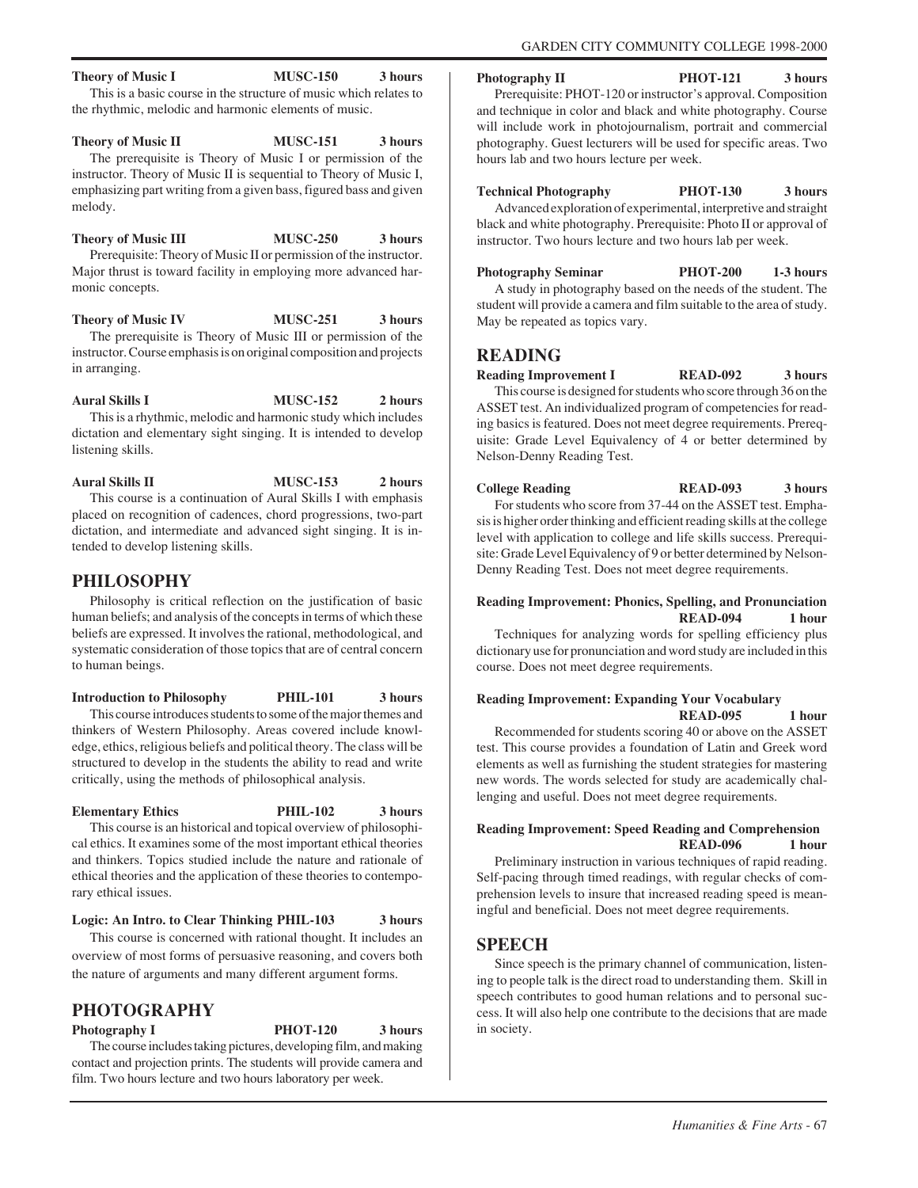**Theory of Music I MUSC-150 3 hours**

This is a basic course in the structure of music which relates to the rhythmic, melodic and harmonic elements of music.

**Theory of Music II MUSC-151 3 hours**

The prerequisite is Theory of Music I or permission of the instructor. Theory of Music II is sequential to Theory of Music I, emphasizing part writing from a given bass, figured bass and given melody.

**Theory of Music III MUSC-250 3 hours**

Prerequisite: Theory of Music II or permission of the instructor. Major thrust is toward facility in employing more advanced harmonic concepts.

**Theory of Music IV MUSC-251 3 hours**

The prerequisite is Theory of Music III or permission of the instructor. Course emphasis is on original composition and projects in arranging.

**Aural Skills I MUSC-152 2 hours**

This is a rhythmic, melodic and harmonic study which includes dictation and elementary sight singing. It is intended to develop listening skills.

**Aural Skills II MUSC-153 2 hours**

This course is a continuation of Aural Skills I with emphasis placed on recognition of cadences, chord progressions, two-part dictation, and intermediate and advanced sight singing. It is intended to develop listening skills.

## PHILOSOPHY

Philosophy is critical reflection on the justification of basic human beliefs; and analysis of the concepts in terms of which these beliefs are expressed. It involves the rational, methodological, and systematic consideration of those topics that are of central concern to human beings.

**Introduction to Philosophy PHIL-101 3 hours**

This course introduces students to some of the major themes and thinkers of Western Philosophy. Areas covered include knowledge, ethics, religious beliefs and political theory. The class will be structured to develop in the students the ability to read and write critically, using the methods of philosophical analysis.

**Elementary Ethics PHIL-102 3 hours**

This course is an historical and topical overview of philosophical ethics. It examines some of the most important ethical theories and thinkers. Topics studied include the nature and rationale of ethical theories and the application of these theories to contemporary ethical issues.

**Logic: An Intro. to Clear Thinking PHIL-103 3 hours**

This course is concerned with rational thought. It includes an overview of most forms of persuasive reasoning, and covers both the nature of arguments and many different argument forms.

## PHOTOGRAPHY

**Photography I PHOT-120 3 hours**

The course includes taking pictures, developing film, and making contact and projection prints. The students will provide camera and film. Two hours lecture and two hours laboratory per week.

**Photography II PHOT-121 3 hours**

Prerequisite: PHOT-120 or instructor's approval. Composition and technique in color and black and white photography. Course will include work in photojournalism, portrait and commercial photography. Guest lecturers will be used for specific areas. Two hours lab and two hours lecture per week.

**Technical Photography PHOT-130 3 hours**

Advanced exploration of experimental, interpretive and straight black and white photography. Prerequisite: Photo II or approval of instructor. Two hours lecture and two hours lab per week.

**Photography Seminar PHOT-200 1-3 hours**

A study in photography based on the needs of the student. The student will provide a camera and film suitable to the area of study. May be repeated as topics vary.

## READING

**Reading Improvement I READ-092 3 hours**

This course is designed for students who score through 36 on the ASSET test. An individualized program of competencies for reading basics is featured. Does not meet degree requirements. Prerequisite: Grade Level Equivalency of 4 or better determined by Nelson-Denny Reading Test.

**College Reading READ-093 3 hours**

For students who score from 37-44 on the ASSET test. Emphasis is higher order thinking and efficient reading skills at the college level with application to college and life skills success. Prerequisite: Grade Level Equivalency of 9 or better determined by Nelson-Denny Reading Test. Does not meet degree requirements.

**Reading Improvement: Phonics, Spelling, and Pronunciation READ-094 1 hour**

Techniques for analyzing words for spelling efficiency plus dictionary use for pronunciation and word study are included in this course. Does not meet degree requirements.

**Reading Improvement: Expanding Your Vocabulary READ-095 1 hour**

Recommended for students scoring 40 or above on the ASSET test. This course provides a foundation of Latin and Greek word elements as well as furnishing the student strategies for mastering new words. The words selected for study are academically challenging and useful. Does not meet degree requirements.

**Reading Improvement: Speed Reading and Comprehension READ-096 1 hour**

Preliminary instruction in various techniques of rapid reading. Self-pacing through timed readings, with regular checks of comprehension levels to insure that increased reading speed is meaningful and beneficial. Does not meet degree requirements.

## SPEECH

Since speech is the primary channel of communication, listening to people talk is the direct road to understanding them. Skill in speech contributes to good human relations and to personal success. It will also help one contribute to the decisions that are made in society.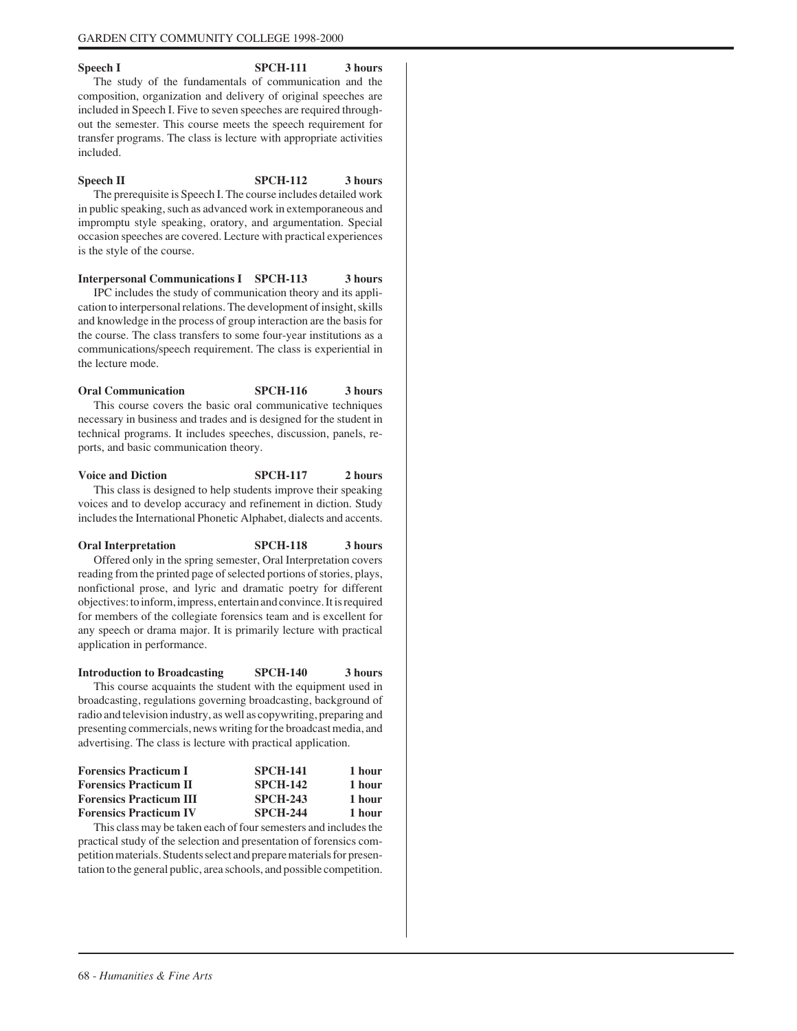**Speech I** **SPCH-111** **3 hours**

The study of the fundamentals of communication and the composition, organization and delivery of original speeches are included in Speech I. Five to seven speeches are required throughout the semester. This course meets the speech requirement for transfer programs. The class is lecture with appropriate activities included.

**Speech II** **SPCH-112** **3 hours**

The prerequisite is Speech I. The course includes detailed work in public speaking, such as advanced work in extemporaneous and impromptu style speaking, oratory, and argumentation. Special occasion speeches are covered. Lecture with practical experiences is the style of the course.

**Interpersonal Communications I** **SPCH-113** **3 hours**

IPC includes the study of communication theory and its application to interpersonal relations. The development of insight, skills and knowledge in the process of group interaction are the basis for the course. The class transfers to some four-year institutions as a communications/speech requirement. The class is experiential in the lecture mode.

**Oral Communication** **SPCH-116** **3 hours**

This course covers the basic oral communicative techniques necessary in business and trades and is designed for the student in technical programs. It includes speeches, discussion, panels, reports, and basic communication theory.

**Voice and Diction** **SPCH-117** **2 hours**

This class is designed to help students improve their speaking voices and to develop accuracy and refinement in diction. Study includes the International Phonetic Alphabet, dialects and accents.

**Oral Interpretation** **SPCH-118** **3 hours**

Offered only in the spring semester, Oral Interpretation covers reading from the printed page of selected portions of stories, plays, nonfictional prose, and lyric and dramatic poetry for different objectives: to inform, impress, entertain and convince. It is required for members of the collegiate forensics team and is excellent for any speech or drama major. It is primarily lecture with practical application in performance.

**Introduction to Broadcasting** **SPCH-140** **3 hours**

This course acquaints the student with the equipment used in broadcasting, regulations governing broadcasting, background of radio and television industry, as well as copywriting, preparing and presenting commercials, news writing for the broadcast media, and advertising. The class is lecture with practical application.

**Forensics Practicum I** **SPCH-141** **1 hour**
**Forensics Practicum II** **SPCH-142** **1 hour**
**Forensics Practicum III** **SPCH-243** **1 hour**
**Forensics Practicum IV** **SPCH-244** **1 hour**

This class may be taken each of four semesters and includes the practical study of the selection and presentation of forensics competition materials. Students select and prepare materials for presentation to the general public, area schools, and possible competition.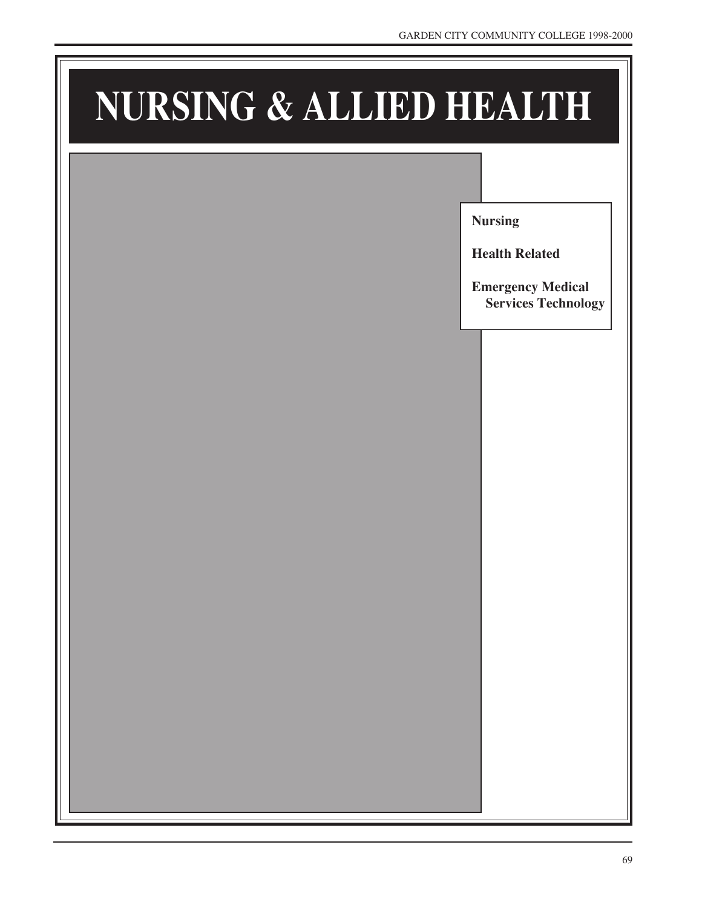# NURSING & ALLIED HEALTH

**Nursing**

**Health Related**

**Emergency Medical Services Technology**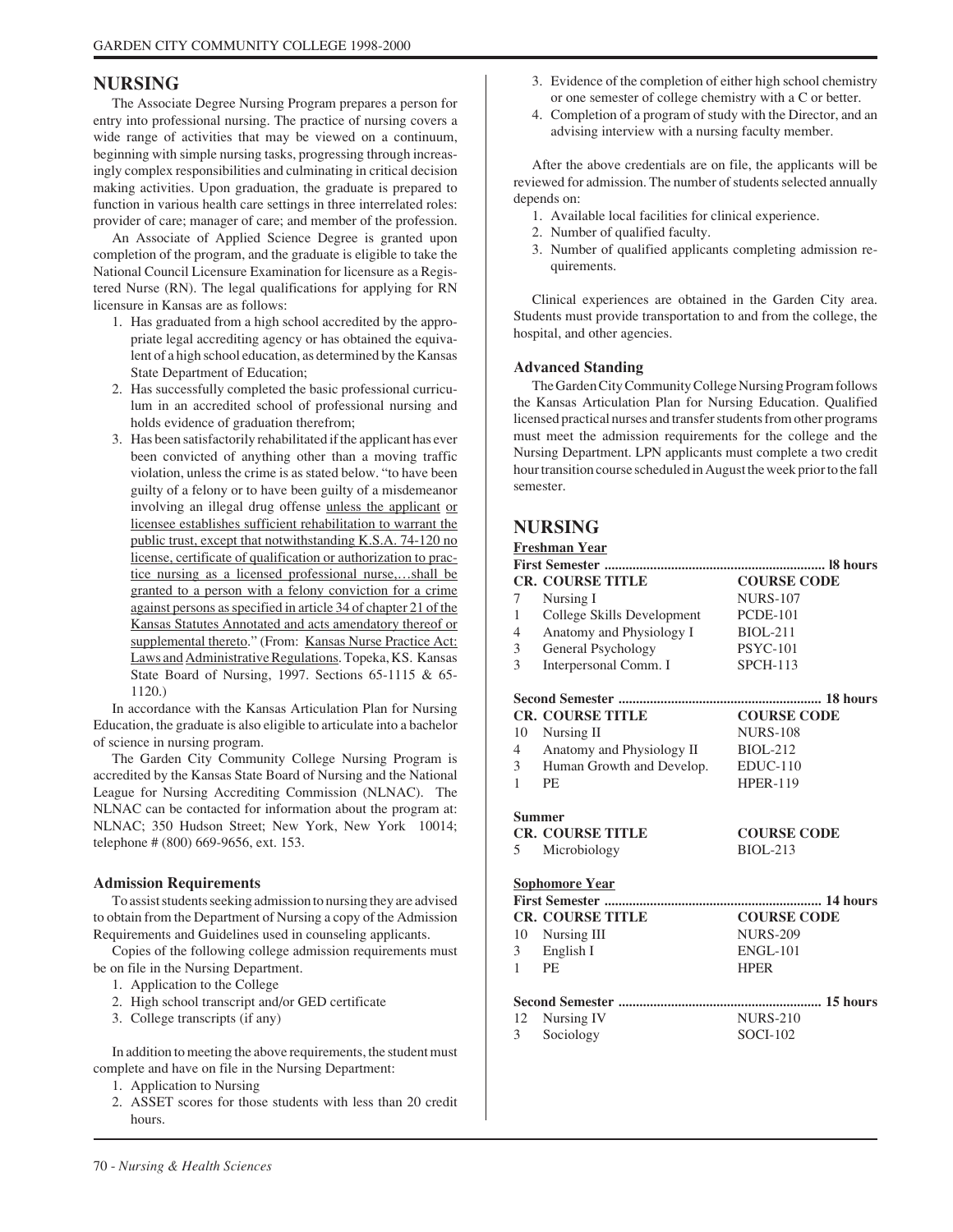# NURSING

The Associate Degree Nursing Program prepares a person for entry into professional nursing. The practice of nursing covers a wide range of activities that may be viewed on a continuum, beginning with simple nursing tasks, progressing through increasingly complex responsibilities and culminating in critical decision making activities. Upon graduation, the graduate is prepared to function in various health care settings in three interrelated roles: provider of care; manager of care; and member of the profession.

An Associate of Applied Science Degree is granted upon completion of the program, and the graduate is eligible to take the National Council Licensure Examination for licensure as a Registered Nurse (RN). The legal qualifications for applying for RN licensure in Kansas are as follows:

1. Has graduated from a high school accredited by the appropriate legal accrediting agency or has obtained the equivalent of a high school education, as determined by the Kansas State Department of Education;
2. Has successfully completed the basic professional curriculum in an accredited school of professional nursing and holds evidence of graduation therefrom;
3. Has been satisfactorily rehabilitated if the applicant has ever been convicted of anything other than a moving traffic violation, unless the crime is as stated below. "to have been guilty of a felony or to have been guilty of a misdemeanor involving an illegal drug offense unless the applicant or licensee establishes sufficient rehabilitation to warrant the public trust, except that notwithstanding K.S.A. 74-120 no license, certificate of qualification or authorization to practice nursing as a licensed professional nurse,…shall be granted to a person with a felony conviction for a crime against persons as specified in article 34 of chapter 21 of the Kansas Statutes Annotated and acts amendatory thereof or supplemental thereto." (From: Kansas Nurse Practice Act: Laws and Administrative Regulations. Topeka, KS. Kansas State Board of Nursing, 1997. Sections 65-1115 & 65-1120.)

In accordance with the Kansas Articulation Plan for Nursing Education, the graduate is also eligible to articulate into a bachelor of science in nursing program.

The Garden City Community College Nursing Program is accredited by the Kansas State Board of Nursing and the National League for Nursing Accrediting Commission (NLNAC). The NLNAC can be contacted for information about the program at: NLNAC; 350 Hudson Street; New York, New York 10014; telephone # (800) 669-9656, ext. 153.

### Admission Requirements

To assist students seeking admission to nursing they are advised to obtain from the Department of Nursing a copy of the Admission Requirements and Guidelines used in counseling applicants.

Copies of the following college admission requirements must be on file in the Nursing Department.

1. Application to the College
2. High school transcript and/or GED certificate
3. College transcripts (if any)

In addition to meeting the above requirements, the student must complete and have on file in the Nursing Department:

1. Application to Nursing
2. ASSET scores for those students with less than 20 credit hours.
3. Evidence of the completion of either high school chemistry or one semester of college chemistry with a C or better.
4. Completion of a program of study with the Director, and an advising interview with a nursing faculty member.

After the above credentials are on file, the applicants will be reviewed for admission. The number of students selected annually depends on:

1. Available local facilities for clinical experience.
2. Number of qualified faculty.
3. Number of qualified applicants completing admission requirements.

Clinical experiences are obtained in the Garden City area. Students must provide transportation to and from the college, the hospital, and other agencies.

### Advanced Standing

The Garden City Community College Nursing Program follows the Kansas Articulation Plan for Nursing Education. Qualified licensed practical nurses and transfer students from other programs must meet the admission requirements for the college and the Nursing Department. LPN applicants must complete a two credit hour transition course scheduled in August the week prior to the fall semester.

# NURSING

**Freshman Year**

**First Semester ... 18 hours**

| CR. | COURSE TITLE | COURSE CODE |
|---|---|---|
| 7 | Nursing I | NURS-107 |
| 1 | College Skills Development | PCDE-101 |
| 4 | Anatomy and Physiology I | BIOL-211 |
| 3 | General Psychology | PSYC-101 |
| 3 | Interpersonal Comm. I | SPCH-113 |

**Second Semester ... 18 hours**

| CR. | COURSE TITLE | COURSE CODE |
|---|---|---|
| 10 | Nursing II | NURS-108 |
| 4 | Anatomy and Physiology II | BIOL-212 |
| 3 | Human Growth and Develop. | EDUC-110 |
| 1 | PE | HPER-119 |

**Summer**

| CR. | COURSE TITLE | COURSE CODE |
|---|---|---|
| 5 | Microbiology | BIOL-213 |

**Sophomore Year**

**First Semester ... 14 hours**

| CR. | COURSE TITLE | COURSE CODE |
|---|---|---|
| 10 | Nursing III | NURS-209 |
| 3 | English I | ENGL-101 |
| 1 | PE | HPER |

**Second Semester ... 15 hours**

| CR. | COURSE TITLE | COURSE CODE |
|---|---|---|
| 12 | Nursing IV | NURS-210 |
| 3 | Sociology | SOCI-102 |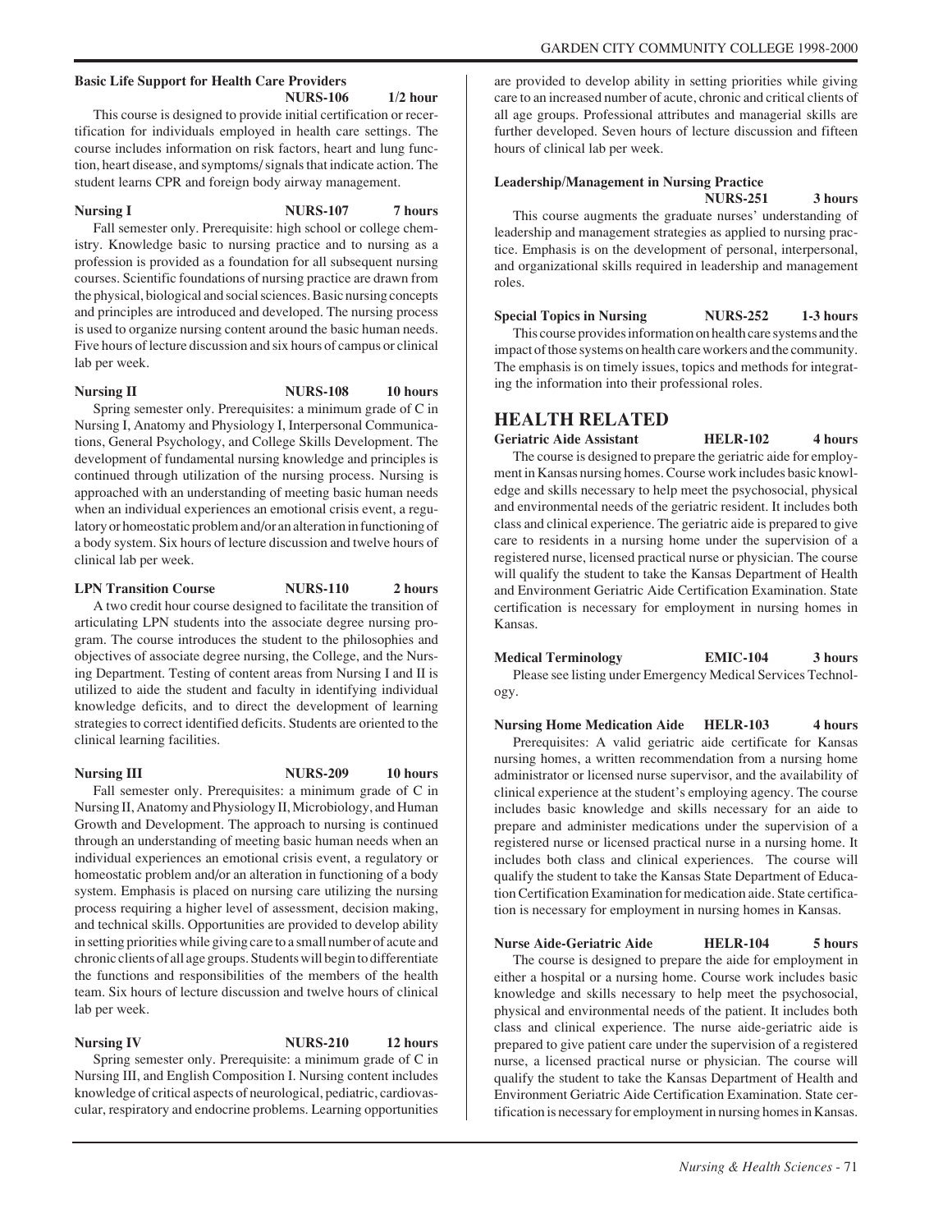**Basic Life Support for Health Care Providers NURS-106 1/2 hour**

This course is designed to provide initial certification or recertification for individuals employed in health care settings. The course includes information on risk factors, heart and lung function, heart disease, and symptoms/ signals that indicate action. The student learns CPR and foreign body airway management.

**Nursing I NURS-107 7 hours**

Fall semester only. Prerequisite: high school or college chemistry. Knowledge basic to nursing practice and to nursing as a profession is provided as a foundation for all subsequent nursing courses. Scientific foundations of nursing practice are drawn from the physical, biological and social sciences. Basic nursing concepts and principles are introduced and developed. The nursing process is used to organize nursing content around the basic human needs. Five hours of lecture discussion and six hours of campus or clinical lab per week.

**Nursing II NURS-108 10 hours**

Spring semester only. Prerequisites: a minimum grade of C in Nursing I, Anatomy and Physiology I, Interpersonal Communications, General Psychology, and College Skills Development. The development of fundamental nursing knowledge and principles is continued through utilization of the nursing process. Nursing is approached with an understanding of meeting basic human needs when an individual experiences an emotional crisis event, a regulatory or homeostatic problem and/or an alteration in functioning of a body system. Six hours of lecture discussion and twelve hours of clinical lab per week.

**LPN Transition Course NURS-110 2 hours**

A two credit hour course designed to facilitate the transition of articulating LPN students into the associate degree nursing program. The course introduces the student to the philosophies and objectives of associate degree nursing, the College, and the Nursing Department. Testing of content areas from Nursing I and II is utilized to aide the student and faculty in identifying individual knowledge deficits, and to direct the development of learning strategies to correct identified deficits. Students are oriented to the clinical learning facilities.

**Nursing III NURS-209 10 hours**

Fall semester only. Prerequisites: a minimum grade of C in Nursing II, Anatomy and Physiology II, Microbiology, and Human Growth and Development. The approach to nursing is continued through an understanding of meeting basic human needs when an individual experiences an emotional crisis event, a regulatory or homeostatic problem and/or an alteration in functioning of a body system. Emphasis is placed on nursing care utilizing the nursing process requiring a higher level of assessment, decision making, and technical skills. Opportunities are provided to develop ability in setting priorities while giving care to a small number of acute and chronic clients of all age groups. Students will begin to differentiate the functions and responsibilities of the members of the health team. Six hours of lecture discussion and twelve hours of clinical lab per week.

**Nursing IV NURS-210 12 hours**

Spring semester only. Prerequisite: a minimum grade of C in Nursing III, and English Composition I. Nursing content includes knowledge of critical aspects of neurological, pediatric, cardiovascular, respiratory and endocrine problems. Learning opportunities are provided to develop ability in setting priorities while giving care to an increased number of acute, chronic and critical clients of all age groups. Professional attributes and managerial skills are further developed. Seven hours of lecture discussion and fifteen hours of clinical lab per week.

**Leadership/Management in Nursing Practice NURS-251 3 hours**

This course augments the graduate nurses' understanding of leadership and management strategies as applied to nursing practice. Emphasis is on the development of personal, interpersonal, and organizational skills required in leadership and management roles.

**Special Topics in Nursing NURS-252 1-3 hours**

This course provides information on health care systems and the impact of those systems on health care workers and the community. The emphasis is on timely issues, topics and methods for integrating the information into their professional roles.

## HEALTH RELATED

**Geriatric Aide Assistant HELR-102 4 hours**

The course is designed to prepare the geriatric aide for employment in Kansas nursing homes. Course work includes basic knowledge and skills necessary to help meet the psychosocial, physical and environmental needs of the geriatric resident. It includes both class and clinical experience. The geriatric aide is prepared to give care to residents in a nursing home under the supervision of a registered nurse, licensed practical nurse or physician. The course will qualify the student to take the Kansas Department of Health and Environment Geriatric Aide Certification Examination. State certification is necessary for employment in nursing homes in Kansas.

**Medical Terminology EMIC-104 3 hours**

Please see listing under Emergency Medical Services Technology.

**Nursing Home Medication Aide HELR-103 4 hours**

Prerequisites: A valid geriatric aide certificate for Kansas nursing homes, a written recommendation from a nursing home administrator or licensed nurse supervisor, and the availability of clinical experience at the student's employing agency. The course includes basic knowledge and skills necessary for an aide to prepare and administer medications under the supervision of a registered nurse or licensed practical nurse in a nursing home. It includes both class and clinical experiences. The course will qualify the student to take the Kansas State Department of Education Certification Examination for medication aide. State certification is necessary for employment in nursing homes in Kansas.

**Nurse Aide-Geriatric Aide HELR-104 5 hours**

The course is designed to prepare the aide for employment in either a hospital or a nursing home. Course work includes basic knowledge and skills necessary to help meet the psychosocial, physical and environmental needs of the patient. It includes both class and clinical experience. The nurse aide-geriatric aide is prepared to give patient care under the supervision of a registered nurse, a licensed practical nurse or physician. The course will qualify the student to take the Kansas Department of Health and Environment Geriatric Aide Certification Examination. State certification is necessary for employment in nursing homes in Kansas.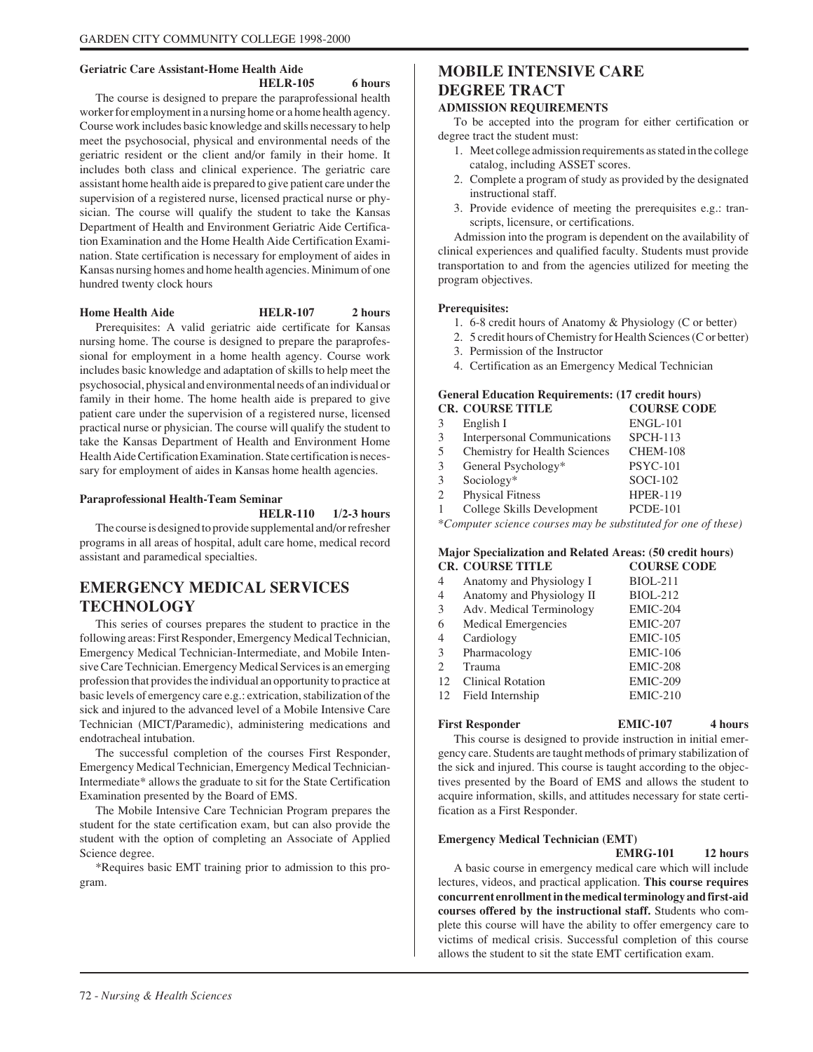#### Geriatric Care Assistant-Home Health Aide

**HELR-105 6 hours**

The course is designed to prepare the paraprofessional health worker for employment in a nursing home or a home health agency. Course work includes basic knowledge and skills necessary to help meet the psychosocial, physical and environmental needs of the geriatric resident or the client and/or family in their home. It includes both class and clinical experience. The geriatric care assistant home health aide is prepared to give patient care under the supervision of a registered nurse, licensed practical nurse or physician. The course will qualify the student to take the Kansas Department of Health and Environment Geriatric Aide Certification Examination and the Home Health Aide Certification Examination. State certification is necessary for employment of aides in Kansas nursing homes and home health agencies. Minimum of one hundred twenty clock hours

#### Home Health Aide **HELR-107 2 hours**

Prerequisites: A valid geriatric aide certificate for Kansas nursing home. The course is designed to prepare the paraprofessional for employment in a home health agency. Course work includes basic knowledge and adaptation of skills to help meet the psychosocial, physical and environmental needs of an individual or family in their home. The home health aide is prepared to give patient care under the supervision of a registered nurse, licensed practical nurse or physician. The course will qualify the student to take the Kansas Department of Health and Environment Home Health Aide Certification Examination. State certification is necessary for employment of aides in Kansas home health agencies.

#### Paraprofessional Health-Team Seminar

**HELR-110 1/2-3 hours**

The course is designed to provide supplemental and/or refresher programs in all areas of hospital, adult care home, medical record assistant and paramedical specialties.

## EMERGENCY MEDICAL SERVICES TECHNOLOGY

This series of courses prepares the student to practice in the following areas: First Responder, Emergency Medical Technician, Emergency Medical Technician-Intermediate, and Mobile Intensive Care Technician. Emergency Medical Services is an emerging profession that provides the individual an opportunity to practice at basic levels of emergency care e.g.: extrication, stabilization of the sick and injured to the advanced level of a Mobile Intensive Care Technician (MICT/Paramedic), administering medications and endotracheal intubation.

The successful completion of the courses First Responder, Emergency Medical Technician, Emergency Medical Technician-Intermediate* allows the graduate to sit for the State Certification Examination presented by the Board of EMS.

The Mobile Intensive Care Technician Program prepares the student for the state certification exam, but can also provide the student with the option of completing an Associate of Applied Science degree.

*Requires basic EMT training prior to admission to this program.

## MOBILE INTENSIVE CARE DEGREE TRACT

### ADMISSION REQUIREMENTS

To be accepted into the program for either certification or degree tract the student must:

1. Meet college admission requirements as stated in the college catalog, including ASSET scores.
2. Complete a program of study as provided by the designated instructional staff.
3. Provide evidence of meeting the prerequisites e.g.: transcripts, licensure, or certifications.

Admission into the program is dependent on the availability of clinical experiences and qualified faculty. Students must provide transportation to and from the agencies utilized for meeting the program objectives.

**Prerequisites:**

1. 6-8 credit hours of Anatomy & Physiology (C or better)
2. 5 credit hours of Chemistry for Health Sciences (C or better)
3. Permission of the Instructor
4. Certification as an Emergency Medical Technician

**General Education Requirements: (17 credit hours)**

| CR. | COURSE TITLE | COURSE CODE |
|---|---|---|
| 3 | English I | ENGL-101 |
| 3 | Interpersonal Communications | SPCH-113 |
| 5 | Chemistry for Health Sciences | CHEM-108 |
| 3 | General Psychology* | PSYC-101 |
| 3 | Sociology* | SOCI-102 |
| 2 | Physical Fitness | HPER-119 |
| 1 | College Skills Development | PCDE-101 |

**Computer science courses may be substituted for one of these)*

**Major Specialization and Related Areas: (50 credit hours)**

| CR. | COURSE TITLE | COURSE CODE |
|---|---|---|
| 4 | Anatomy and Physiology I | BIOL-211 |
| 4 | Anatomy and Physiology II | BIOL-212 |
| 3 | Adv. Medical Terminology | EMIC-204 |
| 6 | Medical Emergencies | EMIC-207 |
| 4 | Cardiology | EMIC-105 |
| 3 | Pharmacology | EMIC-106 |
| 2 | Trauma | EMIC-208 |
| 12 | Clinical Rotation | EMIC-209 |
| 12 | Field Internship | EMIC-210 |

#### First Responder **EMIC-107 4 hours**

This course is designed to provide instruction in initial emergency care. Students are taught methods of primary stabilization of the sick and injured. This course is taught according to the objectives presented by the Board of EMS and allows the student to acquire information, skills, and attitudes necessary for state certification as a First Responder.

#### Emergency Medical Technician (EMT)

**EMRG-101 12 hours**

A basic course in emergency medical care which will include lectures, videos, and practical application. **This course requires concurrent enrollment in the medical terminology and first-aid courses offered by the instructional staff.** Students who complete this course will have the ability to offer emergency care to victims of medical crisis. Successful completion of this course allows the student to sit the state EMT certification exam.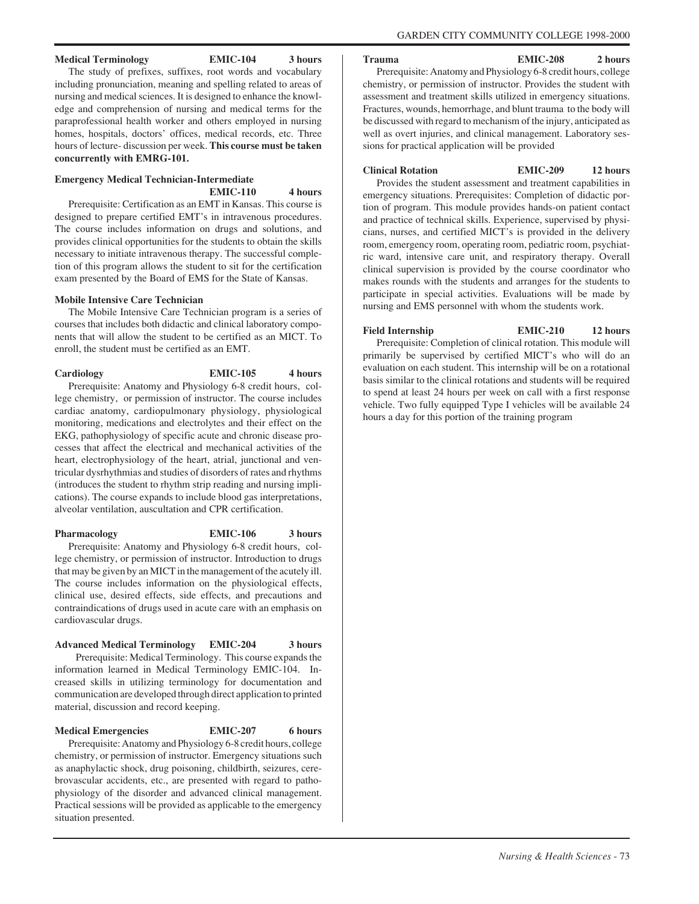**Medical Terminology EMIC-104 3 hours**

The study of prefixes, suffixes, root words and vocabulary including pronunciation, meaning and spelling related to areas of nursing and medical sciences. It is designed to enhance the knowledge and comprehension of nursing and medical terms for the paraprofessional health worker and others employed in nursing homes, hospitals, doctors' offices, medical records, etc. Three hours of lecture- discussion per week. **This course must be taken concurrently with EMRG-101.**

**Emergency Medical Technician-Intermediate EMIC-110 4 hours**

Prerequisite: Certification as an EMT in Kansas. This course is designed to prepare certified EMT's in intravenous procedures. The course includes information on drugs and solutions, and provides clinical opportunities for the students to obtain the skills necessary to initiate intravenous therapy. The successful completion of this program allows the student to sit for the certification exam presented by the Board of EMS for the State of Kansas.

**Mobile Intensive Care Technician**

The Mobile Intensive Care Technician program is a series of courses that includes both didactic and clinical laboratory components that will allow the student to be certified as an MICT. To enroll, the student must be certified as an EMT.

**Cardiology EMIC-105 4 hours**

Prerequisite: Anatomy and Physiology 6-8 credit hours, college chemistry, or permission of instructor. The course includes cardiac anatomy, cardiopulmonary physiology, physiological monitoring, medications and electrolytes and their effect on the EKG, pathophysiology of specific acute and chronic disease processes that affect the electrical and mechanical activities of the heart, electrophysiology of the heart, atrial, junctional and ventricular dysrhythmias and studies of disorders of rates and rhythms (introduces the student to rhythm strip reading and nursing implications). The course expands to include blood gas interpretations, alveolar ventilation, auscultation and CPR certification.

**Pharmacology EMIC-106 3 hours**

Prerequisite: Anatomy and Physiology 6-8 credit hours, college chemistry, or permission of instructor. Introduction to drugs that may be given by an MICT in the management of the acutely ill. The course includes information on the physiological effects, clinical use, desired effects, side effects, and precautions and contraindications of drugs used in acute care with an emphasis on cardiovascular drugs.

**Advanced Medical Terminology EMIC-204 3 hours**

Prerequisite: Medical Terminology. This course expands the information learned in Medical Terminology EMIC-104. Increased skills in utilizing terminology for documentation and communication are developed through direct application to printed material, discussion and record keeping.

**Medical Emergencies EMIC-207 6 hours**

Prerequisite: Anatomy and Physiology 6-8 credit hours, college chemistry, or permission of instructor. Emergency situations such as anaphylactic shock, drug poisoning, childbirth, seizures, cerebrovascular accidents, etc., are presented with regard to pathophysiology of the disorder and advanced clinical management. Practical sessions will be provided as applicable to the emergency situation presented.

**Trauma EMIC-208 2 hours**

Prerequisite: Anatomy and Physiology 6-8 credit hours, college chemistry, or permission of instructor. Provides the student with assessment and treatment skills utilized in emergency situations. Fractures, wounds, hemorrhage, and blunt trauma to the body will be discussed with regard to mechanism of the injury, anticipated as well as overt injuries, and clinical management. Laboratory sessions for practical application will be provided

**Clinical Rotation EMIC-209 12 hours**

Provides the student assessment and treatment capabilities in emergency situations. Prerequisites: Completion of didactic portion of program. This module provides hands-on patient contact and practice of technical skills. Experience, supervised by physicians, nurses, and certified MICT's is provided in the delivery room, emergency room, operating room, pediatric room, psychiatric ward, intensive care unit, and respiratory therapy. Overall clinical supervision is provided by the course coordinator who makes rounds with the students and arranges for the students to participate in special activities. Evaluations will be made by nursing and EMS personnel with whom the students work.

**Field Internship EMIC-210 12 hours**

Prerequisite: Completion of clinical rotation. This module will primarily be supervised by certified MICT's who will do an evaluation on each student. This internship will be on a rotational basis similar to the clinical rotations and students will be required to spend at least 24 hours per week on call with a first response vehicle. Two fully equipped Type I vehicles will be available 24 hours a day for this portion of the training program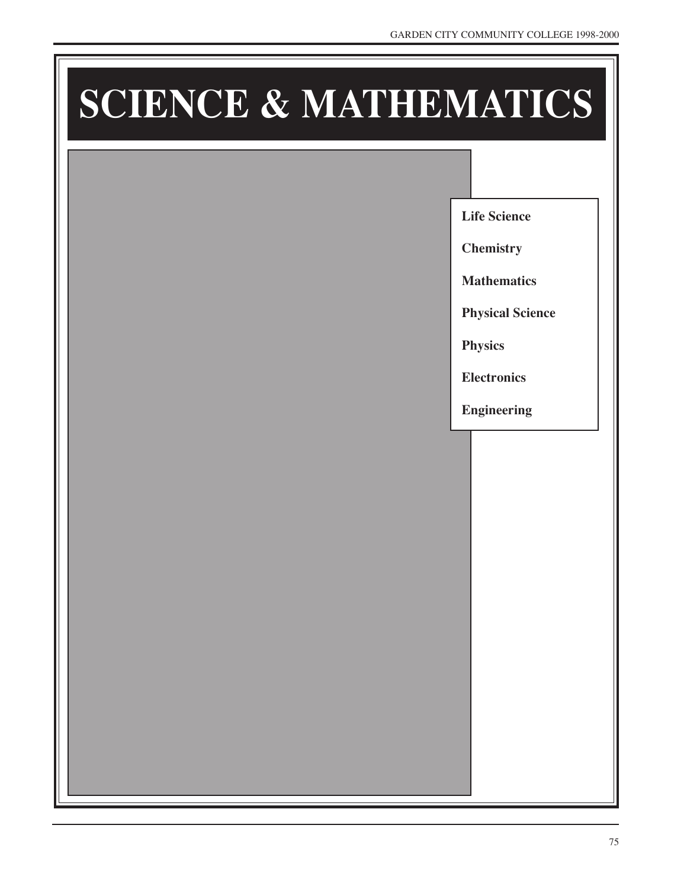# SCIENCE & MATHEMATICS

**Life Science**

**Chemistry**

**Mathematics**

**Physical Science**

**Physics**

**Electronics**

**Engineering**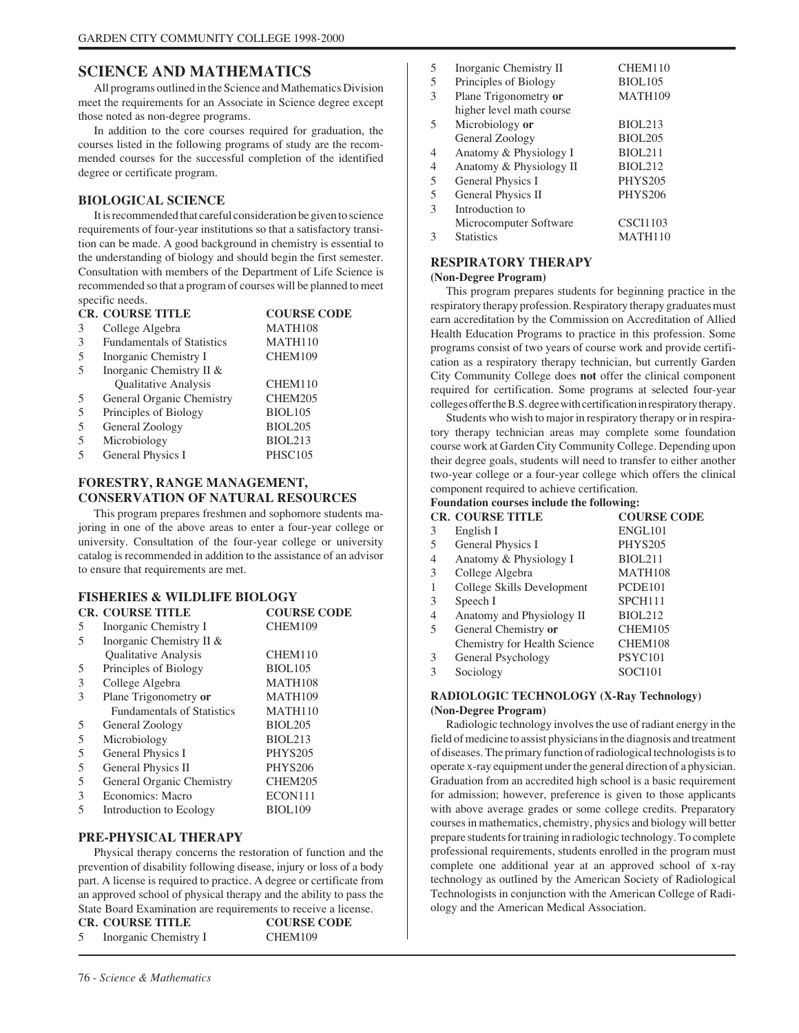# SCIENCE AND MATHEMATICS

All programs outlined in the Science and Mathematics Division meet the requirements for an Associate in Science degree except those noted as non-degree programs.

In addition to the core courses required for graduation, the courses listed in the following programs of study are the recommended courses for the successful completion of the identified degree or certificate program.

## BIOLOGICAL SCIENCE

It is recommended that careful consideration be given to science requirements of four-year institutions so that a satisfactory transition can be made. A good background in chemistry is essential to the understanding of biology and should begin the first semester. Consultation with members of the Department of Life Science is recommended so that a program of courses will be planned to meet specific needs.

| CR. | COURSE TITLE | COURSE CODE |
|---|---|---|
| 3 | College Algebra | MATH108 |
| 3 | Fundamentals of Statistics | MATH110 |
| 5 | Inorganic Chemistry I | CHEM109 |
| 5 | Inorganic Chemistry II & Qualitative Analysis | CHEM110 |
| 5 | General Organic Chemistry | CHEM205 |
| 5 | Principles of Biology | BIOL105 |
| 5 | General Zoology | BIOL205 |
| 5 | Microbiology | BIOL213 |
| 5 | General Physics I | PHSC105 |

## FORESTRY, RANGE MANAGEMENT, CONSERVATION OF NATURAL RESOURCES

This program prepares freshmen and sophomore students majoring in one of the above areas to enter a four-year college or university. Consultation of the four-year college or university catalog is recommended in addition to the assistance of an advisor to ensure that requirements are met.

## FISHERIES & WILDLIFE BIOLOGY

| CR. | COURSE TITLE | COURSE CODE |
|---|---|---|
| 5 | Inorganic Chemistry I | CHEM109 |
| 5 | Inorganic Chemistry II & Qualitative Analysis | CHEM110 |
| 5 | Principles of Biology | BIOL105 |
| 3 | College Algebra | MATH108 |
| 3 | Plane Trigonometry **or** Fundamentals of Statistics | MATH109 MATH110 |
| 5 | General Zoology | BIOL205 |
| 5 | Microbiology | BIOL213 |
| 5 | General Physics I | PHYS205 |
| 5 | General Physics II | PHYS206 |
| 5 | General Organic Chemistry | CHEM205 |
| 3 | Economics: Macro | ECON111 |
| 5 | Introduction to Ecology | BIOL109 |

## PRE-PHYSICAL THERAPY

Physical therapy concerns the restoration of function and the prevention of disability following disease, injury or loss of a body part. A license is required to practice. A degree or certificate from an approved school of physical therapy and the ability to pass the State Board Examination are requirements to receive a license.

| CR. | COURSE TITLE | COURSE CODE |
|---|---|---|
| 5 | Inorganic Chemistry I | CHEM109 |
| 5 | Inorganic Chemistry II | CHEM110 |
| 5 | Principles of Biology | BIOL105 |
| 3 | Plane Trigonometry **or** higher level math course | MATH109 |
| 5 | Microbiology **or** General Zoology | BIOL213 BIOL205 |
| 4 | Anatomy & Physiology I | BIOL211 |
| 4 | Anatomy & Physiology II | BIOL212 |
| 5 | General Physics I | PHYS205 |
| 5 | General Physics II | PHYS206 |
| 3 | Introduction to Microcomputer Software | CSCI1103 |
| 3 | Statistics | MATH110 |

## RESPIRATORY THERAPY

**(Non-Degree Program)**

This program prepares students for beginning practice in the respiratory therapy profession. Respiratory therapy graduates must earn accreditation by the Commission on Accreditation of Allied Health Education Programs to practice in this profession. Some programs consist of two years of course work and provide certification as a respiratory therapy technician, but currently Garden City Community College does **not** offer the clinical component required for certification. Some programs at selected four-year colleges offer the B.S. degree with certification in respiratory therapy.

Students who wish to major in respiratory therapy or in respiratory therapy technician areas may complete some foundation course work at Garden City Community College. Depending upon their degree goals, students will need to transfer to either another two-year college or a four-year college which offers the clinical component required to achieve certification.

**Foundation courses include the following:**

| CR. | COURSE TITLE | COURSE CODE |
|---|---|---|
| 3 | English I | ENGL101 |
| 5 | General Physics I | PHYS205 |
| 4 | Anatomy & Physiology I | BIOL211 |
| 3 | College Algebra | MATH108 |
| 1 | College Skills Development | PCDE101 |
| 3 | Speech I | SPCH111 |
| 4 | Anatomy and Physiology II | BIOL212 |
| 5 | General Chemistry **or** Chemistry for Health Science | CHEM105 CHEM108 |
| 3 | General Psychology | PSYC101 |
| 3 | Sociology | SOCI101 |

## RADIOLOGIC TECHNOLOGY (X-Ray Technology)

**(Non-Degree Program)**

Radiologic technology involves the use of radiant energy in the field of medicine to assist physicians in the diagnosis and treatment of diseases. The primary function of radiological technologists is to operate x-ray equipment under the general direction of a physician. Graduation from an accredited high school is a basic requirement for admission; however, preference is given to those applicants with above average grades or some college credits. Preparatory courses in mathematics, chemistry, physics and biology will better prepare students for training in radiologic technology. To complete professional requirements, students enrolled in the program must complete one additional year at an approved school of x-ray technology as outlined by the American Society of Radiological Technologists in conjunction with the American College of Radiology and the American Medical Association.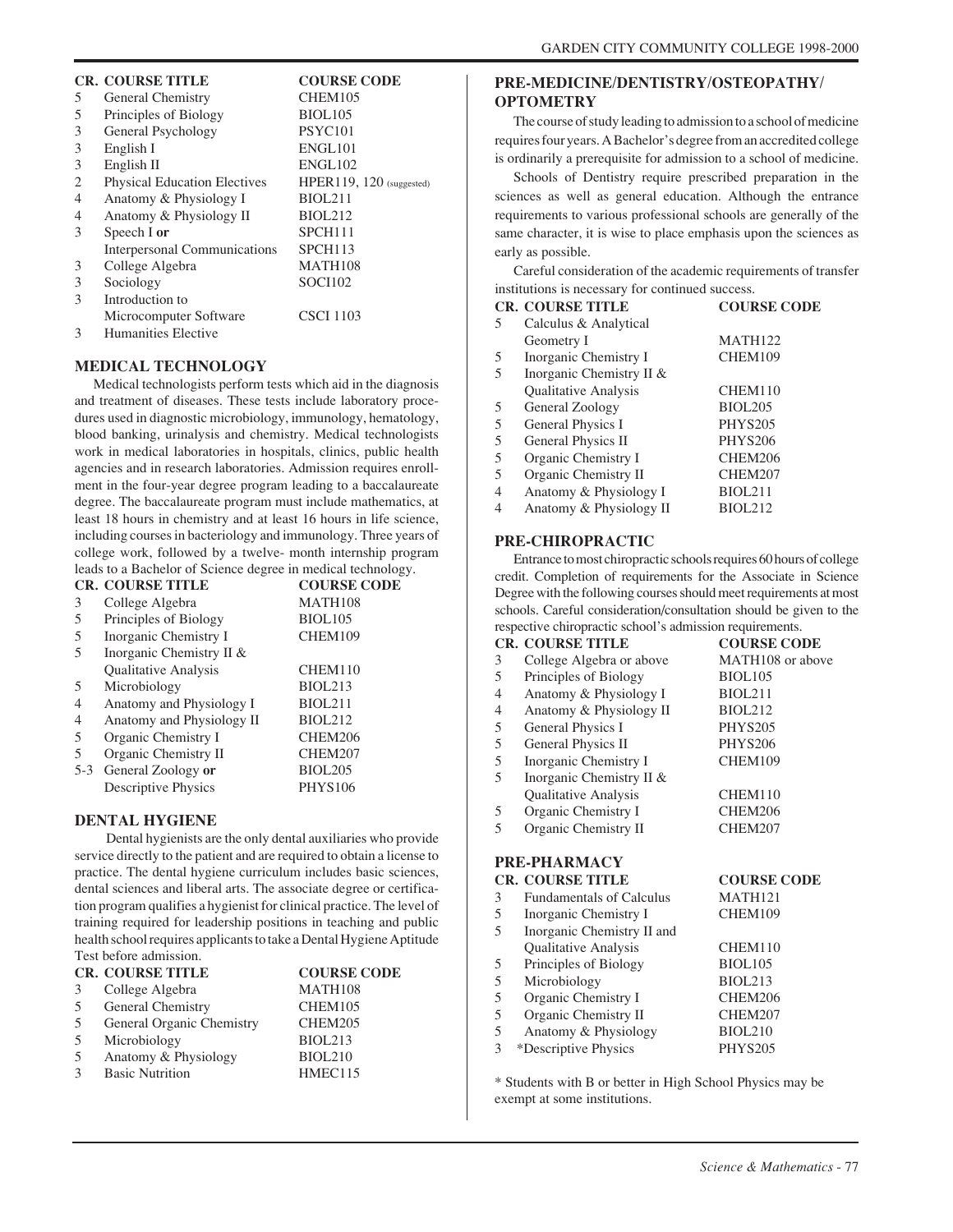| CR. | COURSE TITLE | COURSE CODE |
|---|---|---|
| 5 | General Chemistry | CHEM105 |
| 5 | Principles of Biology | BIOL105 |
| 3 | General Psychology | PSYC101 |
| 3 | English I | ENGL101 |
| 3 | English II | ENGL102 |
| 2 | Physical Education Electives | HPER119, 120 (suggested) |
| 4 | Anatomy & Physiology I | BIOL211 |
| 4 | Anatomy & Physiology II | BIOL212 |
| 3 | Speech I **or** Interpersonal Communications | SPCH111 SPCH113 |
| 3 | College Algebra | MATH108 |
| 3 | Sociology | SOCI102 |
| 3 | Introduction to Microcomputer Software | CSCI 1103 |
| 3 | Humanities Elective | |

## MEDICAL TECHNOLOGY

Medical technologists perform tests which aid in the diagnosis and treatment of diseases. These tests include laboratory procedures used in diagnostic microbiology, immunology, hematology, blood banking, urinalysis and chemistry. Medical technologists work in medical laboratories in hospitals, clinics, public health agencies and in research laboratories. Admission requires enrollment in the four-year degree program leading to a baccalaureate degree. The baccalaureate program must include mathematics, at least 18 hours in chemistry and at least 16 hours in life science, including courses in bacteriology and immunology. Three years of college work, followed by a twelve- month internship program leads to a Bachelor of Science degree in medical technology.

| CR. | COURSE TITLE | COURSE CODE |
|---|---|---|
| 3 | College Algebra | MATH108 |
| 5 | Principles of Biology | BIOL105 |
| 5 | Inorganic Chemistry I | CHEM109 |
| 5 | Inorganic Chemistry II & Qualitative Analysis | CHEM110 |
| 5 | Microbiology | BIOL213 |
| 4 | Anatomy and Physiology I | BIOL211 |
| 4 | Anatomy and Physiology II | BIOL212 |
| 5 | Organic Chemistry I | CHEM206 |
| 5 | Organic Chemistry II | CHEM207 |
| 5-3 | General Zoology **or** Descriptive Physics | BIOL205 PHYS106 |

## DENTAL HYGIENE

Dental hygienists are the only dental auxiliaries who provide service directly to the patient and are required to obtain a license to practice. The dental hygiene curriculum includes basic sciences, dental sciences and liberal arts. The associate degree or certification program qualifies a hygienist for clinical practice. The level of training required for leadership positions in teaching and public health school requires applicants to take a Dental Hygiene Aptitude Test before admission.

| CR. | COURSE TITLE | COURSE CODE |
|---|---|---|
| 3 | College Algebra | MATH108 |
| 5 | General Chemistry | CHEM105 |
| 5 | General Organic Chemistry | CHEM205 |
| 5 | Microbiology | BIOL213 |
| 5 | Anatomy & Physiology | BIOL210 |
| 3 | Basic Nutrition | HMEC115 |

## PRE-MEDICINE/DENTISTRY/OSTEOPATHY/ OPTOMETRY

The course of study leading to admission to a school of medicine requires four years. A Bachelor's degree from an accredited college is ordinarily a prerequisite for admission to a school of medicine.

Schools of Dentistry require prescribed preparation in the sciences as well as general education. Although the entrance requirements to various professional schools are generally of the same character, it is wise to place emphasis upon the sciences as early as possible.

Careful consideration of the academic requirements of transfer institutions is necessary for continued success.

| CR. | COURSE TITLE | COURSE CODE |
|---|---|---|
| 5 | Calculus & Analytical Geometry I | MATH122 |
| 5 | Inorganic Chemistry I | CHEM109 |
| 5 | Inorganic Chemistry II & Qualitative Analysis | CHEM110 |
| 5 | General Zoology | BIOL205 |
| 5 | General Physics I | PHYS205 |
| 5 | General Physics II | PHYS206 |
| 5 | Organic Chemistry I | CHEM206 |
| 5 | Organic Chemistry II | CHEM207 |
| 4 | Anatomy & Physiology I | BIOL211 |
| 4 | Anatomy & Physiology II | BIOL212 |

## PRE-CHIROPRACTIC

Entrance to most chiropractic schools requires 60 hours of college credit. Completion of requirements for the Associate in Science Degree with the following courses should meet requirements at most schools. Careful consideration/consultation should be given to the respective chiropractic school's admission requirements.

| CR. | COURSE TITLE | COURSE CODE |
|---|---|---|
| 3 | College Algebra or above | MATH108 or above |
| 5 | Principles of Biology | BIOL105 |
| 4 | Anatomy & Physiology I | BIOL211 |
| 4 | Anatomy & Physiology II | BIOL212 |
| 5 | General Physics I | PHYS205 |
| 5 | General Physics II | PHYS206 |
| 5 | Inorganic Chemistry I | CHEM109 |
| 5 | Inorganic Chemistry II & Qualitative Analysis | CHEM110 |
| 5 | Organic Chemistry I | CHEM206 |
| 5 | Organic Chemistry II | CHEM207 |

## PRE-PHARMACY

| CR. | COURSE TITLE | COURSE CODE |
|---|---|---|
| 3 | Fundamentals of Calculus | MATH121 |
| 5 | Inorganic Chemistry I | CHEM109 |
| 5 | Inorganic Chemistry II and Qualitative Analysis | CHEM110 |
| 5 | Principles of Biology | BIOL105 |
| 5 | Microbiology | BIOL213 |
| 5 | Organic Chemistry I | CHEM206 |
| 5 | Organic Chemistry II | CHEM207 |
| 5 | Anatomy & Physiology | BIOL210 |
| 3 | *Descriptive Physics | PHYS205 |

* Students with B or better in High School Physics may be exempt at some institutions.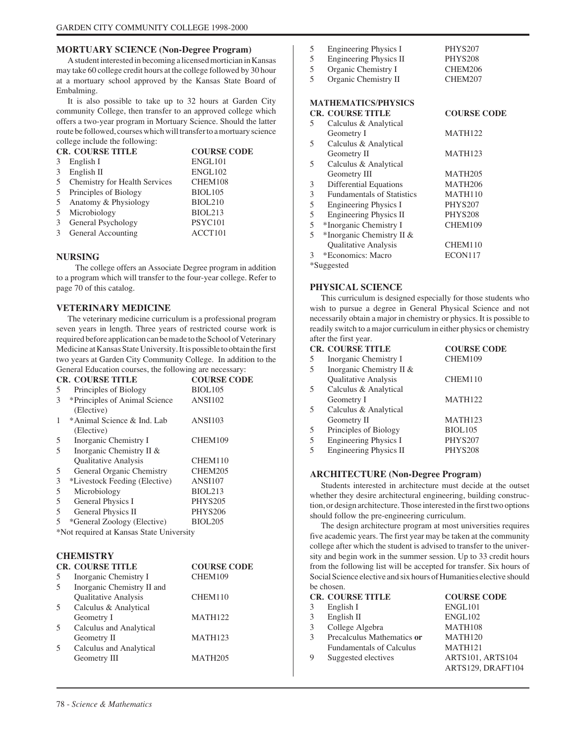## MORTUARY SCIENCE (Non-Degree Program)

A student interested in becoming a licensed mortician in Kansas may take 60 college credit hours at the college followed by 30 hour at a mortuary school approved by the Kansas State Board of Embalming.

It is also possible to take up to 32 hours at Garden City community College, then transfer to an approved college which offers a two-year program in Mortuary Science. Should the latter route be followed, courses which will transfer to a mortuary science college include the following:

| CR. | COURSE TITLE | COURSE CODE |
|---|---|---|
| 3 | English I | ENGL101 |
| 3 | English II | ENGL102 |
| 5 | Chemistry for Health Services | CHEM108 |
| 5 | Principles of Biology | BIOL105 |
| 5 | Anatomy & Physiology | BIOL210 |
| 5 | Microbiology | BIOL213 |
| 3 | General Psychology | PSYC101 |
| 3 | General Accounting | ACCT101 |

## NURSING

The college offers an Associate Degree program in addition to a program which will transfer to the four-year college. Refer to page 70 of this catalog.

## VETERINARY MEDICINE

The veterinary medicine curriculum is a professional program seven years in length. Three years of restricted course work is required before application can be made to the School of Veterinary Medicine at Kansas State University. It is possible to obtain the first two years at Garden City Community College. In addition to the General Education courses, the following are necessary:

| CR. | COURSE TITLE | COURSE CODE |
|---|---|---|
| 5 | Principles of Biology | BIOL105 |
| 3 | *Principles of Animal Science (Elective) | ANSI102 |
| 1 | *Animal Science & Ind. Lab (Elective) | ANSI103 |
| 5 | Inorganic Chemistry I | CHEM109 |
| 5 | Inorganic Chemistry II & Qualitative Analysis | CHEM110 |
| 5 | General Organic Chemistry | CHEM205 |
| 3 | *Livestock Feeding (Elective) | ANSI107 |
| 5 | Microbiology | BIOL213 |
| 5 | General Physics I | PHYS205 |
| 5 | General Physics II | PHYS206 |
| 5 | *General Zoology (Elective) | BIOL205 |

*Not required at Kansas State University

## CHEMISTRY

| CR. | COURSE TITLE | COURSE CODE |
|---|---|---|
| 5 | Inorganic Chemistry I | CHEM109 |
| 5 | Inorganic Chemistry II and Qualitative Analysis | CHEM110 |
| 5 | Calculus & Analytical Geometry I | MATH122 |
| 5 | Calculus and Analytical Geometry II | MATH123 |
| 5 | Calculus and Analytical Geometry III | MATH205 |
| 5 | Engineering Physics I | PHYS207 |
| 5 | Engineering Physics II | PHYS208 |
| 5 | Organic Chemistry I | CHEM206 |
| 5 | Organic Chemistry II | CHEM207 |

## MATHEMATICS/PHYSICS

| CR. | COURSE TITLE | COURSE CODE |
|---|---|---|
| 5 | Calculus & Analytical Geometry I | MATH122 |
| 5 | Calculus & Analytical Geometry II | MATH123 |
| 5 | Calculus & Analytical Geometry III | MATH205 |
| 3 | Differential Equations | MATH206 |
| 3 | Fundamentals of Statistics | MATH110 |
| 5 | Engineering Physics I | PHYS207 |
| 5 | Engineering Physics II | PHYS208 |
| 5 | *Inorganic Chemistry I | CHEM109 |
| 5 | *Inorganic Chemistry II & Qualitative Analysis | CHEM110 |
| 3 | *Economics: Macro | ECON117 |

*Suggested

## PHYSICAL SCIENCE

This curriculum is designed especially for those students who wish to pursue a degree in General Physical Science and not necessarily obtain a major in chemistry or physics. It is possible to readily switch to a major curriculum in either physics or chemistry after the first year.

| CR. | COURSE TITLE | COURSE CODE |
|---|---|---|
| 5 | Inorganic Chemistry I | CHEM109 |
| 5 | Inorganic Chemistry II & Qualitative Analysis | CHEM110 |
| 5 | Calculus & Analytical Geometry I | MATH122 |
| 5 | Calculus & Analytical Geometry II | MATH123 |
| 5 | Principles of Biology | BIOL105 |
| 5 | Engineering Physics I | PHYS207 |
| 5 | Engineering Physics II | PHYS208 |

## ARCHITECTURE (Non-Degree Program)

Students interested in architecture must decide at the outset whether they desire architectural engineering, building construction, or design architecture. Those interested in the first two options should follow the pre-engineering curriculum.

The design architecture program at most universities requires five academic years. The first year may be taken at the community college after which the student is advised to transfer to the university and begin work in the summer session. Up to 33 credit hours from the following list will be accepted for transfer. Six hours of Social Science elective and six hours of Humanities elective should be chosen.

| CR. | COURSE TITLE | COURSE CODE |
|---|---|---|
| 3 | English I | ENGL101 |
| 3 | English II | ENGL102 |
| 3 | College Algebra | MATH108 |
| 3 | Precalculus Mathematics **or** Fundamentals of Calculus | MATH120 MATH121 |
| 9 | Suggested electives | ARTS101, ARTS104 ARTS129, DRAFT104 |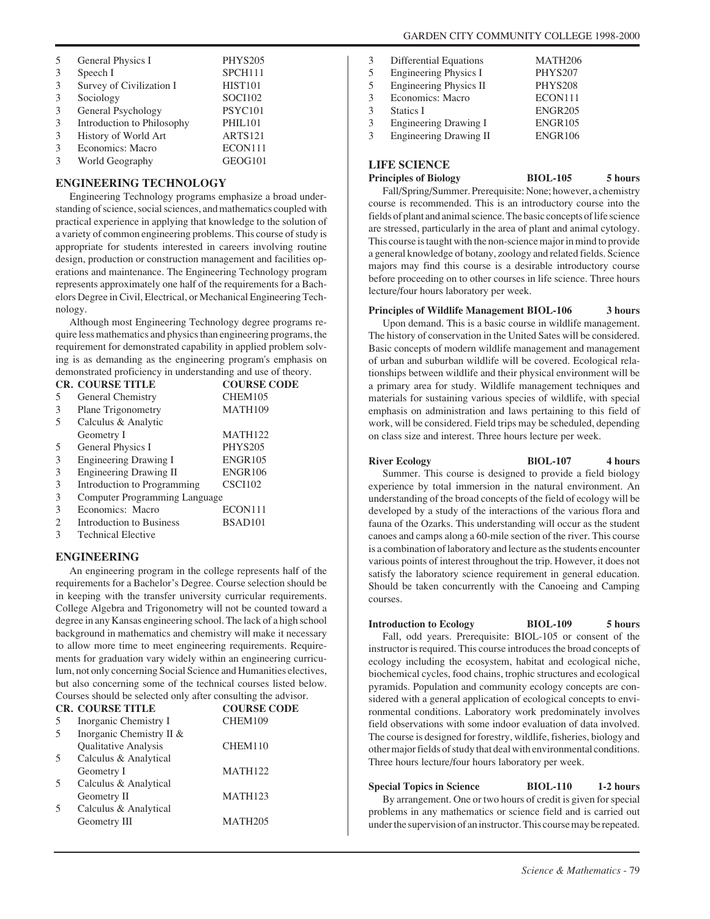| | | |
|---|---|---|
| 5 | General Physics I | PHYS205 |
| 3 | Speech I | SPCH111 |
| 3 | Survey of Civilization I | HIST101 |
| 3 | Sociology | SOCI102 |
| 3 | General Psychology | PSYC101 |
| 3 | Introduction to Philosophy | PHIL101 |
| 3 | History of World Art | ARTS121 |
| 3 | Economics: Macro | ECON111 |
| 3 | World Geography | GEOG101 |

## ENGINEERING TECHNOLOGY

Engineering Technology programs emphasize a broad understanding of science, social sciences, and mathematics coupled with practical experience in applying that knowledge to the solution of a variety of common engineering problems. This course of study is appropriate for students interested in careers involving routine design, production or construction management and facilities operations and maintenance. The Engineering Technology program represents approximately one half of the requirements for a Bachelors Degree in Civil, Electrical, or Mechanical Engineering Technology.

Although most Engineering Technology degree programs require less mathematics and physics than engineering programs, the requirement for demonstrated capability in applied problem solving is as demanding as the engineering program's emphasis on demonstrated proficiency in understanding and use of theory.

| CR. | COURSE TITLE | COURSE CODE |
|---|---|---|
| 5 | General Chemistry | CHEM105 |
| 3 | Plane Trigonometry | MATH109 |
| 5 | Calculus & Analytic Geometry I | MATH122 |
| 5 | General Physics I | PHYS205 |
| 3 | Engineering Drawing I | ENGR105 |
| 3 | Engineering Drawing II | ENGR106 |
| 3 | Introduction to Programming | CSCI102 |
| 3 | Computer Programming Language | |
| 3 | Economics: Macro | ECON111 |
| 2 | Introduction to Business | BSAD101 |
| 3 | Technical Elective | |

## ENGINEERING

An engineering program in the college represents half of the requirements for a Bachelor's Degree. Course selection should be in keeping with the transfer university curricular requirements. College Algebra and Trigonometry will not be counted toward a degree in any Kansas engineering school. The lack of a high school background in mathematics and chemistry will make it necessary to allow more time to meet engineering requirements. Requirements for graduation vary widely within an engineering curriculum, not only concerning Social Science and Humanities electives, but also concerning some of the technical courses listed below. Courses should be selected only after consulting the advisor.

| CR. | COURSE TITLE | COURSE CODE |
|---|---|---|
| 5 | Inorganic Chemistry I | CHEM109 |
| 5 | Inorganic Chemistry II & Qualitative Analysis | CHEM110 |
| 5 | Calculus & Analytical Geometry I | MATH122 |
| 5 | Calculus & Analytical Geometry II | MATH123 |
| 5 | Calculus & Analytical Geometry III | MATH205 |
| 3 | Differential Equations | MATH206 |
| 5 | Engineering Physics I | PHYS207 |
| 5 | Engineering Physics II | PHYS208 |
| 3 | Economics: Macro | ECON111 |
| 3 | Statics I | ENGR205 |
| 3 | Engineering Drawing I | ENGR105 |
| 3 | Engineering Drawing II | ENGR106 |

## LIFE SCIENCE

**Principles of Biology BIOL-105 5 hours**

Fall/Spring/Summer. Prerequisite: None; however, a chemistry course is recommended. This is an introductory course into the fields of plant and animal science. The basic concepts of life science are stressed, particularly in the area of plant and animal cytology. This course is taught with the non-science major in mind to provide a general knowledge of botany, zoology and related fields. Science majors may find this course is a desirable introductory course before proceeding on to other courses in life science. Three hours lecture/four hours laboratory per week.

**Principles of Wildlife Management BIOL-106 3 hours**

Upon demand. This is a basic course in wildlife management. The history of conservation in the United Sates will be considered. Basic concepts of modern wildlife management and management of urban and suburban wildlife will be covered. Ecological relationships between wildlife and their physical environment will be a primary area for study. Wildlife management techniques and materials for sustaining various species of wildlife, with special emphasis on administration and laws pertaining to this field of work, will be considered. Field trips may be scheduled, depending on class size and interest. Three hours lecture per week.

**River Ecology BIOL-107 4 hours**

Summer. This course is designed to provide a field biology experience by total immersion in the natural environment. An understanding of the broad concepts of the field of ecology will be developed by a study of the interactions of the various flora and fauna of the Ozarks. This understanding will occur as the student canoes and camps along a 60-mile section of the river. This course is a combination of laboratory and lecture as the students encounter various points of interest throughout the trip. However, it does not satisfy the laboratory science requirement in general education. Should be taken concurrently with the Canoeing and Camping courses.

**Introduction to Ecology BIOL-109 5 hours**

Fall, odd years. Prerequisite: BIOL-105 or consent of the instructor is required. This course introduces the broad concepts of ecology including the ecosystem, habitat and ecological niche, biochemical cycles, food chains, trophic structures and ecological pyramids. Population and community ecology concepts are considered with a general application of ecological concepts to environmental conditions. Laboratory work predominately involves field observations with some indoor evaluation of data involved. The course is designed for forestry, wildlife, fisheries, biology and other major fields of study that deal with environmental conditions. Three hours lecture/four hours laboratory per week.

**Special Topics in Science BIOL-110 1-2 hours**

By arrangement. One or two hours of credit is given for special problems in any mathematics or science field and is carried out under the supervision of an instructor. This course may be repeated.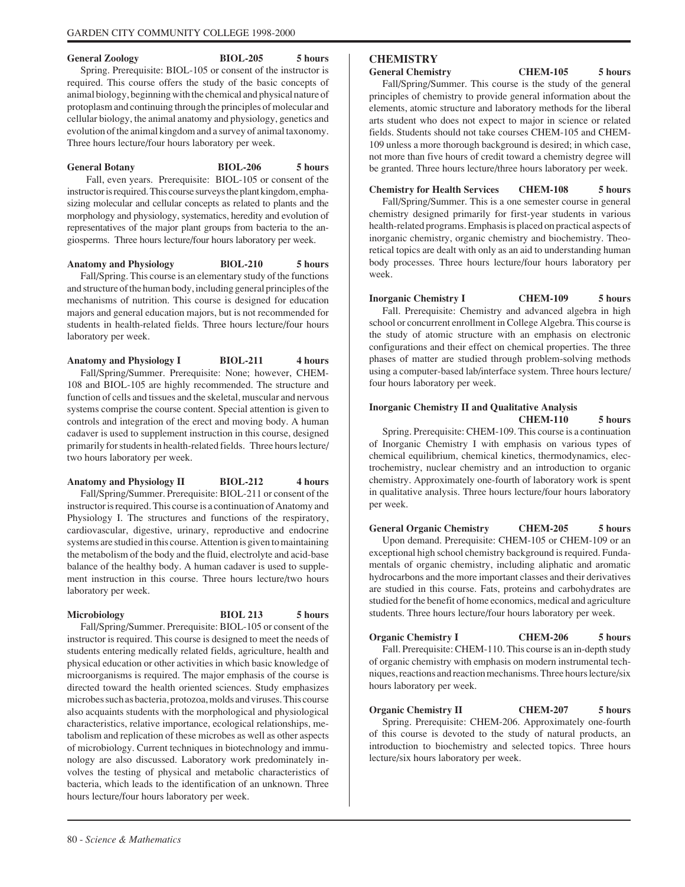**General Zoology** **BIOL-205** **5 hours**

Spring. Prerequisite: BIOL-105 or consent of the instructor is required. This course offers the study of the basic concepts of animal biology, beginning with the chemical and physical nature of protoplasm and continuing through the principles of molecular and cellular biology, the animal anatomy and physiology, genetics and evolution of the animal kingdom and a survey of animal taxonomy. Three hours lecture/four hours laboratory per week.

**General Botany** **BIOL-206** **5 hours**

Fall, even years. Prerequisite: BIOL-105 or consent of the instructor is required. This course surveys the plant kingdom, emphasizing molecular and cellular concepts as related to plants and the morphology and physiology, systematics, heredity and evolution of representatives of the major plant groups from bacteria to the angiosperms. Three hours lecture/four hours laboratory per week.

**Anatomy and Physiology** **BIOL-210** **5 hours**

Fall/Spring. This course is an elementary study of the functions and structure of the human body, including general principles of the mechanisms of nutrition. This course is designed for education majors and general education majors, but is not recommended for students in health-related fields. Three hours lecture/four hours laboratory per week.

**Anatomy and Physiology I** **BIOL-211** **4 hours**

Fall/Spring/Summer. Prerequisite: None; however, CHEM-108 and BIOL-105 are highly recommended. The structure and function of cells and tissues and the skeletal, muscular and nervous systems comprise the course content. Special attention is given to controls and integration of the erect and moving body. A human cadaver is used to supplement instruction in this course, designed primarily for students in health-related fields. Three hours lecture/two hours laboratory per week.

**Anatomy and Physiology II** **BIOL-212** **4 hours**

Fall/Spring/Summer. Prerequisite: BIOL-211 or consent of the instructor is required. This course is a continuation of Anatomy and Physiology I. The structures and functions of the respiratory, cardiovascular, digestive, urinary, reproductive and endocrine systems are studied in this course. Attention is given to maintaining the metabolism of the body and the fluid, electrolyte and acid-base balance of the healthy body. A human cadaver is used to supplement instruction in this course. Three hours lecture/two hours laboratory per week.

**Microbiology** **BIOL 213** **5 hours**

Fall/Spring/Summer. Prerequisite: BIOL-105 or consent of the instructor is required. This course is designed to meet the needs of students entering medically related fields, agriculture, health and physical education or other activities in which basic knowledge of microorganisms is required. The major emphasis of the course is directed toward the health oriented sciences. Study emphasizes microbes such as bacteria, protozoa, molds and viruses. This course also acquaints students with the morphological and physiological characteristics, relative importance, ecological relationships, metabolism and replication of these microbes as well as other aspects of microbiology. Current techniques in biotechnology and immunology are also discussed. Laboratory work predominately involves the testing of physical and metabolic characteristics of bacteria, which leads to the identification of an unknown. Three hours lecture/four hours laboratory per week.

## CHEMISTRY

**General Chemistry** **CHEM-105** **5 hours**

Fall/Spring/Summer. This course is the study of the general principles of chemistry to provide general information about the elements, atomic structure and laboratory methods for the liberal arts student who does not expect to major in science or related fields. Students should not take courses CHEM-105 and CHEM-109 unless a more thorough background is desired; in which case, not more than five hours of credit toward a chemistry degree will be granted. Three hours lecture/three hours laboratory per week.

**Chemistry for Health Services** **CHEM-108** **5 hours**

Fall/Spring/Summer. This is a one semester course in general chemistry designed primarily for first-year students in various health-related programs. Emphasis is placed on practical aspects of inorganic chemistry, organic chemistry and biochemistry. Theoretical topics are dealt with only as an aid to understanding human body processes. Three hours lecture/four hours laboratory per week.

**Inorganic Chemistry I** **CHEM-109** **5 hours**

Fall. Prerequisite: Chemistry and advanced algebra in high school or concurrent enrollment in College Algebra. This course is the study of atomic structure with an emphasis on electronic configurations and their effect on chemical properties. The three phases of matter are studied through problem-solving methods using a computer-based lab/interface system. Three hours lecture/four hours laboratory per week.

**Inorganic Chemistry II and Qualitative Analysis** **CHEM-110** **5 hours**

Spring. Prerequisite: CHEM-109. This course is a continuation of Inorganic Chemistry I with emphasis on various types of chemical equilibrium, chemical kinetics, thermodynamics, electrochemistry, nuclear chemistry and an introduction to organic chemistry. Approximately one-fourth of laboratory work is spent in qualitative analysis. Three hours lecture/four hours laboratory per week.

**General Organic Chemistry** **CHEM-205** **5 hours**

Upon demand. Prerequisite: CHEM-105 or CHEM-109 or an exceptional high school chemistry background is required. Fundamentals of organic chemistry, including aliphatic and aromatic hydrocarbons and the more important classes and their derivatives are studied in this course. Fats, proteins and carbohydrates are studied for the benefit of home economics, medical and agriculture students. Three hours lecture/four hours laboratory per week.

**Organic Chemistry I** **CHEM-206** **5 hours**

Fall. Prerequisite: CHEM-110. This course is an in-depth study of organic chemistry with emphasis on modern instrumental techniques, reactions and reaction mechanisms. Three hours lecture/six hours laboratory per week.

**Organic Chemistry II** **CHEM-207** **5 hours**

Spring. Prerequisite: CHEM-206. Approximately one-fourth of this course is devoted to the study of natural products, an introduction to biochemistry and selected topics. Three hours lecture/six hours laboratory per week.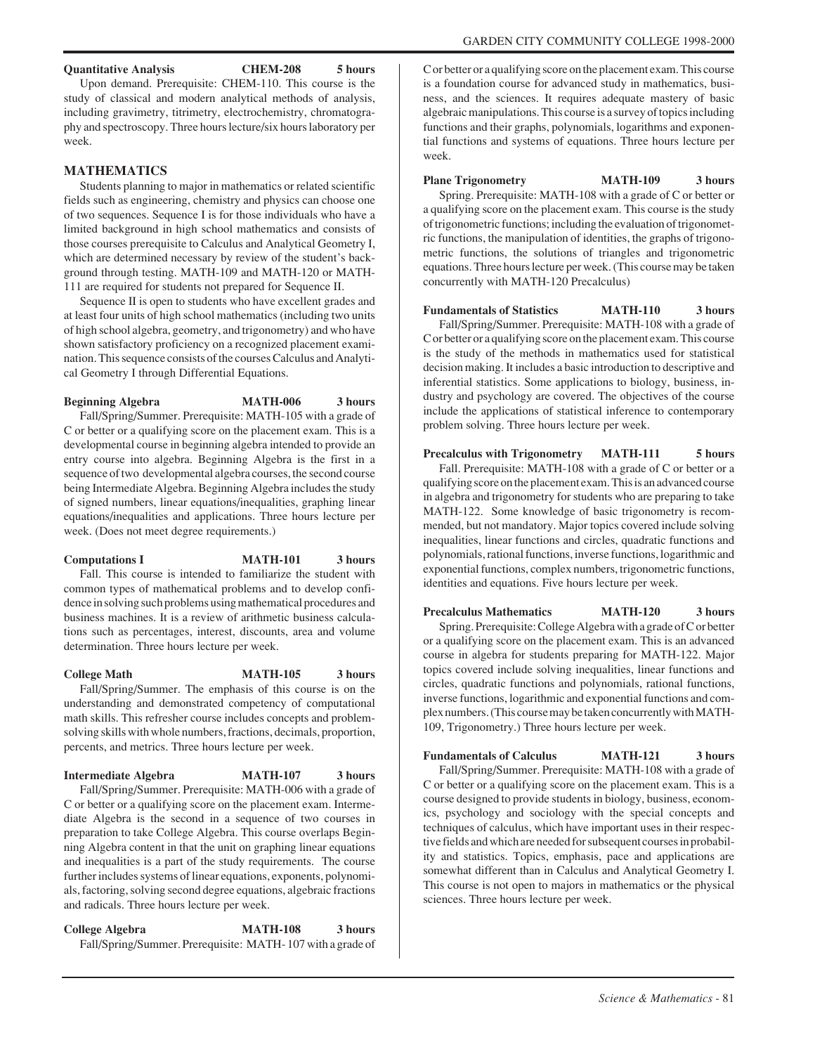**Quantitative Analysis CHEM-208 5 hours**

Upon demand. Prerequisite: CHEM-110. This course is the study of classical and modern analytical methods of analysis, including gravimetry, titrimetry, electrochemistry, chromatography and spectroscopy. Three hours lecture/six hours laboratory per week.

## MATHEMATICS

Students planning to major in mathematics or related scientific fields such as engineering, chemistry and physics can choose one of two sequences. Sequence I is for those individuals who have a limited background in high school mathematics and consists of those courses prerequisite to Calculus and Analytical Geometry I, which are determined necessary by review of the student's background through testing. MATH-109 and MATH-120 or MATH-111 are required for students not prepared for Sequence II.

Sequence II is open to students who have excellent grades and at least four units of high school mathematics (including two units of high school algebra, geometry, and trigonometry) and who have shown satisfactory proficiency on a recognized placement examination. This sequence consists of the courses Calculus and Analytical Geometry I through Differential Equations.

**Beginning Algebra MATH-006 3 hours**

Fall/Spring/Summer. Prerequisite: MATH-105 with a grade of C or better or a qualifying score on the placement exam. This is a developmental course in beginning algebra intended to provide an entry course into algebra. Beginning Algebra is the first in a sequence of two developmental algebra courses, the second course being Intermediate Algebra. Beginning Algebra includes the study of signed numbers, linear equations/inequalities, graphing linear equations/inequalities and applications. Three hours lecture per week. (Does not meet degree requirements.)

**Computations I MATH-101 3 hours**

Fall. This course is intended to familiarize the student with common types of mathematical problems and to develop confidence in solving such problems using mathematical procedures and business machines. It is a review of arithmetic business calculations such as percentages, interest, discounts, area and volume determination. Three hours lecture per week.

**College Math MATH-105 3 hours**

Fall/Spring/Summer. The emphasis of this course is on the understanding and demonstrated competency of computational math skills. This refresher course includes concepts and problem-solving skills with whole numbers, fractions, decimals, proportion, percents, and metrics. Three hours lecture per week.

**Intermediate Algebra MATH-107 3 hours**

Fall/Spring/Summer. Prerequisite: MATH-006 with a grade of C or better or a qualifying score on the placement exam. Intermediate Algebra is the second in a sequence of two courses in preparation to take College Algebra. This course overlaps Beginning Algebra content in that the unit on graphing linear equations and inequalities is a part of the study requirements. The course further includes systems of linear equations, exponents, polynomials, factoring, solving second degree equations, algebraic fractions and radicals. Three hours lecture per week.

**College Algebra MATH-108 3 hours**

Fall/Spring/Summer. Prerequisite: MATH- 107 with a grade of C or better or a qualifying score on the placement exam. This course is a foundation course for advanced study in mathematics, business, and the sciences. It requires adequate mastery of basic algebraic manipulations. This course is a survey of topics including functions and their graphs, polynomials, logarithms and exponential functions and systems of equations. Three hours lecture per week.

**Plane Trigonometry MATH-109 3 hours**

Spring. Prerequisite: MATH-108 with a grade of C or better or a qualifying score on the placement exam. This course is the study of trigonometric functions; including the evaluation of trigonometric functions, the manipulation of identities, the graphs of trigonometric functions, the solutions of triangles and trigonometric equations. Three hours lecture per week. (This course may be taken concurrently with MATH-120 Precalculus)

**Fundamentals of Statistics MATH-110 3 hours**

Fall/Spring/Summer. Prerequisite: MATH-108 with a grade of C or better or a qualifying score on the placement exam. This course is the study of the methods in mathematics used for statistical decision making. It includes a basic introduction to descriptive and inferential statistics. Some applications to biology, business, industry and psychology are covered. The objectives of the course include the applications of statistical inference to contemporary problem solving. Three hours lecture per week.

**Precalculus with Trigonometry MATH-111 5 hours**

Fall. Prerequisite: MATH-108 with a grade of C or better or a qualifying score on the placement exam. This is an advanced course in algebra and trigonometry for students who are preparing to take MATH-122. Some knowledge of basic trigonometry is recommended, but not mandatory. Major topics covered include solving inequalities, linear functions and circles, quadratic functions and polynomials, rational functions, inverse functions, logarithmic and exponential functions, complex numbers, trigonometric functions, identities and equations. Five hours lecture per week.

**Precalculus Mathematics MATH-120 3 hours**

Spring. Prerequisite: College Algebra with a grade of C or better or a qualifying score on the placement exam. This is an advanced course in algebra for students preparing for MATH-122. Major topics covered include solving inequalities, linear functions and circles, quadratic functions and polynomials, rational functions, inverse functions, logarithmic and exponential functions and complex numbers. (This course may be taken concurrently with MATH-109, Trigonometry.) Three hours lecture per week.

**Fundamentals of Calculus MATH-121 3 hours**

Fall/Spring/Summer. Prerequisite: MATH-108 with a grade of C or better or a qualifying score on the placement exam. This is a course designed to provide students in biology, business, economics, psychology and sociology with the special concepts and techniques of calculus, which have important uses in their respective fields and which are needed for subsequent courses in probability and statistics. Topics, emphasis, pace and applications are somewhat different than in Calculus and Analytical Geometry I. This course is not open to majors in mathematics or the physical sciences. Three hours lecture per week.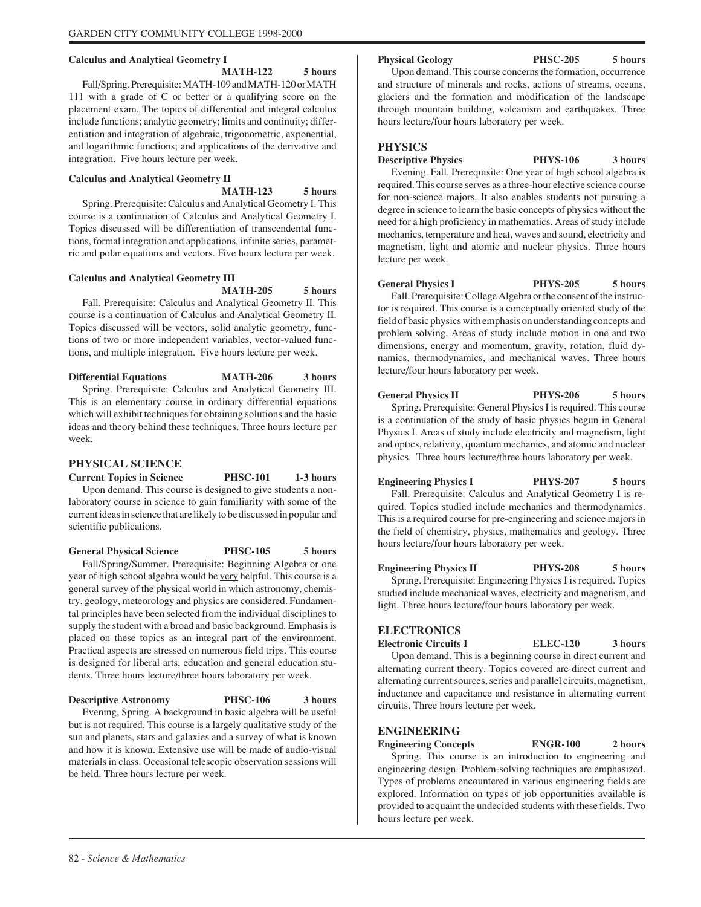**Calculus and Analytical Geometry I**
**MATH-122 5 hours**

Fall/Spring. Prerequisite: MATH-109 and MATH-120 or MATH 111 with a grade of C or better or a qualifying score on the placement exam. The topics of differential and integral calculus include functions; analytic geometry; limits and continuity; differentiation and integration of algebraic, trigonometric, exponential, and logarithmic functions; and applications of the derivative and integration. Five hours lecture per week.

**Calculus and Analytical Geometry II**
**MATH-123 5 hours**

Spring. Prerequisite: Calculus and Analytical Geometry I. This course is a continuation of Calculus and Analytical Geometry I. Topics discussed will be differentiation of transcendental functions, formal integration and applications, infinite series, parametric and polar equations and vectors. Five hours lecture per week.

**Calculus and Analytical Geometry III**
**MATH-205 5 hours**

Fall. Prerequisite: Calculus and Analytical Geometry II. This course is a continuation of Calculus and Analytical Geometry II. Topics discussed will be vectors, solid analytic geometry, functions of two or more independent variables, vector-valued functions, and multiple integration. Five hours lecture per week.

**Differential Equations MATH-206 3 hours**

Spring. Prerequisite: Calculus and Analytical Geometry III. This is an elementary course in ordinary differential equations which will exhibit techniques for obtaining solutions and the basic ideas and theory behind these techniques. Three hours lecture per week.

## PHYSICAL SCIENCE

**Current Topics in Science PHSC-101 1-3 hours**

Upon demand. This course is designed to give students a non-laboratory course in science to gain familiarity with some of the current ideas in science that are likely to be discussed in popular and scientific publications.

**General Physical Science PHSC-105 5 hours**

Fall/Spring/Summer. Prerequisite: Beginning Algebra or one year of high school algebra would be very helpful. This course is a general survey of the physical world in which astronomy, chemistry, geology, meteorology and physics are considered. Fundamental principles have been selected from the individual disciplines to supply the student with a broad and basic background. Emphasis is placed on these topics as an integral part of the environment. Practical aspects are stressed on numerous field trips. This course is designed for liberal arts, education and general education students. Three hours lecture/three hours laboratory per week.

**Descriptive Astronomy PHSC-106 3 hours**

Evening, Spring. A background in basic algebra will be useful but is not required. This course is a largely qualitative study of the sun and planets, stars and galaxies and a survey of what is known and how it is known. Extensive use will be made of audio-visual materials in class. Occasional telescopic observation sessions will be held. Three hours lecture per week.

**Physical Geology PHSC-205 5 hours**

Upon demand. This course concerns the formation, occurrence and structure of minerals and rocks, actions of streams, oceans, glaciers and the formation and modification of the landscape through mountain building, volcanism and earthquakes. Three hours lecture/four hours laboratory per week.

## PHYSICS

**Descriptive Physics PHYS-106 3 hours**

Evening. Fall. Prerequisite: One year of high school algebra is required. This course serves as a three-hour elective science course for non-science majors. It also enables students not pursuing a degree in science to learn the basic concepts of physics without the need for a high proficiency in mathematics. Areas of study include mechanics, temperature and heat, waves and sound, electricity and magnetism, light and atomic and nuclear physics. Three hours lecture per week.

**General Physics I PHYS-205 5 hours**

Fall. Prerequisite: College Algebra or the consent of the instructor is required. This course is a conceptually oriented study of the field of basic physics with emphasis on understanding concepts and problem solving. Areas of study include motion in one and two dimensions, energy and momentum, gravity, rotation, fluid dynamics, thermodynamics, and mechanical waves. Three hours lecture/four hours laboratory per week.

**General Physics II PHYS-206 5 hours**

Spring. Prerequisite: General Physics I is required. This course is a continuation of the study of basic physics begun in General Physics I. Areas of study include electricity and magnetism, light and optics, relativity, quantum mechanics, and atomic and nuclear physics. Three hours lecture/three hours laboratory per week.

**Engineering Physics I PHYS-207 5 hours**

Fall. Prerequisite: Calculus and Analytical Geometry I is required. Topics studied include mechanics and thermodynamics. This is a required course for pre-engineering and science majors in the field of chemistry, physics, mathematics and geology. Three hours lecture/four hours laboratory per week.

**Engineering Physics II PHYS-208 5 hours**

Spring. Prerequisite: Engineering Physics I is required. Topics studied include mechanical waves, electricity and magnetism, and light. Three hours lecture/four hours laboratory per week.

## ELECTRONICS

**Electronic Circuits I ELEC-120 3 hours**

Upon demand. This is a beginning course in direct current and alternating current theory. Topics covered are direct current and alternating current sources, series and parallel circuits, magnetism, inductance and capacitance and resistance in alternating current circuits. Three hours lecture per week.

## ENGINEERING

**Engineering Concepts ENGR-100 2 hours**

Spring. This course is an introduction to engineering and engineering design. Problem-solving techniques are emphasized. Types of problems encountered in various engineering fields are explored. Information on types of job opportunities available is provided to acquaint the undecided students with these fields. Two hours lecture per week.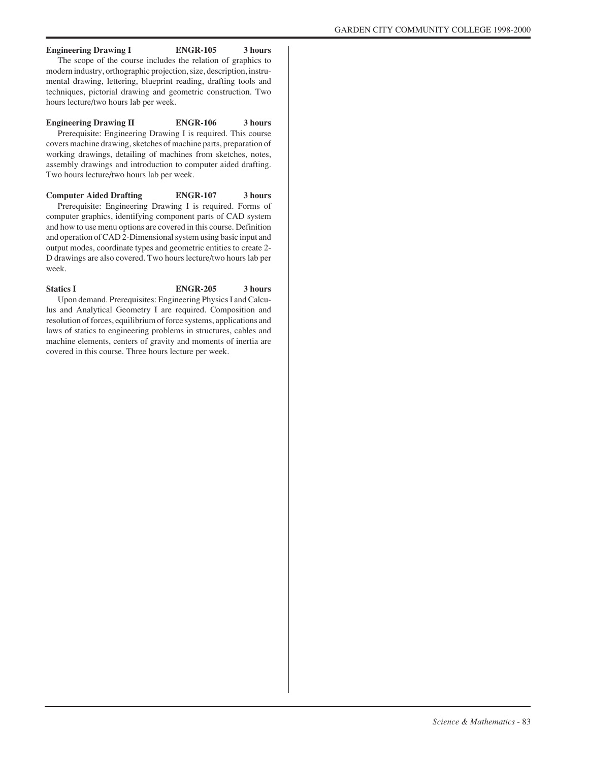**Engineering Drawing I** **ENGR-105** **3 hours**

The scope of the course includes the relation of graphics to modern industry, orthographic projection, size, description, instrumental drawing, lettering, blueprint reading, drafting tools and techniques, pictorial drawing and geometric construction. Two hours lecture/two hours lab per week.

**Engineering Drawing II** **ENGR-106** **3 hours**

Prerequisite: Engineering Drawing I is required. This course covers machine drawing, sketches of machine parts, preparation of working drawings, detailing of machines from sketches, notes, assembly drawings and introduction to computer aided drafting. Two hours lecture/two hours lab per week.

**Computer Aided Drafting** **ENGR-107** **3 hours**

Prerequisite: Engineering Drawing I is required. Forms of computer graphics, identifying component parts of CAD system and how to use menu options are covered in this course. Definition and operation of CAD 2-Dimensional system using basic input and output modes, coordinate types and geometric entities to create 2-D drawings are also covered. Two hours lecture/two hours lab per week.

**Statics I** **ENGR-205** **3 hours**

Upon demand. Prerequisites: Engineering Physics I and Calculus and Analytical Geometry I are required. Composition and resolution of forces, equilibrium of force systems, applications and laws of statics to engineering problems in structures, cables and machine elements, centers of gravity and moments of inertia are covered in this course. Three hours lecture per week.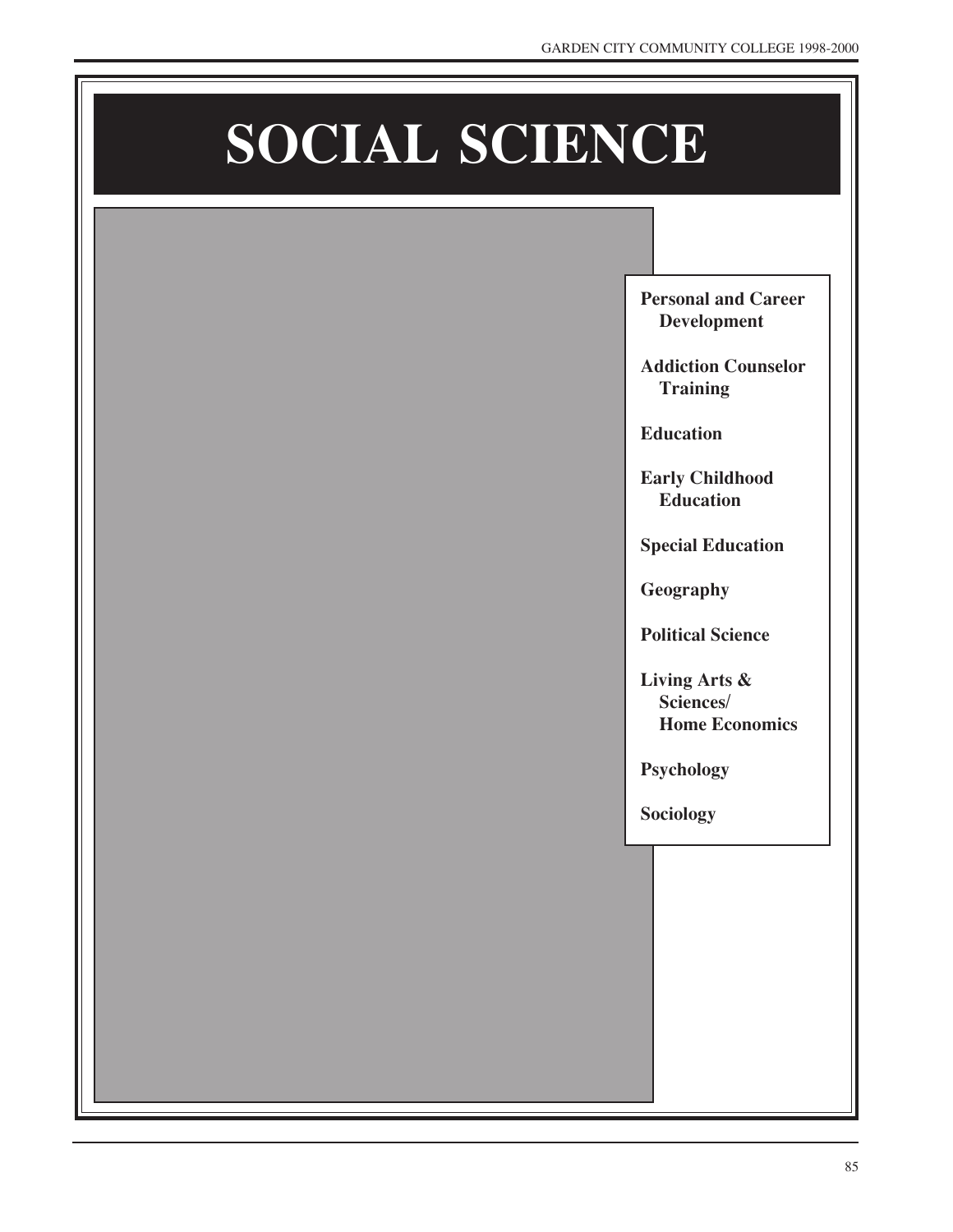# SOCIAL SCIENCE

**Personal and Career Development**

**Addiction Counselor Training**

**Education**

**Early Childhood Education**

**Special Education**

**Geography**

**Political Science**

**Living Arts & Sciences/ Home Economics**

**Psychology**

**Sociology**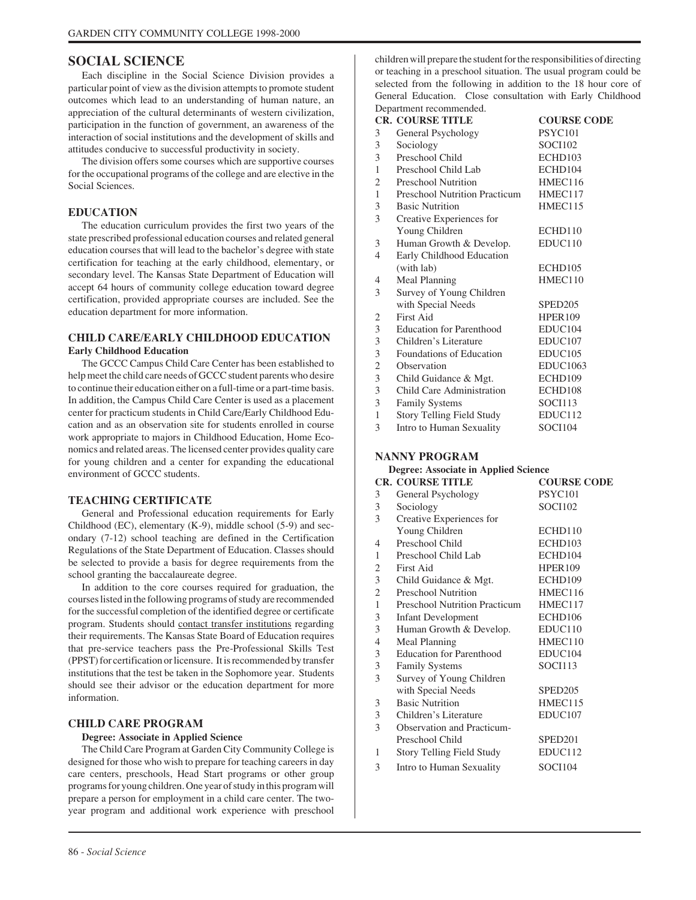## SOCIAL SCIENCE

Each discipline in the Social Science Division provides a particular point of view as the division attempts to promote student outcomes which lead to an understanding of human nature, an appreciation of the cultural determinants of western civilization, participation in the function of government, an awareness of the interaction of social institutions and the development of skills and attitudes conducive to successful productivity in society.

The division offers some courses which are supportive courses for the occupational programs of the college and are elective in the Social Sciences.

### EDUCATION

The education curriculum provides the first two years of the state prescribed professional education courses and related general education courses that will lead to the bachelor's degree with state certification for teaching at the early childhood, elementary, or secondary level. The Kansas State Department of Education will accept 64 hours of community college education toward degree certification, provided appropriate courses are included. See the education department for more information.

### CHILD CARE/EARLY CHILDHOOD EDUCATION

**Early Childhood Education**

The GCCC Campus Child Care Center has been established to help meet the child care needs of GCCC student parents who desire to continue their education either on a full-time or a part-time basis. In addition, the Campus Child Care Center is used as a placement center for practicum students in Child Care/Early Childhood Education and as an observation site for students enrolled in course work appropriate to majors in Childhood Education, Home Economics and related areas. The licensed center provides quality care for young children and a center for expanding the educational environment of GCCC students.

### TEACHING CERTIFICATE

General and Professional education requirements for Early Childhood (EC), elementary (K-9), middle school (5-9) and secondary (7-12) school teaching are defined in the Certification Regulations of the State Department of Education. Classes should be selected to provide a basis for degree requirements from the school granting the baccalaureate degree.

In addition to the core courses required for graduation, the courses listed in the following programs of study are recommended for the successful completion of the identified degree or certificate program. Students should contact transfer institutions regarding their requirements. The Kansas State Board of Education requires that pre-service teachers pass the Pre-Professional Skills Test (PPST) for certification or licensure. It is recommended by transfer institutions that the test be taken in the Sophomore year. Students should see their advisor or the education department for more information.

### CHILD CARE PROGRAM

**Degree: Associate in Applied Science**

The Child Care Program at Garden City Community College is designed for those who wish to prepare for teaching careers in day care centers, preschools, Head Start programs or other group programs for young children. One year of study in this program will prepare a person for employment in a child care center. The two-year program and additional work experience with preschool children will prepare the student for the responsibilities of directing or teaching in a preschool situation. The usual program could be selected from the following in addition to the 18 hour core of General Education. Close consultation with Early Childhood Department recommended.

| CR. | COURSE TITLE | COURSE CODE |
|---|---|---|
| 3 | General Psychology | PSYC101 |
| 3 | Sociology | SOCI102 |
| 3 | Preschool Child | ECHD103 |
| 1 | Preschool Child Lab | ECHD104 |
| 2 | Preschool Nutrition | HMEC116 |
| 1 | Preschool Nutrition Practicum | HMEC117 |
| 3 | Basic Nutrition | HMEC115 |
| 3 | Creative Experiences for Young Children | ECHD110 |
| 3 | Human Growth & Develop. | EDUC110 |
| 4 | Early Childhood Education (with lab) | ECHD105 |
| 4 | Meal Planning | HMEC110 |
| 3 | Survey of Young Children with Special Needs | SPED205 |
| 2 | First Aid | HPER109 |
| 3 | Education for Parenthood | EDUC104 |
| 3 | Children's Literature | EDUC107 |
| 3 | Foundations of Education | EDUC105 |
| 2 | Observation | EDUC1063 |
| 3 | Child Guidance & Mgt. | ECHD109 |
| 3 | Child Care Administration | ECHD108 |
| 3 | Family Systems | SOCI113 |
| 1 | Story Telling Field Study | EDUC112 |
| 3 | Intro to Human Sexuality | SOCI104 |

### NANNY PROGRAM

**Degree: Associate in Applied Science**

| CR. | COURSE TITLE | COURSE CODE |
|---|---|---|
| 3 | General Psychology | PSYC101 |
| 3 | Sociology | SOCI102 |
| 3 | Creative Experiences for Young Children | ECHD110 |
| 4 | Preschool Child | ECHD103 |
| 1 | Preschool Child Lab | ECHD104 |
| 2 | First Aid | HPER109 |
| 3 | Child Guidance & Mgt. | ECHD109 |
| 2 | Preschool Nutrition | HMEC116 |
| 1 | Preschool Nutrition Practicum | HMEC117 |
| 3 | Infant Development | ECHD106 |
| 3 | Human Growth & Develop. | EDUC110 |
| 4 | Meal Planning | HMEC110 |
| 3 | Education for Parenthood | EDUC104 |
| 3 | Family Systems | SOCI113 |
| 3 | Survey of Young Children with Special Needs | SPED205 |
| 3 | Basic Nutrition | HMEC115 |
| 3 | Children's Literature | EDUC107 |
| 3 | Observation and Practicum-Preschool Child | SPED201 |
| 1 | Story Telling Field Study | EDUC112 |
| 3 | Intro to Human Sexuality | SOCI104 |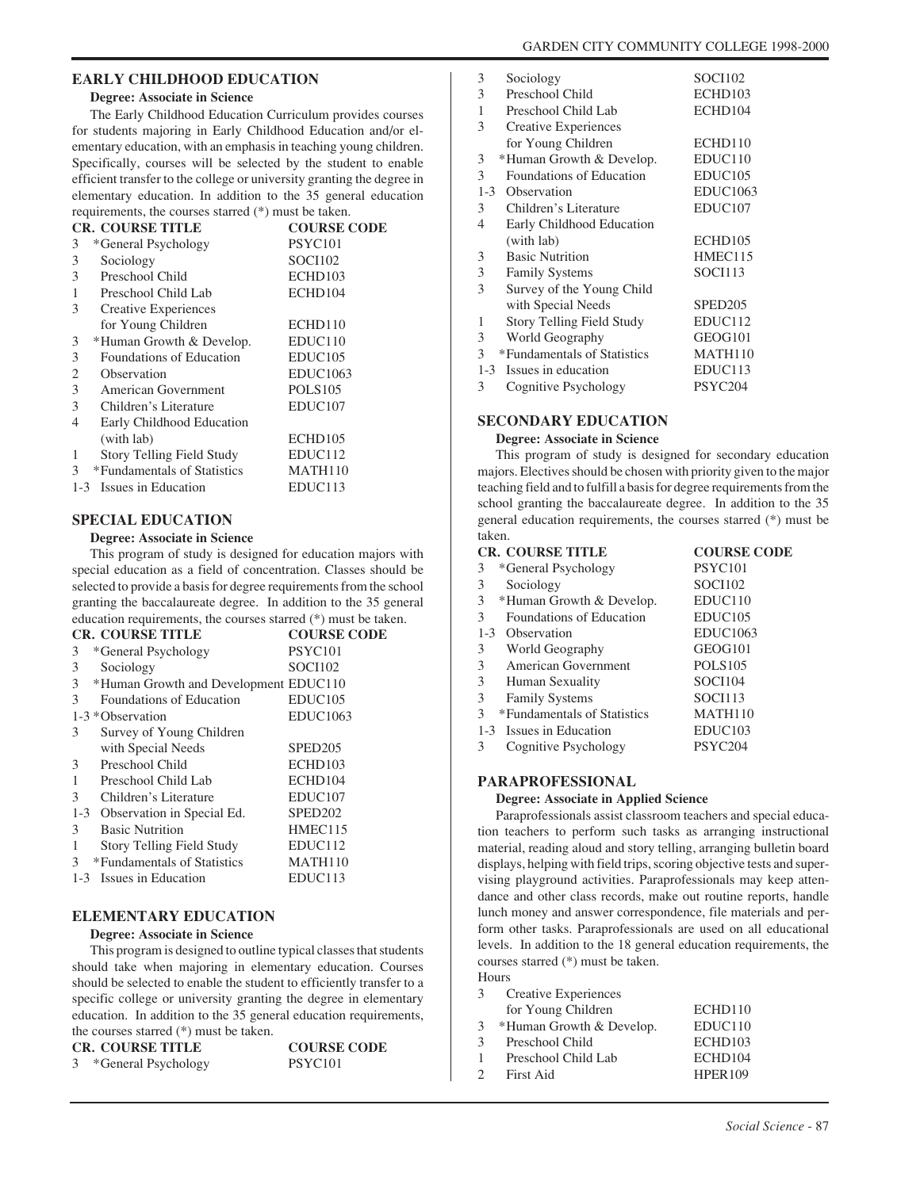## EARLY CHILDHOOD EDUCATION

**Degree: Associate in Science**

The Early Childhood Education Curriculum provides courses for students majoring in Early Childhood Education and/or elementary education, with an emphasis in teaching young children. Specifically, courses will be selected by the student to enable efficient transfer to the college or university granting the degree in elementary education. In addition to the 35 general education requirements, the courses starred (*) must be taken.

| CR. | COURSE TITLE | COURSE CODE |
|---|---|---|
| 3 | *General Psychology | PSYC101 |
| 3 | Sociology | SOCI102 |
| 3 | Preschool Child | ECHD103 |
| 1 | Preschool Child Lab | ECHD104 |
| 3 | Creative Experiences for Young Children | ECHD110 |
| 3 | *Human Growth & Develop. | EDUC110 |
| 3 | Foundations of Education | EDUC105 |
| 2 | Observation | EDUC1063 |
| 3 | American Government | POLS105 |
| 3 | Children's Literature | EDUC107 |
| 4 | Early Childhood Education (with lab) | ECHD105 |
| 1 | Story Telling Field Study | EDUC112 |
| 3 | *Fundamentals of Statistics | MATH110 |
| 1-3 | Issues in Education | EDUC113 |

## SPECIAL EDUCATION

**Degree: Associate in Science**

This program of study is designed for education majors with special education as a field of concentration. Classes should be selected to provide a basis for degree requirements from the school granting the baccalaureate degree. In addition to the 35 general education requirements, the courses starred (*) must be taken.

| CR. | COURSE TITLE | COURSE CODE |
|---|---|---|
| 3 | *General Psychology | PSYC101 |
| 3 | Sociology | SOCI102 |
| 3 | *Human Growth and Development | EDUC110 |
| 3 | Foundations of Education | EDUC105 |
| 1-3 | *Observation | EDUC1063 |
| 3 | Survey of Young Children with Special Needs | SPED205 |
| 3 | Preschool Child | ECHD103 |
| 1 | Preschool Child Lab | ECHD104 |
| 3 | Children's Literature | EDUC107 |
| 1-3 | Observation in Special Ed. | SPED202 |
| 3 | Basic Nutrition | HMEC115 |
| 1 | Story Telling Field Study | EDUC112 |
| 3 | *Fundamentals of Statistics | MATH110 |
| 1-3 | Issues in Education | EDUC113 |

## ELEMENTARY EDUCATION

**Degree: Associate in Science**

This program is designed to outline typical classes that students should take when majoring in elementary education. Courses should be selected to enable the student to efficiently transfer to a specific college or university granting the degree in elementary education. In addition to the 35 general education requirements, the courses starred (*) must be taken.

| CR. | COURSE TITLE | COURSE CODE |
|---|---|---|
| 3 | *General Psychology | PSYC101 |
| 3 | Sociology | SOCI102 |
| 3 | Preschool Child | ECHD103 |
| 1 | Preschool Child Lab | ECHD104 |
| 3 | Creative Experiences for Young Children | ECHD110 |
| 3 | *Human Growth & Develop. | EDUC110 |
| 3 | Foundations of Education | EDUC105 |
| 1-3 | Observation | EDUC1063 |
| 3 | Children's Literature | EDUC107 |
| 4 | Early Childhood Education (with lab) | ECHD105 |
| 3 | Basic Nutrition | HMEC115 |
| 3 | Family Systems | SOCI113 |
| 3 | Survey of the Young Child with Special Needs | SPED205 |
| 1 | Story Telling Field Study | EDUC112 |
| 3 | World Geography | GEOG101 |
| 3 | *Fundamentals of Statistics | MATH110 |
| 1-3 | Issues in education | EDUC113 |
| 3 | Cognitive Psychology | PSYC204 |

## SECONDARY EDUCATION

**Degree: Associate in Science**

This program of study is designed for secondary education majors. Electives should be chosen with priority given to the major teaching field and to fulfill a basis for degree requirements from the school granting the baccalaureate degree. In addition to the 35 general education requirements, the courses starred (*) must be taken.

| CR. | COURSE TITLE | COURSE CODE |
|---|---|---|
| 3 | *General Psychology | PSYC101 |
| 3 | Sociology | SOCI102 |
| 3 | *Human Growth & Develop. | EDUC110 |
| 3 | Foundations of Education | EDUC105 |
| 1-3 | Observation | EDUC1063 |
| 3 | World Geography | GEOG101 |
| 3 | American Government | POLS105 |
| 3 | Human Sexuality | SOCI104 |
| 3 | Family Systems | SOCI113 |
| 3 | *Fundamentals of Statistics | MATH110 |
| 1-3 | Issues in Education | EDUC103 |
| 3 | Cognitive Psychology | PSYC204 |

## PARAPROFESSIONAL

**Degree: Associate in Applied Science**

Paraprofessionals assist classroom teachers and special education teachers to perform such tasks as arranging instructional material, reading aloud and story telling, arranging bulletin board displays, helping with field trips, scoring objective tests and supervising playground activities. Paraprofessionals may keep attendance and other class records, make out routine reports, handle lunch money and answer correspondence, file materials and perform other tasks. Paraprofessionals are used on all educational levels. In addition to the 18 general education requirements, the courses starred (*) must be taken.

| Hours | | |
|---|---|---|
| 3 | Creative Experiences for Young Children | ECHD110 |
| 3 | *Human Growth & Develop. | EDUC110 |
| 3 | Preschool Child | ECHD103 |
| 1 | Preschool Child Lab | ECHD104 |
| 2 | First Aid | HPER109 |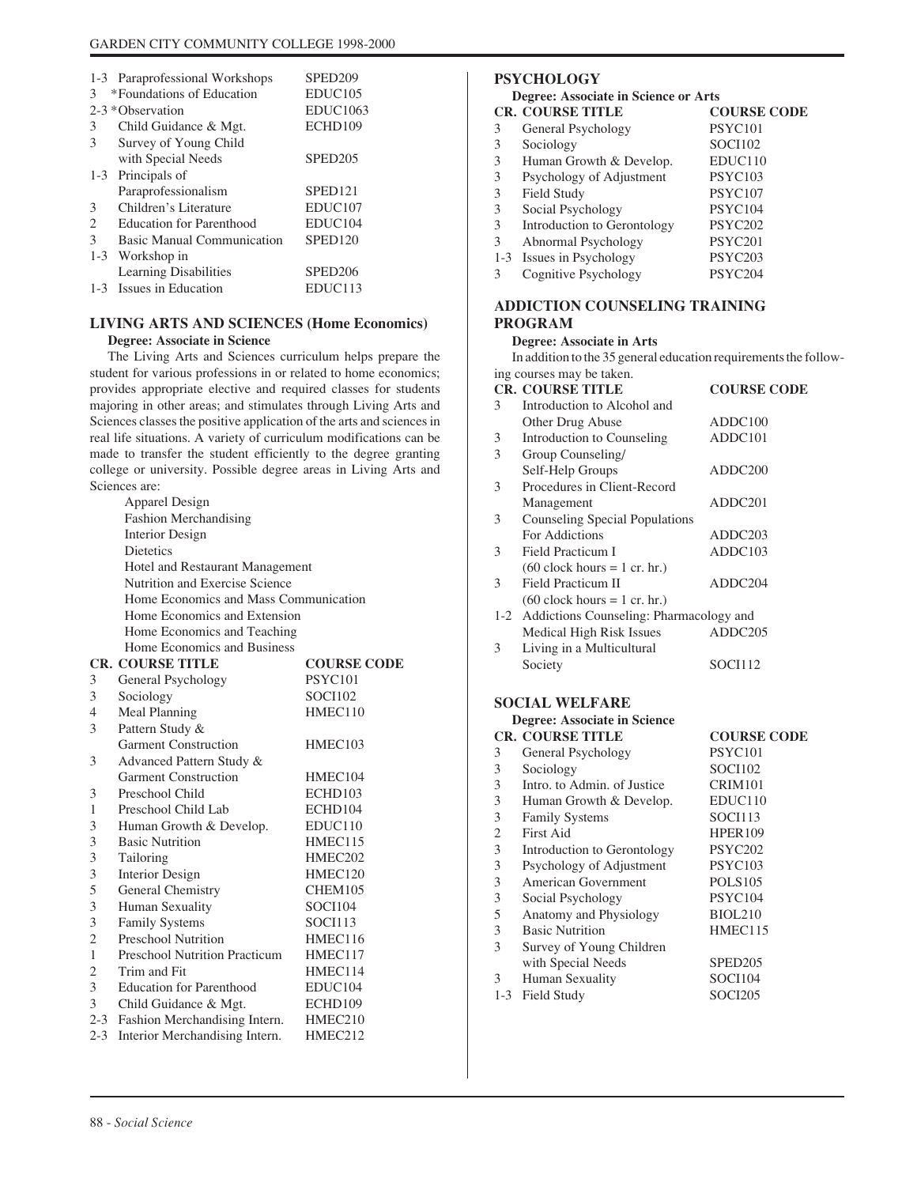| CR. | COURSE TITLE | COURSE CODE |
|---|---|---|
| 1-3 | Paraprofessional Workshops | SPED209 |
| 3 | *Foundations of Education | EDUC105 |
| 2-3 | *Observation | EDUC1063 |
| 3 | Child Guidance & Mgt. | ECHD109 |
| 3 | Survey of Young Child with Special Needs | SPED205 |
| 1-3 | Principals of Paraprofessionalism | SPED121 |
| 3 | Children's Literature | EDUC107 |
| 2 | Education for Parenthood | EDUC104 |
| 3 | Basic Manual Communication | SPED120 |
| 1-3 | Workshop in Learning Disabilities | SPED206 |
| 1-3 | Issues in Education | EDUC113 |

## LIVING ARTS AND SCIENCES (Home Economics)

**Degree: Associate in Science**

The Living Arts and Sciences curriculum helps prepare the student for various professions in or related to home economics; provides appropriate elective and required classes for students majoring in other areas; and stimulates through Living Arts and Sciences classes the positive application of the arts and sciences in real life situations. A variety of curriculum modifications can be made to transfer the student efficiently to the degree granting college or university. Possible degree areas in Living Arts and Sciences are:

- Apparel Design
- Fashion Merchandising
- Interior Design
- Dietetics
- Hotel and Restaurant Management
- Nutrition and Exercise Science
- Home Economics and Mass Communication
- Home Economics and Extension
- Home Economics and Teaching
- Home Economics and Business

| CR. | COURSE TITLE | COURSE CODE |
|---|---|---|
| 3 | General Psychology | PSYC101 |
| 3 | Sociology | SOCI102 |
| 4 | Meal Planning | HMEC110 |
| 3 | Pattern Study & Garment Construction | HMEC103 |
| 3 | Advanced Pattern Study & Garment Construction | HMEC104 |
| 3 | Preschool Child | ECHD103 |
| 1 | Preschool Child Lab | ECHD104 |
| 3 | Human Growth & Develop. | EDUC110 |
| 3 | Basic Nutrition | HMEC115 |
| 3 | Tailoring | HMEC202 |
| 3 | Interior Design | HMEC120 |
| 5 | General Chemistry | CHEM105 |
| 3 | Human Sexuality | SOCI104 |
| 3 | Family Systems | SOCI113 |
| 2 | Preschool Nutrition | HMEC116 |
| 1 | Preschool Nutrition Practicum | HMEC117 |
| 2 | Trim and Fit | HMEC114 |
| 3 | Education for Parenthood | EDUC104 |
| 3 | Child Guidance & Mgt. | ECHD109 |
| 2-3 | Fashion Merchandising Intern. | HMEC210 |
| 2-3 | Interior Merchandising Intern. | HMEC212 |

## PSYCHOLOGY

**Degree: Associate in Science or Arts**

| CR. | COURSE TITLE | COURSE CODE |
|---|---|---|
| 3 | General Psychology | PSYC101 |
| 3 | Sociology | SOCI102 |
| 3 | Human Growth & Develop. | EDUC110 |
| 3 | Psychology of Adjustment | PSYC103 |
| 3 | Field Study | PSYC107 |
| 3 | Social Psychology | PSYC104 |
| 3 | Introduction to Gerontology | PSYC202 |
| 3 | Abnormal Psychology | PSYC201 |
| 1-3 | Issues in Psychology | PSYC203 |
| 3 | Cognitive Psychology | PSYC204 |

## ADDICTION COUNSELING TRAINING PROGRAM

**Degree: Associate in Arts**

In addition to the 35 general education requirements the following courses may be taken.

| CR. | COURSE TITLE | COURSE CODE |
|---|---|---|
| 3 | Introduction to Alcohol and Other Drug Abuse | ADDC100 |
| 3 | Introduction to Counseling | ADDC101 |
| 3 | Group Counseling/ Self-Help Groups | ADDC200 |
| 3 | Procedures in Client-Record Management | ADDC201 |
| 3 | Counseling Special Populations For Addictions | ADDC203 |
| 3 | Field Practicum I (60 clock hours = 1 cr. hr.) | ADDC103 |
| 3 | Field Practicum II (60 clock hours = 1 cr. hr.) | ADDC204 |
| 1-2 | Addictions Counseling: Pharmacology and Medical High Risk Issues | ADDC205 |
| 3 | Living in a Multicultural Society | SOCI112 |

## SOCIAL WELFARE

**Degree: Associate in Science**

| CR. | COURSE TITLE | COURSE CODE |
|---|---|---|
| 3 | General Psychology | PSYC101 |
| 3 | Sociology | SOCI102 |
| 3 | Intro. to Admin. of Justice | CRIM101 |
| 3 | Human Growth & Develop. | EDUC110 |
| 3 | Family Systems | SOCI113 |
| 2 | First Aid | HPER109 |
| 3 | Introduction to Gerontology | PSYC202 |
| 3 | Psychology of Adjustment | PSYC103 |
| 3 | American Government | POLS105 |
| 3 | Social Psychology | PSYC104 |
| 5 | Anatomy and Physiology | BIOL210 |
| 3 | Basic Nutrition | HMEC115 |
| 3 | Survey of Young Children with Special Needs | SPED205 |
| 3 | Human Sexuality | SOCI104 |
| 1-3 | Field Study | SOCI205 |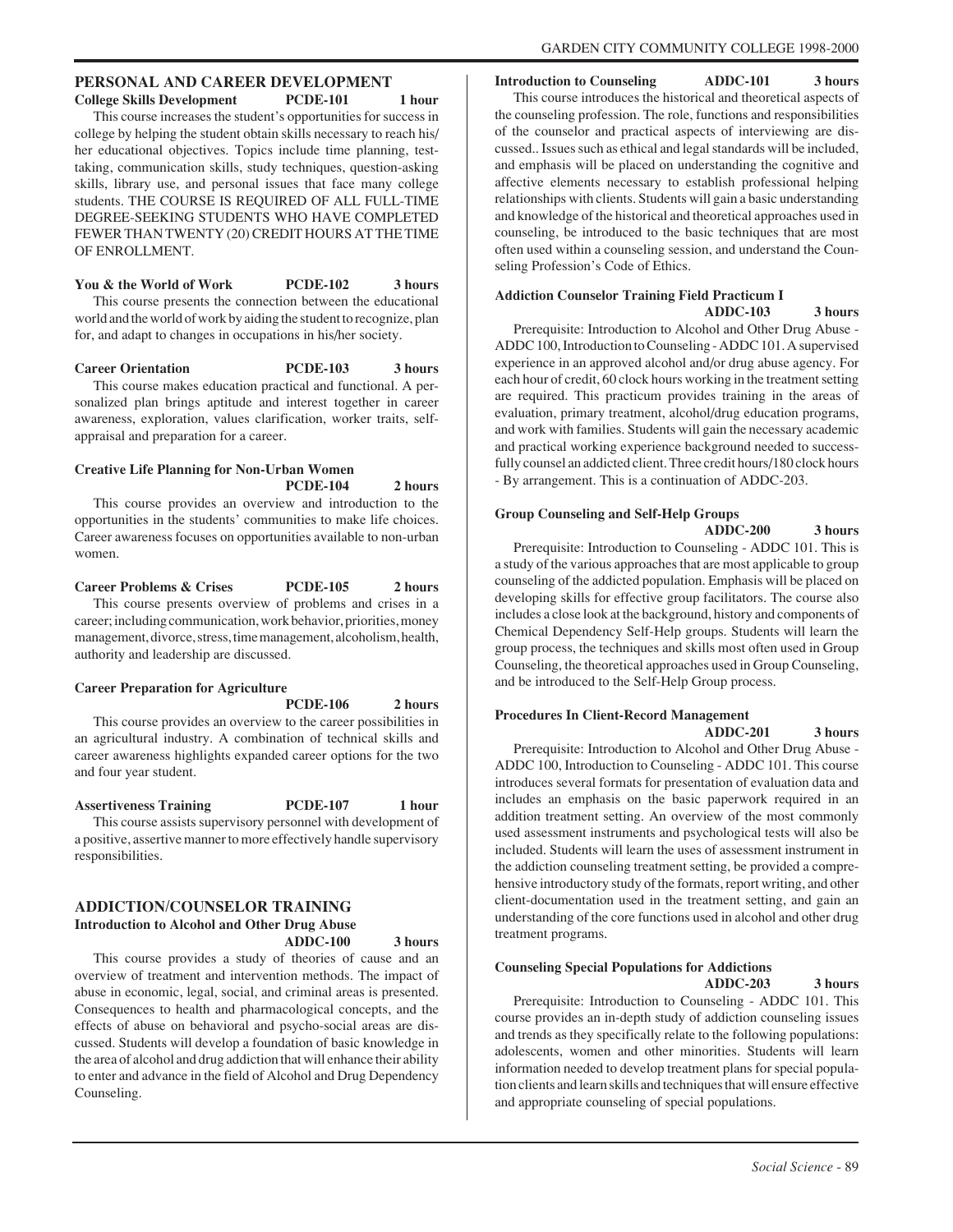## PERSONAL AND CAREER DEVELOPMENT

**College Skills Development — PCDE-101 — 1 hour**

This course increases the student's opportunities for success in college by helping the student obtain skills necessary to reach his/her educational objectives. Topics include time planning, test-taking, communication skills, study techniques, question-asking skills, library use, and personal issues that face many college students. THE COURSE IS REQUIRED OF ALL FULL-TIME DEGREE-SEEKING STUDENTS WHO HAVE COMPLETED FEWER THAN TWENTY (20) CREDIT HOURS AT THE TIME OF ENROLLMENT.

**You & the World of Work — PCDE-102 — 3 hours**

This course presents the connection between the educational world and the world of work by aiding the student to recognize, plan for, and adapt to changes in occupations in his/her society.

**Career Orientation — PCDE-103 — 3 hours**

This course makes education practical and functional. A personalized plan brings aptitude and interest together in career awareness, exploration, values clarification, worker traits, self-appraisal and preparation for a career.

**Creative Life Planning for Non-Urban Women — PCDE-104 — 2 hours**

This course provides an overview and introduction to the opportunities in the students' communities to make life choices. Career awareness focuses on opportunities available to non-urban women.

**Career Problems & Crises — PCDE-105 — 2 hours**

This course presents overview of problems and crises in a career; including communication, work behavior, priorities, money management, divorce, stress, time management, alcoholism, health, authority and leadership are discussed.

**Career Preparation for Agriculture — PCDE-106 — 2 hours**

This course provides an overview to the career possibilities in an agricultural industry. A combination of technical skills and career awareness highlights expanded career options for the two and four year student.

**Assertiveness Training — PCDE-107 — 1 hour**

This course assists supervisory personnel with development of a positive, assertive manner to more effectively handle supervisory responsibilities.

## ADDICTION/COUNSELOR TRAINING

**Introduction to Alcohol and Other Drug Abuse — ADDC-100 — 3 hours**

This course provides a study of theories of cause and an overview of treatment and intervention methods. The impact of abuse in economic, legal, social, and criminal areas is presented. Consequences to health and pharmacological concepts, and the effects of abuse on behavioral and psycho-social areas are discussed. Students will develop a foundation of basic knowledge in the area of alcohol and drug addiction that will enhance their ability to enter and advance in the field of Alcohol and Drug Dependency Counseling.

**Introduction to Counseling — ADDC-101 — 3 hours**

This course introduces the historical and theoretical aspects of the counseling profession. The role, functions and responsibilities of the counselor and practical aspects of interviewing are discussed.. Issues such as ethical and legal standards will be included, and emphasis will be placed on understanding the cognitive and affective elements necessary to establish professional helping relationships with clients. Students will gain a basic understanding and knowledge of the historical and theoretical approaches used in counseling, be introduced to the basic techniques that are most often used within a counseling session, and understand the Counseling Profession's Code of Ethics.

**Addiction Counselor Training Field Practicum I — ADDC-103 — 3 hours**

Prerequisite: Introduction to Alcohol and Other Drug Abuse - ADDC 100, Introduction to Counseling - ADDC 101. A supervised experience in an approved alcohol and/or drug abuse agency. For each hour of credit, 60 clock hours working in the treatment setting are required. This practicum provides training in the areas of evaluation, primary treatment, alcohol/drug education programs, and work with families. Students will gain the necessary academic and practical working experience background needed to successfully counsel an addicted client. Three credit hours/180 clock hours - By arrangement. This is a continuation of ADDC-203.

**Group Counseling and Self-Help Groups — ADDC-200 — 3 hours**

Prerequisite: Introduction to Counseling - ADDC 101. This is a study of the various approaches that are most applicable to group counseling of the addicted population. Emphasis will be placed on developing skills for effective group facilitators. The course also includes a close look at the background, history and components of Chemical Dependency Self-Help groups. Students will learn the group process, the techniques and skills most often used in Group Counseling, the theoretical approaches used in Group Counseling, and be introduced to the Self-Help Group process.

**Procedures In Client-Record Management — ADDC-201 — 3 hours**

Prerequisite: Introduction to Alcohol and Other Drug Abuse - ADDC 100, Introduction to Counseling - ADDC 101. This course introduces several formats for presentation of evaluation data and includes an emphasis on the basic paperwork required in an addition treatment setting. An overview of the most commonly used assessment instruments and psychological tests will also be included. Students will learn the uses of assessment instrument in the addiction counseling treatment setting, be provided a comprehensive introductory study of the formats, report writing, and other client-documentation used in the treatment setting, and gain an understanding of the core functions used in alcohol and other drug treatment programs.

**Counseling Special Populations for Addictions — ADDC-203 — 3 hours**

Prerequisite: Introduction to Counseling - ADDC 101. This course provides an in-depth study of addiction counseling issues and trends as they specifically relate to the following populations: adolescents, women and other minorities. Students will learn information needed to develop treatment plans for special population clients and learn skills and techniques that will ensure effective and appropriate counseling of special populations.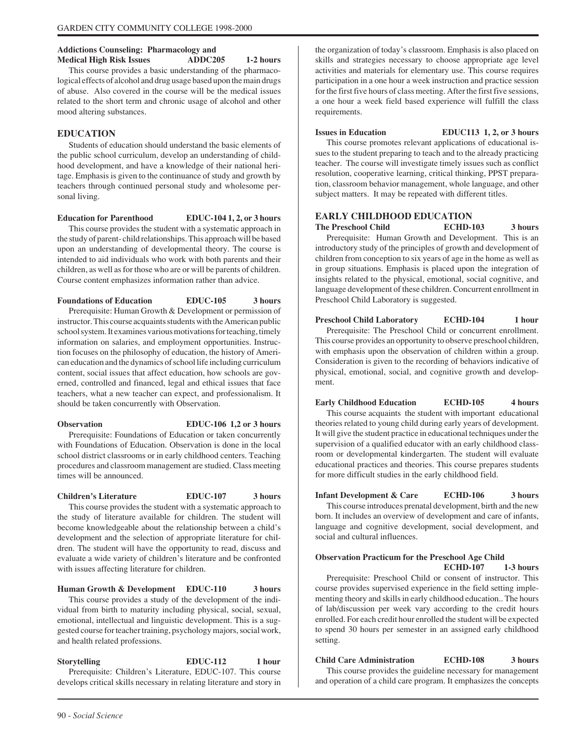**Addictions Counseling: Pharmacology and Medical High Risk Issues ADDC205 1-2 hours**

This course provides a basic understanding of the pharmacological effects of alcohol and drug usage based upon the main drugs of abuse. Also covered in the course will be the medical issues related to the short term and chronic usage of alcohol and other mood altering substances.

## EDUCATION

Students of education should understand the basic elements of the public school curriculum, develop an understanding of childhood development, and have a knowledge of their national heritage. Emphasis is given to the continuance of study and growth by teachers through continued personal study and wholesome personal living.

**Education for Parenthood EDUC-104 1, 2, or 3 hours**

This course provides the student with a systematic approach in the study of parent- child relationships. This approach will be based upon an understanding of developmental theory. The course is intended to aid individuals who work with both parents and their children, as well as for those who are or will be parents of children. Course content emphasizes information rather than advice.

**Foundations of Education EDUC-105 3 hours**

Prerequisite: Human Growth & Development or permission of instructor. This course acquaints students with the American public school system. It examines various motivations for teaching, timely information on salaries, and employment opportunities. Instruction focuses on the philosophy of education, the history of American education and the dynamics of school life including curriculum content, social issues that affect education, how schools are governed, controlled and financed, legal and ethical issues that face teachers, what a new teacher can expect, and professionalism. It should be taken concurrently with Observation.

**Observation EDUC-106 1,2 or 3 hours**

Prerequisite: Foundations of Education or taken concurrently with Foundations of Education. Observation is done in the local school district classrooms or in early childhood centers. Teaching procedures and classroom management are studied. Class meeting times will be announced.

**Children's Literature EDUC-107 3 hours**

This course provides the student with a systematic approach to the study of literature available for children. The student will become knowledgeable about the relationship between a child's development and the selection of appropriate literature for children. The student will have the opportunity to read, discuss and evaluate a wide variety of children's literature and be confronted with issues affecting literature for children.

**Human Growth & Development EDUC-110 3 hours**

This course provides a study of the development of the individual from birth to maturity including physical, social, sexual, emotional, intellectual and linguistic development. This is a suggested course for teacher training, psychology majors, social work, and health related professions.

**Storytelling EDUC-112 1 hour**

Prerequisite: Children's Literature, EDUC-107. This course develops critical skills necessary in relating literature and story in the organization of today's classroom. Emphasis is also placed on skills and strategies necessary to choose appropriate age level activities and materials for elementary use. This course requires participation in a one hour a week instruction and practice session for the first five hours of class meeting. After the first five sessions, a one hour a week field based experience will fulfill the class requirements.

**Issues in Education EDUC113 1, 2, or 3 hours**

This course promotes relevant applications of educational issues to the student preparing to teach and to the already practicing teacher. The course will investigate timely issues such as conflict resolution, cooperative learning, critical thinking, PPST preparation, classroom behavior management, whole language, and other subject matters. It may be repeated with different titles.

## EARLY CHILDHOOD EDUCATION

**The Preschool Child ECHD-103 3 hours**

Prerequisite: Human Growth and Development. This is an introductory study of the principles of growth and development of children from conception to six years of age in the home as well as in group situations. Emphasis is placed upon the integration of insights related to the physical, emotional, social cognitive, and language development of these children. Concurrent enrollment in Preschool Child Laboratory is suggested.

**Preschool Child Laboratory ECHD-104 1 hour**

Prerequisite: The Preschool Child or concurrent enrollment. This course provides an opportunity to observe preschool children, with emphasis upon the observation of children within a group. Consideration is given to the recording of behaviors indicative of physical, emotional, social, and cognitive growth and development.

**Early Childhood Education ECHD-105 4 hours**

This course acquaints the student with important educational theories related to young child during early years of development. It will give the student practice in educational techniques under the supervision of a qualified educator with an early childhood classroom or developmental kindergarten. The student will evaluate educational practices and theories. This course prepares students for more difficult studies in the early childhood field.

**Infant Development & Care ECHD-106 3 hours**

This course introduces prenatal development, birth and the new born. It includes an overview of development and care of infants, language and cognitive development, social development, and social and cultural influences.

**Observation Practicum for the Preschool Age Child ECHD-107 1-3 hours**

Prerequisite: Preschool Child or consent of instructor. This course provides supervised experience in the field setting implementing theory and skills in early childhood education.. The hours of lab/discussion per week vary according to the credit hours enrolled. For each credit hour enrolled the student will be expected to spend 30 hours per semester in an assigned early childhood setting.

**Child Care Administration ECHD-108 3 hours**

This course provides the guideline necessary for management and operation of a child care program. It emphasizes the concepts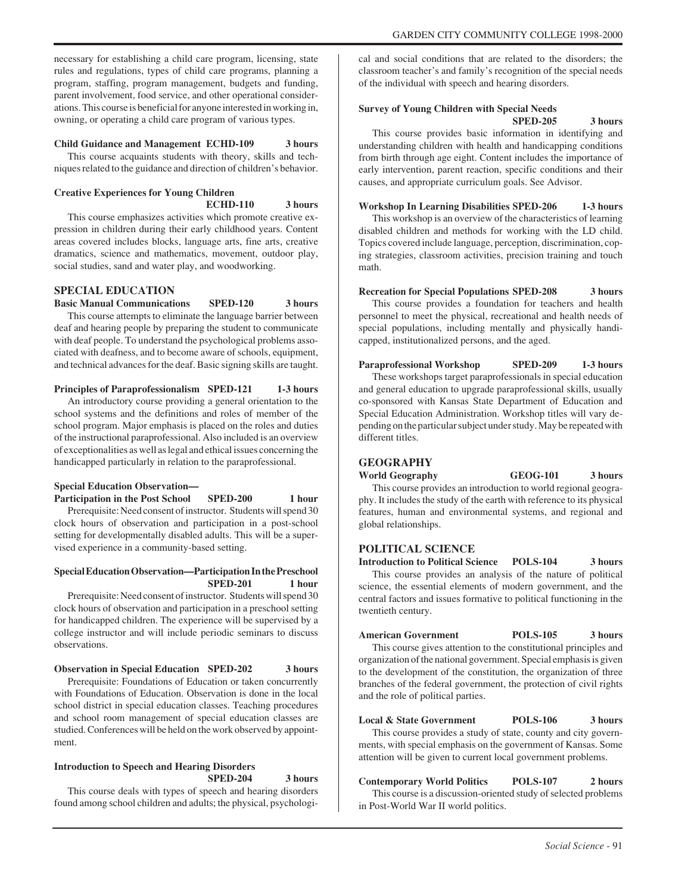necessary for establishing a child care program, licensing, state rules and regulations, types of child care programs, planning a program, staffing, program management, budgets and funding, parent involvement, food service, and other operational considerations. This course is beneficial for anyone interested in working in, owning, or operating a child care program of various types.

**Child Guidance and Management ECHD-109 3 hours**

This course acquaints students with theory, skills and techniques related to the guidance and direction of children's behavior.

**Creative Experiences for Young Children ECHD-110 3 hours**

This course emphasizes activities which promote creative expression in children during their early childhood years. Content areas covered includes blocks, language arts, fine arts, creative dramatics, science and mathematics, movement, outdoor play, social studies, sand and water play, and woodworking.

## SPECIAL EDUCATION

**Basic Manual Communications SPED-120 3 hours**

This course attempts to eliminate the language barrier between deaf and hearing people by preparing the student to communicate with deaf people. To understand the psychological problems associated with deafness, and to become aware of schools, equipment, and technical advances for the deaf. Basic signing skills are taught.

**Principles of Paraprofessionalism SPED-121 1-3 hours**

An introductory course providing a general orientation to the school systems and the definitions and roles of member of the school program. Major emphasis is placed on the roles and duties of the instructional paraprofessional. Also included is an overview of exceptionalities as well as legal and ethical issues concerning the handicapped particularly in relation to the paraprofessional.

**Special Education Observation—Participation in the Post School SPED-200 1 hour**

Prerequisite: Need consent of instructor. Students will spend 30 clock hours of observation and participation in a post-school setting for developmentally disabled adults. This will be a supervised experience in a community-based setting.

**Special Education Observation—Participation In the Preschool SPED-201 1 hour**

Prerequisite: Need consent of instructor. Students will spend 30 clock hours of observation and participation in a preschool setting for handicapped children. The experience will be supervised by a college instructor and will include periodic seminars to discuss observations.

**Observation in Special Education SPED-202 3 hours**

Prerequisite: Foundations of Education or taken concurrently with Foundations of Education. Observation is done in the local school district in special education classes. Teaching procedures and school room management of special education classes are studied. Conferences will be held on the work observed by appointment.

**Introduction to Speech and Hearing Disorders SPED-204 3 hours**

This course deals with types of speech and hearing disorders found among school children and adults; the physical, psychological and social conditions that are related to the disorders; the classroom teacher's and family's recognition of the special needs of the individual with speech and hearing disorders.

**Survey of Young Children with Special Needs SPED-205 3 hours**

This course provides basic information in identifying and understanding children with health and handicapping conditions from birth through age eight. Content includes the importance of early intervention, parent reaction, specific conditions and their causes, and appropriate curriculum goals. See Advisor.

**Workshop In Learning Disabilities SPED-206 1-3 hours**

This workshop is an overview of the characteristics of learning disabled children and methods for working with the LD child. Topics covered include language, perception, discrimination, coping strategies, classroom activities, precision training and touch math.

**Recreation for Special Populations SPED-208 3 hours**

This course provides a foundation for teachers and health personnel to meet the physical, recreational and health needs of special populations, including mentally and physically handicapped, institutionalized persons, and the aged.

**Paraprofessional Workshop SPED-209 1-3 hours**

These workshops target paraprofessionals in special education and general education to upgrade paraprofessional skills, usually co-sponsored with Kansas State Department of Education and Special Education Administration. Workshop titles will vary depending on the particular subject under study. May be repeated with different titles.

## GEOGRAPHY

**World Geography GEOG-101 3 hours**

This course provides an introduction to world regional geography. It includes the study of the earth with reference to its physical features, human and environmental systems, and regional and global relationships.

## POLITICAL SCIENCE

**Introduction to Political Science POLS-104 3 hours**

This course provides an analysis of the nature of political science, the essential elements of modern government, and the central factors and issues formative to political functioning in the twentieth century.

**American Government POLS-105 3 hours**

This course gives attention to the constitutional principles and organization of the national government. Special emphasis is given to the development of the constitution, the organization of three branches of the federal government, the protection of civil rights and the role of political parties.

**Local & State Government POLS-106 3 hours**

This course provides a study of state, county and city governments, with special emphasis on the government of Kansas. Some attention will be given to current local government problems.

**Contemporary World Politics POLS-107 2 hours**

This course is a discussion-oriented study of selected problems in Post-World War II world politics.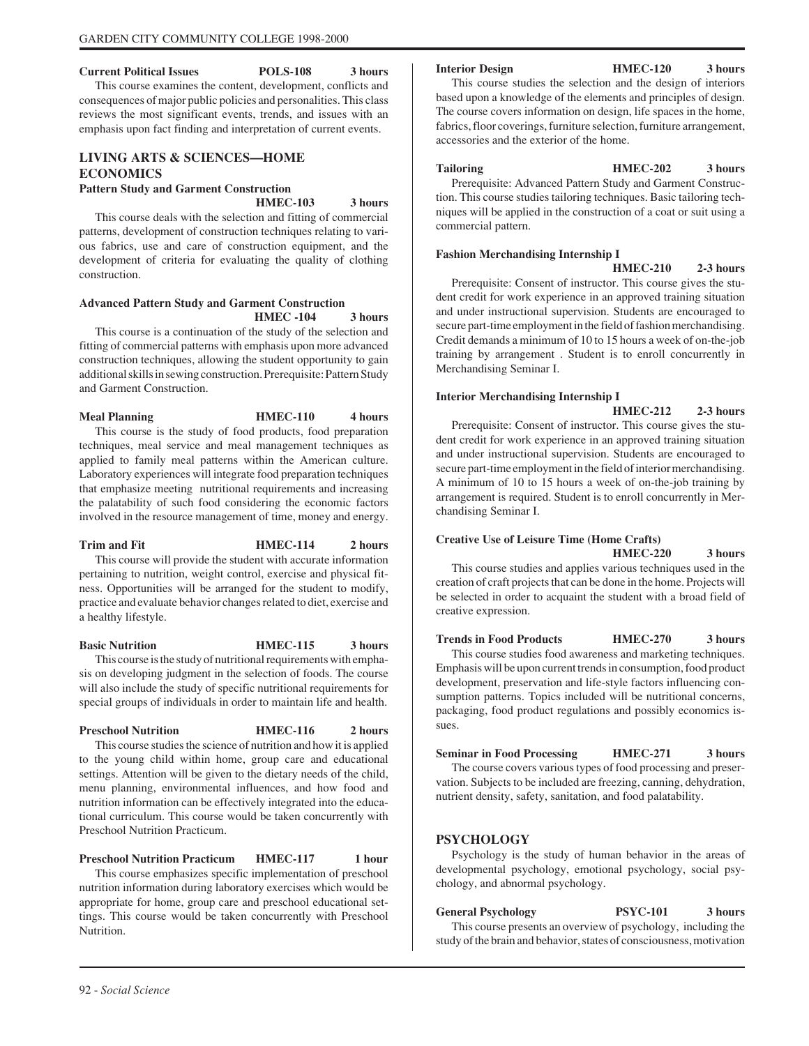**Current Political Issues POLS-108 3 hours**

This course examines the content, development, conflicts and consequences of major public policies and personalities. This class reviews the most significant events, trends, and issues with an emphasis upon fact finding and interpretation of current events.

## LIVING ARTS & SCIENCES—HOME ECONOMICS

**Pattern Study and Garment Construction HMEC-103 3 hours**

This course deals with the selection and fitting of commercial patterns, development of construction techniques relating to various fabrics, use and care of construction equipment, and the development of criteria for evaluating the quality of clothing construction.

**Advanced Pattern Study and Garment Construction HMEC -104 3 hours**

This course is a continuation of the study of the selection and fitting of commercial patterns with emphasis upon more advanced construction techniques, allowing the student opportunity to gain additional skills in sewing construction. Prerequisite: Pattern Study and Garment Construction.

**Meal Planning HMEC-110 4 hours**

This course is the study of food products, food preparation techniques, meal service and meal management techniques as applied to family meal patterns within the American culture. Laboratory experiences will integrate food preparation techniques that emphasize meeting nutritional requirements and increasing the palatability of such food considering the economic factors involved in the resource management of time, money and energy.

**Trim and Fit HMEC-114 2 hours**

This course will provide the student with accurate information pertaining to nutrition, weight control, exercise and physical fitness. Opportunities will be arranged for the student to modify, practice and evaluate behavior changes related to diet, exercise and a healthy lifestyle.

**Basic Nutrition HMEC-115 3 hours**

This course is the study of nutritional requirements with emphasis on developing judgment in the selection of foods. The course will also include the study of specific nutritional requirements for special groups of individuals in order to maintain life and health.

**Preschool Nutrition HMEC-116 2 hours**

This course studies the science of nutrition and how it is applied to the young child within home, group care and educational settings. Attention will be given to the dietary needs of the child, menu planning, environmental influences, and how food and nutrition information can be effectively integrated into the educational curriculum. This course would be taken concurrently with Preschool Nutrition Practicum.

**Preschool Nutrition Practicum HMEC-117 1 hour**

This course emphasizes specific implementation of preschool nutrition information during laboratory exercises which would be appropriate for home, group care and preschool educational settings. This course would be taken concurrently with Preschool Nutrition.

**Interior Design HMEC-120 3 hours**

This course studies the selection and the design of interiors based upon a knowledge of the elements and principles of design. The course covers information on design, life spaces in the home, fabrics, floor coverings, furniture selection, furniture arrangement, accessories and the exterior of the home.

**Tailoring HMEC-202 3 hours**

Prerequisite: Advanced Pattern Study and Garment Construction. This course studies tailoring techniques. Basic tailoring techniques will be applied in the construction of a coat or suit using a commercial pattern.

**Fashion Merchandising Internship I HMEC-210 2-3 hours**

Prerequisite: Consent of instructor. This course gives the student credit for work experience in an approved training situation and under instructional supervision. Students are encouraged to secure part-time employment in the field of fashion merchandising. Credit demands a minimum of 10 to 15 hours a week of on-the-job training by arrangement . Student is to enroll concurrently in Merchandising Seminar I.

**Interior Merchandising Internship I HMEC-212 2-3 hours**

Prerequisite: Consent of instructor. This course gives the student credit for work experience in an approved training situation and under instructional supervision. Students are encouraged to secure part-time employment in the field of interior merchandising. A minimum of 10 to 15 hours a week of on-the-job training by arrangement is required. Student is to enroll concurrently in Merchandising Seminar I.

**Creative Use of Leisure Time (Home Crafts) HMEC-220 3 hours**

This course studies and applies various techniques used in the creation of craft projects that can be done in the home. Projects will be selected in order to acquaint the student with a broad field of creative expression.

**Trends in Food Products HMEC-270 3 hours**

This course studies food awareness and marketing techniques. Emphasis will be upon current trends in consumption, food product development, preservation and life-style factors influencing consumption patterns. Topics included will be nutritional concerns, packaging, food product regulations and possibly economics issues.

**Seminar in Food Processing HMEC-271 3 hours**

The course covers various types of food processing and preservation. Subjects to be included are freezing, canning, dehydration, nutrient density, safety, sanitation, and food palatability.

## PSYCHOLOGY

Psychology is the study of human behavior in the areas of developmental psychology, emotional psychology, social psychology, and abnormal psychology.

**General Psychology PSYC-101 3 hours**

This course presents an overview of psychology, including the study of the brain and behavior, states of consciousness, motivation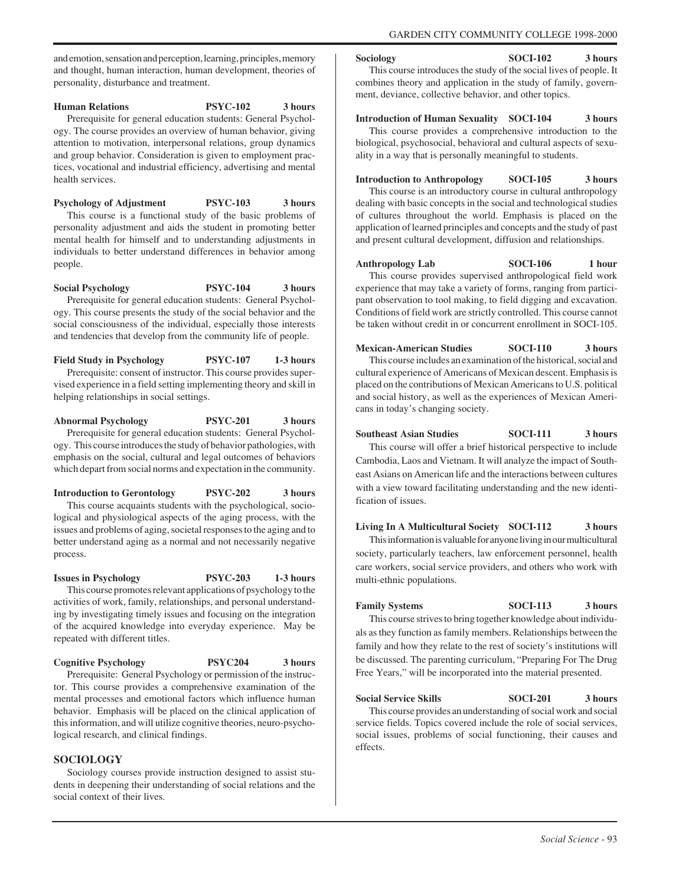and emotion, sensation and perception, learning, principles, memory and thought, human interaction, human development, theories of personality, disturbance and treatment.

**Human Relations PSYC-102 3 hours**

Prerequisite for general education students: General Psychology. The course provides an overview of human behavior, giving attention to motivation, interpersonal relations, group dynamics and group behavior. Consideration is given to employment practices, vocational and industrial efficiency, advertising and mental health services.

**Psychology of Adjustment PSYC-103 3 hours**

This course is a functional study of the basic problems of personality adjustment and aids the student in promoting better mental health for himself and to understanding adjustments in individuals to better understand differences in behavior among people.

**Social Psychology PSYC-104 3 hours**

Prerequisite for general education students: General Psychology. This course presents the study of the social behavior and the social consciousness of the individual, especially those interests and tendencies that develop from the community life of people.

**Field Study in Psychology PSYC-107 1-3 hours**

Prerequisite: consent of instructor. This course provides supervised experience in a field setting implementing theory and skill in helping relationships in social settings.

**Abnormal Psychology PSYC-201 3 hours**

Prerequisite for general education students: General Psychology. This course introduces the study of behavior pathologies, with emphasis on the social, cultural and legal outcomes of behaviors which depart from social norms and expectation in the community.

**Introduction to Gerontology PSYC-202 3 hours**

This course acquaints students with the psychological, sociological and physiological aspects of the aging process, with the issues and problems of aging, societal responses to the aging and to better understand aging as a normal and not necessarily negative process.

**Issues in Psychology PSYC-203 1-3 hours**

This course promotes relevant applications of psychology to the activities of work, family, relationships, and personal understanding by investigating timely issues and focusing on the integration of the acquired knowledge into everyday experience. May be repeated with different titles.

**Cognitive Psychology PSYC204 3 hours**

Prerequisite: General Psychology or permission of the instructor. This course provides a comprehensive examination of the mental processes and emotional factors which influence human behavior. Emphasis will be placed on the clinical application of this information, and will utilize cognitive theories, neuro-psychological research, and clinical findings.

## SOCIOLOGY

Sociology courses provide instruction designed to assist students in deepening their understanding of social relations and the social context of their lives.

**Sociology SOCI-102 3 hours**

This course introduces the study of the social lives of people. It combines theory and application in the study of family, government, deviance, collective behavior, and other topics.

**Introduction of Human Sexuality SOCI-104 3 hours**

This course provides a comprehensive introduction to the biological, psychosocial, behavioral and cultural aspects of sexuality in a way that is personally meaningful to students.

**Introduction to Anthropology SOCI-105 3 hours**

This course is an introductory course in cultural anthropology dealing with basic concepts in the social and technological studies of cultures throughout the world. Emphasis is placed on the application of learned principles and concepts and the study of past and present cultural development, diffusion and relationships.

**Anthropology Lab SOCI-106 1 hour**

This course provides supervised anthropological field work experience that may take a variety of forms, ranging from participant observation to tool making, to field digging and excavation. Conditions of field work are strictly controlled. This course cannot be taken without credit in or concurrent enrollment in SOCI-105.

**Mexican-American Studies SOCI-110 3 hours**

This course includes an examination of the historical, social and cultural experience of Americans of Mexican descent. Emphasis is placed on the contributions of Mexican Americans to U.S. political and social history, as well as the experiences of Mexican Americans in today's changing society.

**Southeast Asian Studies SOCI-111 3 hours**

This course will offer a brief historical perspective to include Cambodia, Laos and Vietnam. It will analyze the impact of Southeast Asians on American life and the interactions between cultures with a view toward facilitating understanding and the new identification of issues.

**Living In A Multicultural Society SOCI-112 3 hours**

This information is valuable for anyone living in our multicultural society, particularly teachers, law enforcement personnel, health care workers, social service providers, and others who work with multi-ethnic populations.

**Family Systems SOCI-113 3 hours**

This course strives to bring together knowledge about individuals as they function as family members. Relationships between the family and how they relate to the rest of society's institutions will be discussed. The parenting curriculum, "Preparing For The Drug Free Years," will be incorporated into the material presented.

**Social Service Skills SOCI-201 3 hours**

This course provides an understanding of social work and social service fields. Topics covered include the role of social services, social issues, problems of social functioning, their causes and effects.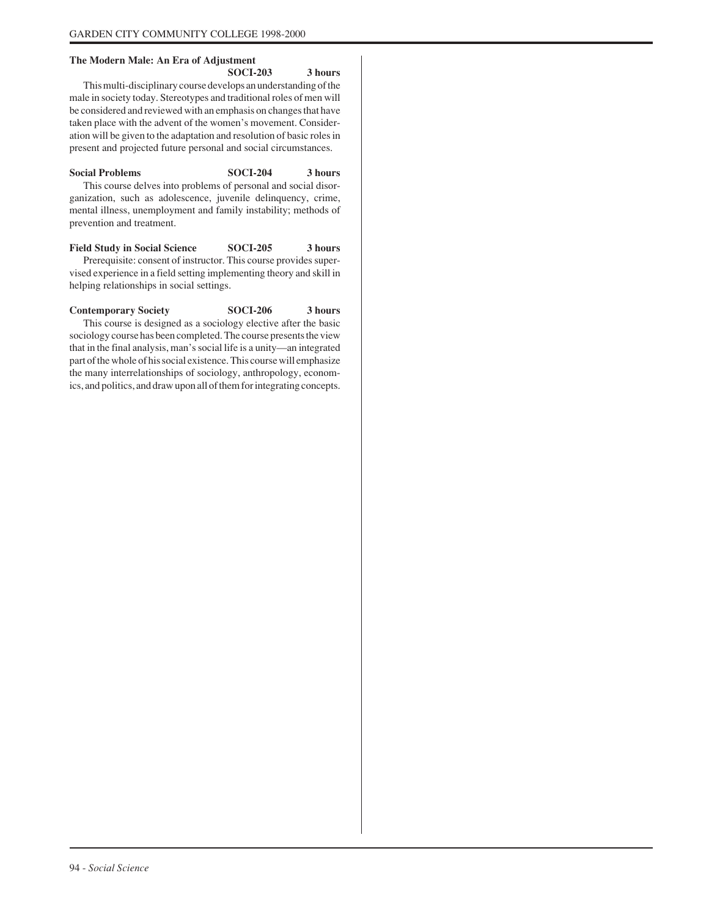**The Modern Male: An Era of Adjustment**
**SOCI-203 3 hours**

This multi-disciplinary course develops an understanding of the male in society today. Stereotypes and traditional roles of men will be considered and reviewed with an emphasis on changes that have taken place with the advent of the women's movement. Consideration will be given to the adaptation and resolution of basic roles in present and projected future personal and social circumstances.

**Social Problems SOCI-204 3 hours**

This course delves into problems of personal and social disorganization, such as adolescence, juvenile delinquency, crime, mental illness, unemployment and family instability; methods of prevention and treatment.

**Field Study in Social Science SOCI-205 3 hours**

Prerequisite: consent of instructor. This course provides supervised experience in a field setting implementing theory and skill in helping relationships in social settings.

**Contemporary Society SOCI-206 3 hours**

This course is designed as a sociology elective after the basic sociology course has been completed. The course presents the view that in the final analysis, man's social life is a unity—an integrated part of the whole of his social existence. This course will emphasize the many interrelationships of sociology, anthropology, economics, and politics, and draw upon all of them for integrating concepts.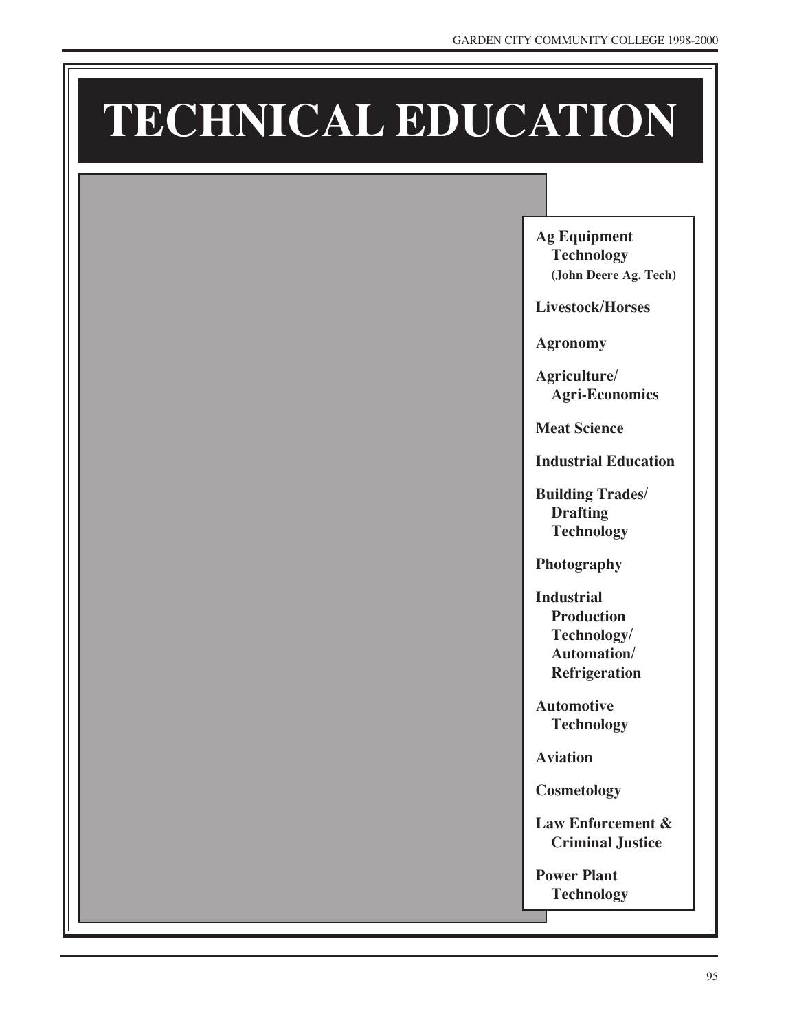# TECHNICAL EDUCATION

**Ag Equipment Technology**
**(John Deere Ag. Tech)**

**Livestock/Horses**

**Agronomy**

**Agriculture/ Agri-Economics**

**Meat Science**

**Industrial Education**

**Building Trades/ Drafting Technology**

**Photography**

**Industrial Production Technology/ Automation/ Refrigeration**

**Automotive Technology**

**Aviation**

**Cosmetology**

**Law Enforcement & Criminal Justice**

**Power Plant Technology**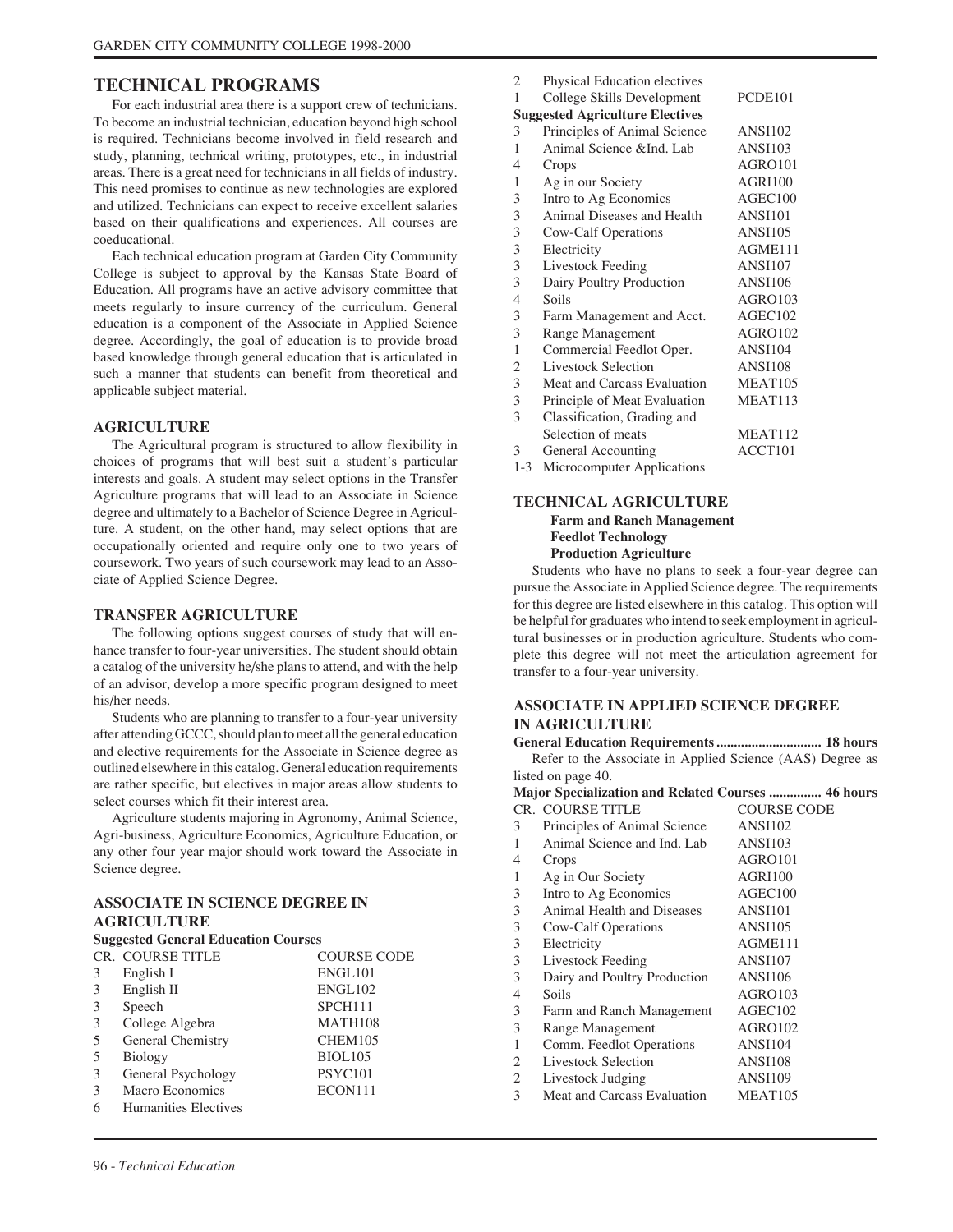# TECHNICAL PROGRAMS

For each industrial area there is a support crew of technicians. To become an industrial technician, education beyond high school is required. Technicians become involved in field research and study, planning, technical writing, prototypes, etc., in industrial areas. There is a great need for technicians in all fields of industry. This need promises to continue as new technologies are explored and utilized. Technicians can expect to receive excellent salaries based on their qualifications and experiences. All courses are coeducational.

Each technical education program at Garden City Community College is subject to approval by the Kansas State Board of Education. All programs have an active advisory committee that meets regularly to insure currency of the curriculum. General education is a component of the Associate in Applied Science degree. Accordingly, the goal of education is to provide broad based knowledge through general education that is articulated in such a manner that students can benefit from theoretical and applicable subject material.

## AGRICULTURE

The Agricultural program is structured to allow flexibility in choices of programs that will best suit a student's particular interests and goals. A student may select options in the Transfer Agriculture programs that will lead to an Associate in Science degree and ultimately to a Bachelor of Science Degree in Agriculture. A student, on the other hand, may select options that are occupationally oriented and require only one to two years of coursework. Two years of such coursework may lead to an Associate of Applied Science Degree.

## TRANSFER AGRICULTURE

The following options suggest courses of study that will enhance transfer to four-year universities. The student should obtain a catalog of the university he/she plans to attend, and with the help of an advisor, develop a more specific program designed to meet his/her needs.

Students who are planning to transfer to a four-year university after attending GCCC, should plan to meet all the general education and elective requirements for the Associate in Science degree as outlined elsewhere in this catalog. General education requirements are rather specific, but electives in major areas allow students to select courses which fit their interest area.

Agriculture students majoring in Agronomy, Animal Science, Agri-business, Agriculture Economics, Agriculture Education, or any other four year major should work toward the Associate in Science degree.

## ASSOCIATE IN SCIENCE DEGREE IN AGRICULTURE

**Suggested General Education Courses**

| CR. | COURSE TITLE | COURSE CODE |
|---|---|---|
| 3 | English I | ENGL101 |
| 3 | English II | ENGL102 |
| 3 | Speech | SPCH111 |
| 3 | College Algebra | MATH108 |
| 5 | General Chemistry | CHEM105 |
| 5 | Biology | BIOL105 |
| 3 | General Psychology | PSYC101 |
| 3 | Macro Economics | ECON111 |
| 6 | Humanities Electives | |
| 2 | Physical Education electives | |
| 1 | College Skills Development | PCDE101 |

**Suggested Agriculture Electives**

| CR. | COURSE TITLE | COURSE CODE |
|---|---|---|
| 3 | Principles of Animal Science | ANSI102 |
| 1 | Animal Science &Ind. Lab | ANSI103 |
| 4 | Crops | AGRO101 |
| 1 | Ag in our Society | AGRI100 |
| 3 | Intro to Ag Economics | AGEC100 |
| 3 | Animal Diseases and Health | ANSI101 |
| 3 | Cow-Calf Operations | ANSI105 |
| 3 | Electricity | AGME111 |
| 3 | Livestock Feeding | ANSI107 |
| 3 | Dairy Poultry Production | ANSI106 |
| 4 | Soils | AGRO103 |
| 3 | Farm Management and Acct. | AGEC102 |
| 3 | Range Management | AGRO102 |
| 1 | Commercial Feedlot Oper. | ANSI104 |
| 2 | Livestock Selection | ANSI108 |
| 3 | Meat and Carcass Evaluation | MEAT105 |
| 3 | Principle of Meat Evaluation | MEAT113 |
| 3 | Classification, Grading and Selection of meats | MEAT112 |
| 3 | General Accounting | ACCT101 |
| 1-3 | Microcomputer Applications | |

## TECHNICAL AGRICULTURE

**Farm and Ranch Management**
**Feedlot Technology**
**Production Agriculture**

Students who have no plans to seek a four-year degree can pursue the Associate in Applied Science degree. The requirements for this degree are listed elsewhere in this catalog. This option will be helpful for graduates who intend to seek employment in agricultural businesses or in production agriculture. Students who complete this degree will not meet the articulation agreement for transfer to a four-year university.

## ASSOCIATE IN APPLIED SCIENCE DEGREE IN AGRICULTURE

**General Education Requirements .............................. 18 hours**

Refer to the Associate in Applied Science (AAS) Degree as listed on page 40.

**Major Specialization and Related Courses ............... 46 hours**

| CR. | COURSE TITLE | COURSE CODE |
|---|---|---|
| 3 | Principles of Animal Science | ANSI102 |
| 1 | Animal Science and Ind. Lab | ANSI103 |
| 4 | Crops | AGRO101 |
| 1 | Ag in Our Society | AGRI100 |
| 3 | Intro to Ag Economics | AGEC100 |
| 3 | Animal Health and Diseases | ANSI101 |
| 3 | Cow-Calf Operations | ANSI105 |
| 3 | Electricity | AGME111 |
| 3 | Livestock Feeding | ANSI107 |
| 3 | Dairy and Poultry Production | ANSI106 |
| 4 | Soils | AGRO103 |
| 3 | Farm and Ranch Management | AGEC102 |
| 3 | Range Management | AGRO102 |
| 1 | Comm. Feedlot Operations | ANSI104 |
| 2 | Livestock Selection | ANSI108 |
| 2 | Livestock Judging | ANSI109 |
| 3 | Meat and Carcass Evaluation | MEAT105 |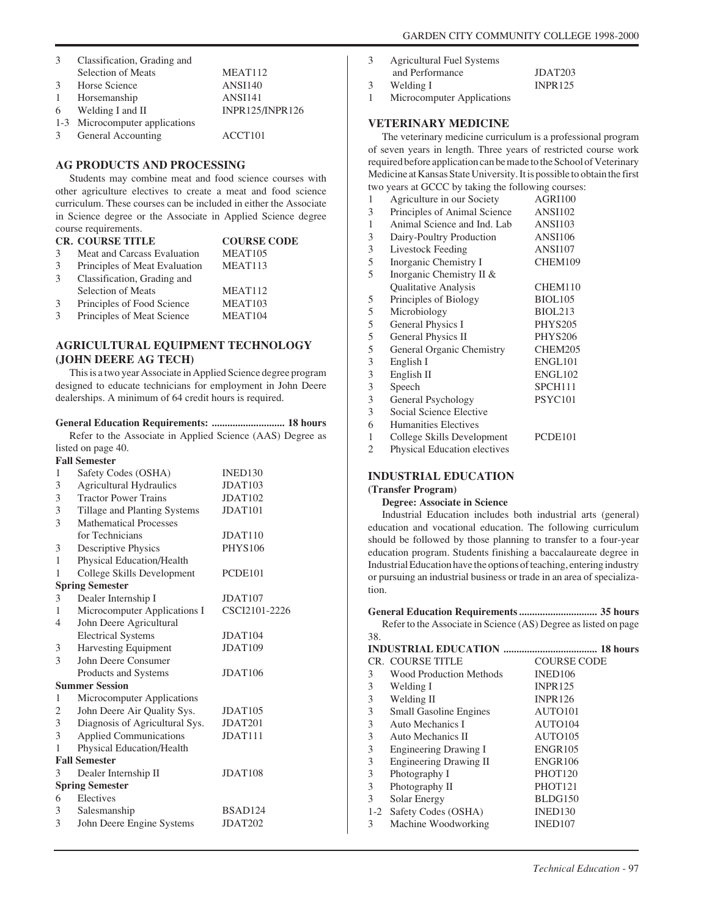| | | |
|---|---|---|
| 3 | Classification, Grading and Selection of Meats | MEAT112 |
| 3 | Horse Science | ANSI140 |
| 1 | Horsemanship | ANSI141 |
| 6 | Welding I and II | INPR125/INPR126 |
| 1-3 | Microcomputer applications | |
| 3 | General Accounting | ACCT101 |

### AG PRODUCTS AND PROCESSING

Students may combine meat and food science courses with other agriculture electives to create a meat and food science curriculum. These courses can be included in either the Associate in Science degree or the Associate in Applied Science degree course requirements.

| CR. | COURSE TITLE | COURSE CODE |
|---|---|---|
| 3 | Meat and Carcass Evaluation | MEAT105 |
| 3 | Principles of Meat Evaluation | MEAT113 |
| 3 | Classification, Grading and Selection of Meats | MEAT112 |
| 3 | Principles of Food Science | MEAT103 |
| 3 | Principles of Meat Science | MEAT104 |

### AGRICULTURAL EQUIPMENT TECHNOLOGY (JOHN DEERE AG TECH)

This is a two year Associate in Applied Science degree program designed to educate technicians for employment in John Deere dealerships. A minimum of 64 credit hours is required.

**General Education Requirements: ............................ 18 hours**

Refer to the Associate in Applied Science (AAS) Degree as listed on page 40.

| | | |
|---|---|---|
| **Fall Semester** | | |
| 1 | Safety Codes (OSHA) | INED130 |
| 3 | Agricultural Hydraulics | JDAT103 |
| 3 | Tractor Power Trains | JDAT102 |
| 3 | Tillage and Planting Systems | JDAT101 |
| 3 | Mathematical Processes for Technicians | JDAT110 |
| 3 | Descriptive Physics | PHYS106 |
| 1 | Physical Education/Health | |
| 1 | College Skills Development | PCDE101 |
| **Spring Semester** | | |
| 3 | Dealer Internship I | JDAT107 |
| 1 | Microcomputer Applications I | CSCI2101-2226 |
| 4 | John Deere Agricultural Electrical Systems | JDAT104 |
| 3 | Harvesting Equipment | JDAT109 |
| 3 | John Deere Consumer Products and Systems | JDAT106 |
| **Summer Session** | | |
| 1 | Microcomputer Applications | |
| 2 | John Deere Air Quality Sys. | JDAT105 |
| 3 | Diagnosis of Agricultural Sys. | JDAT201 |
| 3 | Applied Communications | JDAT111 |
| 1 | Physical Education/Health | |
| **Fall Semester** | | |
| 3 | Dealer Internship II | JDAT108 |
| **Spring Semester** | | |
| 6 | Electives | |
| 3 | Salesmanship | BSAD124 |
| 3 | John Deere Engine Systems | JDAT202 |
| 3 | Agricultural Fuel Systems and Performance | JDAT203 |
| 3 | Welding I | INPR125 |
| 1 | Microcomputer Applications | |

### VETERINARY MEDICINE

The veterinary medicine curriculum is a professional program of seven years in length. Three years of restricted course work required before application can be made to the School of Veterinary Medicine at Kansas State University. It is possible to obtain the first two years at GCCC by taking the following courses:

| | | |
|---|---|---|
| 1 | Agriculture in our Society | AGRI100 |
| 3 | Principles of Animal Science | ANSI102 |
| 1 | Animal Science and Ind. Lab | ANSI103 |
| 3 | Dairy-Poultry Production | ANSI106 |
| 3 | Livestock Feeding | ANSI107 |
| 5 | Inorganic Chemistry I | CHEM109 |
| 5 | Inorganic Chemistry II & Qualitative Analysis | CHEM110 |
| 5 | Principles of Biology | BIOL105 |
| 5 | Microbiology | BIOL213 |
| 5 | General Physics I | PHYS205 |
| 5 | General Physics II | PHYS206 |
| 5 | General Organic Chemistry | CHEM205 |
| 3 | English I | ENGL101 |
| 3 | English II | ENGL102 |
| 3 | Speech | SPCH111 |
| 3 | General Psychology | PSYC101 |
| 3 | Social Science Elective | |
| 6 | Humanities Electives | |
| 1 | College Skills Development | PCDE101 |
| 2 | Physical Education electives | |

### INDUSTRIAL EDUCATION

**(Transfer Program)**

**Degree: Associate in Science**

Industrial Education includes both industrial arts (general) education and vocational education. The following curriculum should be followed by those planning to transfer to a four-year education program. Students finishing a baccalaureate degree in Industrial Education have the options of teaching, entering industry or pursuing an industrial business or trade in an area of specialization.

**General Education Requirements .............................. 35 hours**

Refer to the Associate in Science (AS) Degree as listed on page 38.

**INDUSTRIAL EDUCATION .................................... 18 hours**

| CR. | COURSE TITLE | COURSE CODE |
|---|---|---|
| 3 | Wood Production Methods | INED106 |
| 3 | Welding I | INPR125 |
| 3 | Welding II | INPR126 |
| 3 | Small Gasoline Engines | AUTO101 |
| 3 | Auto Mechanics I | AUTO104 |
| 3 | Auto Mechanics II | AUTO105 |
| 3 | Engineering Drawing I | ENGR105 |
| 3 | Engineering Drawing II | ENGR106 |
| 3 | Photography I | PHOT120 |
| 3 | Photography II | PHOT121 |
| 3 | Solar Energy | BLDG150 |
| 1-2 | Safety Codes (OSHA) | INED130 |
| 3 | Machine Woodworking | INED107 |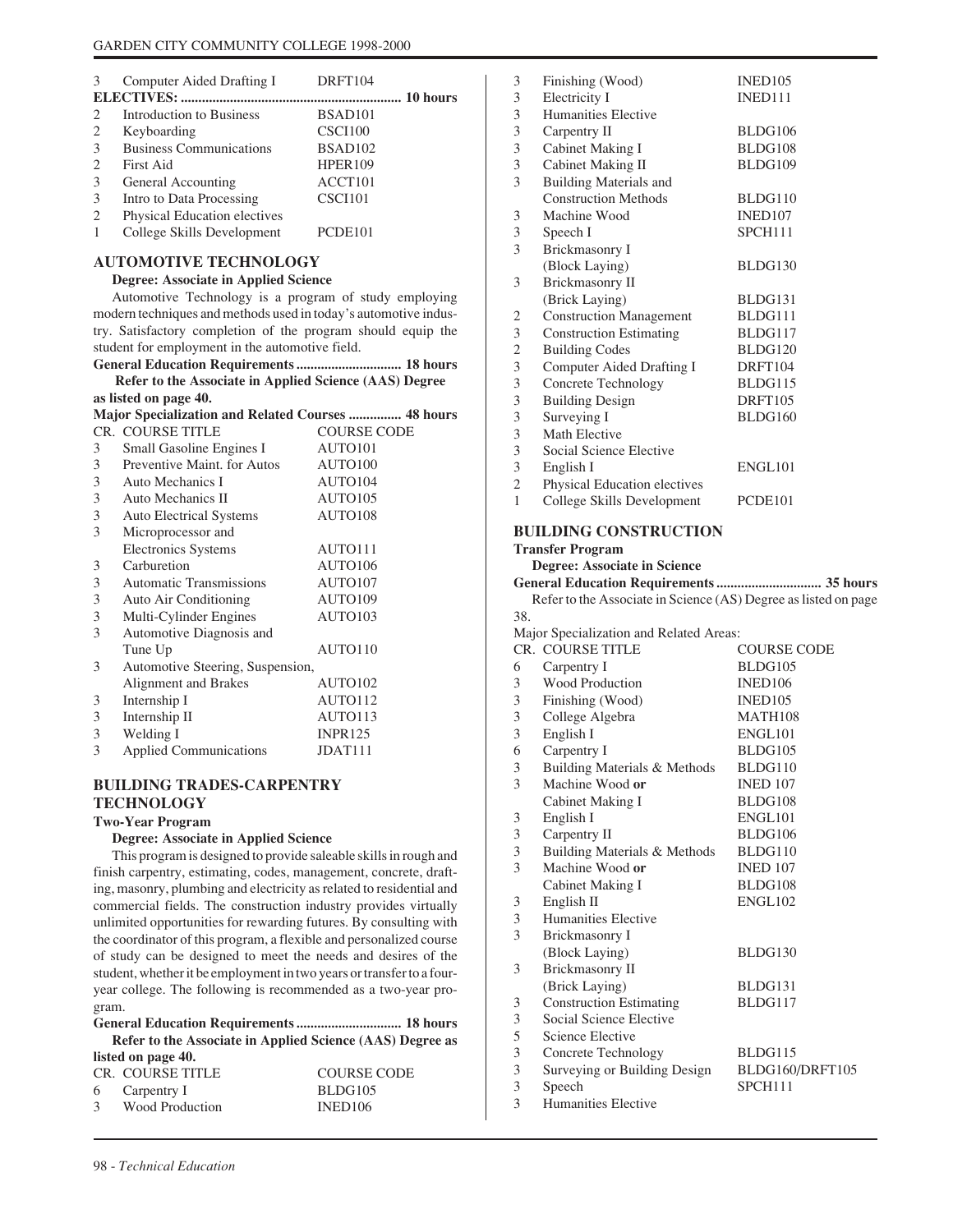| CR. | COURSE TITLE | COURSE CODE |
|---|---|---|
| 3 | Computer Aided Drafting I | DRFT104 |

**ELECTIVES: ............................................................ 10 hours**

| CR. | COURSE TITLE | COURSE CODE |
|---|---|---|
| 2 | Introduction to Business | BSAD101 |
| 2 | Keyboarding | CSCI100 |
| 3 | Business Communications | BSAD102 |
| 2 | First Aid | HPER109 |
| 3 | General Accounting | ACCT101 |
| 3 | Intro to Data Processing | CSCI101 |
| 2 | Physical Education electives | |
| 1 | College Skills Development | PCDE101 |

## AUTOMOTIVE TECHNOLOGY

**Degree: Associate in Applied Science**

Automotive Technology is a program of study employing modern techniques and methods used in today's automotive industry. Satisfactory completion of the program should equip the student for employment in the automotive field.

**General Education Requirements ............................ 18 hours**

**Refer to the Associate in Applied Science (AAS) Degree as listed on page 40.**

**Major Specialization and Related Courses .............. 48 hours**

| CR. | COURSE TITLE | COURSE CODE |
|---|---|---|
| 3 | Small Gasoline Engines I | AUTO101 |
| 3 | Preventive Maint. for Autos | AUTO100 |
| 3 | Auto Mechanics I | AUTO104 |
| 3 | Auto Mechanics II | AUTO105 |
| 3 | Auto Electrical Systems | AUTO108 |
| 3 | Microprocessor and Electronics Systems | AUTO111 |
| 3 | Carburetion | AUTO106 |
| 3 | Automatic Transmissions | AUTO107 |
| 3 | Auto Air Conditioning | AUTO109 |
| 3 | Multi-Cylinder Engines | AUTO103 |
| 3 | Automotive Diagnosis and Tune Up | AUTO110 |
| 3 | Automotive Steering, Suspension, Alignment and Brakes | AUTO102 |
| 3 | Internship I | AUTO112 |
| 3 | Internship II | AUTO113 |
| 3 | Welding I | INPR125 |
| 3 | Applied Communications | JDAT111 |

## BUILDING TRADES-CARPENTRY TECHNOLOGY

**Two-Year Program**

**Degree: Associate in Applied Science**

This program is designed to provide saleable skills in rough and finish carpentry, estimating, codes, management, concrete, drafting, masonry, plumbing and electricity as related to residential and commercial fields. The construction industry provides virtually unlimited opportunities for rewarding futures. By consulting with the coordinator of this program, a flexible and personalized course of study can be designed to meet the needs and desires of the student, whether it be employment in two years or transfer to a four-year college. The following is recommended as a two-year program.

**General Education Requirements ............................ 18 hours**

**Refer to the Associate in Applied Science (AAS) Degree as listed on page 40.**

| CR. | COURSE TITLE | COURSE CODE |
|---|---|---|
| 6 | Carpentry I | BLDG105 |
| 3 | Wood Production | INED106 |
| 3 | Finishing (Wood) | INED105 |
| 3 | Electricity I | INED111 |
| 3 | Humanities Elective | |
| 3 | Carpentry II | BLDG106 |
| 3 | Cabinet Making I | BLDG108 |
| 3 | Cabinet Making II | BLDG109 |
| 3 | Building Materials and Construction Methods | BLDG110 |
| 3 | Machine Wood | INED107 |
| 3 | Speech I | SPCH111 |
| 3 | Brickmasonry I (Block Laying) | BLDG130 |
| 3 | Brickmasonry II (Brick Laying) | BLDG131 |
| 2 | Construction Management | BLDG111 |
| 3 | Construction Estimating | BLDG117 |
| 2 | Building Codes | BLDG120 |
| 3 | Computer Aided Drafting I | DRFT104 |
| 3 | Concrete Technology | BLDG115 |
| 3 | Building Design | DRFT105 |
| 3 | Surveying I | BLDG160 |
| 3 | Math Elective | |
| 3 | Social Science Elective | |
| 3 | English I | ENGL101 |
| 2 | Physical Education electives | |
| 1 | College Skills Development | PCDE101 |

## BUILDING CONSTRUCTION

**Transfer Program**

**Degree: Associate in Science**

**General Education Requirements ............................ 35 hours**

Refer to the Associate in Science (AS) Degree as listed on page 38.

Major Specialization and Related Areas:

| CR. | COURSE TITLE | COURSE CODE |
|---|---|---|
| 6 | Carpentry I | BLDG105 |
| 3 | Wood Production | INED106 |
| 3 | Finishing (Wood) | INED105 |
| 3 | College Algebra | MATH108 |
| 3 | English I | ENGL101 |
| 6 | Carpentry I | BLDG105 |
| 3 | Building Materials & Methods | BLDG110 |
| 3 | Machine Wood **or** | INED 107 |
| | Cabinet Making I | BLDG108 |
| 3 | English I | ENGL101 |
| 3 | Carpentry II | BLDG106 |
| 3 | Building Materials & Methods | BLDG110 |
| 3 | Machine Wood **or** | INED 107 |
| | Cabinet Making I | BLDG108 |
| 3 | English II | ENGL102 |
| 3 | Humanities Elective | |
| 3 | Brickmasonry I (Block Laying) | BLDG130 |
| 3 | Brickmasonry II (Brick Laying) | BLDG131 |
| 3 | Construction Estimating | BLDG117 |
| 3 | Social Science Elective | |
| 5 | Science Elective | |
| 3 | Concrete Technology | BLDG115 |
| 3 | Surveying or Building Design | BLDG160/DRFT105 |
| 3 | Speech | SPCH111 |
| 3 | Humanities Elective | |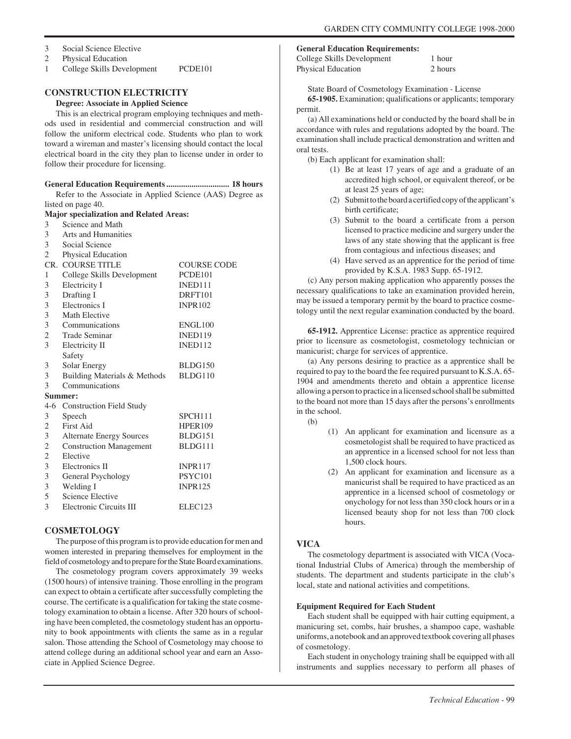| | | |
|---|---|---|
| 3 | Social Science Elective | |
| 2 | Physical Education | |
| 1 | College Skills Development | PCDE101 |

## CONSTRUCTION ELECTRICITY

**Degree: Associate in Applied Science**

This is an electrical program employing techniques and methods used in residential and commercial construction and will follow the uniform electrical code. Students who plan to work toward a wireman and master's licensing should contact the local electrical board in the city they plan to license under in order to follow their procedure for licensing.

**General Education Requirements ............................. 18 hours**

Refer to the Associate in Applied Science (AAS) Degree as listed on page 40.

**Major specialization and Related Areas:**

| CR. | COURSE TITLE | COURSE CODE |
|---|---|---|
| 3 | Science and Math | |
| 3 | Arts and Humanities | |
| 3 | Social Science | |
| 2 | Physical Education | |
| 1 | College Skills Development | PCDE101 |
| 3 | Electricity I | INED111 |
| 3 | Drafting I | DRFT101 |
| 3 | Electronics I | INPR102 |
| 3 | Math Elective | |
| 3 | Communications | ENGL100 |
| 2 | Trade Seminar | INED119 |
| 3 | Electricity II | INED112 |
| | Safety | |
| 3 | Solar Energy | BLDG150 |
| 3 | Building Materials & Methods | BLDG110 |
| 3 | Communications | |
| **Summer:** | | |
| 4-6 | Construction Field Study | |
| 3 | Speech | SPCH111 |
| 2 | First Aid | HPER109 |
| 3 | Alternate Energy Sources | BLDG151 |
| 2 | Construction Management | BLDG111 |
| 2 | Elective | |
| 3 | Electronics II | INPR117 |
| 3 | General Psychology | PSYC101 |
| 3 | Welding I | INPR125 |
| 5 | Science Elective | |
| 3 | Electronic Circuits III | ELEC123 |

## COSMETOLOGY

The purpose of this program is to provide education for men and women interested in preparing themselves for employment in the field of cosmetology and to prepare for the State Board examinations.

The cosmetology program covers approximately 39 weeks (1500 hours) of intensive training. Those enrolling in the program can expect to obtain a certificate after successfully completing the course. The certificate is a qualification for taking the state cosmetology examination to obtain a license. After 320 hours of schooling have been completed, the cosmetology student has an opportunity to book appointments with clients the same as in a regular salon. Those attending the School of Cosmetology may choose to attend college during an additional school year and earn an Associate in Applied Science Degree.

**General Education Requirements:**

| | |
|---|---|
| College Skills Development | 1 hour |
| Physical Education | 2 hours |

State Board of Cosmetology Examination - License

**65-1905.** Examination; qualifications or applicants; temporary permit.

(a) All examinations held or conducted by the board shall be in accordance with rules and regulations adopted by the board. The examination shall include practical demonstration and written and oral tests.

(b) Each applicant for examination shall:

(1) Be at least 17 years of age and a graduate of an accredited high school, or equivalent thereof, or be at least 25 years of age;

(2) Submit to the board a certified copy of the applicant's birth certificate;

(3) Submit to the board a certificate from a person licensed to practice medicine and surgery under the laws of any state showing that the applicant is free from contagious and infectious diseases; and

(4) Have served as an apprentice for the period of time provided by K.S.A. 1983 Supp. 65-1912.

(c) Any person making application who apparently posses the necessary qualifications to take an examination provided herein, may be issued a temporary permit by the board to practice cosmetology until the next regular examination conducted by the board.

**65-1912.** Apprentice License: practice as apprentice required prior to licensure as cosmetologist, cosmetology technician or manicurist; charge for services of apprentice.

(a) Any persons desiring to practice as a apprentice shall be required to pay to the board the fee required pursuant to K.S.A. 65-1904 and amendments thereto and obtain a apprentice license allowing a person to practice in a licensed school shall be submitted to the board not more than 15 days after the persons's enrollments in the school.

(b)

(1) An applicant for examination and licensure as a cosmetologist shall be required to have practiced as an apprentice in a licensed school for not less than 1,500 clock hours.

(2) An applicant for examination and licensure as a manicurist shall be required to have practiced as an apprentice in a licensed school of cosmetology or onychology for not less than 350 clock hours or in a licensed beauty shop for not less than 700 clock hours.

## VICA

The cosmetology department is associated with VICA (Vocational Industrial Clubs of America) through the membership of students. The department and students participate in the club's local, state and national activities and competitions.

**Equipment Required for Each Student**

Each student shall be equipped with hair cutting equipment, a manicuring set, combs, hair brushes, a shampoo cape, washable uniforms, a notebook and an approved textbook covering all phases of cosmetology.

Each student in onychology training shall be equipped with all instruments and supplies necessary to perform all phases of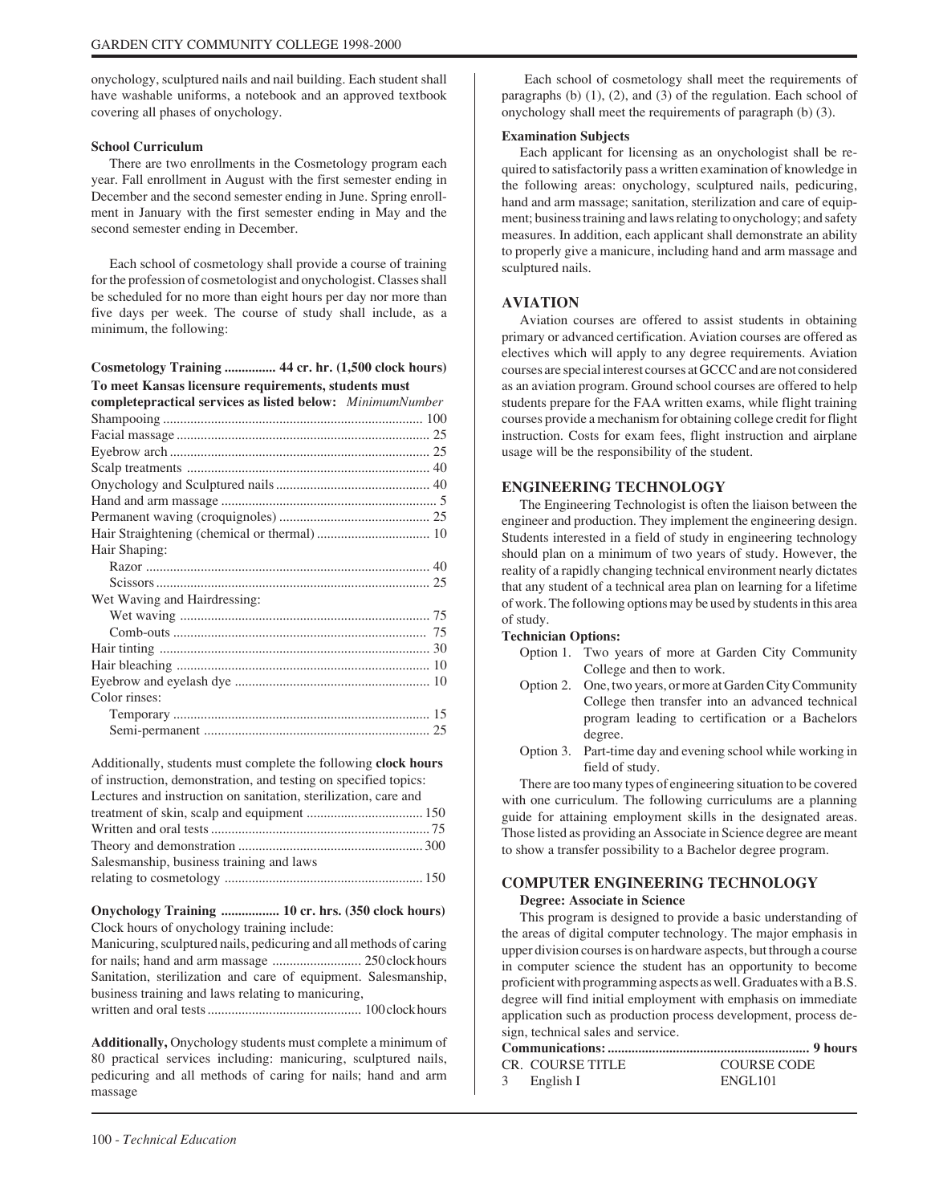onychology, sculptured nails and nail building. Each student shall have washable uniforms, a notebook and an approved textbook covering all phases of onychology.

**School Curriculum**

There are two enrollments in the Cosmetology program each year. Fall enrollment in August with the first semester ending in December and the second semester ending in June. Spring enrollment in January with the first semester ending in May and the second semester ending in December.

Each school of cosmetology shall provide a course of training for the profession of cosmetologist and onychologist. Classes shall be scheduled for no more than eight hours per day nor more than five days per week. The course of study shall include, as a minimum, the following:

**Cosmetology Training ............... 44 cr. hr. (1,500 clock hours)**

**To meet Kansas licensure requirements, students must completepractical services as listed below:** *MinimumNumber*

| Service | Minimum Number |
|---|---|
| Shampooing | 100 |
| Facial massage | 25 |
| Eyebrow arch | 25 |
| Scalp treatments | 40 |
| Onychology and Sculptured nails | 40 |
| Hand and arm massage | 5 |
| Permanent waving (croquignoles) | 25 |
| Hair Straightening (chemical or thermal) | 10 |
| Hair Shaping: | |
| Razor | 40 |
| Scissors | 25 |
| Wet Waving and Hairdressing: | |
| Wet waving | 75 |
| Comb-outs | 75 |
| Hair tinting | 30 |
| Hair bleaching | 10 |
| Eyebrow and eyelash dye | 10 |
| Color rinses: | |
| Temporary | 15 |
| Semi-permanent | 25 |

Additionally, students must complete the following **clock hours** of instruction, demonstration, and testing on specified topics:

| Topic | Clock Hours |
|---|---|
| Lectures and instruction on sanitation, sterilization, care and treatment of skin, scalp and equipment | 150 |
| Written and oral tests | 75 |
| Theory and demonstration | 300 |
| Salesmanship, business training and laws relating to cosmetology | 150 |

**Onychology Training ................ 10 cr. hrs. (350 clock hours)**

Clock hours of onychology training include:

Manicuring, sculptured nails, pedicuring and all methods of caring for nails; hand and arm massage .......................... 250 clock hours

Sanitation, sterilization and care of equipment. Salesmanship, business training and laws relating to manicuring, written and oral tests ............................................ 100 clock hours

**Additionally,** Onychology students must complete a minimum of 80 practical services including: manicuring, sculptured nails, pedicuring and all methods of caring for nails; hand and arm massage

Each school of cosmetology shall meet the requirements of paragraphs (b) (1), (2), and (3) of the regulation. Each school of onychology shall meet the requirements of paragraph (b) (3).

**Examination Subjects**

Each applicant for licensing as an onychologist shall be required to satisfactorily pass a written examination of knowledge in the following areas: onychology, sculptured nails, pedicuring, hand and arm massage; sanitation, sterilization and care of equipment; business training and laws relating to onychology; and safety measures. In addition, each applicant shall demonstrate an ability to properly give a manicure, including hand and arm massage and sculptured nails.

## AVIATION

Aviation courses are offered to assist students in obtaining primary or advanced certification. Aviation courses are offered as electives which will apply to any degree requirements. Aviation courses are special interest courses at GCCC and are not considered as an aviation program. Ground school courses are offered to help students prepare for the FAA written exams, while flight training courses provide a mechanism for obtaining college credit for flight instruction. Costs for exam fees, flight instruction and airplane usage will be the responsibility of the student.

## ENGINEERING TECHNOLOGY

The Engineering Technologist is often the liaison between the engineer and production. They implement the engineering design. Students interested in a field of study in engineering technology should plan on a minimum of two years of study. However, the reality of a rapidly changing technical environment nearly dictates that any student of a technical area plan on learning for a lifetime of work. The following options may be used by students in this area of study.

**Technician Options:**

- Option 1. Two years of more at Garden City Community College and then to work.
- Option 2. One, two years, or more at Garden City Community College then transfer into an advanced technical program leading to certification or a Bachelors degree.
- Option 3. Part-time day and evening school while working in field of study.

There are too many types of engineering situation to be covered with one curriculum. The following curriculums are a planning guide for attaining employment skills in the designated areas. Those listed as providing an Associate in Science degree are meant to show a transfer possibility to a Bachelor degree program.

## COMPUTER ENGINEERING TECHNOLOGY

**Degree: Associate in Science**

This program is designed to provide a basic understanding of the areas of digital computer technology. The major emphasis in upper division courses is on hardware aspects, but through a course in computer science the student has an opportunity to become proficient with programming aspects as well. Graduates with a B.S. degree will find initial employment with emphasis on immediate application such as production process development, process design, technical sales and service.

**Communications: .......................................................... 9 hours**

| CR. | COURSE TITLE | COURSE CODE |
|---|---|---|
| 3 | English I | ENGL101 |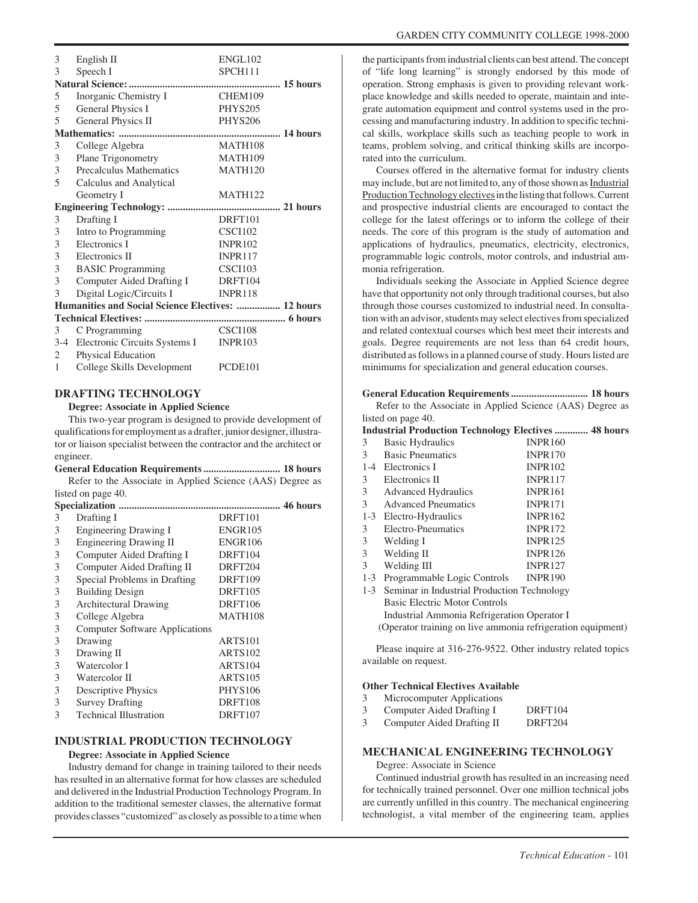| | | |
|---|---|---|
| 3 | English II | ENGL102 |
| 3 | Speech I | SPCH111 |

**Natural Science: .......................................................... 15 hours**

| | | |
|---|---|---|
| 5 | Inorganic Chemistry I | CHEM109 |
| 5 | General Physics I | PHYS205 |
| 5 | General Physics II | PHYS206 |

**Mathematics: .............................................................. 14 hours**

| | | |
|---|---|---|
| 3 | College Algebra | MATH108 |
| 3 | Plane Trigonometry | MATH109 |
| 3 | Precalculus Mathematics | MATH120 |
| 5 | Calculus and Analytical Geometry I | MATH122 |

**Engineering Technology: ........................................... 21 hours**

| | | |
|---|---|---|
| 3 | Drafting I | DRFT101 |
| 3 | Intro to Programming | CSCI102 |
| 3 | Electronics I | INPR102 |
| 3 | Electronics II | INPR117 |
| 3 | BASIC Programming | CSCI103 |
| 3 | Computer Aided Drafting I | DRFT104 |
| 3 | Digital Logic/Circuits I | INPR118 |

**Humanities and Social Science Electives: ................ 12 hours**

**Technical Electives: ...................................................... 6 hours**

| | | |
|---|---|---|
| 3 | C Programming | CSCI108 |
| 3-4 | Electronic Circuits Systems I | INPR103 |
| 2 | Physical Education | |
| 1 | College Skills Development | PCDE101 |

## DRAFTING TECHNOLOGY

**Degree: Associate in Applied Science**

This two-year program is designed to provide development of qualifications for employment as a drafter, junior designer, illustrator or liaison specialist between the contractor and the architect or engineer.

**General Education Requirements ............................. 18 hours**

Refer to the Associate in Applied Science (AAS) Degree as listed on page 40.

**Specialization .............................................................. 46 hours**

| | | |
|---|---|---|
| 3 | Drafting I | DRFT101 |
| 3 | Engineering Drawing I | ENGR105 |
| 3 | Engineering Drawing II | ENGR106 |
| 3 | Computer Aided Drafting I | DRFT104 |
| 3 | Computer Aided Drafting II | DRFT204 |
| 3 | Special Problems in Drafting | DRFT109 |
| 3 | Building Design | DRFT105 |
| 3 | Architectural Drawing | DRFT106 |
| 3 | College Algebra | MATH108 |
| 3 | Computer Software Applications | |
| 3 | Drawing | ARTS101 |
| 3 | Drawing II | ARTS102 |
| 3 | Watercolor I | ARTS104 |
| 3 | Watercolor II | ARTS105 |
| 3 | Descriptive Physics | PHYS106 |
| 3 | Survey Drafting | DRFT108 |
| 3 | Technical Illustration | DRFT107 |

## INDUSTRIAL PRODUCTION TECHNOLOGY

**Degree: Associate in Applied Science**

Industry demand for change in training tailored to their needs has resulted in an alternative format for how classes are scheduled and delivered in the Industrial Production Technology Program. In addition to the traditional semester classes, the alternative format provides classes "customized" as closely as possible to a time when the participants from industrial clients can best attend. The concept of "life long learning" is strongly endorsed by this mode of operation. Strong emphasis is given to providing relevant workplace knowledge and skills needed to operate, maintain and integrate automation equipment and control systems used in the processing and manufacturing industry. In addition to specific technical skills, workplace skills such as teaching people to work in teams, problem solving, and critical thinking skills are incorporated into the curriculum.

Courses offered in the alternative format for industry clients may include, but are not limited to, any of those shown as Industrial Production Technology electives in the listing that follows. Current and prospective industrial clients are encouraged to contact the college for the latest offerings or to inform the college of their needs. The core of this program is the study of automation and applications of hydraulics, pneumatics, electricity, electronics, programmable logic controls, motor controls, and industrial ammonia refrigeration.

Individuals seeking the Associate in Applied Science degree have that opportunity not only through traditional courses, but also through those courses customized to industrial need. In consultation with an advisor, students may select electives from specialized and related contextual courses which best meet their interests and goals. Degree requirements are not less than 64 credit hours, distributed as follows in a planned course of study. Hours listed are minimums for specialization and general education courses.

**General Education Requirements ............................. 18 hours**

Refer to the Associate in Applied Science (AAS) Degree as listed on page 40.

**Industrial Production Technology Electives ............. 48 hours**

| | | |
|---|---|---|
| 3 | Basic Hydraulics | INPR160 |
| 3 | Basic Pneumatics | INPR170 |
| 1-4 | Electronics I | INPR102 |
| 3 | Electronics II | INPR117 |
| 3 | Advanced Hydraulics | INPR161 |
| 3 | Advanced Pneumatics | INPR171 |
| 1-3 | Electro-Hydraulics | INPR162 |
| 3 | Electro-Pneumatics | INPR172 |
| 3 | Welding I | INPR125 |
| 3 | Welding II | INPR126 |
| 3 | Welding III | INPR127 |
| 1-3 | Programmable Logic Controls | INPR190 |
| 1-3 | Seminar in Industrial Production Technology | |
| | Basic Electric Motor Controls | |
| | Industrial Ammonia Refrigeration Operator I | |
| | (Operator training on live ammonia refrigeration equipment) | |

Please inquire at 316-276-9522. Other industry related topics available on request.

**Other Technical Electives Available**

| | | |
|---|---|---|
| 3 | Microcomputer Applications | |
| 3 | Computer Aided Drafting I | DRFT104 |
| 3 | Computer Aided Drafting II | DRFT204 |

## MECHANICAL ENGINEERING TECHNOLOGY

Degree: Associate in Science

Continued industrial growth has resulted in an increasing need for technically trained personnel. Over one million technical jobs are currently unfilled in this country. The mechanical engineering technologist, a vital member of the engineering team, applies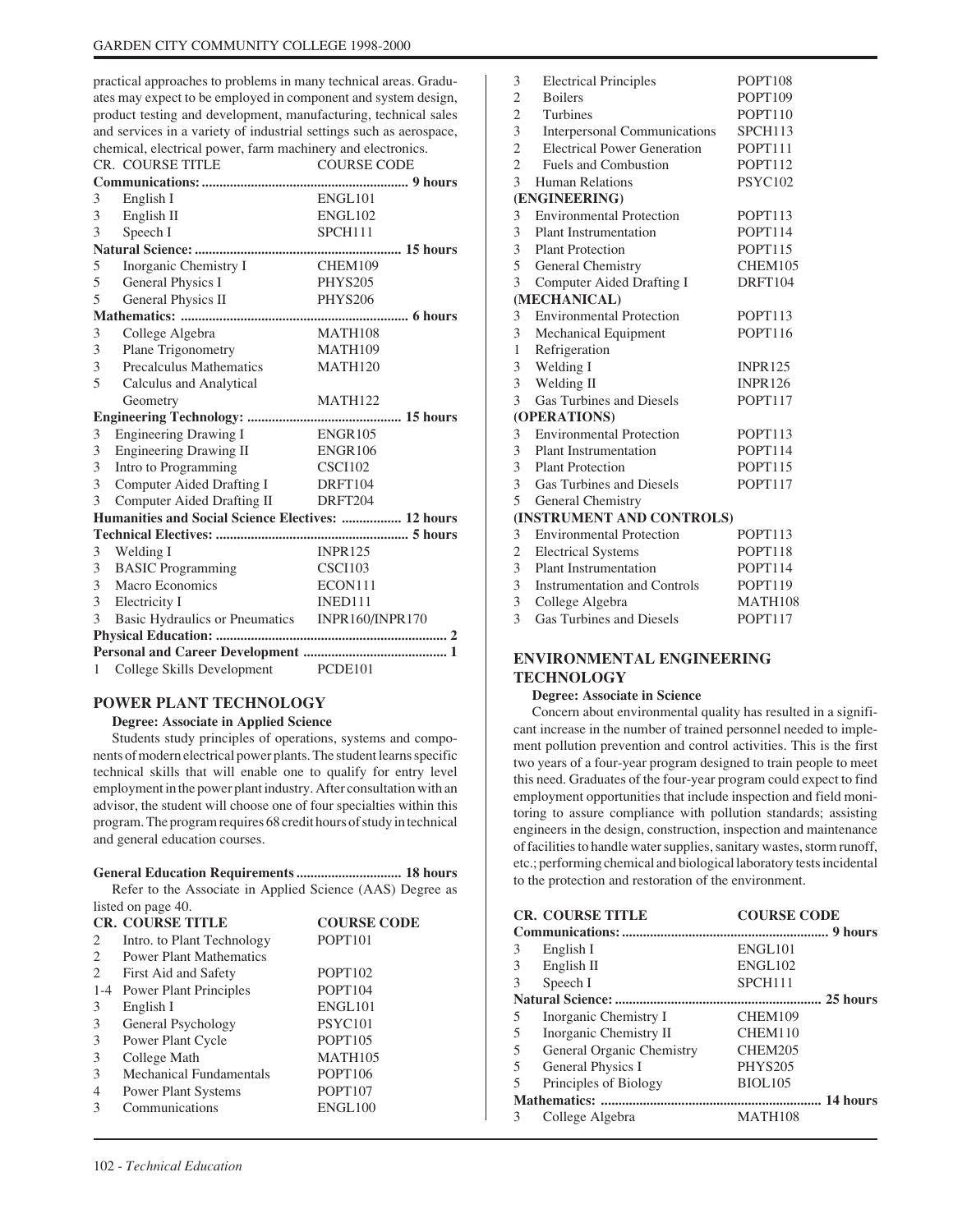practical approaches to problems in many technical areas. Graduates may expect to be employed in component and system design, product testing and development, manufacturing, technical sales and services in a variety of industrial settings such as aerospace, chemical, electrical power, farm machinery and electronics.

| CR. | COURSE TITLE | COURSE CODE |
|---|---|---|
| **Communications: .......... 9 hours** | | |
| 3 | English I | ENGL101 |
| 3 | English II | ENGL102 |
| 3 | Speech I | SPCH111 |
| **Natural Science: .......... 15 hours** | | |
| 5 | Inorganic Chemistry I | CHEM109 |
| 5 | General Physics I | PHYS205 |
| 5 | General Physics II | PHYS206 |
| **Mathematics: .......... 6 hours** | | |
| 3 | College Algebra | MATH108 |
| 3 | Plane Trigonometry | MATH109 |
| 3 | Precalculus Mathematics | MATH120 |
| 5 | Calculus and Analytical Geometry | MATH122 |
| **Engineering Technology: .......... 15 hours** | | |
| 3 | Engineering Drawing I | ENGR105 |
| 3 | Engineering Drawing II | ENGR106 |
| 3 | Intro to Programming | CSCI102 |
| 3 | Computer Aided Drafting I | DRFT104 |
| 3 | Computer Aided Drafting II | DRFT204 |
| **Humanities and Social Science Electives: .......... 12 hours** | | |
| **Technical Electives: .......... 5 hours** | | |
| 3 | Welding I | INPR125 |
| 3 | BASIC Programming | CSCI103 |
| 3 | Macro Economics | ECON111 |
| 3 | Electricity I | INED111 |
| 3 | Basic Hydraulics or Pneumatics | INPR160/INPR170 |
| **Physical Education: .......... 2** | | |
| **Personal and Career Development .......... 1** | | |
| 1 | College Skills Development | PCDE101 |

## POWER PLANT TECHNOLOGY

**Degree: Associate in Applied Science**

Students study principles of operations, systems and components of modern electrical power plants. The student learns specific technical skills that will enable one to qualify for entry level employment in the power plant industry. After consultation with an advisor, the student will choose one of four specialties within this program. The program requires 68 credit hours of study in technical and general education courses.

**General Education Requirements .......... 18 hours**

Refer to the Associate in Applied Science (AAS) Degree as listed on page 40.

| CR. | COURSE TITLE | COURSE CODE |
|---|---|---|
| 2 | Intro. to Plant Technology | POPT101 |
| 2 | Power Plant Mathematics | |
| 2 | First Aid and Safety | POPT102 |
| 1-4 | Power Plant Principles | POPT104 |
| 3 | English I | ENGL101 |
| 3 | General Psychology | PSYC101 |
| 3 | Power Plant Cycle | POPT105 |
| 3 | College Math | MATH105 |
| 3 | Mechanical Fundamentals | POPT106 |
| 4 | Power Plant Systems | POPT107 |
| 3 | Communications | ENGL100 |
| 3 | Electrical Principles | POPT108 |
| 2 | Boilers | POPT109 |
| 2 | Turbines | POPT110 |
| 3 | Interpersonal Communications | SPCH113 |
| 2 | Electrical Power Generation | POPT111 |
| 2 | Fuels and Combustion | POPT112 |
| 3 | Human Relations | PSYC102 |
| **(ENGINEERING)** | | |
| 3 | Environmental Protection | POPT113 |
| 3 | Plant Instrumentation | POPT114 |
| 3 | Plant Protection | POPT115 |
| 5 | General Chemistry | CHEM105 |
| 3 | Computer Aided Drafting I | DRFT104 |
| **(MECHANICAL)** | | |
| 3 | Environmental Protection | POPT113 |
| 3 | Mechanical Equipment | POPT116 |
| 1 | Refrigeration | |
| 3 | Welding I | INPR125 |
| 3 | Welding II | INPR126 |
| 3 | Gas Turbines and Diesels | POPT117 |
| **(OPERATIONS)** | | |
| 3 | Environmental Protection | POPT113 |
| 3 | Plant Instrumentation | POPT114 |
| 3 | Plant Protection | POPT115 |
| 3 | Gas Turbines and Diesels | POPT117 |
| 5 | General Chemistry | |
| **(INSTRUMENT AND CONTROLS)** | | |
| 3 | Environmental Protection | POPT113 |
| 2 | Electrical Systems | POPT118 |
| 3 | Plant Instrumentation | POPT114 |
| 3 | Instrumentation and Controls | POPT119 |
| 3 | College Algebra | MATH108 |
| 3 | Gas Turbines and Diesels | POPT117 |

## ENVIRONMENTAL ENGINEERING TECHNOLOGY

**Degree: Associate in Science**

Concern about environmental quality has resulted in a significant increase in the number of trained personnel needed to implement pollution prevention and control activities. This is the first two years of a four-year program designed to train people to meet this need. Graduates of the four-year program could expect to find employment opportunities that include inspection and field monitoring to assure compliance with pollution standards; assisting engineers in the design, construction, inspection and maintenance of facilities to handle water supplies, sanitary wastes, storm runoff, etc.; performing chemical and biological laboratory tests incidental to the protection and restoration of the environment.

| CR. | COURSE TITLE | COURSE CODE |
|---|---|---|
| **Communications: .......... 9 hours** | | |
| 3 | English I | ENGL101 |
| 3 | English II | ENGL102 |
| 3 | Speech I | SPCH111 |
| **Natural Science: .......... 25 hours** | | |
| 5 | Inorganic Chemistry I | CHEM109 |
| 5 | Inorganic Chemistry II | CHEM110 |
| 5 | General Organic Chemistry | CHEM205 |
| 5 | General Physics I | PHYS205 |
| 5 | Principles of Biology | BIOL105 |
| **Mathematics: .......... 14 hours** | | |
| 3 | College Algebra | MATH108 |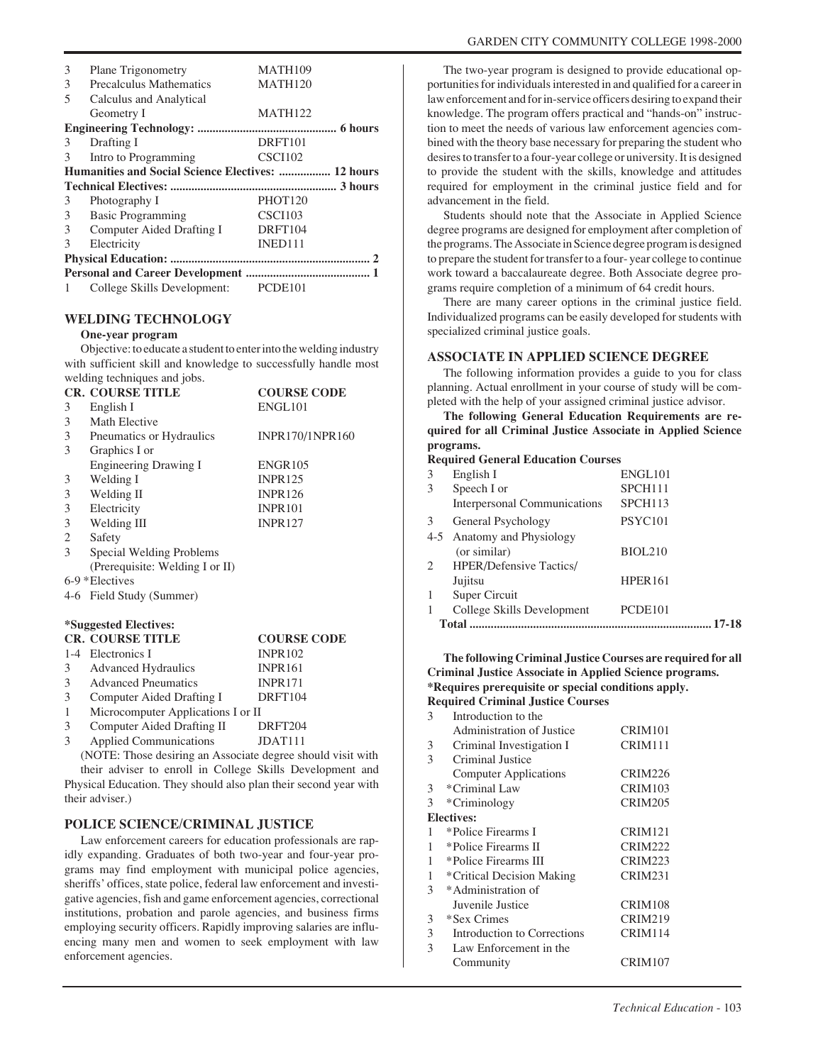| | | |
|---|---|---|
| 3 | Plane Trigonometry | MATH109 |
| 3 | Precalculus Mathematics | MATH120 |
| 5 | Calculus and Analytical Geometry I | MATH122 |

**Engineering Technology: ............................................. 6 hours**

| | | |
|---|---|---|
| 3 | Drafting I | DRFT101 |
| 3 | Intro to Programming | CSCI102 |

**Humanities and Social Science Electives: ................ 12 hours**

**Technical Electives: ...................................................... 3 hours**

| | | |
|---|---|---|
| 3 | Photography I | PHOT120 |
| 3 | Basic Programming | CSCI103 |
| 3 | Computer Aided Drafting I | DRFT104 |
| 3 | Electricity | INED111 |

**Physical Education: ................................................................ 2**

**Personal and Career Development ......................................... 1**

| | | |
|---|---|---|
| 1 | College Skills Development: | PCDE101 |

## WELDING TECHNOLOGY

**One-year program**

Objective: to educate a student to enter into the welding industry with sufficient skill and knowledge to successfully handle most welding techniques and jobs.

| CR. | COURSE TITLE | COURSE CODE |
|---|---|---|
| 3 | English I | ENGL101 |
| 3 | Math Elective | |
| 3 | Pneumatics or Hydraulics | INPR170/1NPR160 |
| 3 | Graphics I or Engineering Drawing I | ENGR105 |
| 3 | Welding I | INPR125 |
| 3 | Welding II | INPR126 |
| 3 | Electricity | INPR101 |
| 3 | Welding III | INPR127 |
| 2 | Safety | |
| 3 | Special Welding Problems (Prerequisite: Welding I or II) | |
| 6-9 | *Electives | |
| 4-6 | Field Study (Summer) | |

**\*Suggested Electives:**

| CR. | COURSE TITLE | COURSE CODE |
|---|---|---|
| 1-4 | Electronics I | INPR102 |
| 3 | Advanced Hydraulics | INPR161 |
| 3 | Advanced Pneumatics | INPR171 |
| 3 | Computer Aided Drafting I | DRFT104 |
| 1 | Microcomputer Applications I or II | |
| 3 | Computer Aided Drafting II | DRFT204 |
| 3 | Applied Communications | JDAT111 |

(NOTE: Those desiring an Associate degree should visit with their adviser to enroll in College Skills Development and Physical Education. They should also plan their second year with their adviser.)

## POLICE SCIENCE/CRIMINAL JUSTICE

Law enforcement careers for education professionals are rapidly expanding. Graduates of both two-year and four-year programs may find employment with municipal police agencies, sheriffs' offices, state police, federal law enforcement and investigative agencies, fish and game enforcement agencies, correctional institutions, probation and parole agencies, and business firms employing security officers. Rapidly improving salaries are influencing many men and women to seek employment with law enforcement agencies.

The two-year program is designed to provide educational opportunities for individuals interested in and qualified for a career in law enforcement and for in-service officers desiring to expand their knowledge. The program offers practical and "hands-on" instruction to meet the needs of various law enforcement agencies combined with the theory base necessary for preparing the student who desires to transfer to a four-year college or university. It is designed to provide the student with the skills, knowledge and attitudes required for employment in the criminal justice field and for advancement in the field.

Students should note that the Associate in Applied Science degree programs are designed for employment after completion of the programs. The Associate in Science degree program is designed to prepare the student for transfer to a four- year college to continue work toward a baccalaureate degree. Both Associate degree programs require completion of a minimum of 64 credit hours.

There are many career options in the criminal justice field. Individualized programs can be easily developed for students with specialized criminal justice goals.

## ASSOCIATE IN APPLIED SCIENCE DEGREE

The following information provides a guide to you for class planning. Actual enrollment in your course of study will be completed with the help of your assigned criminal justice advisor.

**The following General Education Requirements are required for all Criminal Justice Associate in Applied Science programs.**

**Required General Education Courses**

| | | |
|---|---|---|
| 3 | English I | ENGL101 |
| 3 | Speech I or | SPCH111 |
| | Interpersonal Communications | SPCH113 |
| 3 | General Psychology | PSYC101 |
| 4-5 | Anatomy and Physiology (or similar) | BIOL210 |
| 2 | HPER/Defensive Tactics/ Jujitsu | HPER161 |
| 1 | Super Circuit | |
| 1 | College Skills Development | PCDE101 |
| | **Total ............................................. 17-18** | |

**The following Criminal Justice Courses are required for all Criminal Justice Associate in Applied Science programs.**
**\*Requires prerequisite or special conditions apply.**

**Required Criminal Justice Courses**

| | | |
|---|---|---|
| 3 | Introduction to the Administration of Justice | CRIM101 |
| 3 | Criminal Investigation I | CRIM111 |
| 3 | Criminal Justice Computer Applications | CRIM226 |
| 3 | *Criminal Law | CRIM103 |
| 3 | *Criminology | CRIM205 |

**Electives:**

| | | |
|---|---|---|
| 1 | *Police Firearms I | CRIM121 |
| 1 | *Police Firearms II | CRIM222 |
| 1 | *Police Firearms III | CRIM223 |
| 1 | *Critical Decision Making | CRIM231 |
| 3 | *Administration of Juvenile Justice | CRIM108 |
| 3 | *Sex Crimes | CRIM219 |
| 3 | Introduction to Corrections | CRIM114 |
| 3 | Law Enforcement in the Community | CRIM107 |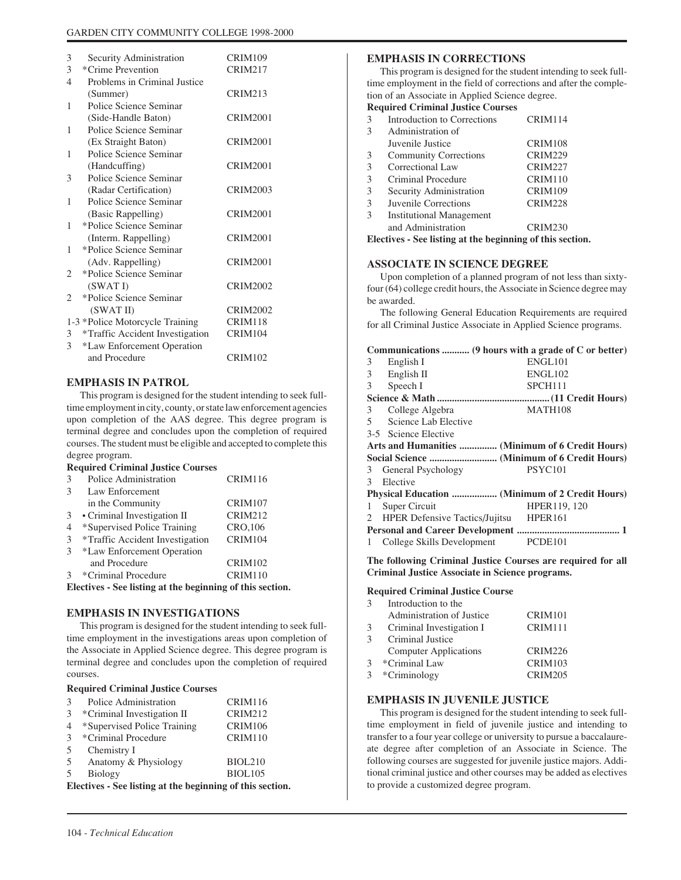| | | |
|---|---|---|
| 3 | Security Administration | CRIM109 |
| 3 | *Crime Prevention | CRIM217 |
| 4 | Problems in Criminal Justice (Summer) | CRIM213 |
| 1 | Police Science Seminar (Side-Handle Baton) | CRIM2001 |
| 1 | Police Science Seminar (Ex Straight Baton) | CRIM2001 |
| 1 | Police Science Seminar (Handcuffing) | CRIM2001 |
| 3 | Police Science Seminar (Radar Certification) | CRIM2003 |
| 1 | Police Science Seminar (Basic Rappelling) | CRIM2001 |
| 1 | *Police Science Seminar (Interm. Rappelling) | CRIM2001 |
| 1 | *Police Science Seminar (Adv. Rappelling) | CRIM2001 |
| 2 | *Police Science Seminar (SWAT I) | CRIM2002 |
| 2 | *Police Science Seminar (SWAT II) | CRIM2002 |
| 1-3 | *Police Motorcycle Training | CRIM118 |
| 3 | *Traffic Accident Investigation | CRIM104 |
| 3 | *Law Enforcement Operation and Procedure | CRIM102 |

## EMPHASIS IN PATROL

This program is designed for the student intending to seek full-time employment in city, county, or state law enforcement agencies upon completion of the AAS degree. This degree program is terminal degree and concludes upon the completion of required courses. The student must be eligible and accepted to complete this degree program.

**Required Criminal Justice Courses**

| | | |
|---|---|---|
| 3 | Police Administration | CRIM116 |
| 3 | Law Enforcement in the Community | CRIM107 |
| 3 | • Criminal Investigation II | CRIM212 |
| 4 | *Supervised Police Training | CRO,106 |
| 3 | *Traffic Accident Investigation | CRIM104 |
| 3 | *Law Enforcement Operation and Procedure | CRIM102 |
| 3 | *Criminal Procedure | CRIM110 |

**Electives - See listing at the beginning of this section.**

## EMPHASIS IN INVESTIGATIONS

This program is designed for the student intending to seek full-time employment in the investigations areas upon completion of the Associate in Applied Science degree. This degree program is terminal degree and concludes upon the completion of required courses.

**Required Criminal Justice Courses**

| | | |
|---|---|---|
| 3 | Police Administration | CRIM116 |
| 3 | *Criminal Investigation II | CRIM212 |
| 4 | *Supervised Police Training | CRIM106 |
| 3 | *Criminal Procedure | CRIM110 |
| 5 | Chemistry I | |
| 5 | Anatomy & Physiology | BIOL210 |
| 5 | Biology | BIOL105 |

**Electives - See listing at the beginning of this section.**

## EMPHASIS IN CORRECTIONS

This program is designed for the student intending to seek full-time employment in the field of corrections and after the completion of an Associate in Applied Science degree.

**Required Criminal Justice Courses**

| | | |
|---|---|---|
| 3 | Introduction to Corrections | CRIM114 |
| 3 | Administration of Juvenile Justice | CRIM108 |
| 3 | Community Corrections | CRIM229 |
| 3 | Correctional Law | CRIM227 |
| 3 | Criminal Procedure | CRIM110 |
| 3 | Security Administration | CRIM109 |
| 3 | Juvenile Corrections | CRIM228 |
| 3 | Institutional Management and Administration | CRIM230 |

**Electives - See listing at the beginning of this section.**

## ASSOCIATE IN SCIENCE DEGREE

Upon completion of a planned program of not less than sixty-four (64) college credit hours, the Associate in Science degree may be awarded.

The following General Education Requirements are required for all Criminal Justice Associate in Applied Science programs.

**Communications ........... (9 hours with a grade of C or better)**

| | | |
|---|---|---|
| 3 | English I | ENGL101 |
| 3 | English II | ENGL102 |
| 3 | Speech I | SPCH111 |

**Science & Math ............................................ (11 Credit Hours)**

| | | |
|---|---|---|
| 3 | College Algebra | MATH108 |
| 5 | Science Lab Elective | |
| 3-5 | Science Elective | |

**Arts and Humanities ............... (Minimum of 6 Credit Hours)**

**Social Science ........................... (Minimum of 6 Credit Hours)**

| | | |
|---|---|---|
| 3 | General Psychology | PSYC101 |
| 3 | Elective | |

**Physical Education .................. (Minimum of 2 Credit Hours)**

| | | |
|---|---|---|
| 1 | Super Circuit | HPER119, 120 |
| 2 | HPER Defensive Tactics/Jujitsu | HPER161 |

**Personal and Career Development ......................................... 1**

| | | |
|---|---|---|
| 1 | College Skills Development | PCDE101 |

**The following Criminal Justice Courses are required for all Criminal Justice Associate in Science programs.**

**Required Criminal Justice Course**

| | | |
|---|---|---|
| 3 | Introduction to the Administration of Justice | CRIM101 |
| 3 | Criminal Investigation I | CRIM111 |
| 3 | Criminal Justice Computer Applications | CRIM226 |
| 3 | *Criminal Law | CRIM103 |
| 3 | *Criminology | CRIM205 |

## EMPHASIS IN JUVENILE JUSTICE

This program is designed for the student intending to seek full-time employment in field of juvenile justice and intending to transfer to a four year college or university to pursue a baccalaureate degree after completion of an Associate in Science. The following courses are suggested for juvenile justice majors. Additional criminal justice and other courses may be added as electives to provide a customized degree program.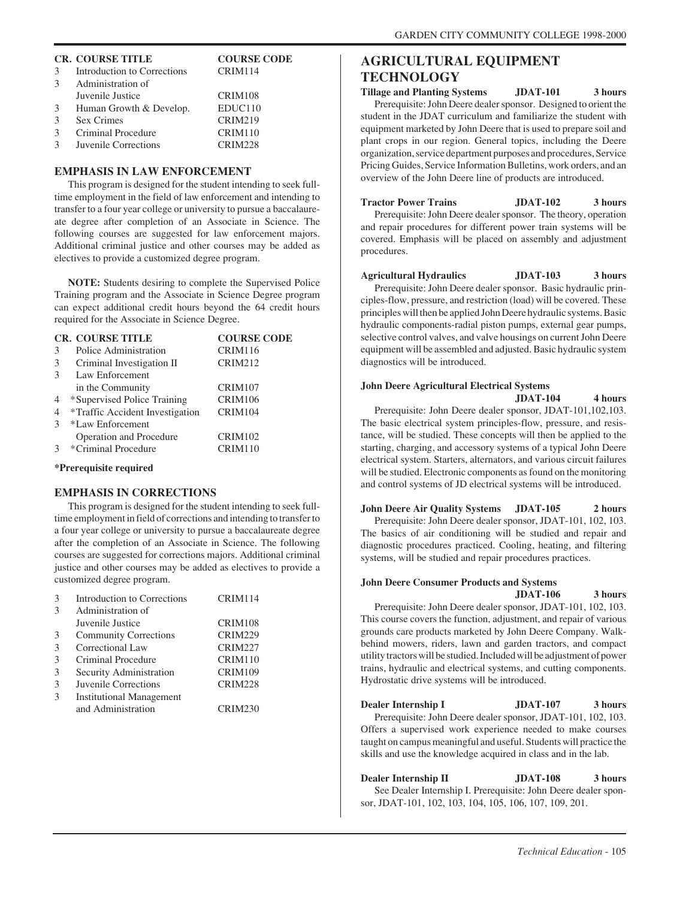| CR. | COURSE TITLE | COURSE CODE |
|---|---|---|
| 3 | Introduction to Corrections | CRIM114 |
| 3 | Administration of Juvenile Justice | CRIM108 |
| 3 | Human Growth & Develop. | EDUC110 |
| 3 | Sex Crimes | CRIM219 |
| 3 | Criminal Procedure | CRIM110 |
| 3 | Juvenile Corrections | CRIM228 |

### EMPHASIS IN LAW ENFORCEMENT

This program is designed for the student intending to seek full-time employment in the field of law enforcement and intending to transfer to a four year college or university to pursue a baccalaureate degree after completion of an Associate in Science. The following courses are suggested for law enforcement majors. Additional criminal justice and other courses may be added as electives to provide a customized degree program.

**NOTE:** Students desiring to complete the Supervised Police Training program and the Associate in Science Degree program can expect additional credit hours beyond the 64 credit hours required for the Associate in Science Degree.

| CR. | COURSE TITLE | COURSE CODE |
|---|---|---|
| 3 | Police Administration | CRIM116 |
| 3 | Criminal Investigation II | CRIM212 |
| 3 | Law Enforcement in the Community | CRIM107 |
| 4 | *Supervised Police Training | CRIM106 |
| 4 | *Traffic Accident Investigation | CRIM104 |
| 3 | *Law Enforcement Operation and Procedure | CRIM102 |
| 3 | *Criminal Procedure | CRIM110 |

**\*Prerequisite required**

### EMPHASIS IN CORRECTIONS

This program is designed for the student intending to seek full-time employment in field of corrections and intending to transfer to a four year college or university to pursue a baccalaureate degree after the completion of an Associate in Science. The following courses are suggested for corrections majors. Additional criminal justice and other courses may be added as electives to provide a customized degree program.

| CR. | COURSE TITLE | COURSE CODE |
|---|---|---|
| 3 | Introduction to Corrections | CRIM114 |
| 3 | Administration of Juvenile Justice | CRIM108 |
| 3 | Community Corrections | CRIM229 |
| 3 | Correctional Law | CRIM227 |
| 3 | Criminal Procedure | CRIM110 |
| 3 | Security Administration | CRIM109 |
| 3 | Juvenile Corrections | CRIM228 |
| 3 | Institutional Management and Administration | CRIM230 |

## AGRICULTURAL EQUIPMENT TECHNOLOGY

**Tillage and Planting Systems JDAT-101 3 hours**

Prerequisite: John Deere dealer sponsor. Designed to orient the student in the JDAT curriculum and familiarize the student with equipment marketed by John Deere that is used to prepare soil and plant crops in our region. General topics, including the Deere organization, service department purposes and procedures, Service Pricing Guides, Service Information Bulletins, work orders, and an overview of the John Deere line of products are introduced.

**Tractor Power Trains JDAT-102 3 hours**

Prerequisite: John Deere dealer sponsor. The theory, operation and repair procedures for different power train systems will be covered. Emphasis will be placed on assembly and adjustment procedures.

**Agricultural Hydraulics JDAT-103 3 hours**

Prerequisite: John Deere dealer sponsor. Basic hydraulic principles-flow, pressure, and restriction (load) will be covered. These principles will then be applied John Deere hydraulic systems. Basic hydraulic components-radial piston pumps, external gear pumps, selective control valves, and valve housings on current John Deere equipment will be assembled and adjusted. Basic hydraulic system diagnostics will be introduced.

**John Deere Agricultural Electrical Systems JDAT-104 4 hours**

Prerequisite: John Deere dealer sponsor, JDAT-101,102,103. The basic electrical system principles-flow, pressure, and resistance, will be studied. These concepts will then be applied to the starting, charging, and accessory systems of a typical John Deere electrical system. Starters, alternators, and various circuit failures will be studied. Electronic components as found on the monitoring and control systems of JD electrical systems will be introduced.

**John Deere Air Quality Systems JDAT-105 2 hours**

Prerequisite: John Deere dealer sponsor, JDAT-101, 102, 103. The basics of air conditioning will be studied and repair and diagnostic procedures practiced. Cooling, heating, and filtering systems, will be studied and repair procedures practices.

**John Deere Consumer Products and Systems JDAT-106 3 hours**

Prerequisite: John Deere dealer sponsor, JDAT-101, 102, 103. This course covers the function, adjustment, and repair of various grounds care products marketed by John Deere Company. Walk-behind mowers, riders, lawn and garden tractors, and compact utility tractors will be studied. Included will be adjustment of power trains, hydraulic and electrical systems, and cutting components. Hydrostatic drive systems will be introduced.

**Dealer Internship I JDAT-107 3 hours**

Prerequisite: John Deere dealer sponsor, JDAT-101, 102, 103. Offers a supervised work experience needed to make courses taught on campus meaningful and useful. Students will practice the skills and use the knowledge acquired in class and in the lab.

**Dealer Internship II JDAT-108 3 hours**

See Dealer Internship I. Prerequisite: John Deere dealer sponsor, JDAT-101, 102, 103, 104, 105, 106, 107, 109, 201.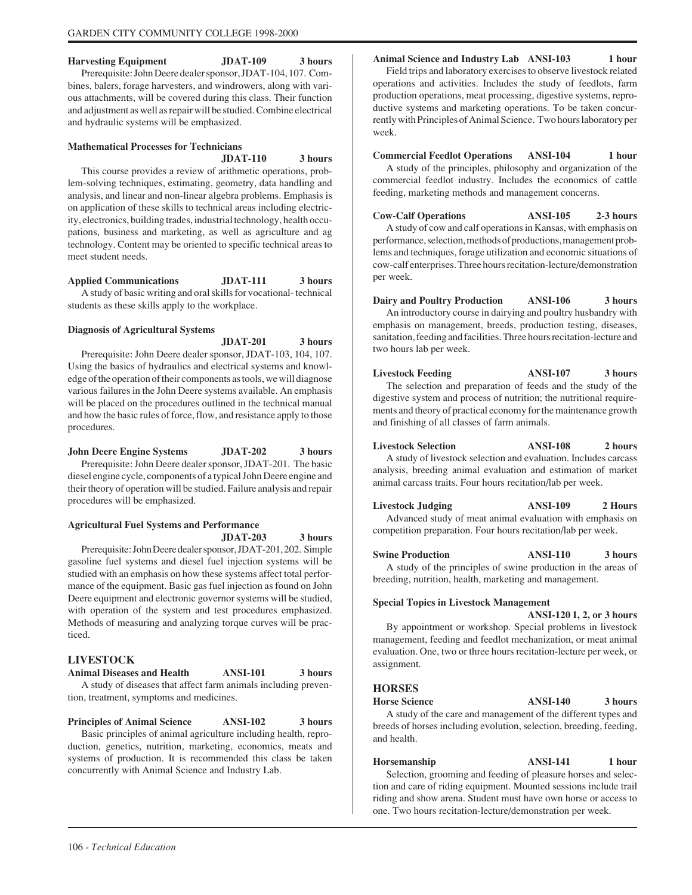**Harvesting Equipment JDAT-109 3 hours**

Prerequisite: John Deere dealer sponsor, JDAT-104, 107. Combines, balers, forage harvesters, and windrowers, along with various attachments, will be covered during this class. Their function and adjustment as well as repair will be studied. Combine electrical and hydraulic systems will be emphasized.

**Mathematical Processes for Technicians JDAT-110 3 hours**

This course provides a review of arithmetic operations, problem-solving techniques, estimating, geometry, data handling and analysis, and linear and non-linear algebra problems. Emphasis is on application of these skills to technical areas including electricity, electronics, building trades, industrial technology, health occupations, business and marketing, as well as agriculture and ag technology. Content may be oriented to specific technical areas to meet student needs.

**Applied Communications JDAT-111 3 hours**

A study of basic writing and oral skills for vocational- technical students as these skills apply to the workplace.

**Diagnosis of Agricultural Systems JDAT-201 3 hours**

Prerequisite: John Deere dealer sponsor, JDAT-103, 104, 107. Using the basics of hydraulics and electrical systems and knowledge of the operation of their components as tools, we will diagnose various failures in the John Deere systems available. An emphasis will be placed on the procedures outlined in the technical manual and how the basic rules of force, flow, and resistance apply to those procedures.

**John Deere Engine Systems JDAT-202 3 hours**

Prerequisite: John Deere dealer sponsor, JDAT-201. The basic diesel engine cycle, components of a typical John Deere engine and their theory of operation will be studied. Failure analysis and repair procedures will be emphasized.

**Agricultural Fuel Systems and Performance JDAT-203 3 hours**

Prerequisite: John Deere dealer sponsor, JDAT-201, 202. Simple gasoline fuel systems and diesel fuel injection systems will be studied with an emphasis on how these systems affect total performance of the equipment. Basic gas fuel injection as found on John Deere equipment and electronic governor systems will be studied, with operation of the system and test procedures emphasized. Methods of measuring and analyzing torque curves will be practiced.

## LIVESTOCK

**Animal Diseases and Health ANSI-101 3 hours**

A study of diseases that affect farm animals including prevention, treatment, symptoms and medicines.

**Principles of Animal Science ANSI-102 3 hours**

Basic principles of animal agriculture including health, reproduction, genetics, nutrition, marketing, economics, meats and systems of production. It is recommended this class be taken concurrently with Animal Science and Industry Lab.

**Animal Science and Industry Lab ANSI-103 1 hour**

Field trips and laboratory exercises to observe livestock related operations and activities. Includes the study of feedlots, farm production operations, meat processing, digestive systems, reproductive systems and marketing operations. To be taken concurrently with Principles of Animal Science. Two hours laboratory per week.

**Commercial Feedlot Operations ANSI-104 1 hour**

A study of the principles, philosophy and organization of the commercial feedlot industry. Includes the economics of cattle feeding, marketing methods and management concerns.

**Cow-Calf Operations ANSI-105 2-3 hours**

A study of cow and calf operations in Kansas, with emphasis on performance, selection, methods of productions, management problems and techniques, forage utilization and economic situations of cow-calf enterprises. Three hours recitation-lecture/demonstration per week.

**Dairy and Poultry Production ANSI-106 3 hours**

An introductory course in dairying and poultry husbandry with emphasis on management, breeds, production testing, diseases, sanitation, feeding and facilities. Three hours recitation-lecture and two hours lab per week.

**Livestock Feeding ANSI-107 3 hours**

The selection and preparation of feeds and the study of the digestive system and process of nutrition; the nutritional requirements and theory of practical economy for the maintenance growth and finishing of all classes of farm animals.

**Livestock Selection ANSI-108 2 hours**

A study of livestock selection and evaluation. Includes carcass analysis, breeding animal evaluation and estimation of market animal carcass traits. Four hours recitation/lab per week.

**Livestock Judging ANSI-109 2 Hours**

Advanced study of meat animal evaluation with emphasis on competition preparation. Four hours recitation/lab per week.

**Swine Production ANSI-110 3 hours**

A study of the principles of swine production in the areas of breeding, nutrition, health, marketing and management.

**Special Topics in Livestock Management ANSI-120 1, 2, or 3 hours**

By appointment or workshop. Special problems in livestock management, feeding and feedlot mechanization, or meat animal evaluation. One, two or three hours recitation-lecture per week, or assignment.

## HORSES

**Horse Science ANSI-140 3 hours**

A study of the care and management of the different types and breeds of horses including evolution, selection, breeding, feeding, and health.

**Horsemanship ANSI-141 1 hour**

Selection, grooming and feeding of pleasure horses and selection and care of riding equipment. Mounted sessions include trail riding and show arena. Student must have own horse or access to one. Two hours recitation-lecture/demonstration per week.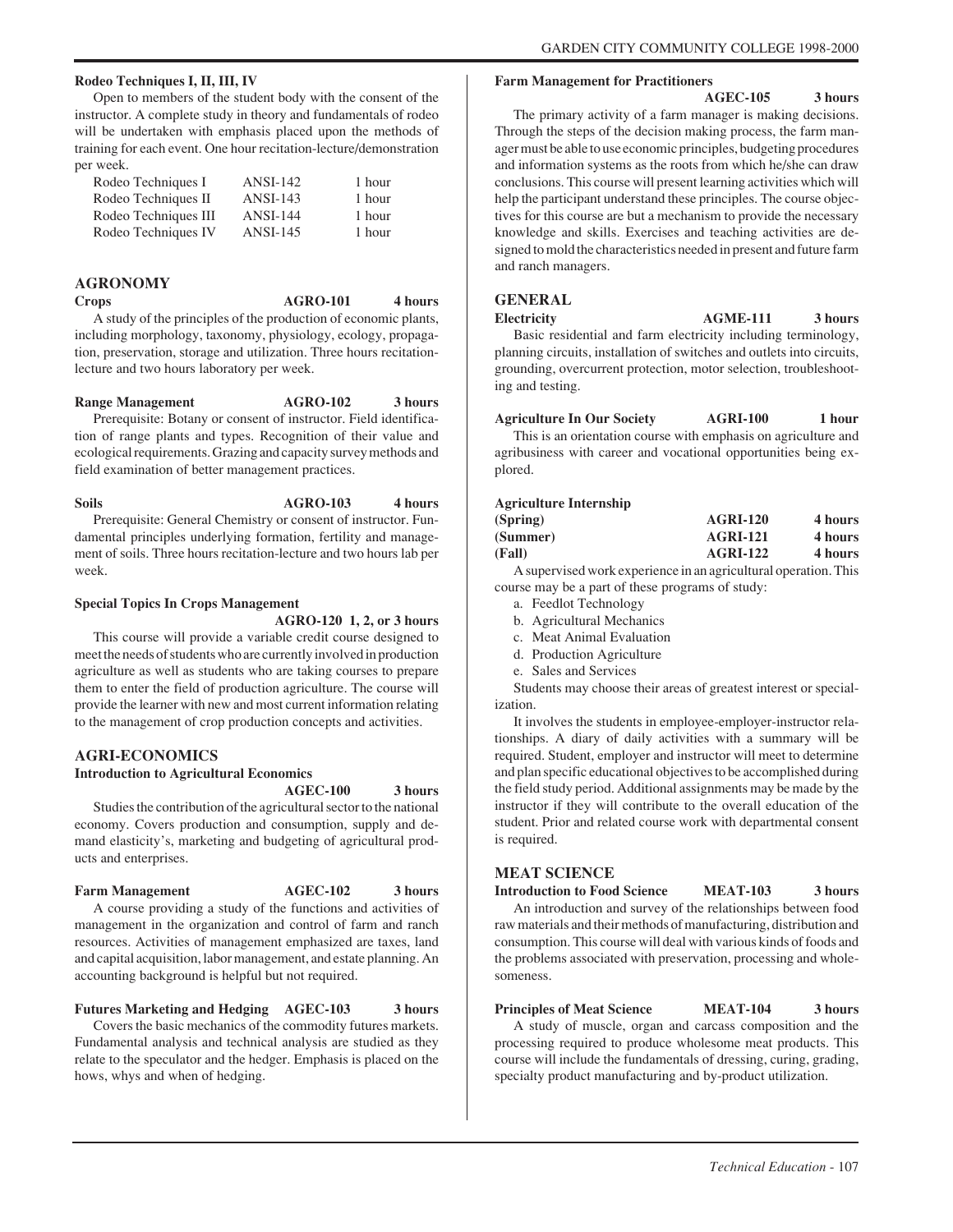**Rodeo Techniques I, II, III, IV**

Open to members of the student body with the consent of the instructor. A complete study in theory and fundamentals of rodeo will be undertaken with emphasis placed upon the methods of training for each event. One hour recitation-lecture/demonstration per week.

| | | |
|---|---|---|
| Rodeo Techniques I | ANSI-142 | 1 hour |
| Rodeo Techniques II | ANSI-143 | 1 hour |
| Rodeo Techniques III | ANSI-144 | 1 hour |
| Rodeo Techniques IV | ANSI-145 | 1 hour |

## AGRONOMY

**Crops** **AGRO-101** **4 hours**

A study of the principles of the production of economic plants, including morphology, taxonomy, physiology, ecology, propagation, preservation, storage and utilization. Three hours recitation-lecture and two hours laboratory per week.

**Range Management** **AGRO-102** **3 hours**

Prerequisite: Botany or consent of instructor. Field identification of range plants and types. Recognition of their value and ecological requirements. Grazing and capacity survey methods and field examination of better management practices.

**Soils** **AGRO-103** **4 hours**

Prerequisite: General Chemistry or consent of instructor. Fundamental principles underlying formation, fertility and management of soils. Three hours recitation-lecture and two hours lab per week.

**Special Topics In Crops Management**
**AGRO-120 1, 2, or 3 hours**

This course will provide a variable credit course designed to meet the needs of students who are currently involved in production agriculture as well as students who are taking courses to prepare them to enter the field of production agriculture. The course will provide the learner with new and most current information relating to the management of crop production concepts and activities.

## AGRI-ECONOMICS

**Introduction to Agricultural Economics**
**AGEC-100** **3 hours**

Studies the contribution of the agricultural sector to the national economy. Covers production and consumption, supply and demand elasticity's, marketing and budgeting of agricultural products and enterprises.

**Farm Management** **AGEC-102** **3 hours**

A course providing a study of the functions and activities of management in the organization and control of farm and ranch resources. Activities of management emphasized are taxes, land and capital acquisition, labor management, and estate planning. An accounting background is helpful but not required.

**Futures Marketing and Hedging** **AGEC-103** **3 hours**

Covers the basic mechanics of the commodity futures markets. Fundamental analysis and technical analysis are studied as they relate to the speculator and the hedger. Emphasis is placed on the hows, whys and when of hedging.

**Farm Management for Practitioners**
**AGEC-105** **3 hours**

The primary activity of a farm manager is making decisions. Through the steps of the decision making process, the farm manager must be able to use economic principles, budgeting procedures and information systems as the roots from which he/she can draw conclusions. This course will present learning activities which will help the participant understand these principles. The course objectives for this course are but a mechanism to provide the necessary knowledge and skills. Exercises and teaching activities are designed to mold the characteristics needed in present and future farm and ranch managers.

## GENERAL

**Electricity** **AGME-111** **3 hours**

Basic residential and farm electricity including terminology, planning circuits, installation of switches and outlets into circuits, grounding, overcurrent protection, motor selection, troubleshooting and testing.

**Agriculture In Our Society** **AGRI-100** **1 hour**

This is an orientation course with emphasis on agriculture and agribusiness with career and vocational opportunities being explored.

**Agriculture Internship**

| | | |
|---|---|---|
| **(Spring)** | **AGRI-120** | **4 hours** |
| **(Summer)** | **AGRI-121** | **4 hours** |
| **(Fall)** | **AGRI-122** | **4 hours** |

A supervised work experience in an agricultural operation. This course may be a part of these programs of study:

a. Feedlot Technology
b. Agricultural Mechanics
c. Meat Animal Evaluation
d. Production Agriculture
e. Sales and Services

Students may choose their areas of greatest interest or specialization.

It involves the students in employee-employer-instructor relationships. A diary of daily activities with a summary will be required. Student, employer and instructor will meet to determine and plan specific educational objectives to be accomplished during the field study period. Additional assignments may be made by the instructor if they will contribute to the overall education of the student. Prior and related course work with departmental consent is required.

## MEAT SCIENCE

**Introduction to Food Science** **MEAT-103** **3 hours**

An introduction and survey of the relationships between food raw materials and their methods of manufacturing, distribution and consumption. This course will deal with various kinds of foods and the problems associated with preservation, processing and wholesomeness.

**Principles of Meat Science** **MEAT-104** **3 hours**

A study of muscle, organ and carcass composition and the processing required to produce wholesome meat products. This course will include the fundamentals of dressing, curing, grading, specialty product manufacturing and by-product utilization.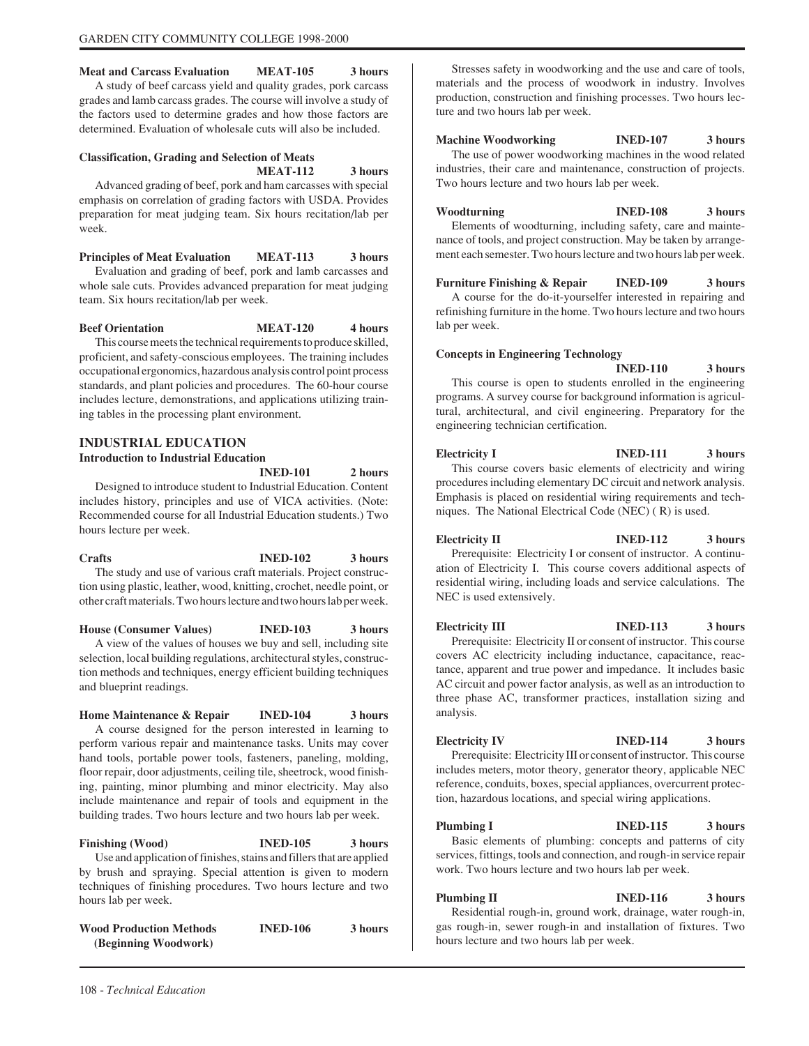**Meat and Carcass Evaluation MEAT-105 3 hours**

A study of beef carcass yield and quality grades, pork carcass grades and lamb carcass grades. The course will involve a study of the factors used to determine grades and how those factors are determined. Evaluation of wholesale cuts will also be included.

**Classification, Grading and Selection of Meats MEAT-112 3 hours**

Advanced grading of beef, pork and ham carcasses with special emphasis on correlation of grading factors with USDA. Provides preparation for meat judging team. Six hours recitation/lab per week.

**Principles of Meat Evaluation MEAT-113 3 hours**

Evaluation and grading of beef, pork and lamb carcasses and whole sale cuts. Provides advanced preparation for meat judging team. Six hours recitation/lab per week.

**Beef Orientation MEAT-120 4 hours**

This course meets the technical requirements to produce skilled, proficient, and safety-conscious employees. The training includes occupational ergonomics, hazardous analysis control point process standards, and plant policies and procedures. The 60-hour course includes lecture, demonstrations, and applications utilizing training tables in the processing plant environment.

## INDUSTRIAL EDUCATION

**Introduction to Industrial Education INED-101 2 hours**

Designed to introduce student to Industrial Education. Content includes history, principles and use of VICA activities. (Note: Recommended course for all Industrial Education students.) Two hours lecture per week.

**Crafts INED-102 3 hours**

The study and use of various craft materials. Project construction using plastic, leather, wood, knitting, crochet, needle point, or other craft materials. Two hours lecture and two hours lab per week.

**House (Consumer Values) INED-103 3 hours**

A view of the values of houses we buy and sell, including site selection, local building regulations, architectural styles, construction methods and techniques, energy efficient building techniques and blueprint readings.

**Home Maintenance & Repair INED-104 3 hours**

A course designed for the person interested in learning to perform various repair and maintenance tasks. Units may cover hand tools, portable power tools, fasteners, paneling, molding, floor repair, door adjustments, ceiling tile, sheetrock, wood finishing, painting, minor plumbing and minor electricity. May also include maintenance and repair of tools and equipment in the building trades. Two hours lecture and two hours lab per week.

**Finishing (Wood) INED-105 3 hours**

Use and application of finishes, stains and fillers that are applied by brush and spraying. Special attention is given to modern techniques of finishing procedures. Two hours lecture and two hours lab per week.

**Wood Production Methods (Beginning Woodwork) INED-106 3 hours**

Stresses safety in woodworking and the use and care of tools, materials and the process of woodwork in industry. Involves production, construction and finishing processes. Two hours lecture and two hours lab per week.

**Machine Woodworking INED-107 3 hours**

The use of power woodworking machines in the wood related industries, their care and maintenance, construction of projects. Two hours lecture and two hours lab per week.

**Woodturning INED-108 3 hours**

Elements of woodturning, including safety, care and maintenance of tools, and project construction. May be taken by arrangement each semester. Two hours lecture and two hours lab per week.

**Furniture Finishing & Repair INED-109 3 hours**

A course for the do-it-yourselfer interested in repairing and refinishing furniture in the home. Two hours lecture and two hours lab per week.

**Concepts in Engineering Technology INED-110 3 hours**

This course is open to students enrolled in the engineering programs. A survey course for background information is agricultural, architectural, and civil engineering. Preparatory for the engineering technician certification.

**Electricity I INED-111 3 hours**

This course covers basic elements of electricity and wiring procedures including elementary DC circuit and network analysis. Emphasis is placed on residential wiring requirements and techniques. The National Electrical Code (NEC) ( R) is used.

**Electricity II INED-112 3 hours**

Prerequisite: Electricity I or consent of instructor. A continuation of Electricity I. This course covers additional aspects of residential wiring, including loads and service calculations. The NEC is used extensively.

**Electricity III INED-113 3 hours**

Prerequisite: Electricity II or consent of instructor. This course covers AC electricity including inductance, capacitance, reactance, apparent and true power and impedance. It includes basic AC circuit and power factor analysis, as well as an introduction to three phase AC, transformer practices, installation sizing and analysis.

**Electricity IV INED-114 3 hours**

Prerequisite: Electricity III or consent of instructor. This course includes meters, motor theory, generator theory, applicable NEC reference, conduits, boxes, special appliances, overcurrent protection, hazardous locations, and special wiring applications.

**Plumbing I INED-115 3 hours**

Basic elements of plumbing: concepts and patterns of city services, fittings, tools and connection, and rough-in service repair work. Two hours lecture and two hours lab per week.

**Plumbing II INED-116 3 hours**

Residential rough-in, ground work, drainage, water rough-in, gas rough-in, sewer rough-in and installation of fixtures. Two hours lecture and two hours lab per week.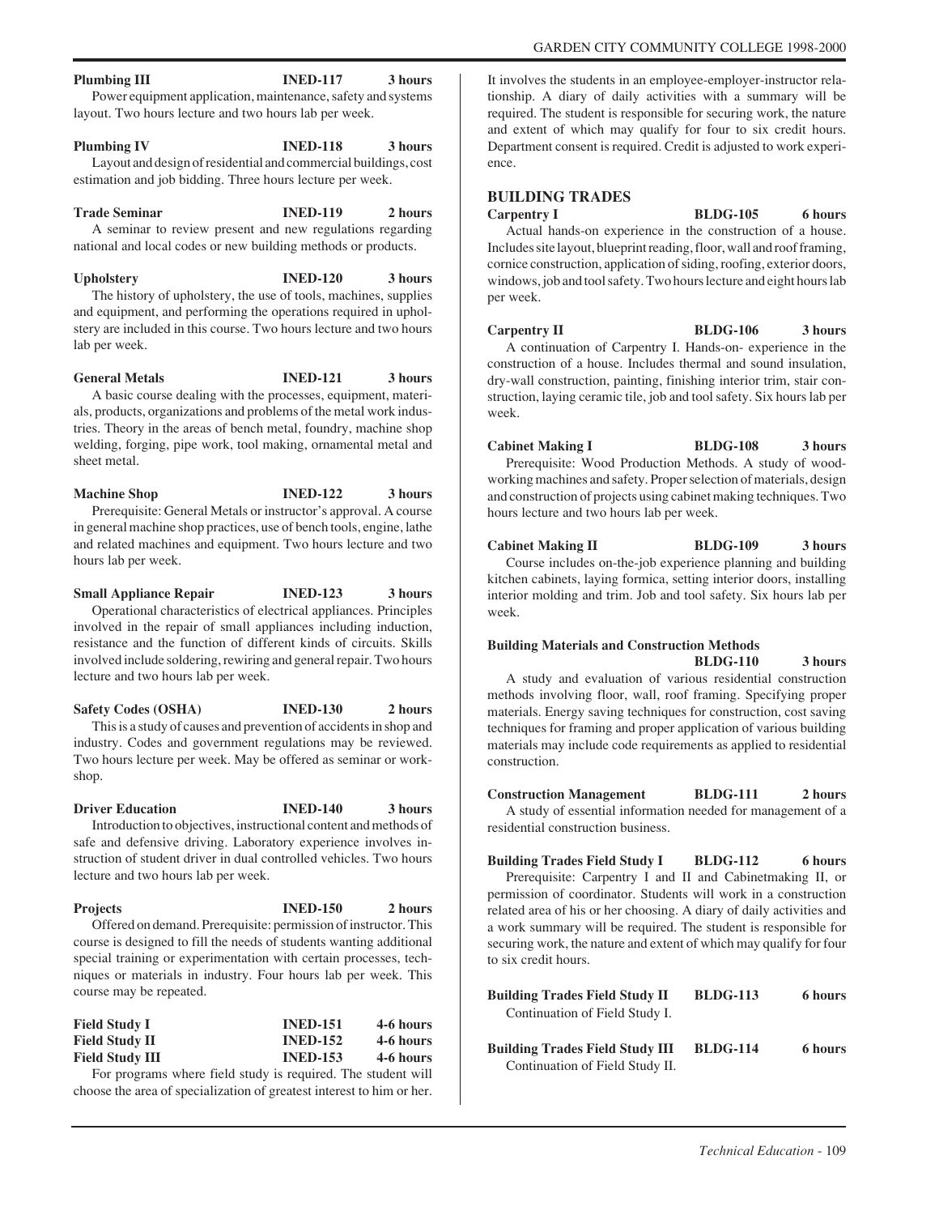**Plumbing III** **INED-117** **3 hours**

Power equipment application, maintenance, safety and systems layout. Two hours lecture and two hours lab per week.

**Plumbing IV** **INED-118** **3 hours**

Layout and design of residential and commercial buildings, cost estimation and job bidding. Three hours lecture per week.

**Trade Seminar** **INED-119** **2 hours**

A seminar to review present and new regulations regarding national and local codes or new building methods or products.

**Upholstery** **INED-120** **3 hours**

The history of upholstery, the use of tools, machines, supplies and equipment, and performing the operations required in upholstery are included in this course. Two hours lecture and two hours lab per week.

**General Metals** **INED-121** **3 hours**

A basic course dealing with the processes, equipment, materials, products, organizations and problems of the metal work industries. Theory in the areas of bench metal, foundry, machine shop welding, forging, pipe work, tool making, ornamental metal and sheet metal.

**Machine Shop** **INED-122** **3 hours**

Prerequisite: General Metals or instructor's approval. A course in general machine shop practices, use of bench tools, engine, lathe and related machines and equipment. Two hours lecture and two hours lab per week.

**Small Appliance Repair** **INED-123** **3 hours**

Operational characteristics of electrical appliances. Principles involved in the repair of small appliances including induction, resistance and the function of different kinds of circuits. Skills involved include soldering, rewiring and general repair. Two hours lecture and two hours lab per week.

**Safety Codes (OSHA)** **INED-130** **2 hours**

This is a study of causes and prevention of accidents in shop and industry. Codes and government regulations may be reviewed. Two hours lecture per week. May be offered as seminar or workshop.

**Driver Education** **INED-140** **3 hours**

Introduction to objectives, instructional content and methods of safe and defensive driving. Laboratory experience involves instruction of student driver in dual controlled vehicles. Two hours lecture and two hours lab per week.

**Projects** **INED-150** **2 hours**

Offered on demand. Prerequisite: permission of instructor. This course is designed to fill the needs of students wanting additional special training or experimentation with certain processes, techniques or materials in industry. Four hours lab per week. This course may be repeated.

**Field Study I** **INED-151** **4-6 hours**
**Field Study II** **INED-152** **4-6 hours**
**Field Study III** **INED-153** **4-6 hours**

For programs where field study is required. The student will choose the area of specialization of greatest interest to him or her. It involves the students in an employee-employer-instructor relationship. A diary of daily activities with a summary will be required. The student is responsible for securing work, the nature and extent of which may qualify for four to six credit hours. Department consent is required. Credit is adjusted to work experience.

## BUILDING TRADES

**Carpentry I** **BLDG-105** **6 hours**

Actual hands-on experience in the construction of a house. Includes site layout, blueprint reading, floor, wall and roof framing, cornice construction, application of siding, roofing, exterior doors, windows, job and tool safety. Two hours lecture and eight hours lab per week.

**Carpentry II** **BLDG-106** **3 hours**

A continuation of Carpentry I. Hands-on- experience in the construction of a house. Includes thermal and sound insulation, dry-wall construction, painting, finishing interior trim, stair construction, laying ceramic tile, job and tool safety. Six hours lab per week.

**Cabinet Making I** **BLDG-108** **3 hours**

Prerequisite: Wood Production Methods. A study of woodworking machines and safety. Proper selection of materials, design and construction of projects using cabinet making techniques. Two hours lecture and two hours lab per week.

**Cabinet Making II** **BLDG-109** **3 hours**

Course includes on-the-job experience planning and building kitchen cabinets, laying formica, setting interior doors, installing interior molding and trim. Job and tool safety. Six hours lab per week.

**Building Materials and Construction Methods** **BLDG-110** **3 hours**

A study and evaluation of various residential construction methods involving floor, wall, roof framing. Specifying proper materials. Energy saving techniques for construction, cost saving techniques for framing and proper application of various building materials may include code requirements as applied to residential construction.

**Construction Management** **BLDG-111** **2 hours**

A study of essential information needed for management of a residential construction business.

**Building Trades Field Study I** **BLDG-112** **6 hours**

Prerequisite: Carpentry I and II and Cabinetmaking II, or permission of coordinator. Students will work in a construction related area of his or her choosing. A diary of daily activities and a work summary will be required. The student is responsible for securing work, the nature and extent of which may qualify for four to six credit hours.

**Building Trades Field Study II** **BLDG-113** **6 hours**

Continuation of Field Study I.

**Building Trades Field Study III** **BLDG-114** **6 hours**

Continuation of Field Study II.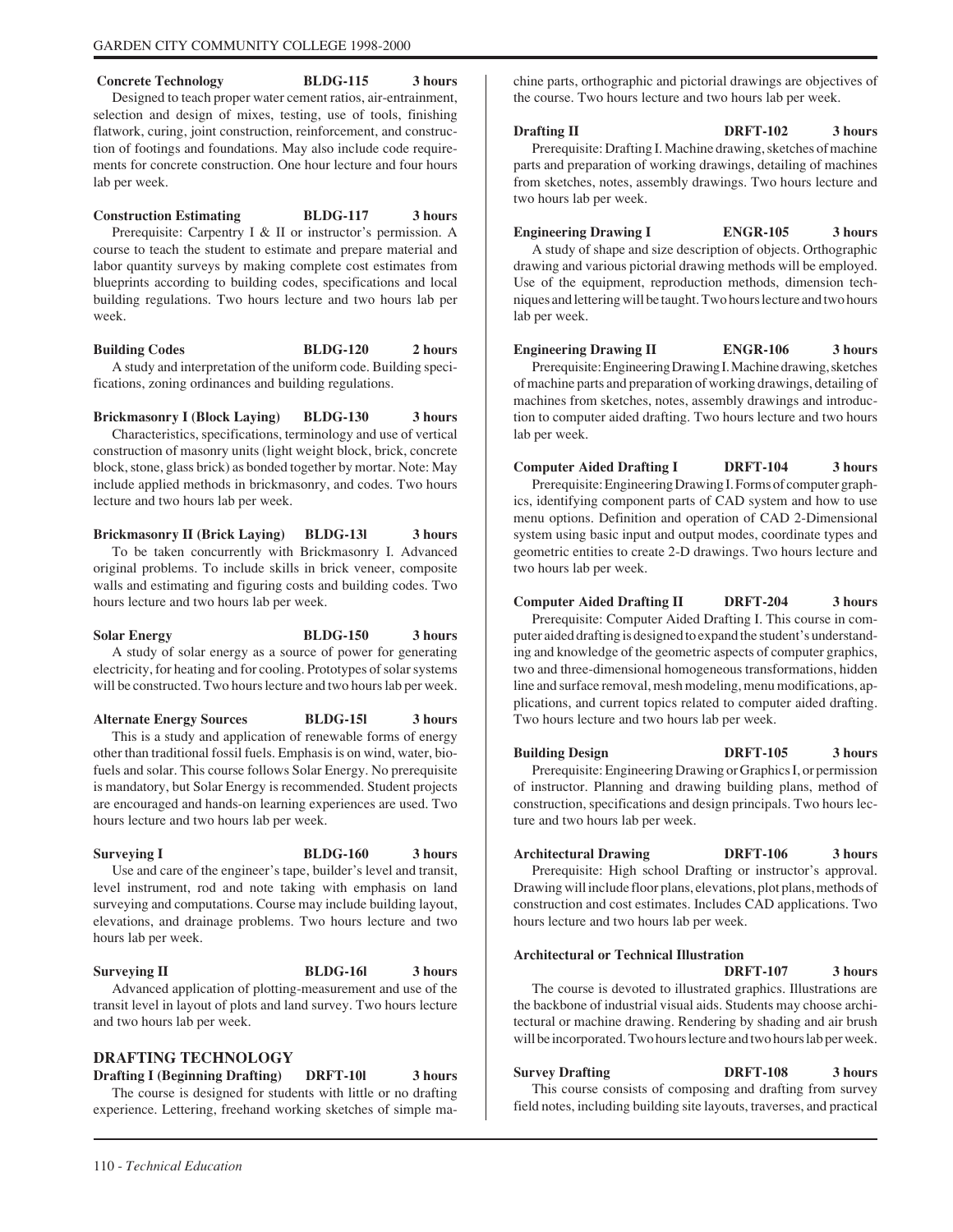**Concrete Technology BLDG-115 3 hours**

Designed to teach proper water cement ratios, air-entrainment, selection and design of mixes, testing, use of tools, finishing flatwork, curing, joint construction, reinforcement, and construction of footings and foundations. May also include code requirements for concrete construction. One hour lecture and four hours lab per week.

**Construction Estimating BLDG-117 3 hours**

Prerequisite: Carpentry I & II or instructor's permission. A course to teach the student to estimate and prepare material and labor quantity surveys by making complete cost estimates from blueprints according to building codes, specifications and local building regulations. Two hours lecture and two hours lab per week.

**Building Codes BLDG-120 2 hours**

A study and interpretation of the uniform code. Building specifications, zoning ordinances and building regulations.

**Brickmasonry I (Block Laying) BLDG-130 3 hours**

Characteristics, specifications, terminology and use of vertical construction of masonry units (light weight block, brick, concrete block, stone, glass brick) as bonded together by mortar. Note: May include applied methods in brickmasonry, and codes. Two hours lecture and two hours lab per week.

**Brickmasonry II (Brick Laying) BLDG-13l 3 hours**

To be taken concurrently with Brickmasonry I. Advanced original problems. To include skills in brick veneer, composite walls and estimating and figuring costs and building codes. Two hours lecture and two hours lab per week.

**Solar Energy BLDG-150 3 hours**

A study of solar energy as a source of power for generating electricity, for heating and for cooling. Prototypes of solar systems will be constructed. Two hours lecture and two hours lab per week.

**Alternate Energy Sources BLDG-15l 3 hours**

This is a study and application of renewable forms of energy other than traditional fossil fuels. Emphasis is on wind, water, biofuels and solar. This course follows Solar Energy. No prerequisite is mandatory, but Solar Energy is recommended. Student projects are encouraged and hands-on learning experiences are used. Two hours lecture and two hours lab per week.

**Surveying I BLDG-160 3 hours**

Use and care of the engineer's tape, builder's level and transit, level instrument, rod and note taking with emphasis on land surveying and computations. Course may include building layout, elevations, and drainage problems. Two hours lecture and two hours lab per week.

**Surveying II BLDG-16l 3 hours**

Advanced application of plotting-measurement and use of the transit level in layout of plots and land survey. Two hours lecture and two hours lab per week.

## DRAFTING TECHNOLOGY

**Drafting I (Beginning Drafting) DRFT-10l 3 hours**

The course is designed for students with little or no drafting experience. Lettering, freehand working sketches of simple machine parts, orthographic and pictorial drawings are objectives of the course. Two hours lecture and two hours lab per week.

**Drafting II DRFT-102 3 hours**

Prerequisite: Drafting I. Machine drawing, sketches of machine parts and preparation of working drawings, detailing of machines from sketches, notes, assembly drawings. Two hours lecture and two hours lab per week.

**Engineering Drawing I ENGR-105 3 hours**

A study of shape and size description of objects. Orthographic drawing and various pictorial drawing methods will be employed. Use of the equipment, reproduction methods, dimension techniques and lettering will be taught. Two hours lecture and two hours lab per week.

**Engineering Drawing II ENGR-106 3 hours**

Prerequisite: Engineering Drawing I. Machine drawing, sketches of machine parts and preparation of working drawings, detailing of machines from sketches, notes, assembly drawings and introduction to computer aided drafting. Two hours lecture and two hours lab per week.

**Computer Aided Drafting I DRFT-104 3 hours**

Prerequisite: Engineering Drawing I. Forms of computer graphics, identifying component parts of CAD system and how to use menu options. Definition and operation of CAD 2-Dimensional system using basic input and output modes, coordinate types and geometric entities to create 2-D drawings. Two hours lecture and two hours lab per week.

**Computer Aided Drafting II DRFT-204 3 hours**

Prerequisite: Computer Aided Drafting I. This course in computer aided drafting is designed to expand the student's understanding and knowledge of the geometric aspects of computer graphics, two and three-dimensional homogeneous transformations, hidden line and surface removal, mesh modeling, menu modifications, applications, and current topics related to computer aided drafting. Two hours lecture and two hours lab per week.

**Building Design DRFT-105 3 hours**

Prerequisite: Engineering Drawing or Graphics I, or permission of instructor. Planning and drawing building plans, method of construction, specifications and design principals. Two hours lecture and two hours lab per week.

**Architectural Drawing DRFT-106 3 hours**

Prerequisite: High school Drafting or instructor's approval. Drawing will include floor plans, elevations, plot plans, methods of construction and cost estimates. Includes CAD applications. Two hours lecture and two hours lab per week.

**Architectural or Technical Illustration DRFT-107 3 hours**

The course is devoted to illustrated graphics. Illustrations are the backbone of industrial visual aids. Students may choose architectural or machine drawing. Rendering by shading and air brush will be incorporated. Two hours lecture and two hours lab per week.

**Survey Drafting DRFT-108 3 hours**

This course consists of composing and drafting from survey field notes, including building site layouts, traverses, and practical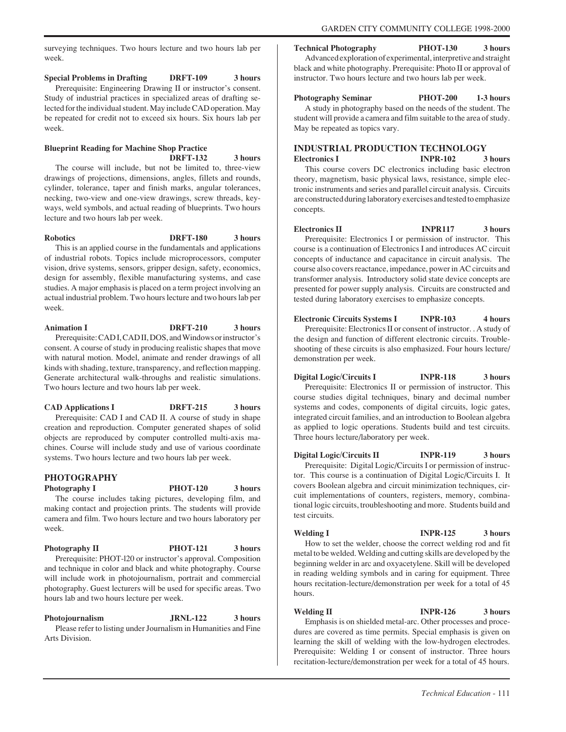surveying techniques. Two hours lecture and two hours lab per week.

**Special Problems in Drafting DRFT-109 3 hours**

Prerequisite: Engineering Drawing II or instructor's consent. Study of industrial practices in specialized areas of drafting selected for the individual student. May include CAD operation. May be repeated for credit not to exceed six hours. Six hours lab per week.

**Blueprint Reading for Machine Shop Practice DRFT-132 3 hours**

The course will include, but not be limited to, three-view drawings of projections, dimensions, angles, fillets and rounds, cylinder, tolerance, taper and finish marks, angular tolerances, necking, two-view and one-view drawings, screw threads, keyways, weld symbols, and actual reading of blueprints. Two hours lecture and two hours lab per week.

**Robotics DRFT-180 3 hours**

This is an applied course in the fundamentals and applications of industrial robots. Topics include microprocessors, computer vision, drive systems, sensors, gripper design, safety, economics, design for assembly, flexible manufacturing systems, and case studies. A major emphasis is placed on a term project involving an actual industrial problem. Two hours lecture and two hours lab per week.

**Animation I DRFT-210 3 hours**

Prerequisite: CAD I, CAD II, DOS, and Windows or instructor's consent. A course of study in producing realistic shapes that move with natural motion. Model, animate and render drawings of all kinds with shading, texture, transparency, and reflection mapping. Generate architectural walk-throughs and realistic simulations. Two hours lecture and two hours lab per week.

**CAD Applications I DRFT-215 3 hours**

Prerequisite: CAD I and CAD II. A course of study in shape creation and reproduction. Computer generated shapes of solid objects are reproduced by computer controlled multi-axis machines. Course will include study and use of various coordinate systems. Two hours lecture and two hours lab per week.

## PHOTOGRAPHY

**Photography I PHOT-120 3 hours**

The course includes taking pictures, developing film, and making contact and projection prints. The students will provide camera and film. Two hours lecture and two hours laboratory per week.

**Photography II PHOT-121 3 hours**

Prerequisite: PHOT-l20 or instructor's approval. Composition and technique in color and black and white photography. Course will include work in photojournalism, portrait and commercial photography. Guest lecturers will be used for specific areas. Two hours lab and two hours lecture per week.

**Photojournalism JRNL-122 3 hours**

Please refer to listing under Journalism in Humanities and Fine Arts Division.

**Technical Photography PHOT-130 3 hours**

Advanced exploration of experimental, interpretive and straight black and white photography. Prerequisite: Photo II or approval of instructor. Two hours lecture and two hours lab per week.

**Photography Seminar PHOT-200 1-3 hours**

A study in photography based on the needs of the student. The student will provide a camera and film suitable to the area of study. May be repeated as topics vary.

## INDUSTRIAL PRODUCTION TECHNOLOGY

**Electronics I INPR-102 3 hours**

This course covers DC electronics including basic electron theory, magnetism, basic physical laws, resistance, simple electronic instruments and series and parallel circuit analysis. Circuits are constructed during laboratory exercises and tested to emphasize concepts.

**Electronics II INPR117 3 hours**

Prerequisite: Electronics I or permission of instructor. This course is a continuation of Electronics I and introduces AC circuit concepts of inductance and capacitance in circuit analysis. The course also covers reactance, impedance, power in AC circuits and transformer analysis. Introductory solid state device concepts are presented for power supply analysis. Circuits are constructed and tested during laboratory exercises to emphasize concepts.

**Electronic Circuits Systems I INPR-103 4 hours**

Prerequisite: Electronics II or consent of instructor. . A study of the design and function of different electronic circuits. Troubleshooting of these circuits is also emphasized. Four hours lecture/ demonstration per week.

**Digital Logic/Circuits I INPR-118 3 hours**

Prerequisite: Electronics II or permission of instructor. This course studies digital techniques, binary and decimal number systems and codes, components of digital circuits, logic gates, integrated circuit families, and an introduction to Boolean algebra as applied to logic operations. Students build and test circuits. Three hours lecture/laboratory per week.

**Digital Logic/Circuits II INPR-119 3 hours**

Prerequisite: Digital Logic/Circuits I or permission of instructor. This course is a continuation of Digital Logic/Circuits I. It covers Boolean algebra and circuit minimization techniques, circuit implementations of counters, registers, memory, combinational logic circuits, troubleshooting and more. Students build and test circuits.

**Welding I INPR-125 3 hours**

How to set the welder, choose the correct welding rod and fit metal to be welded. Welding and cutting skills are developed by the beginning welder in arc and oxyacetylene. Skill will be developed in reading welding symbols and in caring for equipment. Three hours recitation-lecture/demonstration per week for a total of 45 hours.

**Welding II INPR-126 3 hours**

Emphasis is on shielded metal-arc. Other processes and procedures are covered as time permits. Special emphasis is given on learning the skill of welding with the low-hydrogen electrodes. Prerequisite: Welding I or consent of instructor. Three hours recitation-lecture/demonstration per week for a total of 45 hours.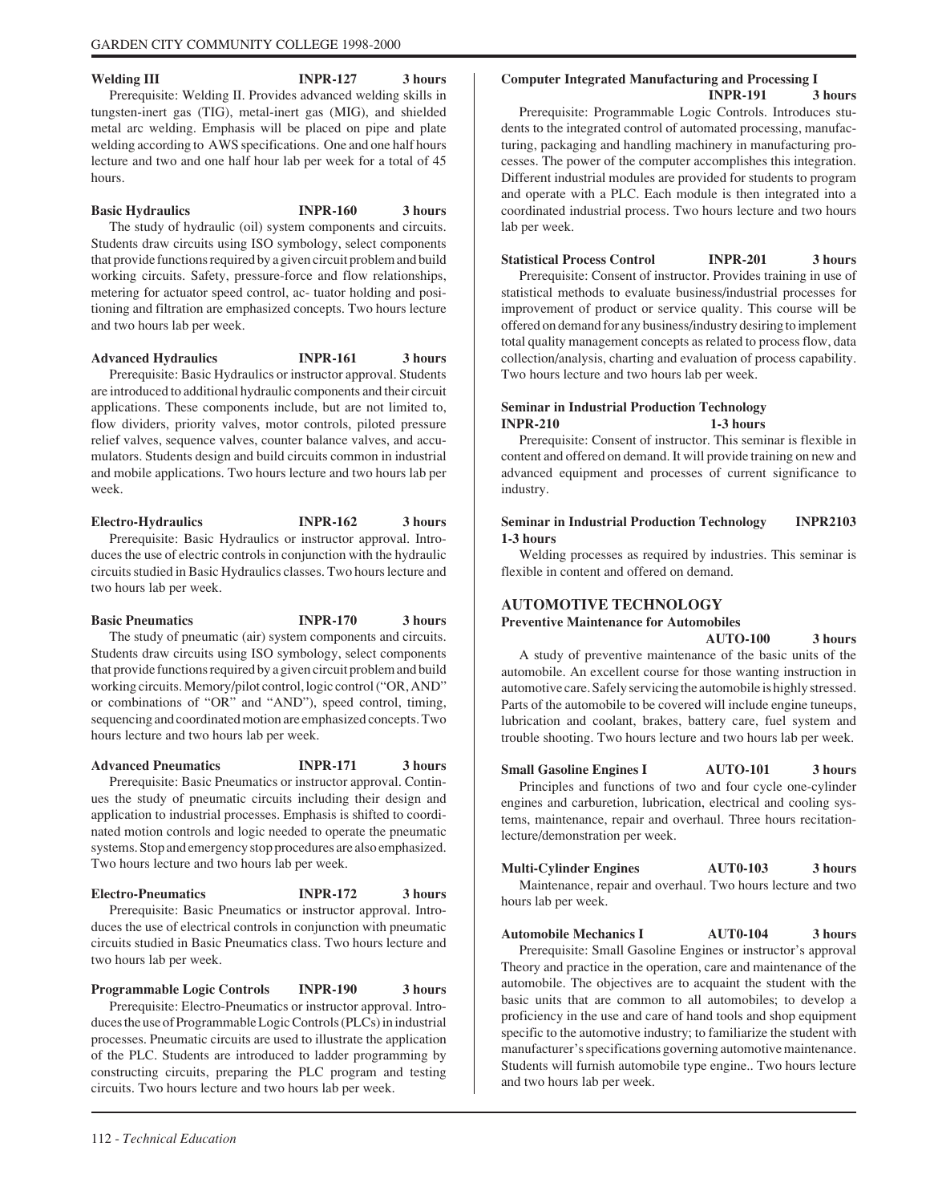**Welding III INPR-127 3 hours**

Prerequisite: Welding II. Provides advanced welding skills in tungsten-inert gas (TIG), metal-inert gas (MIG), and shielded metal arc welding. Emphasis will be placed on pipe and plate welding according to AWS specifications. One and one half hours lecture and two and one half hour lab per week for a total of 45 hours.

**Basic Hydraulics INPR-160 3 hours**

The study of hydraulic (oil) system components and circuits. Students draw circuits using ISO symbology, select components that provide functions required by a given circuit problem and build working circuits. Safety, pressure-force and flow relationships, metering for actuator speed control, ac- tuator holding and positioning and filtration are emphasized concepts. Two hours lecture and two hours lab per week.

**Advanced Hydraulics INPR-161 3 hours**

Prerequisite: Basic Hydraulics or instructor approval. Students are introduced to additional hydraulic components and their circuit applications. These components include, but are not limited to, flow dividers, priority valves, motor controls, piloted pressure relief valves, sequence valves, counter balance valves, and accumulators. Students design and build circuits common in industrial and mobile applications. Two hours lecture and two hours lab per week.

**Electro-Hydraulics INPR-162 3 hours**

Prerequisite: Basic Hydraulics or instructor approval. Introduces the use of electric controls in conjunction with the hydraulic circuits studied in Basic Hydraulics classes. Two hours lecture and two hours lab per week.

**Basic Pneumatics INPR-170 3 hours**

The study of pneumatic (air) system components and circuits. Students draw circuits using ISO symbology, select components that provide functions required by a given circuit problem and build working circuits. Memory/pilot control, logic control ("OR, AND" or combinations of "OR" and "AND"), speed control, timing, sequencing and coordinated motion are emphasized concepts. Two hours lecture and two hours lab per week.

**Advanced Pneumatics INPR-171 3 hours**

Prerequisite: Basic Pneumatics or instructor approval. Continues the study of pneumatic circuits including their design and application to industrial processes. Emphasis is shifted to coordinated motion controls and logic needed to operate the pneumatic systems. Stop and emergency stop procedures are also emphasized. Two hours lecture and two hours lab per week.

**Electro-Pneumatics INPR-172 3 hours**

Prerequisite: Basic Pneumatics or instructor approval. Introduces the use of electrical controls in conjunction with pneumatic circuits studied in Basic Pneumatics class. Two hours lecture and two hours lab per week.

**Programmable Logic Controls INPR-190 3 hours**

Prerequisite: Electro-Pneumatics or instructor approval. Introduces the use of Programmable Logic Controls (PLCs) in industrial processes. Pneumatic circuits are used to illustrate the application of the PLC. Students are introduced to ladder programming by constructing circuits, preparing the PLC program and testing circuits. Two hours lecture and two hours lab per week.

**Computer Integrated Manufacturing and Processing I INPR-191 3 hours**

Prerequisite: Programmable Logic Controls. Introduces students to the integrated control of automated processing, manufacturing, packaging and handling machinery in manufacturing processes. The power of the computer accomplishes this integration. Different industrial modules are provided for students to program and operate with a PLC. Each module is then integrated into a coordinated industrial process. Two hours lecture and two hours lab per week.

**Statistical Process Control INPR-201 3 hours**

Prerequisite: Consent of instructor. Provides training in use of statistical methods to evaluate business/industrial processes for improvement of product or service quality. This course will be offered on demand for any business/industry desiring to implement total quality management concepts as related to process flow, data collection/analysis, charting and evaluation of process capability. Two hours lecture and two hours lab per week.

**Seminar in Industrial Production Technology INPR-210 1-3 hours**

Prerequisite: Consent of instructor. This seminar is flexible in content and offered on demand. It will provide training on new and advanced equipment and processes of current significance to industry.

**Seminar in Industrial Production Technology INPR2103 1-3 hours**

Welding processes as required by industries. This seminar is flexible in content and offered on demand.

## AUTOMOTIVE TECHNOLOGY

**Preventive Maintenance for Automobiles AUTO-100 3 hours**

A study of preventive maintenance of the basic units of the automobile. An excellent course for those wanting instruction in automotive care. Safely servicing the automobile is highly stressed. Parts of the automobile to be covered will include engine tuneups, lubrication and coolant, brakes, battery care, fuel system and trouble shooting. Two hours lecture and two hours lab per week.

**Small Gasoline Engines I AUTO-101 3 hours**

Principles and functions of two and four cycle one-cylinder engines and carburetion, lubrication, electrical and cooling systems, maintenance, repair and overhaul. Three hours recitation-lecture/demonstration per week.

**Multi-Cylinder Engines AUT0-103 3 hours**

Maintenance, repair and overhaul. Two hours lecture and two hours lab per week.

**Automobile Mechanics I AUT0-104 3 hours**

Prerequisite: Small Gasoline Engines or instructor's approval Theory and practice in the operation, care and maintenance of the automobile. The objectives are to acquaint the student with the basic units that are common to all automobiles; to develop a proficiency in the use and care of hand tools and shop equipment specific to the automotive industry; to familiarize the student with manufacturer's specifications governing automotive maintenance. Students will furnish automobile type engine.. Two hours lecture and two hours lab per week.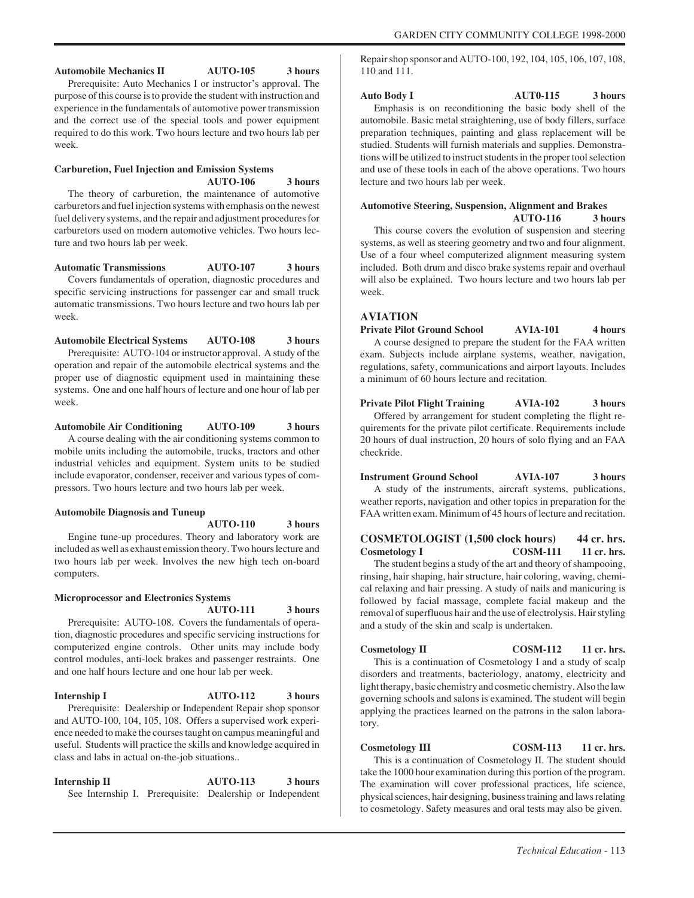**Automobile Mechanics II AUTO-105 3 hours**

Prerequisite: Auto Mechanics I or instructor's approval. The purpose of this course is to provide the student with instruction and experience in the fundamentals of automotive power transmission and the correct use of the special tools and power equipment required to do this work. Two hours lecture and two hours lab per week.

**Carburetion, Fuel Injection and Emission Systems AUTO-106 3 hours**

The theory of carburetion, the maintenance of automotive carburetors and fuel injection systems with emphasis on the newest fuel delivery systems, and the repair and adjustment procedures for carburetors used on modern automotive vehicles. Two hours lecture and two hours lab per week.

**Automatic Transmissions AUTO-107 3 hours**

Covers fundamentals of operation, diagnostic procedures and specific servicing instructions for passenger car and small truck automatic transmissions. Two hours lecture and two hours lab per week.

**Automobile Electrical Systems AUTO-108 3 hours**

Prerequisite: AUTO-104 or instructor approval. A study of the operation and repair of the automobile electrical systems and the proper use of diagnostic equipment used in maintaining these systems. One and one half hours of lecture and one hour of lab per week.

**Automobile Air Conditioning AUTO-109 3 hours**

A course dealing with the air conditioning systems common to mobile units including the automobile, trucks, tractors and other industrial vehicles and equipment. System units to be studied include evaporator, condenser, receiver and various types of compressors. Two hours lecture and two hours lab per week.

**Automobile Diagnosis and Tuneup AUTO-110 3 hours**

Engine tune-up procedures. Theory and laboratory work are included as well as exhaust emission theory. Two hours lecture and two hours lab per week. Involves the new high tech on-board computers.

**Microprocessor and Electronics Systems AUTO-111 3 hours**

Prerequisite: AUTO-108. Covers the fundamentals of operation, diagnostic procedures and specific servicing instructions for computerized engine controls. Other units may include body control modules, anti-lock brakes and passenger restraints. One and one half hours lecture and one hour lab per week.

**Internship I AUTO-112 3 hours**

Prerequisite: Dealership or Independent Repair shop sponsor and AUTO-100, 104, 105, 108. Offers a supervised work experience needed to make the courses taught on campus meaningful and useful. Students will practice the skills and knowledge acquired in class and labs in actual on-the-job situations..

**Internship II AUTO-113 3 hours**

See Internship I. Prerequisite: Dealership or Independent Repair shop sponsor and AUTO-100, 192, 104, 105, 106, 107, 108, 110 and 111.

**Auto Body I AUT0-115 3 hours**

Emphasis is on reconditioning the basic body shell of the automobile. Basic metal straightening, use of body fillers, surface preparation techniques, painting and glass replacement will be studied. Students will furnish materials and supplies. Demonstrations will be utilized to instruct students in the proper tool selection and use of these tools in each of the above operations. Two hours lecture and two hours lab per week.

**Automotive Steering, Suspension, Alignment and Brakes AUTO-116 3 hours**

This course covers the evolution of suspension and steering systems, as well as steering geometry and two and four alignment. Use of a four wheel computerized alignment measuring system included. Both drum and disco brake systems repair and overhaul will also be explained. Two hours lecture and two hours lab per week.

## AVIATION

**Private Pilot Ground School AVIA-101 4 hours**

A course designed to prepare the student for the FAA written exam. Subjects include airplane systems, weather, navigation, regulations, safety, communications and airport layouts. Includes a minimum of 60 hours lecture and recitation.

**Private Pilot Flight Training AVIA-102 3 hours**

Offered by arrangement for student completing the flight requirements for the private pilot certificate. Requirements include 20 hours of dual instruction, 20 hours of solo flying and an FAA checkride.

**Instrument Ground School AVIA-107 3 hours**

A study of the instruments, aircraft systems, publications, weather reports, navigation and other topics in preparation for the FAA written exam. Minimum of 45 hours of lecture and recitation.

## COSMETOLOGIST (1,500 clock hours) 44 cr. hrs.

**Cosmetology I COSM-111 11 cr. hrs.**

The student begins a study of the art and theory of shampooing, rinsing, hair shaping, hair structure, hair coloring, waving, chemical relaxing and hair pressing. A study of nails and manicuring is followed by facial massage, complete facial makeup and the removal of superfluous hair and the use of electrolysis. Hair styling and a study of the skin and scalp is undertaken.

**Cosmetology II COSM-112 11 cr. hrs.**

This is a continuation of Cosmetology I and a study of scalp disorders and treatments, bacteriology, anatomy, electricity and light therapy, basic chemistry and cosmetic chemistry. Also the law governing schools and salons is examined. The student will begin applying the practices learned on the patrons in the salon laboratory.

**Cosmetology III COSM-113 11 cr. hrs.**

This is a continuation of Cosmetology II. The student should take the 1000 hour examination during this portion of the program. The examination will cover professional practices, life science, physical sciences, hair designing, business training and laws relating to cosmetology. Safety measures and oral tests may also be given.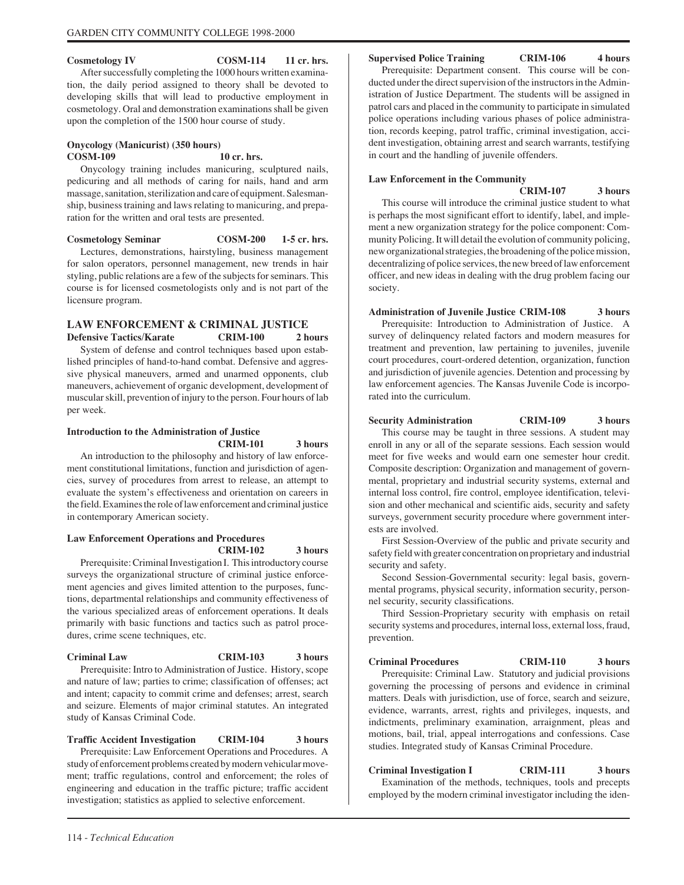**Cosmetology IV COSM-114 11 cr. hrs.**

After successfully completing the 1000 hours written examination, the daily period assigned to theory shall be devoted to developing skills that will lead to productive employment in cosmetology. Oral and demonstration examinations shall be given upon the completion of the 1500 hour course of study.

**Onycology (Manicurist) (350 hours)**
**COSM-109 10 cr. hrs.**

Onycology training includes manicuring, sculptured nails, pedicuring and all methods of caring for nails, hand and arm massage, sanitation, sterilization and care of equipment. Salesmanship, business training and laws relating to manicuring, and preparation for the written and oral tests are presented.

**Cosmetology Seminar COSM-200 1-5 cr. hrs.**

Lectures, demonstrations, hairstyling, business management for salon operators, personnel management, new trends in hair styling, public relations are a few of the subjects for seminars. This course is for licensed cosmetologists only and is not part of the licensure program.

## LAW ENFORCEMENT & CRIMINAL JUSTICE

**Defensive Tactics/Karate CRIM-100 2 hours**

System of defense and control techniques based upon established principles of hand-to-hand combat. Defensive and aggressive physical maneuvers, armed and unarmed opponents, club maneuvers, achievement of organic development, development of muscular skill, prevention of injury to the person. Four hours of lab per week.

**Introduction to the Administration of Justice**
**CRIM-101 3 hours**

An introduction to the philosophy and history of law enforcement constitutional limitations, function and jurisdiction of agencies, survey of procedures from arrest to release, an attempt to evaluate the system's effectiveness and orientation on careers in the field. Examines the role of law enforcement and criminal justice in contemporary American society.

**Law Enforcement Operations and Procedures**
**CRIM-102 3 hours**

Prerequisite: Criminal Investigation I. This introductory course surveys the organizational structure of criminal justice enforcement agencies and gives limited attention to the purposes, functions, departmental relationships and community effectiveness of the various specialized areas of enforcement operations. It deals primarily with basic functions and tactics such as patrol procedures, crime scene techniques, etc.

**Criminal Law CRIM-103 3 hours**

Prerequisite: Intro to Administration of Justice. History, scope and nature of law; parties to crime; classification of offenses; act and intent; capacity to commit crime and defenses; arrest, search and seizure. Elements of major criminal statutes. An integrated study of Kansas Criminal Code.

**Traffic Accident Investigation CRIM-104 3 hours**

Prerequisite: Law Enforcement Operations and Procedures. A study of enforcement problems created by modern vehicular movement; traffic regulations, control and enforcement; the roles of engineering and education in the traffic picture; traffic accident investigation; statistics as applied to selective enforcement.

**Supervised Police Training CRIM-106 4 hours**

Prerequisite: Department consent. This course will be conducted under the direct supervision of the instructors in the Administration of Justice Department. The students will be assigned in patrol cars and placed in the community to participate in simulated police operations including various phases of police administration, records keeping, patrol traffic, criminal investigation, accident investigation, obtaining arrest and search warrants, testifying in court and the handling of juvenile offenders.

**Law Enforcement in the Community**
**CRIM-107 3 hours**

This course will introduce the criminal justice student to what is perhaps the most significant effort to identify, label, and implement a new organization strategy for the police component: Community Policing. It will detail the evolution of community policing, new organizational strategies, the broadening of the police mission, decentralizing of police services, the new breed of law enforcement officer, and new ideas in dealing with the drug problem facing our society.

**Administration of Juvenile Justice CRIM-108 3 hours**

Prerequisite: Introduction to Administration of Justice. A survey of delinquency related factors and modern measures for treatment and prevention, law pertaining to juveniles, juvenile court procedures, court-ordered detention, organization, function and jurisdiction of juvenile agencies. Detention and processing by law enforcement agencies. The Kansas Juvenile Code is incorporated into the curriculum.

**Security Administration CRIM-109 3 hours**

This course may be taught in three sessions. A student may enroll in any or all of the separate sessions. Each session would meet for five weeks and would earn one semester hour credit. Composite description: Organization and management of governmental, proprietary and industrial security systems, external and internal loss control, fire control, employee identification, television and other mechanical and scientific aids, security and safety surveys, government security procedure where government interests are involved.

First Session-Overview of the public and private security and safety field with greater concentration on proprietary and industrial security and safety.

Second Session-Governmental security: legal basis, governmental programs, physical security, information security, personnel security, security classifications.

Third Session-Proprietary security with emphasis on retail security systems and procedures, internal loss, external loss, fraud, prevention.

**Criminal Procedures CRIM-110 3 hours**

Prerequisite: Criminal Law. Statutory and judicial provisions governing the processing of persons and evidence in criminal matters. Deals with jurisdiction, use of force, search and seizure, evidence, warrants, arrest, rights and privileges, inquests, and indictments, preliminary examination, arraignment, pleas and motions, bail, trial, appeal interrogations and confessions. Case studies. Integrated study of Kansas Criminal Procedure.

**Criminal Investigation I CRIM-111 3 hours**

Examination of the methods, techniques, tools and precepts employed by the modern criminal investigator including the iden-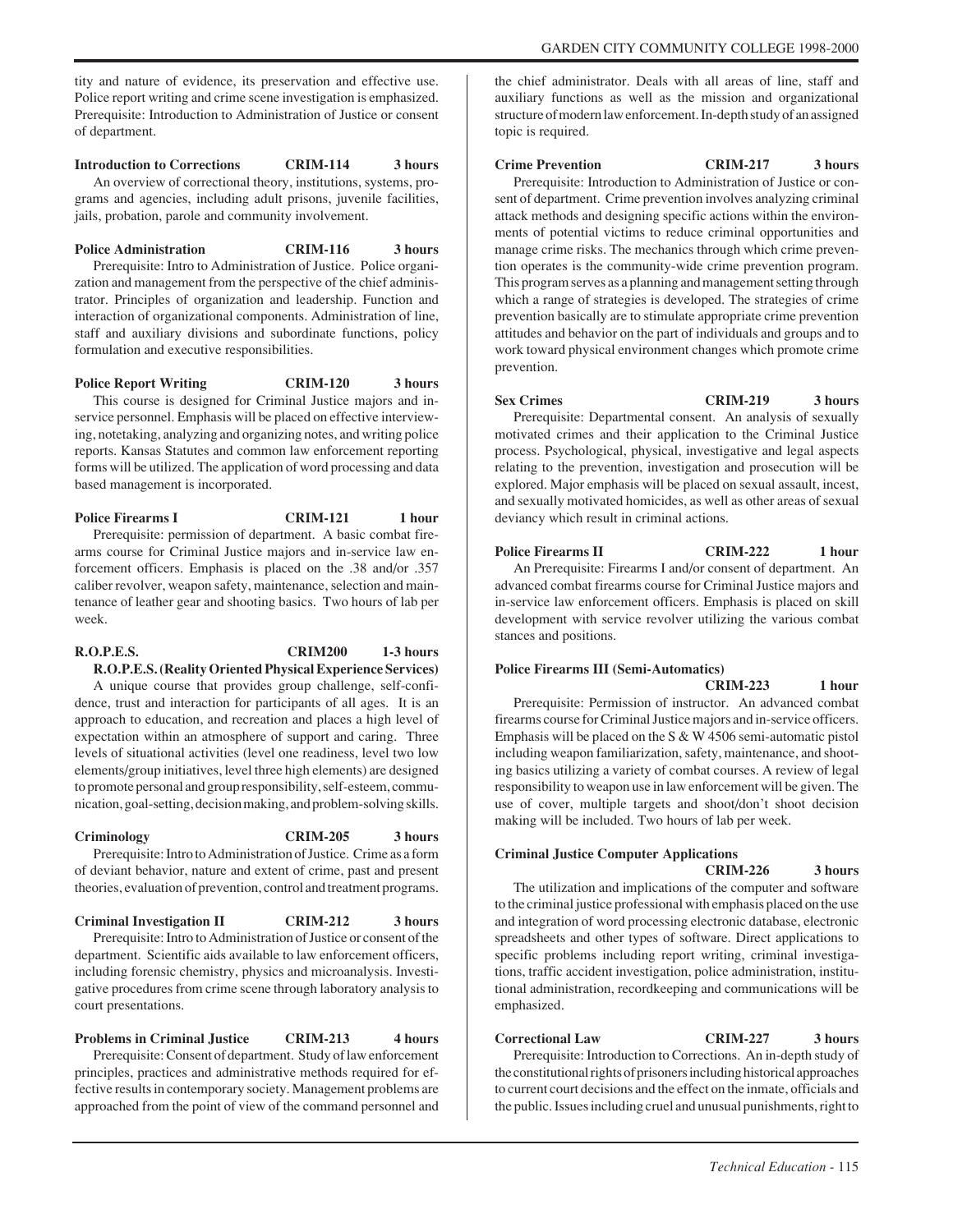tity and nature of evidence, its preservation and effective use. Police report writing and crime scene investigation is emphasized. Prerequisite: Introduction to Administration of Justice or consent of department.

**Introduction to Corrections CRIM-114 3 hours**

An overview of correctional theory, institutions, systems, programs and agencies, including adult prisons, juvenile facilities, jails, probation, parole and community involvement.

**Police Administration CRIM-116 3 hours**

Prerequisite: Intro to Administration of Justice. Police organization and management from the perspective of the chief administrator. Principles of organization and leadership. Function and interaction of organizational components. Administration of line, staff and auxiliary divisions and subordinate functions, policy formulation and executive responsibilities.

**Police Report Writing CRIM-120 3 hours**

This course is designed for Criminal Justice majors and in-service personnel. Emphasis will be placed on effective interviewing, notetaking, analyzing and organizing notes, and writing police reports. Kansas Statutes and common law enforcement reporting forms will be utilized. The application of word processing and data based management is incorporated.

**Police Firearms I CRIM-121 1 hour**

Prerequisite: permission of department. A basic combat firearms course for Criminal Justice majors and in-service law enforcement officers. Emphasis is placed on the .38 and/or .357 caliber revolver, weapon safety, maintenance, selection and maintenance of leather gear and shooting basics. Two hours of lab per week.

**R.O.P.E.S. CRIM200 1-3 hours**

**R.O.P.E.S. (Reality Oriented Physical Experience Services)**

A unique course that provides group challenge, self-confidence, trust and interaction for participants of all ages. It is an approach to education, and recreation and places a high level of expectation within an atmosphere of support and caring. Three levels of situational activities (level one readiness, level two low elements/group initiatives, level three high elements) are designed to promote personal and group responsibility, self-esteem, communication, goal-setting, decision making, and problem-solving skills.

**Criminology CRIM-205 3 hours**

Prerequisite: Intro to Administration of Justice. Crime as a form of deviant behavior, nature and extent of crime, past and present theories, evaluation of prevention, control and treatment programs.

**Criminal Investigation II CRIM-212 3 hours**

Prerequisite: Intro to Administration of Justice or consent of the department. Scientific aids available to law enforcement officers, including forensic chemistry, physics and microanalysis. Investigative procedures from crime scene through laboratory analysis to court presentations.

**Problems in Criminal Justice CRIM-213 4 hours**

Prerequisite: Consent of department. Study of law enforcement principles, practices and administrative methods required for effective results in contemporary society. Management problems are approached from the point of view of the command personnel and the chief administrator. Deals with all areas of line, staff and auxiliary functions as well as the mission and organizational structure of modern law enforcement. In-depth study of an assigned topic is required.

**Crime Prevention CRIM-217 3 hours**

Prerequisite: Introduction to Administration of Justice or consent of department. Crime prevention involves analyzing criminal attack methods and designing specific actions within the environments of potential victims to reduce criminal opportunities and manage crime risks. The mechanics through which crime prevention operates is the community-wide crime prevention program. This program serves as a planning and management setting through which a range of strategies is developed. The strategies of crime prevention basically are to stimulate appropriate crime prevention attitudes and behavior on the part of individuals and groups and to work toward physical environment changes which promote crime prevention.

**Sex Crimes CRIM-219 3 hours**

Prerequisite: Departmental consent. An analysis of sexually motivated crimes and their application to the Criminal Justice process. Psychological, physical, investigative and legal aspects relating to the prevention, investigation and prosecution will be explored. Major emphasis will be placed on sexual assault, incest, and sexually motivated homicides, as well as other areas of sexual deviancy which result in criminal actions.

**Police Firearms II CRIM-222 1 hour**

An Prerequisite: Firearms I and/or consent of department. An advanced combat firearms course for Criminal Justice majors and in-service law enforcement officers. Emphasis is placed on skill development with service revolver utilizing the various combat stances and positions.

**Police Firearms III (Semi-Automatics) CRIM-223 1 hour**

Prerequisite: Permission of instructor. An advanced combat firearms course for Criminal Justice majors and in-service officers. Emphasis will be placed on the S & W 4506 semi-automatic pistol including weapon familiarization, safety, maintenance, and shooting basics utilizing a variety of combat courses. A review of legal responsibility to weapon use in law enforcement will be given. The use of cover, multiple targets and shoot/don't shoot decision making will be included. Two hours of lab per week.

**Criminal Justice Computer Applications CRIM-226 3 hours**

The utilization and implications of the computer and software to the criminal justice professional with emphasis placed on the use and integration of word processing electronic database, electronic spreadsheets and other types of software. Direct applications to specific problems including report writing, criminal investigations, traffic accident investigation, police administration, institutional administration, recordkeeping and communications will be emphasized.

**Correctional Law CRIM-227 3 hours**

Prerequisite: Introduction to Corrections. An in-depth study of the constitutional rights of prisoners including historical approaches to current court decisions and the effect on the inmate, officials and the public. Issues including cruel and unusual punishments, right to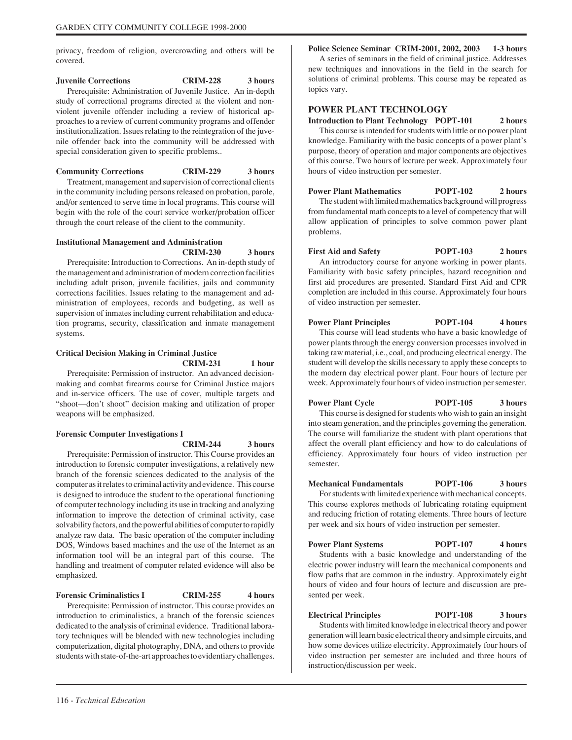privacy, freedom of religion, overcrowding and others will be covered.

**Juvenile Corrections CRIM-228 3 hours**

Prerequisite: Administration of Juvenile Justice. An in-depth study of correctional programs directed at the violent and non-violent juvenile offender including a review of historical approaches to a review of current community programs and offender institutionalization. Issues relating to the reintegration of the juvenile offender back into the community will be addressed with special consideration given to specific problems..

**Community Corrections CRIM-229 3 hours**

Treatment, management and supervision of correctional clients in the community including persons released on probation, parole, and/or sentenced to serve time in local programs. This course will begin with the role of the court service worker/probation officer through the court release of the client to the community.

**Institutional Management and Administration CRIM-230 3 hours**

Prerequisite: Introduction to Corrections. An in-depth study of the management and administration of modern correction facilities including adult prison, juvenile facilities, jails and community corrections facilities. Issues relating to the management and administration of employees, records and budgeting, as well as supervision of inmates including current rehabilitation and education programs, security, classification and inmate management systems.

**Critical Decision Making in Criminal Justice CRIM-231 1 hour**

Prerequisite: Permission of instructor. An advanced decision-making and combat firearms course for Criminal Justice majors and in-service officers. The use of cover, multiple targets and "shoot—don't shoot" decision making and utilization of proper weapons will be emphasized.

**Forensic Computer Investigations I CRIM-244 3 hours**

Prerequisite: Permission of instructor. This Course provides an introduction to forensic computer investigations, a relatively new branch of the forensic sciences dedicated to the analysis of the computer as it relates to criminal activity and evidence. This course is designed to introduce the student to the operational functioning of computer technology including its use in tracking and analyzing information to improve the detection of criminal activity, case solvability factors, and the powerful abilities of computer to rapidly analyze raw data. The basic operation of the computer including DOS, Windows based machines and the use of the Internet as an information tool will be an integral part of this course. The handling and treatment of computer related evidence will also be emphasized.

**Forensic Criminalistics I CRIM-255 4 hours**

Prerequisite: Permission of instructor. This course provides an introduction to criminalistics, a branch of the forensic sciences dedicated to the analysis of criminal evidence. Traditional laboratory techniques will be blended with new technologies including computerization, digital photography, DNA, and others to provide students with state-of-the-art approaches to evidentiary challenges.

**Police Science Seminar CRIM-2001, 2002, 2003 1-3 hours**

A series of seminars in the field of criminal justice. Addresses new techniques and innovations in the field in the search for solutions of criminal problems. This course may be repeated as topics vary.

## POWER PLANT TECHNOLOGY

**Introduction to Plant Technology POPT-101 2 hours**

This course is intended for students with little or no power plant knowledge. Familiarity with the basic concepts of a power plant's purpose, theory of operation and major components are objectives of this course. Two hours of lecture per week. Approximately four hours of video instruction per semester.

**Power Plant Mathematics POPT-102 2 hours**

The student with limited mathematics background will progress from fundamental math concepts to a level of competency that will allow application of principles to solve common power plant problems.

**First Aid and Safety POPT-103 2 hours**

An introductory course for anyone working in power plants. Familiarity with basic safety principles, hazard recognition and first aid procedures are presented. Standard First Aid and CPR completion are included in this course. Approximately four hours of video instruction per semester.

**Power Plant Principles POPT-104 4 hours**

This course will lead students who have a basic knowledge of power plants through the energy conversion processes involved in taking raw material, i.e., coal, and producing electrical energy. The student will develop the skills necessary to apply these concepts to the modern day electrical power plant. Four hours of lecture per week. Approximately four hours of video instruction per semester.

**Power Plant Cycle POPT-105 3 hours**

This course is designed for students who wish to gain an insight into steam generation, and the principles governing the generation. The course will familiarize the student with plant operations that affect the overall plant efficiency and how to do calculations of efficiency. Approximately four hours of video instruction per semester.

**Mechanical Fundamentals POPT-106 3 hours**

For students with limited experience with mechanical concepts. This course explores methods of lubricating rotating equipment and reducing friction of rotating elements. Three hours of lecture per week and six hours of video instruction per semester.

**Power Plant Systems POPT-107 4 hours**

Students with a basic knowledge and understanding of the electric power industry will learn the mechanical components and flow paths that are common in the industry. Approximately eight hours of video and four hours of lecture and discussion are presented per week.

**Electrical Principles POPT-108 3 hours**

Students with limited knowledge in electrical theory and power generation will learn basic electrical theory and simple circuits, and how some devices utilize electricity. Approximately four hours of video instruction per semester are included and three hours of instruction/discussion per week.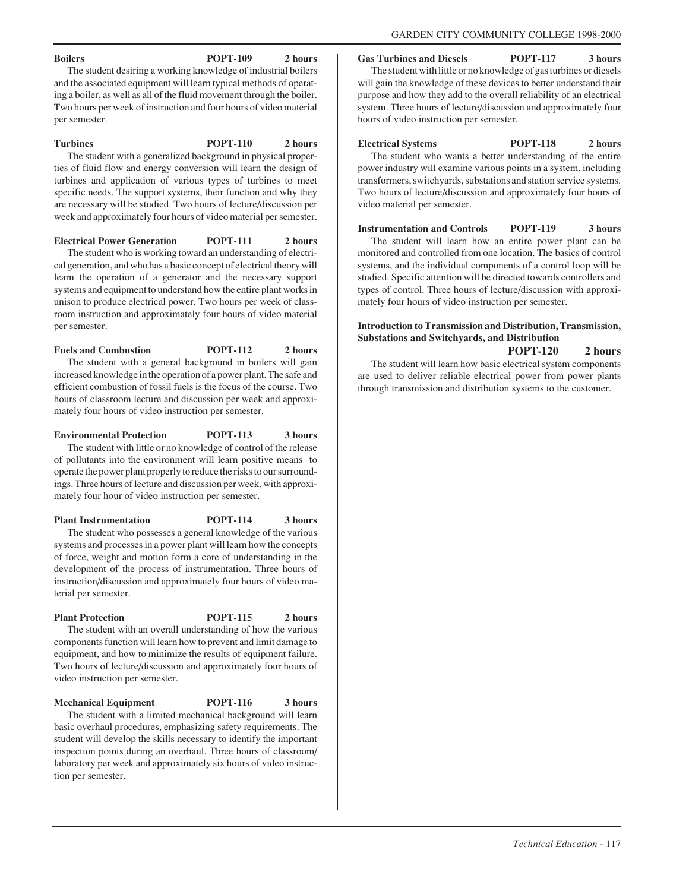**Boilers POPT-109 2 hours**

The student desiring a working knowledge of industrial boilers and the associated equipment will learn typical methods of operating a boiler, as well as all of the fluid movement through the boiler. Two hours per week of instruction and four hours of video material per semester.

**Turbines POPT-110 2 hours**

The student with a generalized background in physical properties of fluid flow and energy conversion will learn the design of turbines and application of various types of turbines to meet specific needs. The support systems, their function and why they are necessary will be studied. Two hours of lecture/discussion per week and approximately four hours of video material per semester.

**Electrical Power Generation POPT-111 2 hours**

The student who is working toward an understanding of electrical generation, and who has a basic concept of electrical theory will learn the operation of a generator and the necessary support systems and equipment to understand how the entire plant works in unison to produce electrical power. Two hours per week of classroom instruction and approximately four hours of video material per semester.

**Fuels and Combustion POPT-112 2 hours**

The student with a general background in boilers will gain increased knowledge in the operation of a power plant. The safe and efficient combustion of fossil fuels is the focus of the course. Two hours of classroom lecture and discussion per week and approximately four hours of video instruction per semester.

**Environmental Protection POPT-113 3 hours**

The student with little or no knowledge of control of the release of pollutants into the environment will learn positive means to operate the power plant properly to reduce the risks to our surroundings. Three hours of lecture and discussion per week, with approximately four hour of video instruction per semester.

**Plant Instrumentation POPT-114 3 hours**

The student who possesses a general knowledge of the various systems and processes in a power plant will learn how the concepts of force, weight and motion form a core of understanding in the development of the process of instrumentation. Three hours of instruction/discussion and approximately four hours of video material per semester.

**Plant Protection POPT-115 2 hours**

The student with an overall understanding of how the various components function will learn how to prevent and limit damage to equipment, and how to minimize the results of equipment failure. Two hours of lecture/discussion and approximately four hours of video instruction per semester.

**Mechanical Equipment POPT-116 3 hours**

The student with a limited mechanical background will learn basic overhaul procedures, emphasizing safety requirements. The student will develop the skills necessary to identify the important inspection points during an overhaul. Three hours of classroom/laboratory per week and approximately six hours of video instruction per semester.

**Gas Turbines and Diesels POPT-117 3 hours**

The student with little or no knowledge of gas turbines or diesels will gain the knowledge of these devices to better understand their purpose and how they add to the overall reliability of an electrical system. Three hours of lecture/discussion and approximately four hours of video instruction per semester.

**Electrical Systems POPT-118 2 hours**

The student who wants a better understanding of the entire power industry will examine various points in a system, including transformers, switchyards, substations and station service systems. Two hours of lecture/discussion and approximately four hours of video material per semester.

**Instrumentation and Controls POPT-119 3 hours**

The student will learn how an entire power plant can be monitored and controlled from one location. The basics of control systems, and the individual components of a control loop will be studied. Specific attention will be directed towards controllers and types of control. Three hours of lecture/discussion with approximately four hours of video instruction per semester.

**Introduction to Transmission and Distribution, Transmission, Substations and Switchyards, and Distribution POPT-120 2 hours**

The student will learn how basic electrical system components are used to deliver reliable electrical power from power plants through transmission and distribution systems to the customer.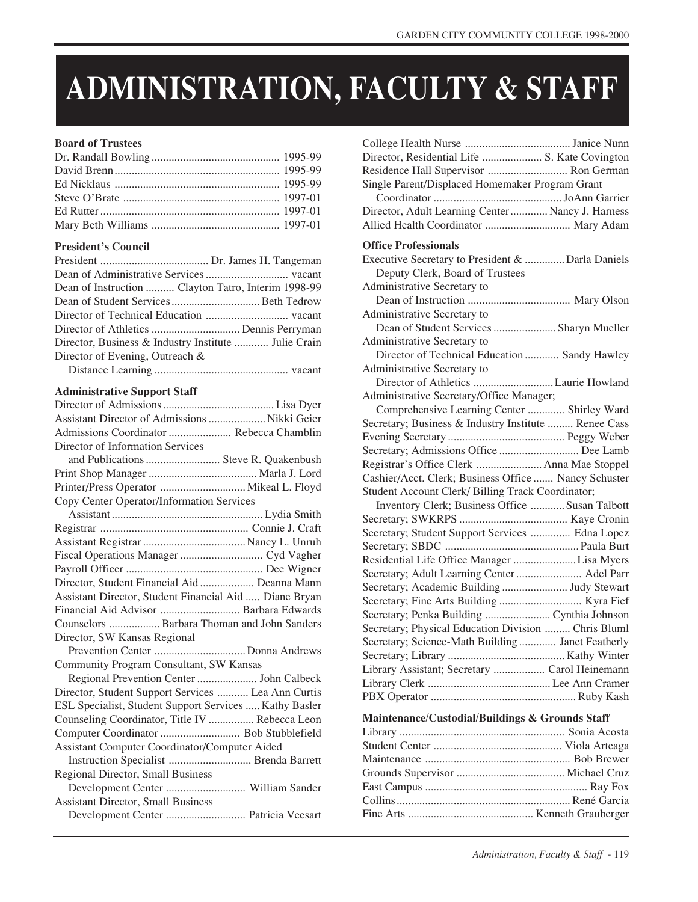# ADMINISTRATION, FACULTY & STAFF

**Board of Trustees**

Dr. Randall Bowling ............................................ 1995-99
David Brenn .......................................................... 1995-99
Ed Nicklaus .......................................................... 1995-99
Steve O'Brate ....................................................... 1997-01
Ed Rutter ............................................................... 1997-01
Mary Beth Williams ............................................. 1997-01

**President's Council**

President ...................................... Dr. James H. Tangeman
Dean of Administrative Services ............................ vacant
Dean of Instruction .......... Clayton Tatro, Interim 1998-99
Dean of Student Services ............................... Beth Tedrow
Director of Technical Education ............................ vacant
Director of Athletics ............................... Dennis Perryman
Director, Business & Industry Institute ............ Julie Crain
Director of Evening, Outreach & Distance Learning .............................................. vacant

**Administrative Support Staff**

Director of Admissions ....................................... Lisa Dyer
Assistant Director of Admissions .................... Nikki Geier
Admissions Coordinator ...................... Rebecca Chamblin
Director of Information Services and Publications .......................... Steve R. Quakenbush
Print Shop Manager ...................................... Marla J. Lord
Printer/Press Operator .............................. Mikeal L. Floyd
Copy Center Operator/Information Services Assistant ..................................................... Lydia Smith
Registrar .................................................... Connie J. Craft
Assistant Registrar .................................... Nancy L. Unruh
Fiscal Operations Manager ............................. Cyd Vagher
Payroll Officer ................................................ Dee Wigner
Director, Student Financial Aid ................... Deanna Mann
Assistant Director, Student Financial Aid ..... Diane Bryan
Financial Aid Advisor ............................ Barbara Edwards
Counselors .................. Barbara Thoman and John Sanders
Director, SW Kansas Regional Prevention Center ................................ Donna Andrews
Community Program Consultant, SW Kansas Regional Prevention Center ..................... John Calbeck
Director, Student Support Services ........... Lea Ann Curtis
ESL Specialist, Student Support Services ..... Kathy Basler
Counseling Coordinator, Title IV ................ Rebecca Leon
Computer Coordinator ............................ Bob Stubblefield
Assistant Computer Coordinator/Computer Aided Instruction Specialist ............................. Brenda Barrett
Regional Director, Small Business Development Center ........................... William Sander
Assistant Director, Small Business Development Center ............................ Patricia Veesart
College Health Nurse ..................................... Janice Nunn
Director, Residential Life ..................... S. Kate Covington
Residence Hall Supervisor ............................ Ron German
Single Parent/Displaced Homemaker Program Grant Coordinator ............................................. JoAnn Garrier
Director, Adult Learning Center ............. Nancy J. Harness
Allied Health Coordinator .............................. Mary Adam

**Office Professionals**

Executive Secretary to President & Deputy Clerk, Board of Trustees .............. Darla Daniels
Administrative Secretary to Dean of Instruction .................................... Mary Olson
Administrative Secretary to Dean of Student Services ...................... Sharyn Mueller
Administrative Secretary to Director of Technical Education ............ Sandy Hawley
Administrative Secretary to Director of Athletics ............................ Laurie Howland
Administrative Secretary/Office Manager; Comprehensive Learning Center ............. Shirley Ward
Secretary; Business & Industry Institute ......... Renee Cass
Evening Secretary ......................................... Peggy Weber
Secretary; Admissions Office ............................ Dee Lamb
Registrar's Office Clerk ....................... Anna Mae Stoppel
Cashier/Acct. Clerk; Business Office ....... Nancy Schuster
Student Account Clerk/ Billing Track Coordinator; Inventory Clerk; Business Office ............ Susan Talbott
Secretary; SWKRPS ...................................... Kaye Cronin
Secretary; Student Support Services .............. Edna Lopez
Secretary; SBDC ............................................... Paula Burt
Residential Life Office Manager ...................... Lisa Myers
Secretary; Adult Learning Center ....................... Adel Parr
Secretary; Academic Building ....................... Judy Stewart
Secretary; Fine Arts Building ............................. Kyra Fief
Secretary; Penka Building ....................... Cynthia Johnson
Secretary; Physical Education Division ......... Chris Bluml
Secretary; Science-Math Building ............. Janet Featherly
Secretary; Library ......................................... Kathy Winter
Library Assistant; Secretary .................. Carol Heinemann
Library Clerk ........................................... Lee Ann Cramer
PBX Operator ................................................... Ruby Kash

**Maintenance/Custodial/Buildings & Grounds Staff**

Library .......................................................... Sonia Acosta
Student Center ............................................. Viola Arteaga
Maintenance ................................................... Bob Brewer
Grounds Supervisor ...................................... Michael Cruz
East Campus ......................................................... Ray Fox
Collins ............................................................ René Garcia
Fine Arts ............................................ Kenneth Grauberger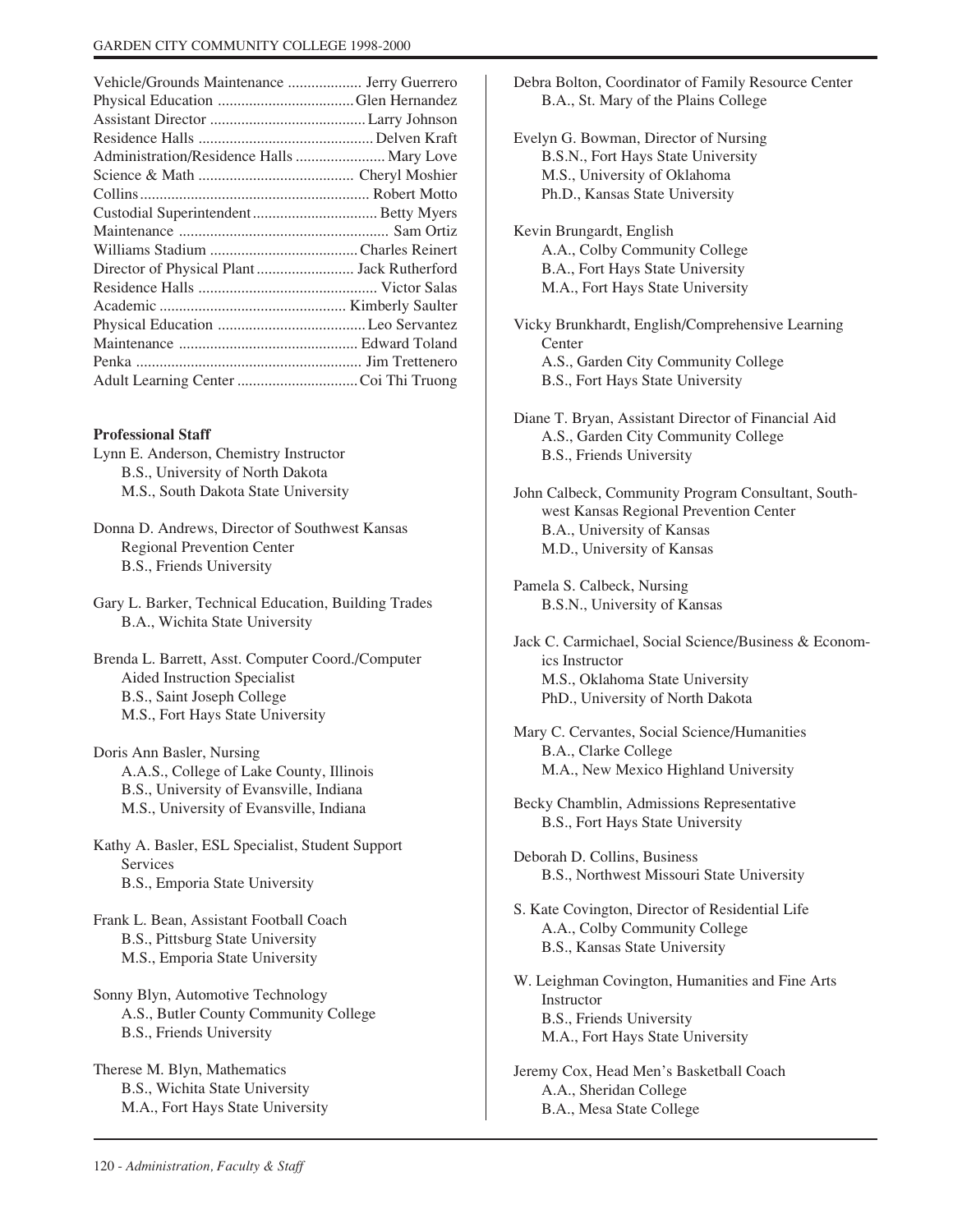| | |
|---|---|
| Vehicle/Grounds Maintenance | Jerry Guerrero |
| Physical Education | Glen Hernandez |
| Assistant Director | Larry Johnson |
| Residence Halls | Delven Kraft |
| Administration/Residence Halls | Mary Love |
| Science & Math | Cheryl Moshier |
| Collins | Robert Motto |
| Custodial Superintendent | Betty Myers |
| Maintenance | Sam Ortiz |
| Williams Stadium | Charles Reinert |
| Director of Physical Plant | Jack Rutherford |
| Residence Halls | Victor Salas |
| Academic | Kimberly Saulter |
| Physical Education | Leo Servantez |
| Maintenance | Edward Toland |
| Penka | Jim Trettenero |
| Adult Learning Center | Coi Thi Truong |

**Professional Staff**

Lynn E. Anderson, Chemistry Instructor
B.S., University of North Dakota
M.S., South Dakota State University

Donna D. Andrews, Director of Southwest Kansas Regional Prevention Center
B.S., Friends University

Gary L. Barker, Technical Education, Building Trades
B.A., Wichita State University

Brenda L. Barrett, Asst. Computer Coord./Computer Aided Instruction Specialist
B.S., Saint Joseph College
M.S., Fort Hays State University

Doris Ann Basler, Nursing
A.A.S., College of Lake County, Illinois
B.S., University of Evansville, Indiana
M.S., University of Evansville, Indiana

Kathy A. Basler, ESL Specialist, Student Support Services
B.S., Emporia State University

Frank L. Bean, Assistant Football Coach
B.S., Pittsburg State University
M.S., Emporia State University

Sonny Blyn, Automotive Technology
A.S., Butler County Community College
B.S., Friends University

Therese M. Blyn, Mathematics
B.S., Wichita State University
M.A., Fort Hays State University

Debra Bolton, Coordinator of Family Resource Center
B.A., St. Mary of the Plains College

Evelyn G. Bowman, Director of Nursing
B.S.N., Fort Hays State University
M.S., University of Oklahoma
Ph.D., Kansas State University

Kevin Brungardt, English
A.A., Colby Community College
B.A., Fort Hays State University
M.A., Fort Hays State University

Vicky Brunkhardt, English/Comprehensive Learning Center
A.S., Garden City Community College
B.S., Fort Hays State University

Diane T. Bryan, Assistant Director of Financial Aid
A.S., Garden City Community College
B.S., Friends University

John Calbeck, Community Program Consultant, Southwest Kansas Regional Prevention Center
B.A., University of Kansas
M.D., University of Kansas

Pamela S. Calbeck, Nursing
B.S.N., University of Kansas

Jack C. Carmichael, Social Science/Business & Economics Instructor
M.S., Oklahoma State University
PhD., University of North Dakota

Mary C. Cervantes, Social Science/Humanities
B.A., Clarke College
M.A., New Mexico Highland University

Becky Chamblin, Admissions Representative
B.S., Fort Hays State University

Deborah D. Collins, Business
B.S., Northwest Missouri State University

S. Kate Covington, Director of Residential Life
A.A., Colby Community College
B.S., Kansas State University

W. Leighman Covington, Humanities and Fine Arts Instructor
B.S., Friends University
M.A., Fort Hays State University

Jeremy Cox, Head Men's Basketball Coach
A.A., Sheridan College
B.A., Mesa State College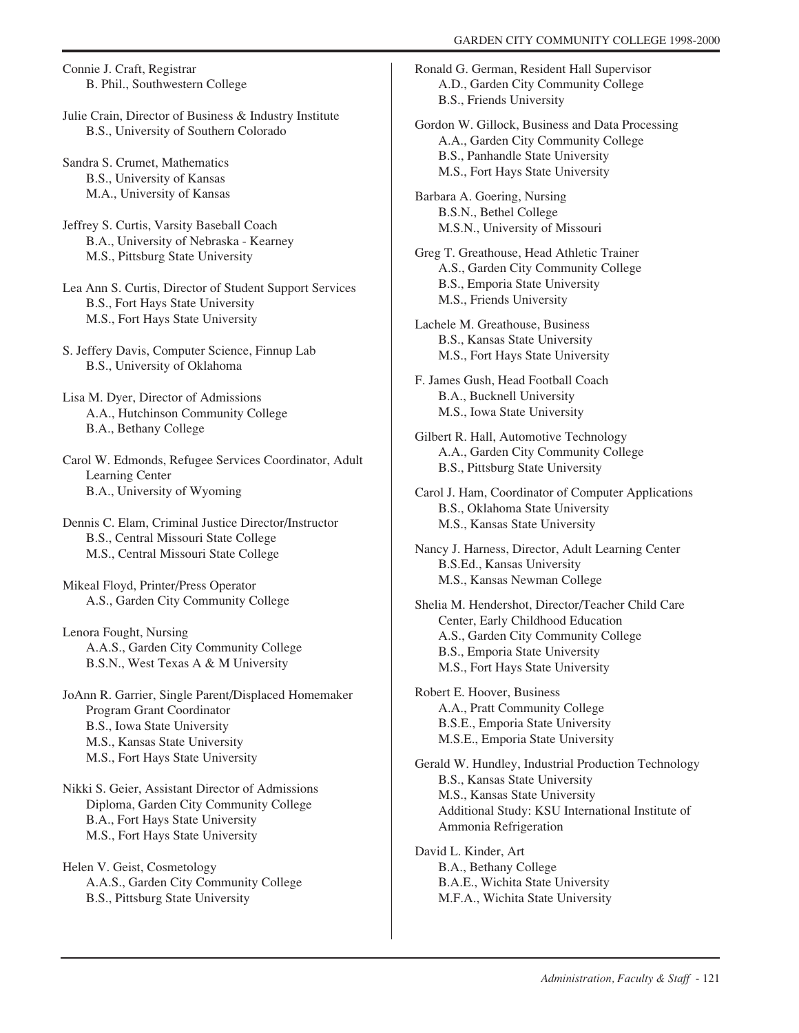Connie J. Craft, Registrar
B. Phil., Southwestern College

Julie Crain, Director of Business & Industry Institute
B.S., University of Southern Colorado

Sandra S. Crumet, Mathematics
B.S., University of Kansas
M.A., University of Kansas

Jeffrey S. Curtis, Varsity Baseball Coach
B.A., University of Nebraska - Kearney
M.S., Pittsburg State University

Lea Ann S. Curtis, Director of Student Support Services
B.S., Fort Hays State University
M.S., Fort Hays State University

S. Jeffery Davis, Computer Science, Finnup Lab
B.S., University of Oklahoma

Lisa M. Dyer, Director of Admissions
A.A., Hutchinson Community College
B.A., Bethany College

Carol W. Edmonds, Refugee Services Coordinator, Adult Learning Center
B.A., University of Wyoming

Dennis C. Elam, Criminal Justice Director/Instructor
B.S., Central Missouri State College
M.S., Central Missouri State College

Mikeal Floyd, Printer/Press Operator
A.S., Garden City Community College

Lenora Fought, Nursing
A.A.S., Garden City Community College
B.S.N., West Texas A & M University

JoAnn R. Garrier, Single Parent/Displaced Homemaker Program Grant Coordinator
B.S., Iowa State University
M.S., Kansas State University
M.S., Fort Hays State University

Nikki S. Geier, Assistant Director of Admissions
Diploma, Garden City Community College
B.A., Fort Hays State University
M.S., Fort Hays State University

Helen V. Geist, Cosmetology
A.A.S., Garden City Community College
B.S., Pittsburg State University

Ronald G. German, Resident Hall Supervisor
A.D., Garden City Community College
B.S., Friends University

Gordon W. Gillock, Business and Data Processing
A.A., Garden City Community College
B.S., Panhandle State University
M.S., Fort Hays State University

Barbara A. Goering, Nursing
B.S.N., Bethel College
M.S.N., University of Missouri

Greg T. Greathouse, Head Athletic Trainer
A.S., Garden City Community College
B.S., Emporia State University
M.S., Friends University

Lachele M. Greathouse, Business
B.S., Kansas State University
M.S., Fort Hays State University

F. James Gush, Head Football Coach
B.A., Bucknell University
M.S., Iowa State University

Gilbert R. Hall, Automotive Technology
A.A., Garden City Community College
B.S., Pittsburg State University

Carol J. Ham, Coordinator of Computer Applications
B.S., Oklahoma State University
M.S., Kansas State University

Nancy J. Harness, Director, Adult Learning Center
B.S.Ed., Kansas University
M.S., Kansas Newman College

Shelia M. Hendershot, Director/Teacher Child Care Center, Early Childhood Education
A.S., Garden City Community College
B.S., Emporia State University
M.S., Fort Hays State University

Robert E. Hoover, Business
A.A., Pratt Community College
B.S.E., Emporia State University
M.S.E., Emporia State University

Gerald W. Hundley, Industrial Production Technology
B.S., Kansas State University
M.S., Kansas State University
Additional Study: KSU International Institute of Ammonia Refrigeration

David L. Kinder, Art
B.A., Bethany College
B.A.E., Wichita State University
M.F.A., Wichita State University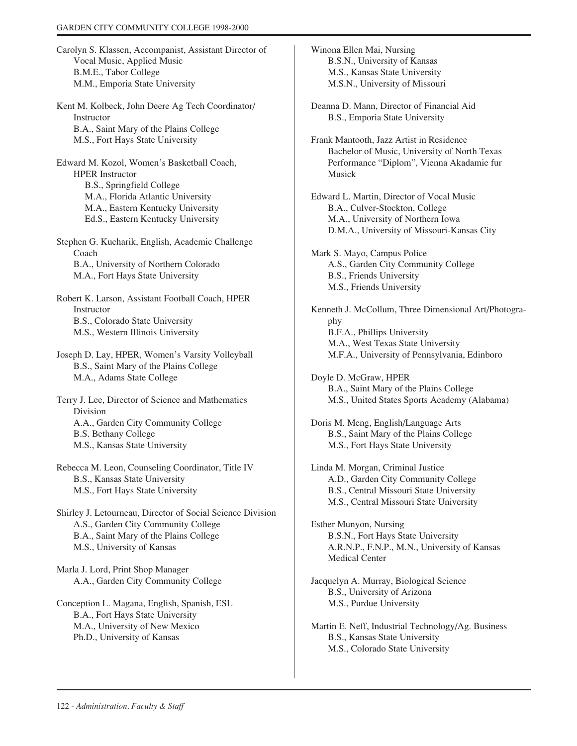Carolyn S. Klassen, Accompanist, Assistant Director of Vocal Music, Applied Music
B.M.E., Tabor College
M.M., Emporia State University

Kent M. Kolbeck, John Deere Ag Tech Coordinator/ Instructor
B.A., Saint Mary of the Plains College
M.S., Fort Hays State University

Edward M. Kozol, Women's Basketball Coach, HPER Instructor
B.S., Springfield College
M.A., Florida Atlantic University
M.A., Eastern Kentucky University
Ed.S., Eastern Kentucky University

Stephen G. Kucharik, English, Academic Challenge Coach
B.A., University of Northern Colorado
M.A., Fort Hays State University

Robert K. Larson, Assistant Football Coach, HPER Instructor
B.S., Colorado State University
M.S., Western Illinois University

Joseph D. Lay, HPER, Women's Varsity Volleyball
B.S., Saint Mary of the Plains College
M.A., Adams State College

Terry J. Lee, Director of Science and Mathematics Division
A.A., Garden City Community College
B.S. Bethany College
M.S., Kansas State University

Rebecca M. Leon, Counseling Coordinator, Title IV
B.S., Kansas State University
M.S., Fort Hays State University

Shirley J. Letourneau, Director of Social Science Division
A.S., Garden City Community College
B.A., Saint Mary of the Plains College
M.S., University of Kansas

Marla J. Lord, Print Shop Manager
A.A., Garden City Community College

Conception L. Magana, English, Spanish, ESL
B.A., Fort Hays State University
M.A., University of New Mexico
Ph.D., University of Kansas

Winona Ellen Mai, Nursing
B.S.N., University of Kansas
M.S., Kansas State University
M.S.N., University of Missouri

Deanna D. Mann, Director of Financial Aid
B.S., Emporia State University

Frank Mantooth, Jazz Artist in Residence
Bachelor of Music, University of North Texas
Performance "Diplom", Vienna Akadamie fur Musick

Edward L. Martin, Director of Vocal Music
B.A., Culver-Stockton, College
M.A., University of Northern Iowa
D.M.A., University of Missouri-Kansas City

Mark S. Mayo, Campus Police
A.S., Garden City Community College
B.S., Friends University
M.S., Friends University

Kenneth J. McCollum, Three Dimensional Art/Photography
B.F.A., Phillips University
M.A., West Texas State University
M.F.A., University of Pennsylvania, Edinboro

Doyle D. McGraw, HPER
B.A., Saint Mary of the Plains College
M.S., United States Sports Academy (Alabama)

Doris M. Meng, English/Language Arts
B.S., Saint Mary of the Plains College
M.S., Fort Hays State University

Linda M. Morgan, Criminal Justice
A.D., Garden City Community College
B.S., Central Missouri State University
M.S., Central Missouri State University

Esther Munyon, Nursing
B.S.N., Fort Hays State University
A.R.N.P., F.N.P., M.N., University of Kansas Medical Center

Jacquelyn A. Murray, Biological Science
B.S., University of Arizona
M.S., Purdue University

Martin E. Neff, Industrial Technology/Ag. Business
B.S., Kansas State University
M.S., Colorado State University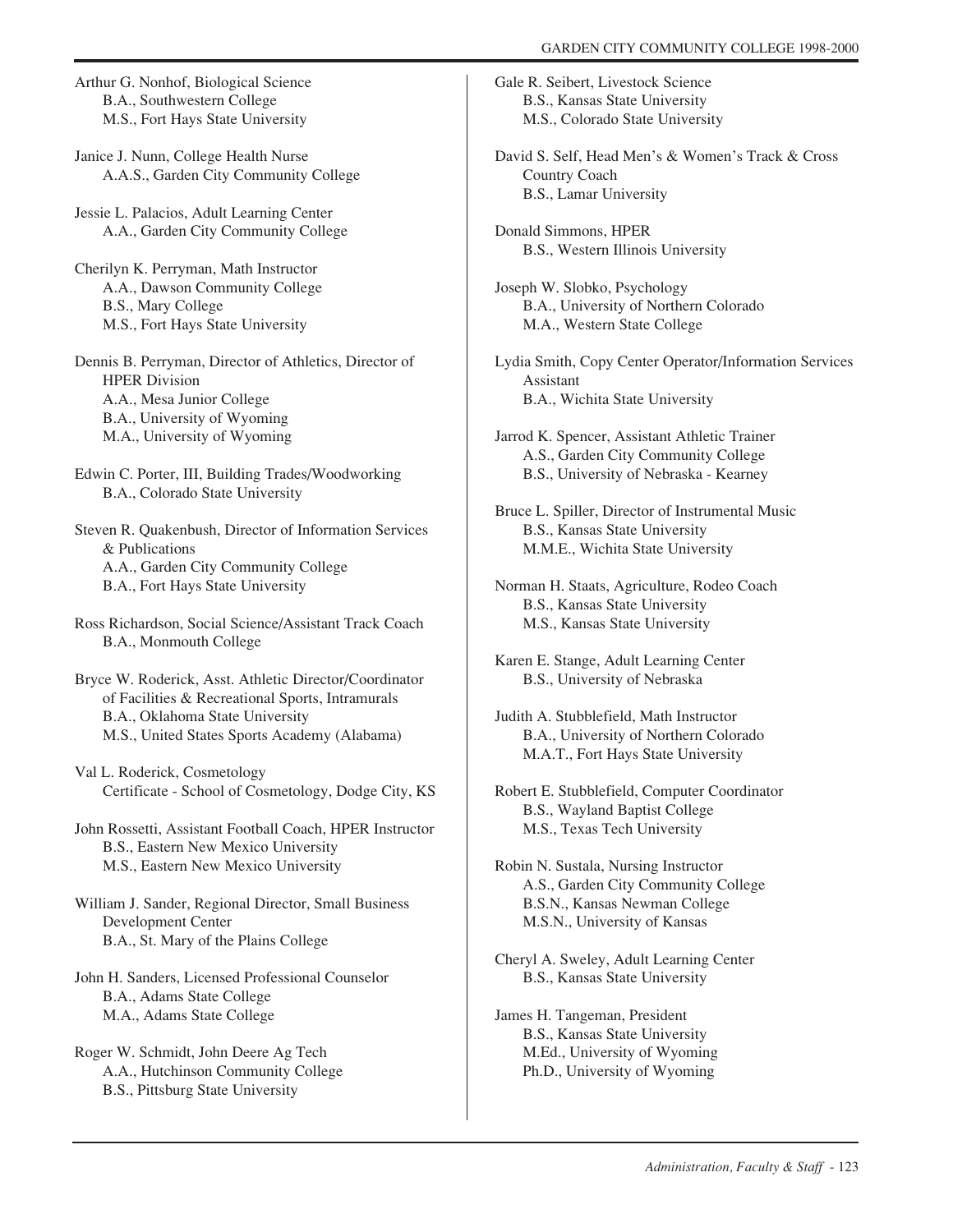Arthur G. Nonhof, Biological Science
B.A., Southwestern College
M.S., Fort Hays State University

Janice J. Nunn, College Health Nurse
A.A.S., Garden City Community College

Jessie L. Palacios, Adult Learning Center
A.A., Garden City Community College

Cherilyn K. Perryman, Math Instructor
A.A., Dawson Community College
B.S., Mary College
M.S., Fort Hays State University

Dennis B. Perryman, Director of Athletics, Director of HPER Division
A.A., Mesa Junior College
B.A., University of Wyoming
M.A., University of Wyoming

Edwin C. Porter, III, Building Trades/Woodworking
B.A., Colorado State University

Steven R. Quakenbush, Director of Information Services & Publications
A.A., Garden City Community College
B.A., Fort Hays State University

Ross Richardson, Social Science/Assistant Track Coach
B.A., Monmouth College

Bryce W. Roderick, Asst. Athletic Director/Coordinator of Facilities & Recreational Sports, Intramurals
B.A., Oklahoma State University
M.S., United States Sports Academy (Alabama)

Val L. Roderick, Cosmetology
Certificate - School of Cosmetology, Dodge City, KS

John Rossetti, Assistant Football Coach, HPER Instructor
B.S., Eastern New Mexico University
M.S., Eastern New Mexico University

William J. Sander, Regional Director, Small Business Development Center
B.A., St. Mary of the Plains College

John H. Sanders, Licensed Professional Counselor
B.A., Adams State College
M.A., Adams State College

Roger W. Schmidt, John Deere Ag Tech
A.A., Hutchinson Community College
B.S., Pittsburg State University

Gale R. Seibert, Livestock Science
B.S., Kansas State University
M.S., Colorado State University

David S. Self, Head Men's & Women's Track & Cross Country Coach
B.S., Lamar University

Donald Simmons, HPER
B.S., Western Illinois University

Joseph W. Slobko, Psychology
B.A., University of Northern Colorado
M.A., Western State College

Lydia Smith, Copy Center Operator/Information Services Assistant
B.A., Wichita State University

Jarrod K. Spencer, Assistant Athletic Trainer
A.S., Garden City Community College
B.S., University of Nebraska - Kearney

Bruce L. Spiller, Director of Instrumental Music
B.S., Kansas State University
M.M.E., Wichita State University

Norman H. Staats, Agriculture, Rodeo Coach
B.S., Kansas State University
M.S., Kansas State University

Karen E. Stange, Adult Learning Center
B.S., University of Nebraska

Judith A. Stubblefield, Math Instructor
B.A., University of Northern Colorado
M.A.T., Fort Hays State University

Robert E. Stubblefield, Computer Coordinator
B.S., Wayland Baptist College
M.S., Texas Tech University

Robin N. Sustala, Nursing Instructor
A.S., Garden City Community College
B.S.N., Kansas Newman College
M.S.N., University of Kansas

Cheryl A. Sweley, Adult Learning Center
B.S., Kansas State University

James H. Tangeman, President
B.S., Kansas State University
M.Ed., University of Wyoming
Ph.D., University of Wyoming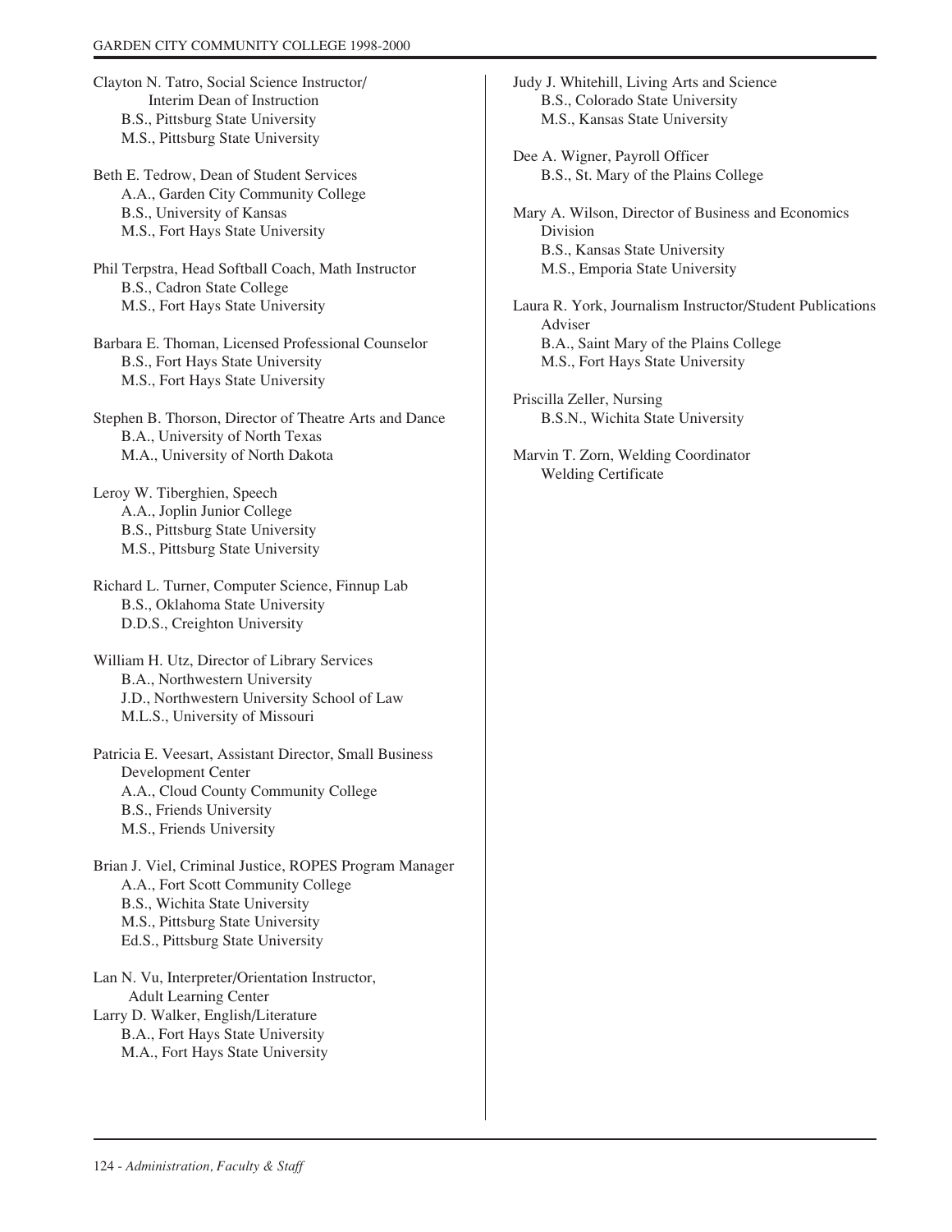Clayton N. Tatro, Social Science Instructor/
Interim Dean of Instruction
B.S., Pittsburg State University
M.S., Pittsburg State University

Beth E. Tedrow, Dean of Student Services
A.A., Garden City Community College
B.S., University of Kansas
M.S., Fort Hays State University

Phil Terpstra, Head Softball Coach, Math Instructor
B.S., Cadron State College
M.S., Fort Hays State University

Barbara E. Thoman, Licensed Professional Counselor
B.S., Fort Hays State University
M.S., Fort Hays State University

Stephen B. Thorson, Director of Theatre Arts and Dance
B.A., University of North Texas
M.A., University of North Dakota

Leroy W. Tiberghien, Speech
A.A., Joplin Junior College
B.S., Pittsburg State University
M.S., Pittsburg State University

Richard L. Turner, Computer Science, Finnup Lab
B.S., Oklahoma State University
D.D.S., Creighton University

William H. Utz, Director of Library Services
B.A., Northwestern University
J.D., Northwestern University School of Law
M.L.S., University of Missouri

Patricia E. Veesart, Assistant Director, Small Business Development Center
A.A., Cloud County Community College
B.S., Friends University
M.S., Friends University

Brian J. Viel, Criminal Justice, ROPES Program Manager
A.A., Fort Scott Community College
B.S., Wichita State University
M.S., Pittsburg State University
Ed.S., Pittsburg State University

Lan N. Vu, Interpreter/Orientation Instructor,
Adult Learning Center

Larry D. Walker, English/Literature
B.A., Fort Hays State University
M.A., Fort Hays State University

Judy J. Whitehill, Living Arts and Science
B.S., Colorado State University
M.S., Kansas State University

Dee A. Wigner, Payroll Officer
B.S., St. Mary of the Plains College

Mary A. Wilson, Director of Business and Economics Division
B.S., Kansas State University
M.S., Emporia State University

Laura R. York, Journalism Instructor/Student Publications Adviser
B.A., Saint Mary of the Plains College
M.S., Fort Hays State University

Priscilla Zeller, Nursing
B.S.N., Wichita State University

Marvin T. Zorn, Welding Coordinator
Welding Certificate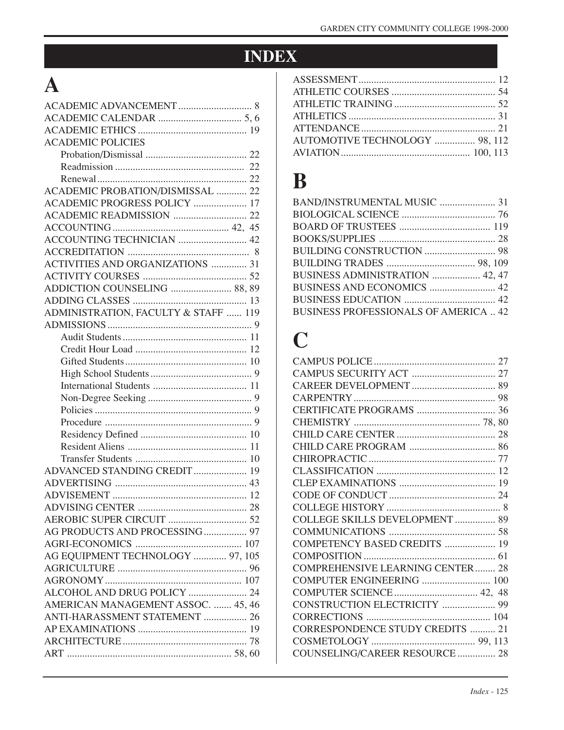# INDEX

## A

ACADEMIC ADVANCEMENT ............................. 8
ACADEMIC CALENDAR ................................. 5, 6
ACADEMIC ETHICS ........................................... 19
ACADEMIC POLICIES
- Probation/Dismissal ........................................ 22
- Readmission ................................................... 22
- Renewal ........................................................... 22

ACADEMIC PROBATION/DISMISSAL ............ 22
ACADEMIC PROGRESS POLICY ..................... 17
ACADEMIC READMISSION ............................. 22
ACCOUNTING ............................................. 42, 45
ACCOUNTING TECHNICIAN ........................... 42
ACCREDITATION ................................................ 8
ACTIVITIES AND ORGANIZATIONS .............. 31
ACTIVITY COURSES ......................................... 52
ADDICTION COUNSELING ........................ 88, 89
ADDING CLASSES ............................................. 13
ADMINISTRATION, FACULTY & STAFF ...... 119
ADMISSIONS ......................................................... 9
- Audit Students ................................................. 11
- Credit Hour Load ............................................ 12
- Gifted Students ................................................ 10
- High School Students ........................................ 9
- International Students ..................................... 11
- Non-Degree Seeking ......................................... 9
- Policies .............................................................. 9
- Procedure .......................................................... 9
- Residency Defined .......................................... 10
- Resident Aliens ............................................... 11
- Transfer Students ............................................ 10

ADVANCED STANDING CREDIT ..................... 19
ADVERTISING .................................................... 43
ADVISEMENT ..................................................... 12
ADVISING CENTER ........................................... 28
AEROBIC SUPER CIRCUIT ............................... 52
AG PRODUCTS AND PROCESSING ................. 97
AGRI-ECONOMICS .......................................... 107
AG EQUIPMENT TECHNOLOGY ............. 97, 105
AGRICULTURE ................................................... 96
AGRONOMY ...................................................... 107
ALCOHOL AND DRUG POLICY ....................... 24
AMERICAN MANAGEMENT ASSOC. ........ 45, 46
ANTI-HARASSMENT STATEMENT ................. 26
AP EXAMINATIONS ........................................... 19
ARCHITECTURE ................................................. 78
ART ................................................................ 58, 60
ASSESSMENT ...................................................... 12
ATHLETIC COURSES ......................................... 54
ATHLETIC TRAINING ........................................ 52
ATHLETICS .......................................................... 31
ATTENDANCE ..................................................... 21
AUTOMOTIVE TECHNOLOGY ................ 98, 112
AVIATION .................................................. 100, 113

## B

BAND/INSTRUMENTAL MUSIC ...................... 31
BIOLOGICAL SCIENCE ..................................... 76
BOARD OF TRUSTEES .................................... 119
BOOKS/SUPPLIES .............................................. 28
BUILDING CONSTRUCTION ............................ 98
BUILDING TRADES ................................... 98, 109
BUSINESS ADMINISTRATION ................... 42, 47
BUSINESS AND ECONOMICS .......................... 42
BUSINESS EDUCATION .................................... 42
BUSINESS PROFESSIONALS OF AMERICA .. 42

## C

CAMPUS POLICE ................................................ 27
CAMPUS SECURITY ACT ................................. 27
CAREER DEVELOPMENT ................................. 89
CARPENTRY ........................................................ 98
CERTIFICATE PROGRAMS ............................... 36
CHEMISTRY .................................................. 78, 80
CHILD CARE CENTER ....................................... 28
CHILD CARE PROGRAM .................................. 86
CHIROPRACTIC .................................................. 77
CLASSIFICATION ............................................... 12
CLEP EXAMINATIONS ...................................... 19
CODE OF CONDUCT .......................................... 24
COLLEGE HISTORY ............................................. 8
COLLEGE SKILLS DEVELOPMENT ................ 89
COMMUNICATIONS .......................................... 58
COMPETENCY BASED CREDITS .................... 19
COMPOSITION .................................................... 61
COMPREHENSIVE LEARNING CENTER ........ 28
COMPUTER ENGINEERING ........................... 100
COMPUTER SCIENCE ................................. 42, 48
CONSTRUCTION ELECTRICITY ..................... 99
CORRECTIONS ................................................. 104
CORRESPONDENCE STUDY CREDITS .......... 21
COSMETOLOGY ......................................... 99, 113
COUNSELING/CAREER RESOURCE ............... 28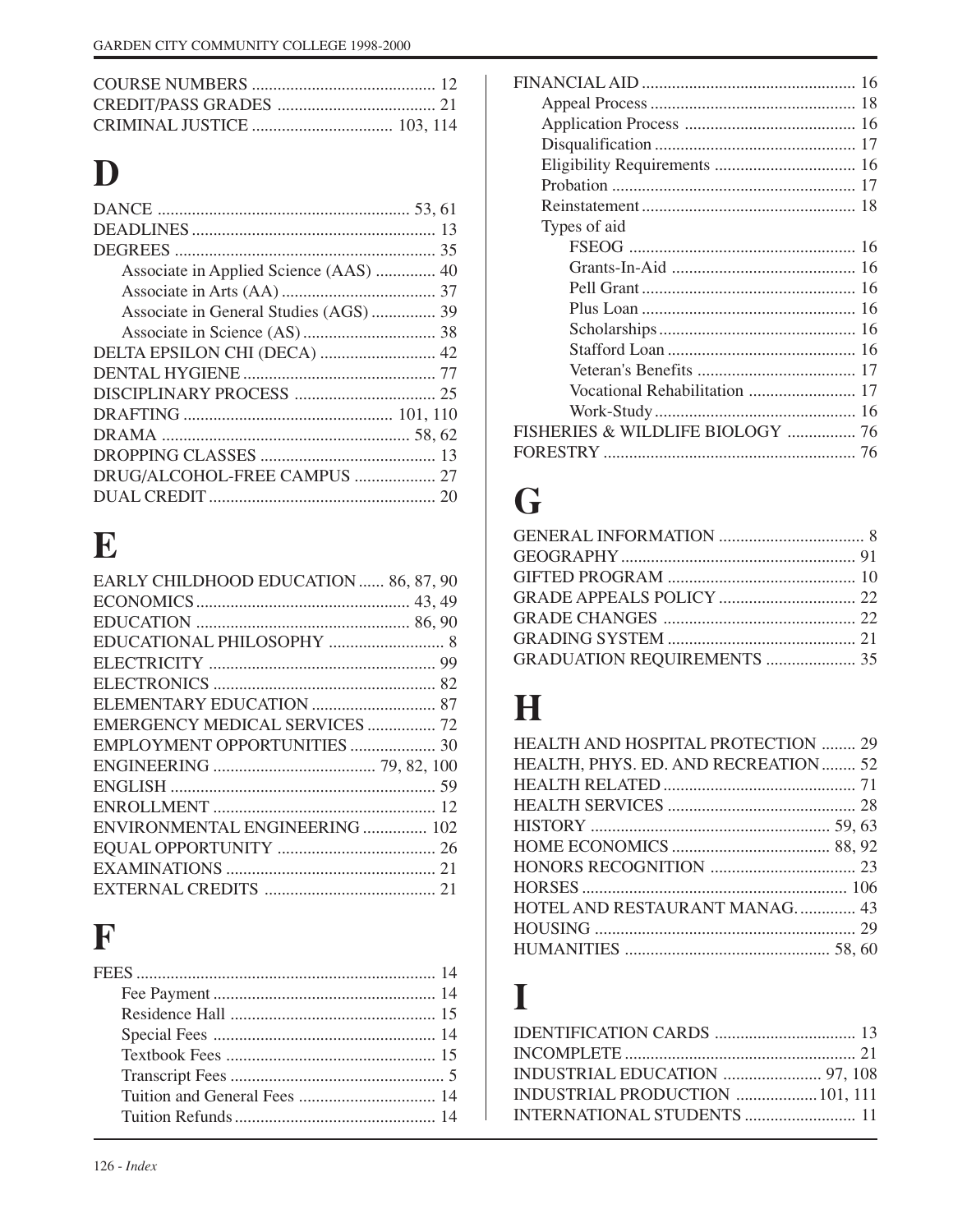COURSE NUMBERS .......................................... 12
CREDIT/PASS GRADES .................................... 21
CRIMINAL JUSTICE ................................ 103, 114

# D

DANCE .......................................................... 53, 61
DEADLINES ........................................................ 13
DEGREES ............................................................ 35
- Associate in Applied Science (AAS) .............. 40
- Associate in Arts (AA) .................................... 37
- Associate in General Studies (AGS) ............... 39
- Associate in Science (AS) ............................... 38

DELTA EPSILON CHI (DECA) .......................... 42
DENTAL HYGIENE ............................................ 77
DISCIPLINARY PROCESS ................................ 25
DRAFTING ................................................ 101, 110
DRAMA ......................................................... 58, 62
DROPPING CLASSES ........................................ 13
DRUG/ALCOHOL-FREE CAMPUS ................... 27
DUAL CREDIT .................................................... 20

# E

EARLY CHILDHOOD EDUCATION ...... 86, 87, 90
ECONOMICS .................................................. 43, 49
EDUCATION .................................................. 86, 90
EDUCATIONAL PHILOSOPHY ........................... 8
ELECTRICITY ..................................................... 99
ELECTRONICS .................................................... 82
ELEMENTARY EDUCATION ............................. 87
EMERGENCY MEDICAL SERVICES ................ 72
EMPLOYMENT OPPORTUNITIES .................... 30
ENGINEERING ...................................... 79, 82, 100
ENGLISH .............................................................. 59
ENROLLMENT .................................................... 12
ENVIRONMENTAL ENGINEERING ............... 102
EQUAL OPPORTUNITY ..................................... 26
EXAMINATIONS ................................................. 21
EXTERNAL CREDITS ........................................ 21

# F

FEES ..................................................................... 14
- Fee Payment .................................................... 14
- Residence Hall ................................................ 15
- Special Fees .................................................... 14
- Textbook Fees ................................................. 15
- Transcript Fees .................................................. 5
- Tuition and General Fees ................................ 14
- Tuition Refunds ............................................... 14

FINANCIAL AID ................................................. 16
- Appeal Process ................................................ 18
- Application Process ........................................ 16
- Disqualification ............................................... 17
- Eligibility Requirements ................................. 16
- Probation ......................................................... 17
- Reinstatement .................................................. 18
- Types of aid
  - FSEOG ..................................................... 16
  - Grants-In-Aid ........................................... 16
  - Pell Grant .................................................. 16
  - Plus Loan .................................................. 16
  - Scholarships .............................................. 16
  - Stafford Loan ............................................ 16
  - Veteran's Benefits ..................................... 17
  - Vocational Rehabilitation ......................... 17
  - Work-Study ............................................... 16

FISHERIES & WILDLIFE BIOLOGY ................ 76
FORESTRY ........................................................... 76

# G

GENERAL INFORMATION .................................. 8
GEOGRAPHY ....................................................... 91
GIFTED PROGRAM ............................................ 10
GRADE APPEALS POLICY ................................ 22
GRADE CHANGES ............................................. 22
GRADING SYSTEM ............................................ 21
GRADUATION REQUIREMENTS ..................... 35

# H

HEALTH AND HOSPITAL PROTECTION ........ 29
HEALTH, PHYS. ED. AND RECREATION ........ 52
HEALTH RELATED ............................................ 71
HEALTH SERVICES ............................................ 28
HISTORY ........................................................ 59, 63
HOME ECONOMICS ..................................... 88, 92
HONORS RECOGNITION .................................. 23
HORSES ............................................................. 106
HOTEL AND RESTAURANT MANAG. ............. 43
HOUSING ............................................................. 29
HUMANITIES ................................................ 58, 60

# I

IDENTIFICATION CARDS ................................. 13
INCOMPLETE ...................................................... 21
INDUSTRIAL EDUCATION ....................... 97, 108
INDUSTRIAL PRODUCTION ................... 101, 111
INTERNATIONAL STUDENTS .......................... 11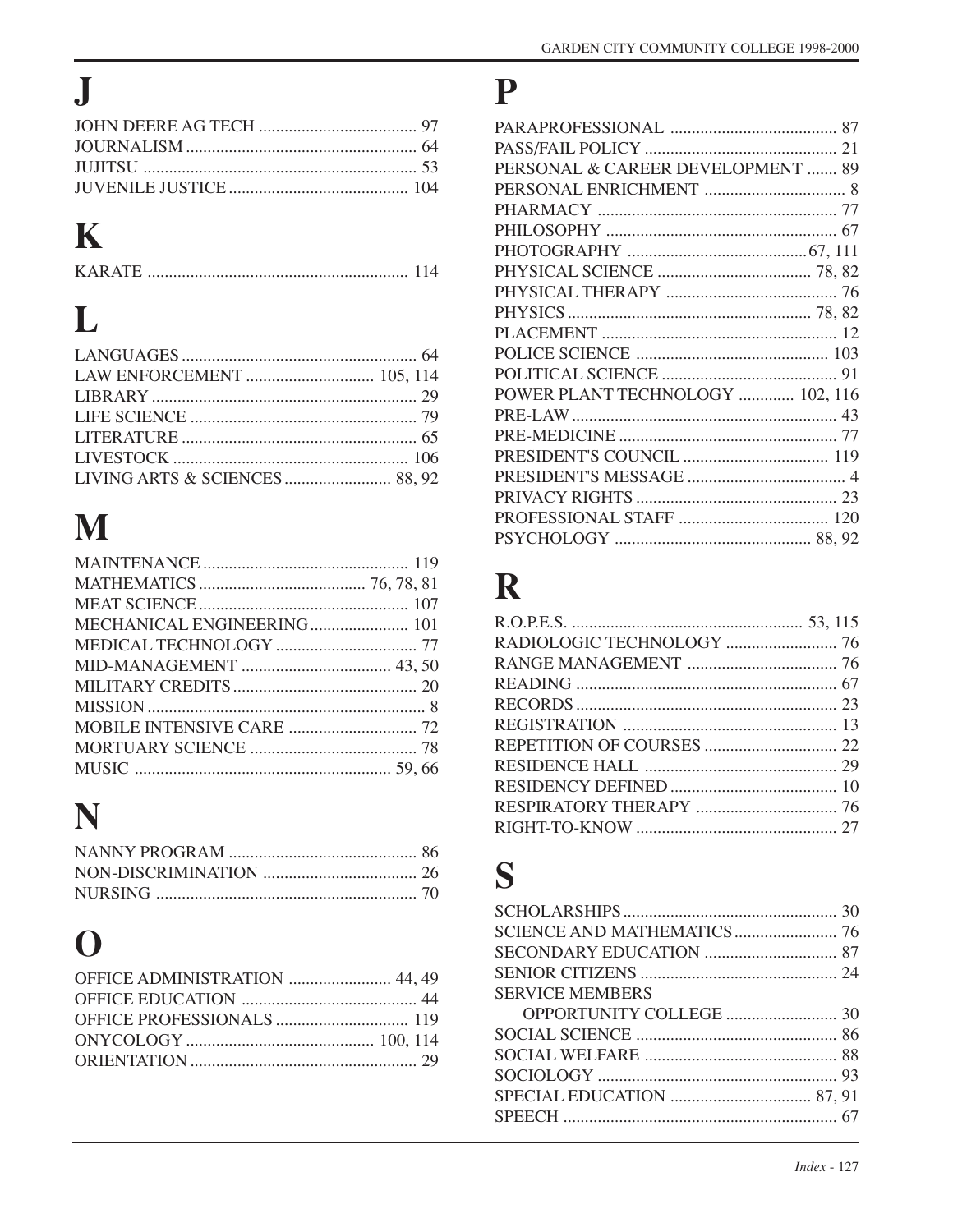# J

JOHN DEERE AG TECH ..................................... 97
JOURNALISM ...................................................... 64
JUJITSU ................................................................ 53
JUVENILE JUSTICE .......................................... 104

# K

KARATE ............................................................. 114

# L

LANGUAGES ....................................................... 64
LAW ENFORCEMENT .............................. 105, 114
LIBRARY .............................................................. 29
LIFE SCIENCE ..................................................... 79
LITERATURE ....................................................... 65
LIVESTOCK ....................................................... 106
LIVING ARTS & SCIENCES ......................... 88, 92

# M

MAINTENANCE ................................................ 119
MATHEMATICS ....................................... 76, 78, 81
MEAT SCIENCE ................................................. 107
MECHANICAL ENGINEERING ....................... 101
MEDICAL TECHNOLOGY ................................. 77
MID-MANAGEMENT ................................... 43, 50
MILITARY CREDITS ........................................... 20
MISSION ................................................................. 8
MOBILE INTENSIVE CARE .............................. 72
MORTUARY SCIENCE ....................................... 78
MUSIC ............................................................ 59, 66

# N

NANNY PROGRAM ............................................ 86
NON-DISCRIMINATION .................................... 26
NURSING ............................................................. 70

# O

OFFICE ADMINISTRATION ........................ 44, 49
OFFICE EDUCATION ......................................... 44
OFFICE PROFESSIONALS ............................... 119
ONYCOLOGY ............................................ 100, 114
ORIENTATION ..................................................... 29

# P

PARAPROFESSIONAL ....................................... 87
PASS/FAIL POLICY ............................................. 21
PERSONAL & CAREER DEVELOPMENT ....... 89
PERSONAL ENRICHMENT ................................. 8
PHARMACY ........................................................ 77
PHILOSOPHY ...................................................... 67
PHOTOGRAPHY .......................................... 67, 111
PHYSICAL SCIENCE .................................... 78, 82
PHYSICAL THERAPY ........................................ 76
PHYSICS ......................................................... 78, 82
PLACEMENT ....................................................... 12
POLICE SCIENCE ............................................. 103
POLITICAL SCIENCE ......................................... 91
POWER PLANT TECHNOLOGY ............. 102, 116
PRE-LAW ............................................................. 43
PRE-MEDICINE ................................................... 77
PRESIDENT'S COUNCIL .................................. 119
PRESIDENT'S MESSAGE ..................................... 4
PRIVACY RIGHTS ............................................... 23
PROFESSIONAL STAFF ................................... 120
PSYCHOLOGY .............................................. 88, 92

# R

R.O.P.E.S. ...................................................... 53, 115
RADIOLOGIC TECHNOLOGY .......................... 76
RANGE MANAGEMENT ................................... 76
READING ............................................................. 67
RECORDS ............................................................. 23
REGISTRATION .................................................. 13
REPETITION OF COURSES ............................... 22
RESIDENCE HALL ............................................. 29
RESIDENCY DEFINED ....................................... 10
RESPIRATORY THERAPY ................................. 76
RIGHT-TO-KNOW ............................................... 27

# S

SCHOLARSHIPS .................................................. 30
SCIENCE AND MATHEMATICS ........................ 76
SECONDARY EDUCATION ............................... 87
SENIOR CITIZENS .............................................. 24
SERVICE MEMBERS
    OPPORTUNITY COLLEGE .......................... 30
SOCIAL SCIENCE ............................................... 86
SOCIAL WELFARE ............................................. 88
SOCIOLOGY ........................................................ 93
SPECIAL EDUCATION ................................. 87, 91
SPEECH ................................................................ 67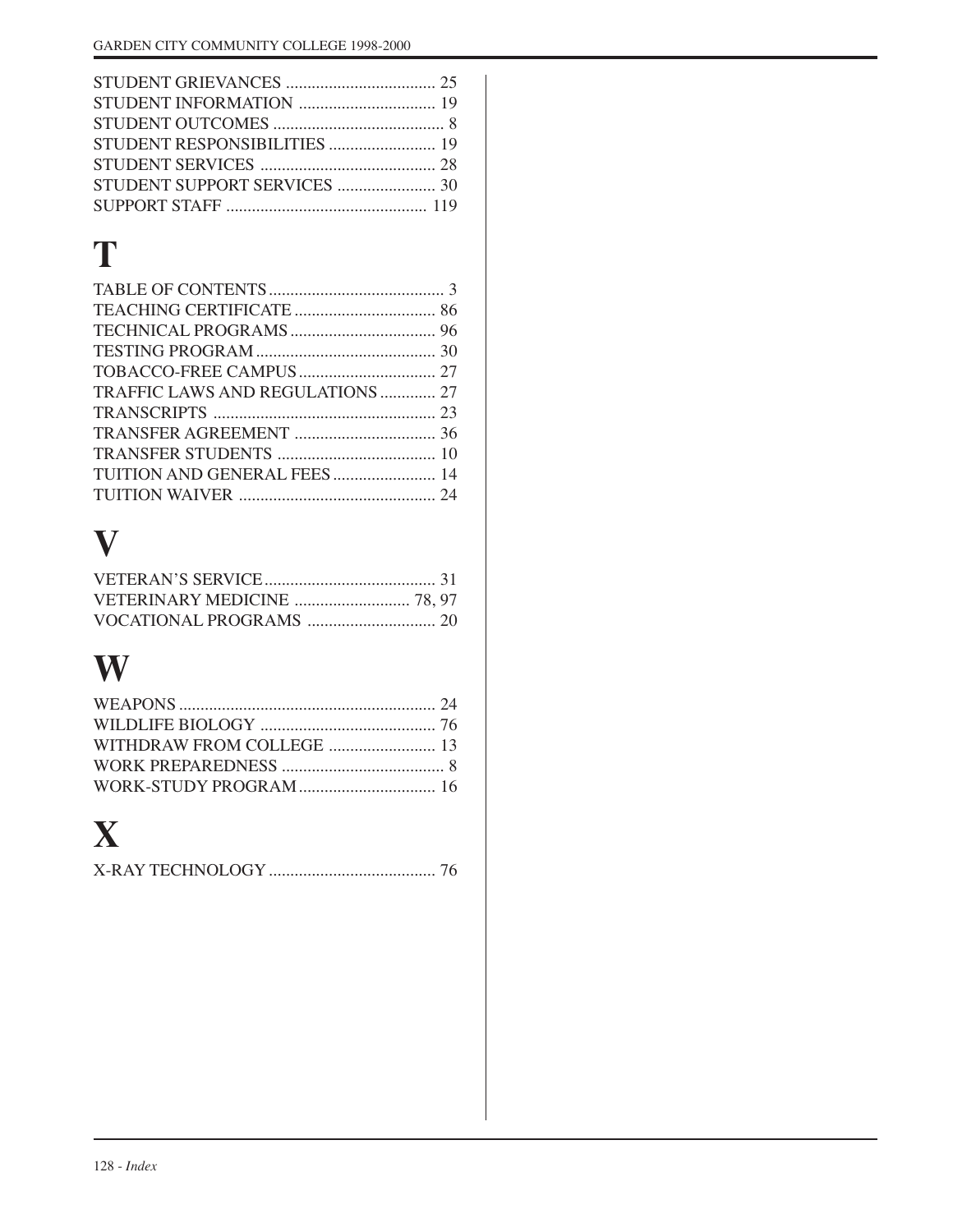STUDENT GRIEVANCES .................................... 25
STUDENT INFORMATION ................................ 19
STUDENT OUTCOMES ........................................ 8
STUDENT RESPONSIBILITIES ......................... 19
STUDENT SERVICES .......................................... 28
STUDENT SUPPORT SERVICES ....................... 30
SUPPORT STAFF ............................................... 119

# T

TABLE OF CONTENTS......................................... 3
TEACHING CERTIFICATE ................................. 86
TECHNICAL PROGRAMS .................................. 96
TESTING PROGRAM .......................................... 30
TOBACCO-FREE CAMPUS ................................ 27
TRAFFIC LAWS AND REGULATIONS ............. 27
TRANSCRIPTS .................................................... 23
TRANSFER AGREEMENT ................................. 36
TRANSFER STUDENTS ..................................... 10
TUITION AND GENERAL FEES ........................ 14
TUITION WAIVER .............................................. 24

# V

VETERAN'S SERVICE ........................................ 31
VETERINARY MEDICINE ........................... 78, 97
VOCATIONAL PROGRAMS .............................. 20

# W

WEAPONS ............................................................ 24
WILDLIFE BIOLOGY ......................................... 76
WITHDRAW FROM COLLEGE ......................... 13
WORK PREPAREDNESS ...................................... 8
WORK-STUDY PROGRAM ................................ 16

# X

X-RAY TECHNOLOGY ....................................... 76